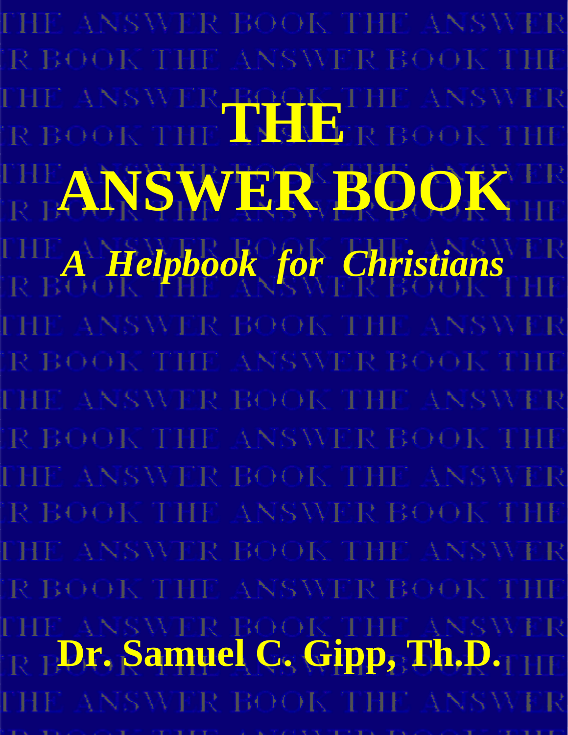# THE ANSWER BOOK

*A Helpbook for Christians*

**Dr. Samuel C. Gipp, Th.D.**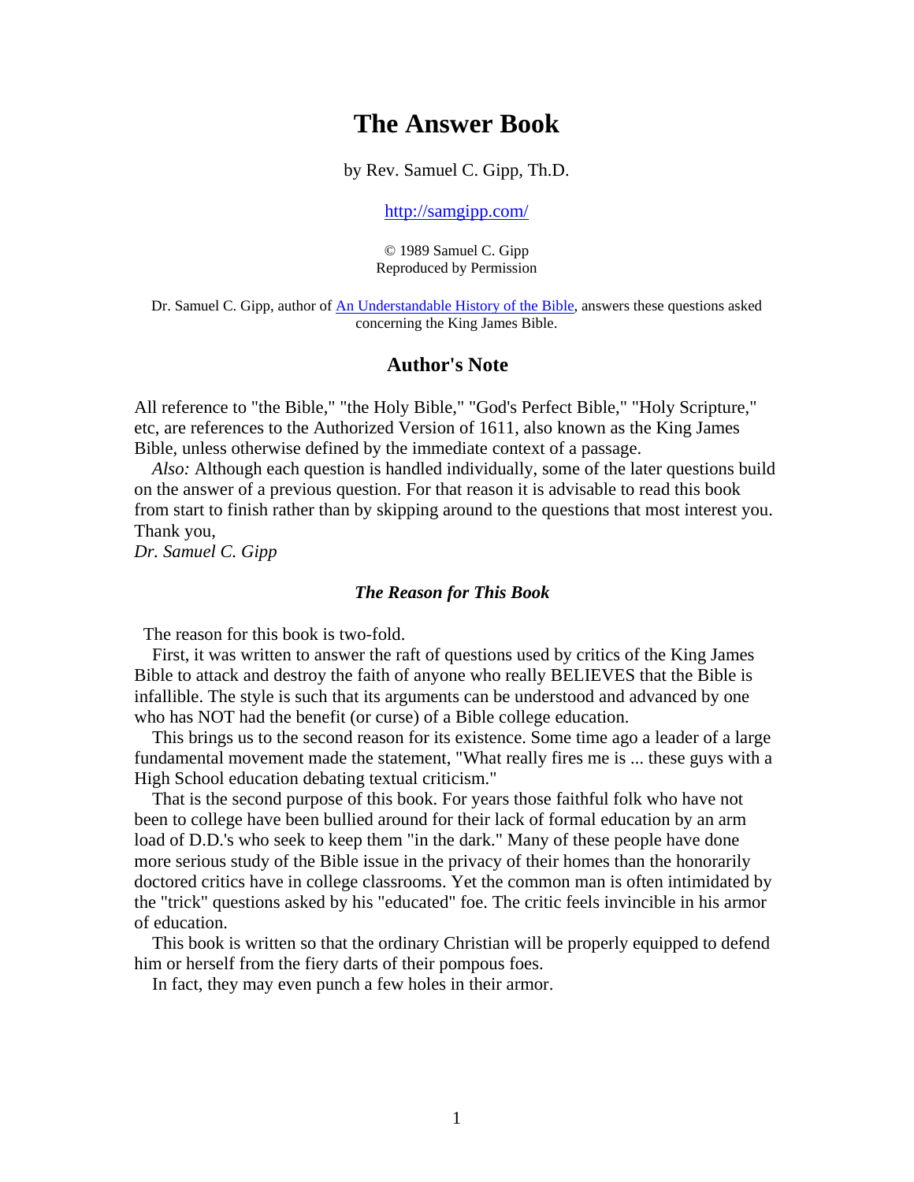# The Answer Book

by Rev. Samuel C. Gipp, Th.D.

[http://samgipp.com/](http://samgipp.com/)

© 1989 Samuel C. Gipp
Reproduced by Permission

Dr. Samuel C. Gipp, author of [An Understandable History of the Bible](), answers these questions asked concerning the King James Bible.

## Author's Note

All reference to "the Bible," "the Holy Bible," "God's Perfect Bible," "Holy Scripture," etc, are references to the Authorized Version of 1611, also known as the King James Bible, unless otherwise defined by the immediate context of a passage.

*Also:* Although each question is handled individually, some of the later questions build on the answer of a previous question. For that reason it is advisable to read this book from start to finish rather than by skipping around to the questions that most interest you.

Thank you,

*Dr. Samuel C. Gipp*

### *The Reason for This Book*

The reason for this book is two-fold.

First, it was written to answer the raft of questions used by critics of the King James Bible to attack and destroy the faith of anyone who really BELIEVES that the Bible is infallible. The style is such that its arguments can be understood and advanced by one who has NOT had the benefit (or curse) of a Bible college education.

This brings us to the second reason for its existence. Some time ago a leader of a large fundamental movement made the statement, "What really fires me is ... these guys with a High School education debating textual criticism."

That is the second purpose of this book. For years those faithful folk who have not been to college have been bullied around for their lack of formal education by an arm load of D.D.'s who seek to keep them "in the dark." Many of these people have done more serious study of the Bible issue in the privacy of their homes than the honorarily doctored critics have in college classrooms. Yet the common man is often intimidated by the "trick" questions asked by his "educated" foe. The critic feels invincible in his armor of education.

This book is written so that the ordinary Christian will be properly equipped to defend him or herself from the fiery darts of their pompous foes.

In fact, they may even punch a few holes in their armor.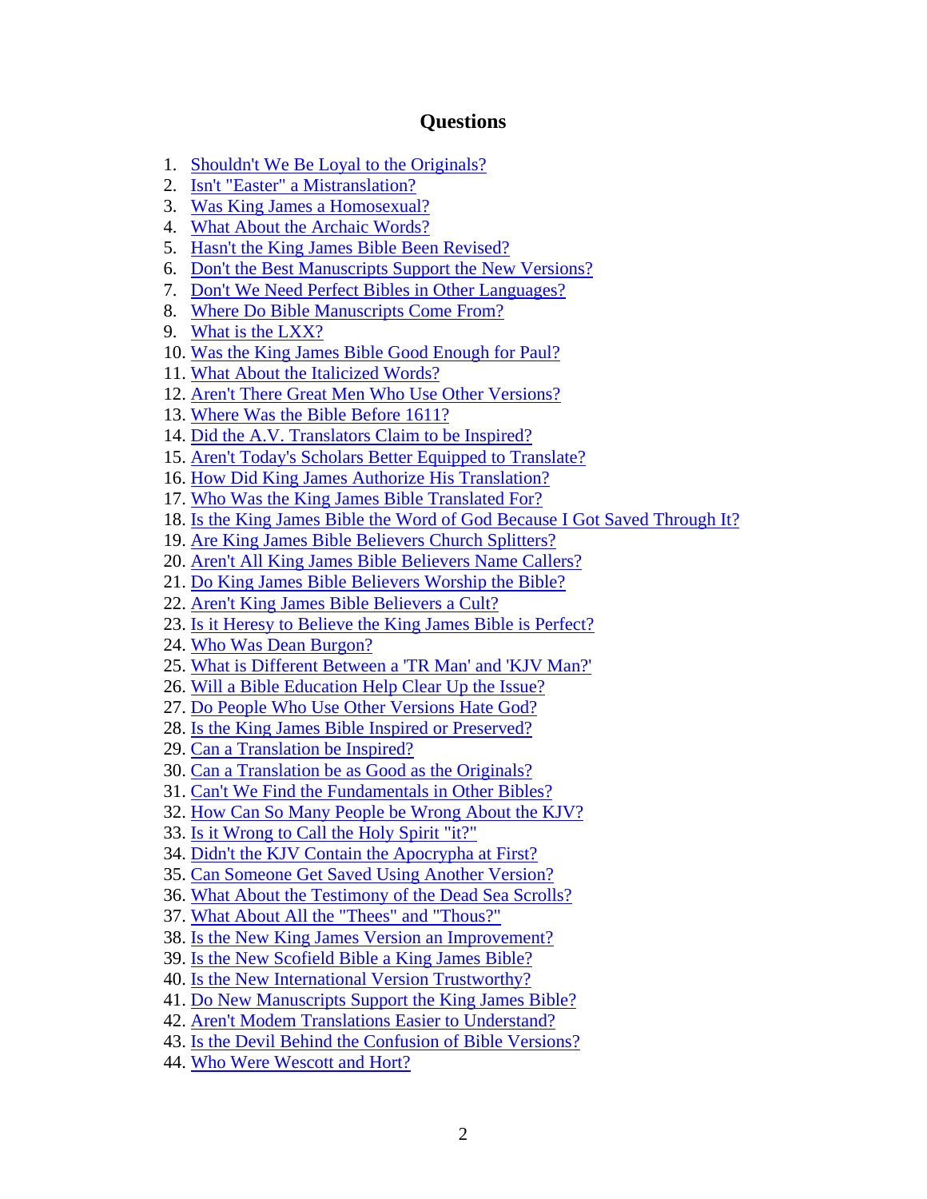## Questions

1. Shouldn't We Be Loyal to the Originals?
2. Isn't "Easter" a Mistranslation?
3. Was King James a Homosexual?
4. What About the Archaic Words?
5. Hasn't the King James Bible Been Revised?
6. Don't the Best Manuscripts Support the New Versions?
7. Don't We Need Perfect Bibles in Other Languages?
8. Where Do Bible Manuscripts Come From?
9. What is the LXX?
10. Was the King James Bible Good Enough for Paul?
11. What About the Italicized Words?
12. Aren't There Great Men Who Use Other Versions?
13. Where Was the Bible Before 1611?
14. Did the A.V. Translators Claim to be Inspired?
15. Aren't Today's Scholars Better Equipped to Translate?
16. How Did King James Authorize His Translation?
17. Who Was the King James Bible Translated For?
18. Is the King James Bible the Word of God Because I Got Saved Through It?
19. Are King James Bible Believers Church Splitters?
20. Aren't All King James Bible Believers Name Callers?
21. Do King James Bible Believers Worship the Bible?
22. Aren't King James Bible Believers a Cult?
23. Is it Heresy to Believe the King James Bible is Perfect?
24. Who Was Dean Burgon?
25. What is Different Between a 'TR Man' and 'KJV Man?'
26. Will a Bible Education Help Clear Up the Issue?
27. Do People Who Use Other Versions Hate God?
28. Is the King James Bible Inspired or Preserved?
29. Can a Translation be Inspired?
30. Can a Translation be as Good as the Originals?
31. Can't We Find the Fundamentals in Other Bibles?
32. How Can So Many People be Wrong About the KJV?
33. Is it Wrong to Call the Holy Spirit "it?"
34. Didn't the KJV Contain the Apocrypha at First?
35. Can Someone Get Saved Using Another Version?
36. What About the Testimony of the Dead Sea Scrolls?
37. What About All the "Thees" and "Thous?"
38. Is the New King James Version an Improvement?
39. Is the New Scofield Bible a King James Bible?
40. Is the New International Version Trustworthy?
41. Do New Manuscripts Support the King James Bible?
42. Aren't Modem Translations Easier to Understand?
43. Is the Devil Behind the Confusion of Bible Versions?
44. Who Were Wescott and Hort?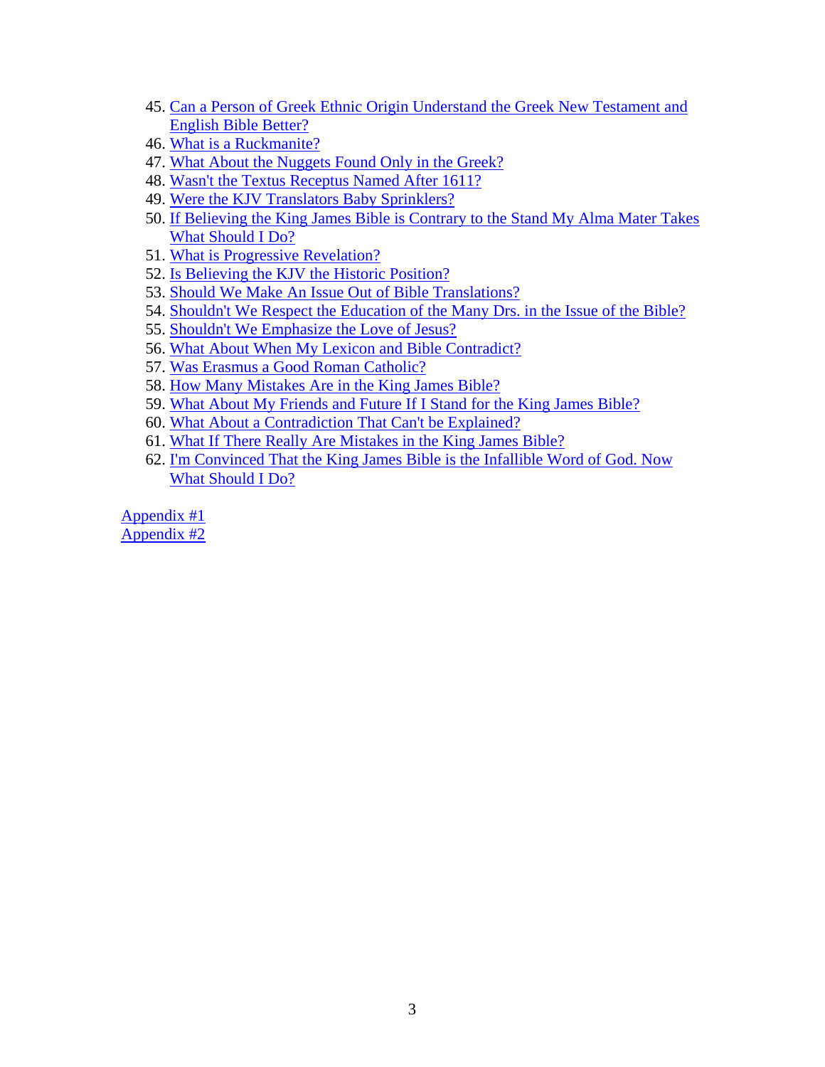45. Can a Person of Greek Ethnic Origin Understand the Greek New Testament and English Bible Better?
46. What is a Ruckmanite?
47. What About the Nuggets Found Only in the Greek?
48. Wasn't the Textus Receptus Named After 1611?
49. Were the KJV Translators Baby Sprinklers?
50. If Believing the King James Bible is Contrary to the Stand My Alma Mater Takes What Should I Do?
51. What is Progressive Revelation?
52. Is Believing the KJV the Historic Position?
53. Should We Make An Issue Out of Bible Translations?
54. Shouldn't We Respect the Education of the Many Drs. in the Issue of the Bible?
55. Shouldn't We Emphasize the Love of Jesus?
56. What About When My Lexicon and Bible Contradict?
57. Was Erasmus a Good Roman Catholic?
58. How Many Mistakes Are in the King James Bible?
59. What About My Friends and Future If I Stand for the King James Bible?
60. What About a Contradiction That Can't be Explained?
61. What If There Really Are Mistakes in the King James Bible?
62. I'm Convinced That the King James Bible is the Infallible Word of God. Now What Should I Do?

Appendix #1
Appendix #2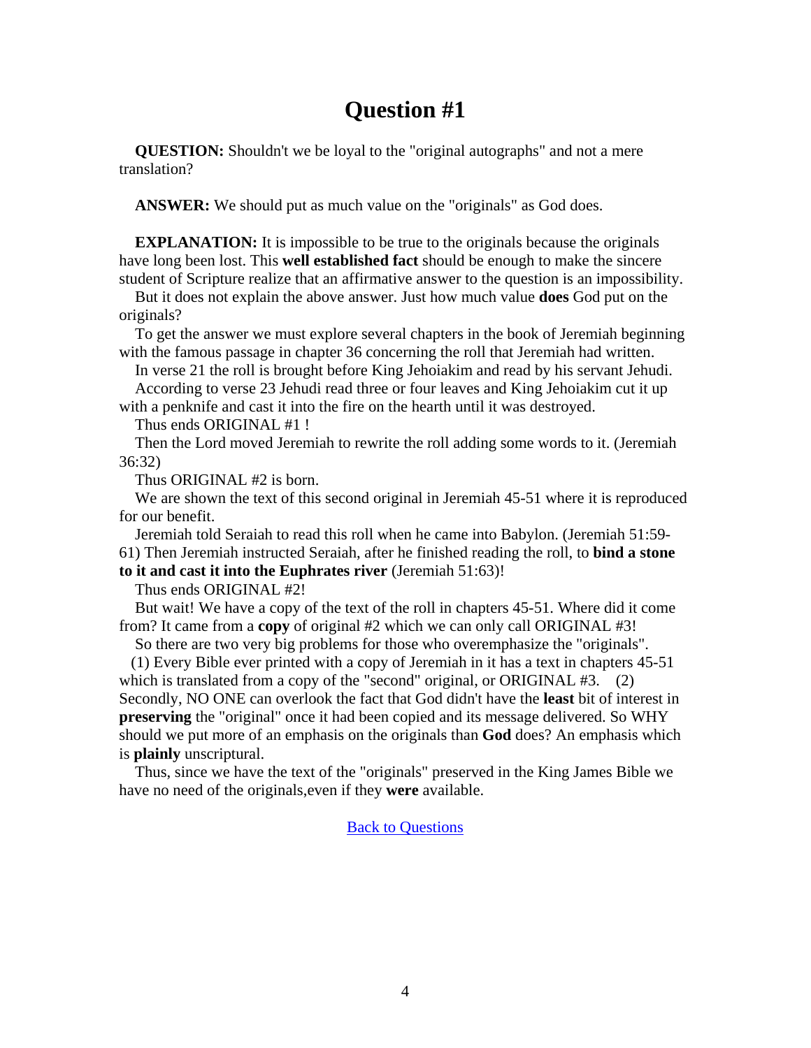# Question #1

**QUESTION:** Shouldn't we be loyal to the "original autographs" and not a mere translation?

**ANSWER:** We should put as much value on the "originals" as God does.

**EXPLANATION:** It is impossible to be true to the originals because the originals have long been lost. This **well established fact** should be enough to make the sincere student of Scripture realize that an affirmative answer to the question is an impossibility.

But it does not explain the above answer. Just how much value **does** God put on the originals?

To get the answer we must explore several chapters in the book of Jeremiah beginning with the famous passage in chapter 36 concerning the roll that Jeremiah had written.

In verse 21 the roll is brought before King Jehoiakim and read by his servant Jehudi.

According to verse 23 Jehudi read three or four leaves and King Jehoiakim cut it up with a penknife and cast it into the fire on the hearth until it was destroyed.

Thus ends ORIGINAL #1 !

Then the Lord moved Jeremiah to rewrite the roll adding some words to it. (Jeremiah 36:32)

Thus ORIGINAL #2 is born.

We are shown the text of this second original in Jeremiah 45-51 where it is reproduced for our benefit.

Jeremiah told Seraiah to read this roll when he came into Babylon. (Jeremiah 51:59-61) Then Jeremiah instructed Seraiah, after he finished reading the roll, to **bind a stone to it and cast it into the Euphrates river** (Jeremiah 51:63)!

Thus ends ORIGINAL #2!

But wait! We have a copy of the text of the roll in chapters 45-51. Where did it come from? It came from a **copy** of original #2 which we can only call ORIGINAL #3!

So there are two very big problems for those who overemphasize the "originals".

(1) Every Bible ever printed with a copy of Jeremiah in it has a text in chapters 45-51 which is translated from a copy of the "second" original, or ORIGINAL #3. (2) Secondly, NO ONE can overlook the fact that God didn't have the **least** bit of interest in **preserving** the "original" once it had been copied and its message delivered. So WHY should we put more of an emphasis on the originals than **God** does? An emphasis which is **plainly** unscriptural.

Thus, since we have the text of the "originals" preserved in the King James Bible we have no need of the originals,even if they **were** available.

Back to Questions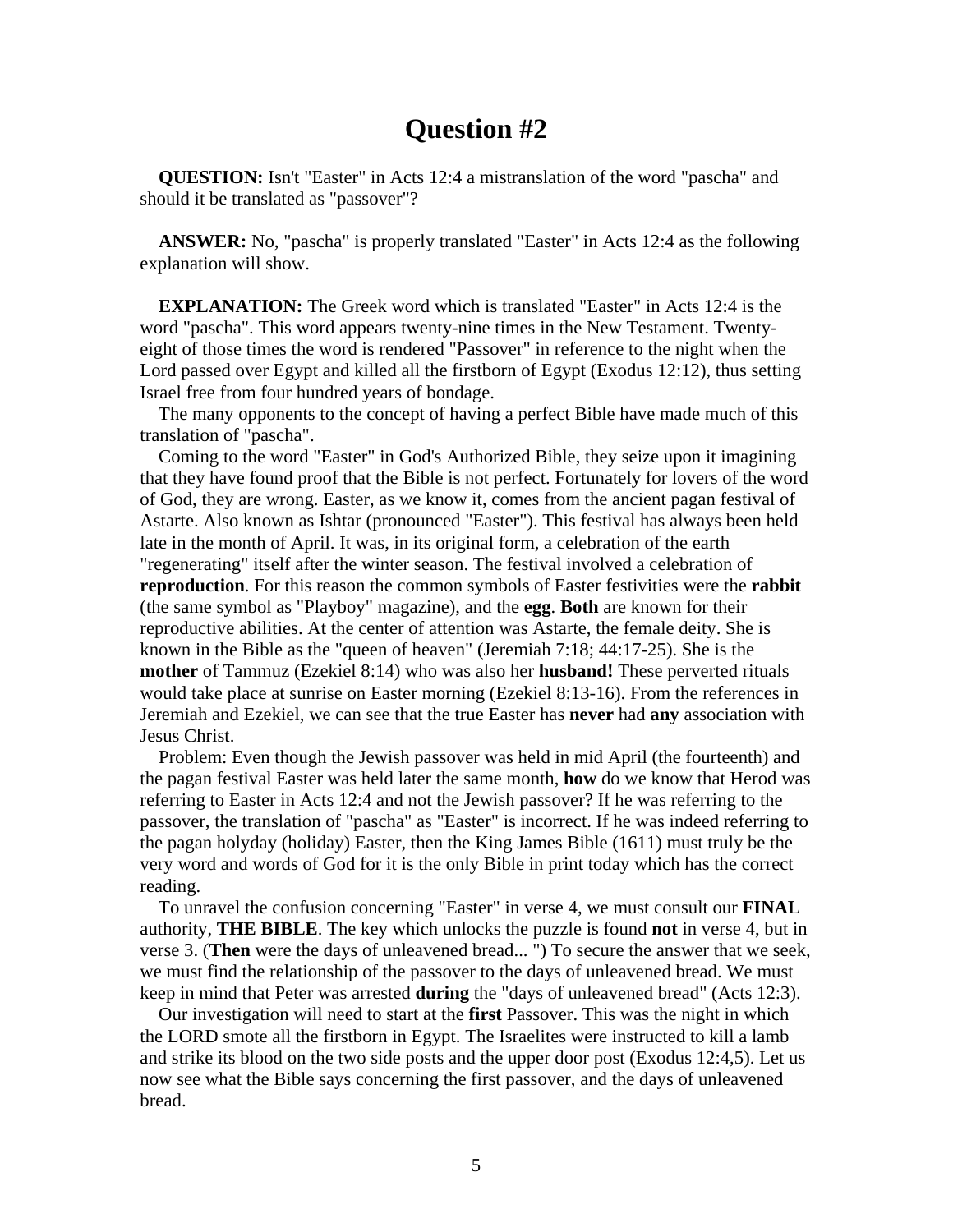# Question #2

**QUESTION:** Isn't "Easter" in Acts 12:4 a mistranslation of the word "pascha" and should it be translated as "passover"?

**ANSWER:** No, "pascha" is properly translated "Easter" in Acts 12:4 as the following explanation will show.

**EXPLANATION:** The Greek word which is translated "Easter" in Acts 12:4 is the word "pascha". This word appears twenty-nine times in the New Testament. Twenty-eight of those times the word is rendered "Passover" in reference to the night when the Lord passed over Egypt and killed all the firstborn of Egypt (Exodus 12:12), thus setting Israel free from four hundred years of bondage.

The many opponents to the concept of having a perfect Bible have made much of this translation of "pascha".

Coming to the word "Easter" in God's Authorized Bible, they seize upon it imagining that they have found proof that the Bible is not perfect. Fortunately for lovers of the word of God, they are wrong. Easter, as we know it, comes from the ancient pagan festival of Astarte. Also known as Ishtar (pronounced "Easter"). This festival has always been held late in the month of April. It was, in its original form, a celebration of the earth "regenerating" itself after the winter season. The festival involved a celebration of **reproduction**. For this reason the common symbols of Easter festivities were the **rabbit** (the same symbol as "Playboy" magazine), and the **egg**. **Both** are known for their reproductive abilities. At the center of attention was Astarte, the female deity. She is known in the Bible as the "queen of heaven" (Jeremiah 7:18; 44:17-25). She is the **mother** of Tammuz (Ezekiel 8:14) who was also her **husband!** These perverted rituals would take place at sunrise on Easter morning (Ezekiel 8:13-16). From the references in Jeremiah and Ezekiel, we can see that the true Easter has **never** had **any** association with Jesus Christ.

Problem: Even though the Jewish passover was held in mid April (the fourteenth) and the pagan festival Easter was held later the same month, **how** do we know that Herod was referring to Easter in Acts 12:4 and not the Jewish passover? If he was referring to the passover, the translation of "pascha" as "Easter" is incorrect. If he was indeed referring to the pagan holyday (holiday) Easter, then the King James Bible (1611) must truly be the very word and words of God for it is the only Bible in print today which has the correct reading.

To unravel the confusion concerning "Easter" in verse 4, we must consult our **FINAL** authority, **THE BIBLE**. The key which unlocks the puzzle is found **not** in verse 4, but in verse 3. (**Then** were the days of unleavened bread... ") To secure the answer that we seek, we must find the relationship of the passover to the days of unleavened bread. We must keep in mind that Peter was arrested **during** the "days of unleavened bread" (Acts 12:3).

Our investigation will need to start at the **first** Passover. This was the night in which the LORD smote all the firstborn in Egypt. The Israelites were instructed to kill a lamb and strike its blood on the two side posts and the upper door post (Exodus 12:4,5). Let us now see what the Bible says concerning the first passover, and the days of unleavened bread.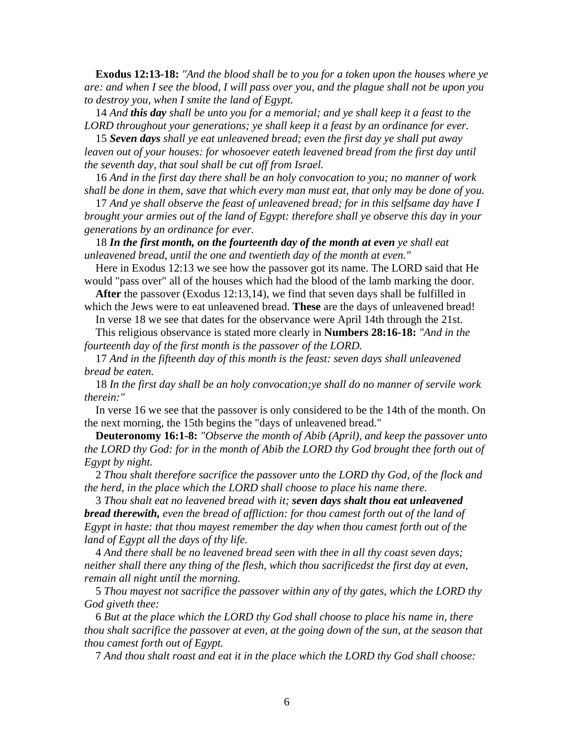**Exodus 12:13-18:** *"And the blood shall be to you for a token upon the houses where ye are: and when I see the blood, I will pass over you, and the plague shall not be upon you to destroy you, when I smite the land of Egypt.*

14 *And **this day** shall be unto you for a memorial; and ye shall keep it a feast to the LORD throughout your generations; ye shall keep it a feast by an ordinance for ever.*

15 ***Seven days** shall ye eat unleavened bread; even the first day ye shall put away leaven out of your houses: for whosoever eateth leavened bread from the first day until the seventh day, that soul shall be cut off from Israel.*

16 *And in the first day there shall be an holy convocation to you; no manner of work shall be done in them, save that which every man must eat, that only may be done of you.*

17 *And ye shall observe the feast of unleavened bread; for in this selfsame day have I brought your armies out of the land of Egypt: therefore shall ye observe this day in your generations by an ordinance for ever.*

18 ***In the first month, on the fourteenth day of the month at even** ye shall eat unleavened bread, until the one and twentieth day of the month at even."*

Here in Exodus 12:13 we see how the passover got its name. The LORD said that He would "pass over" all of the houses which had the blood of the lamb marking the door.

**After** the passover (Exodus 12:13,14), we find that seven days shall be fulfilled in which the Jews were to eat unleavened bread. **These** are the days of unleavened bread!

In verse 18 we see that dates for the observance were April 14th through the 21st.

This religious observance is stated more clearly in **Numbers 28:16-18:** *"And in the fourteenth day of the first month is the passover of the LORD.*

17 *And in the fifteenth day of this month is the feast: seven days shall unleavened bread be eaten.*

18 *In the first day shall be an holy convocation;ye shall do no manner of servile work therein:"*

In verse 16 we see that the passover is only considered to be the 14th of the month. On the next morning, the 15th begins the "days of unleavened bread."

**Deuteronomy 16:1-8:** *"Observe the month of Abib (April), and keep the passover unto the LORD thy God: for in the month of Abib the LORD thy God brought thee forth out of Egypt by night.*

2 *Thou shalt therefore sacrifice the passover unto the LORD thy God, of the flock and the herd, in the place which the LORD shall choose to place his name there.*

3 *Thou shalt eat no leavened bread with it; **seven days shalt thou eat unleavened bread therewith,** even the bread of affliction: for thou camest forth out of the land of Egypt in haste: that thou mayest remember the day when thou camest forth out of the land of Egypt all the days of thy life.*

4 *And there shall be no leavened bread seen with thee in all thy coast seven days; neither shall there any thing of the flesh, which thou sacrificedst the first day at even, remain all night until the morning.*

5 *Thou mayest not sacrifice the passover within any of thy gates, which the LORD thy God giveth thee:*

6 *But at the place which the LORD thy God shall choose to place his name in, there thou shalt sacrifice the passover at even, at the going down of the sun, at the season that thou camest forth out of Egypt.*

7 *And thou shalt roast and eat it in the place which the LORD thy God shall choose:*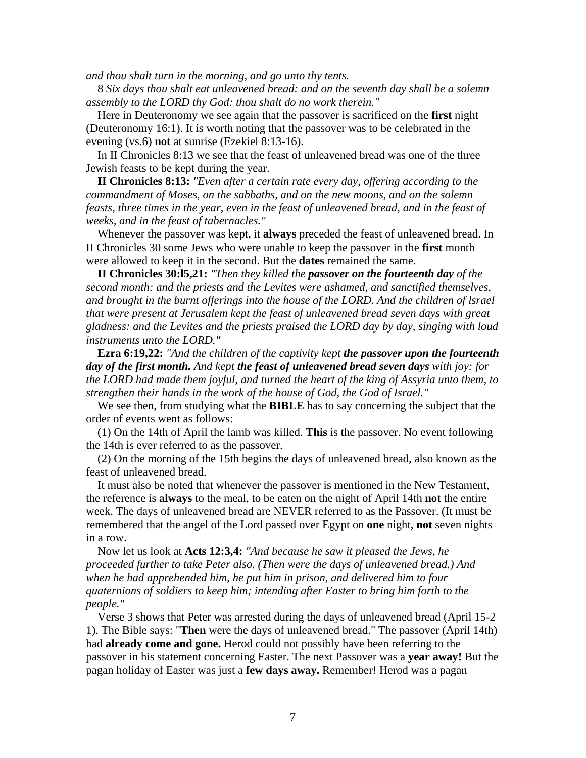*and thou shalt turn in the morning, and go unto thy tents.*

8 *Six days thou shalt eat unleavened bread: and on the seventh day shall be a solemn assembly to the LORD thy God: thou shalt do no work therein."*

Here in Deuteronomy we see again that the passover is sacrificed on the **first** night (Deuteronomy 16:1). It is worth noting that the passover was to be celebrated in the evening (vs.6) **not** at sunrise (Ezekiel 8:13-16).

In II Chronicles 8:13 we see that the feast of unleavened bread was one of the three Jewish feasts to be kept during the year.

**II Chronicles 8:13:** *"Even after a certain rate every day, offering according to the commandment of Moses, on the sabbaths, and on the new moons, and on the solemn feasts, three times in the year, even in the feast of unleavened bread, and in the feast of weeks, and in the feast of tabernacles."*

Whenever the passover was kept, it **always** preceded the feast of unleavened bread. In II Chronicles 30 some Jews who were unable to keep the passover in the **first** month were allowed to keep it in the second. But the **dates** remained the same.

**II Chronicles 30:l5,21:** *"Then they killed the **passover on the fourteenth day** of the second month: and the priests and the Levites were ashamed, and sanctified themselves, and brought in the burnt offerings into the house of the LORD. And the children of lsrael that were present at Jerusalem kept the feast of unleavened bread seven days with great gladness: and the Levites and the priests praised the LORD day by day, singing with loud instruments unto the LORD."*

**Ezra 6:19,22:** *"And the children of the captivity kept **the passover upon the fourteenth day of the first month.** And kept **the feast of unleavened bread seven days** with joy: for the LORD had made them joyful, and turned the heart of the king of Assyria unto them, to strengthen their hands in the work of the house of God, the God of Israel."*

We see then, from studying what the **BIBLE** has to say concerning the subject that the order of events went as follows:

(1) On the 14th of April the lamb was killed. **This** is the passover. No event following the 14th is ever referred to as the passover.

(2) On the morning of the 15th begins the days of unleavened bread, also known as the feast of unleavened bread.

It must also be noted that whenever the passover is mentioned in the New Testament, the reference is **always** to the meal, to be eaten on the night of April 14th **not** the entire week. The days of unleavened bread are NEVER referred to as the Passover. (It must be remembered that the angel of the Lord passed over Egypt on **one** night, **not** seven nights in a row.

Now let us look at **Acts 12:3,4:** *"And because he saw it pleased the Jews, he proceeded further to take Peter also. (Then were the days of unleavened bread.) And when he had apprehended him, he put him in prison, and delivered him to four quaternions of soldiers to keep him; intending after Easter to bring him forth to the people."*

Verse 3 shows that Peter was arrested during the days of unleavened bread (April 15-21). The Bible says: "**Then** were the days of unleavened bread." The passover (April 14th) had **already come and gone.** Herod could not possibly have been referring to the passover in his statement concerning Easter. The next Passover was a **year away!** But the pagan holiday of Easter was just a **few days away.** Remember! Herod was a pagan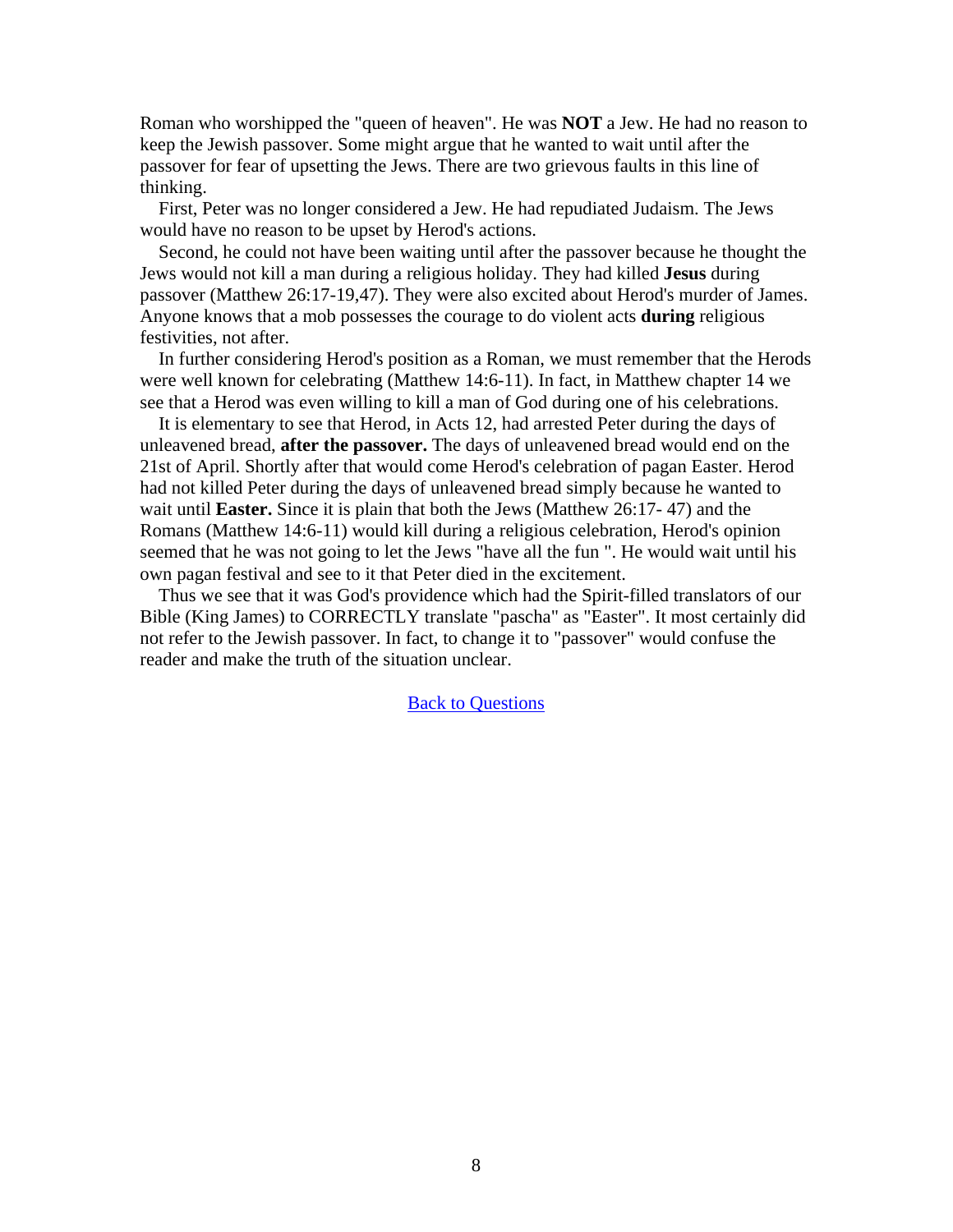Roman who worshipped the "queen of heaven". He was **NOT** a Jew. He had no reason to keep the Jewish passover. Some might argue that he wanted to wait until after the passover for fear of upsetting the Jews. There are two grievous faults in this line of thinking.

First, Peter was no longer considered a Jew. He had repudiated Judaism. The Jews would have no reason to be upset by Herod's actions.

Second, he could not have been waiting until after the passover because he thought the Jews would not kill a man during a religious holiday. They had killed **Jesus** during passover (Matthew 26:17-19,47). They were also excited about Herod's murder of James. Anyone knows that a mob possesses the courage to do violent acts **during** religious festivities, not after.

In further considering Herod's position as a Roman, we must remember that the Herods were well known for celebrating (Matthew 14:6-11). In fact, in Matthew chapter 14 we see that a Herod was even willing to kill a man of God during one of his celebrations.

It is elementary to see that Herod, in Acts 12, had arrested Peter during the days of unleavened bread, **after the passover.** The days of unleavened bread would end on the 21st of April. Shortly after that would come Herod's celebration of pagan Easter. Herod had not killed Peter during the days of unleavened bread simply because he wanted to wait until **Easter.** Since it is plain that both the Jews (Matthew 26:17- 47) and the Romans (Matthew 14:6-11) would kill during a religious celebration, Herod's opinion seemed that he was not going to let the Jews "have all the fun ". He would wait until his own pagan festival and see to it that Peter died in the excitement.

Thus we see that it was God's providence which had the Spirit-filled translators of our Bible (King James) to CORRECTLY translate "pascha" as "Easter". It most certainly did not refer to the Jewish passover. In fact, to change it to "passover" would confuse the reader and make the truth of the situation unclear.

Back to Questions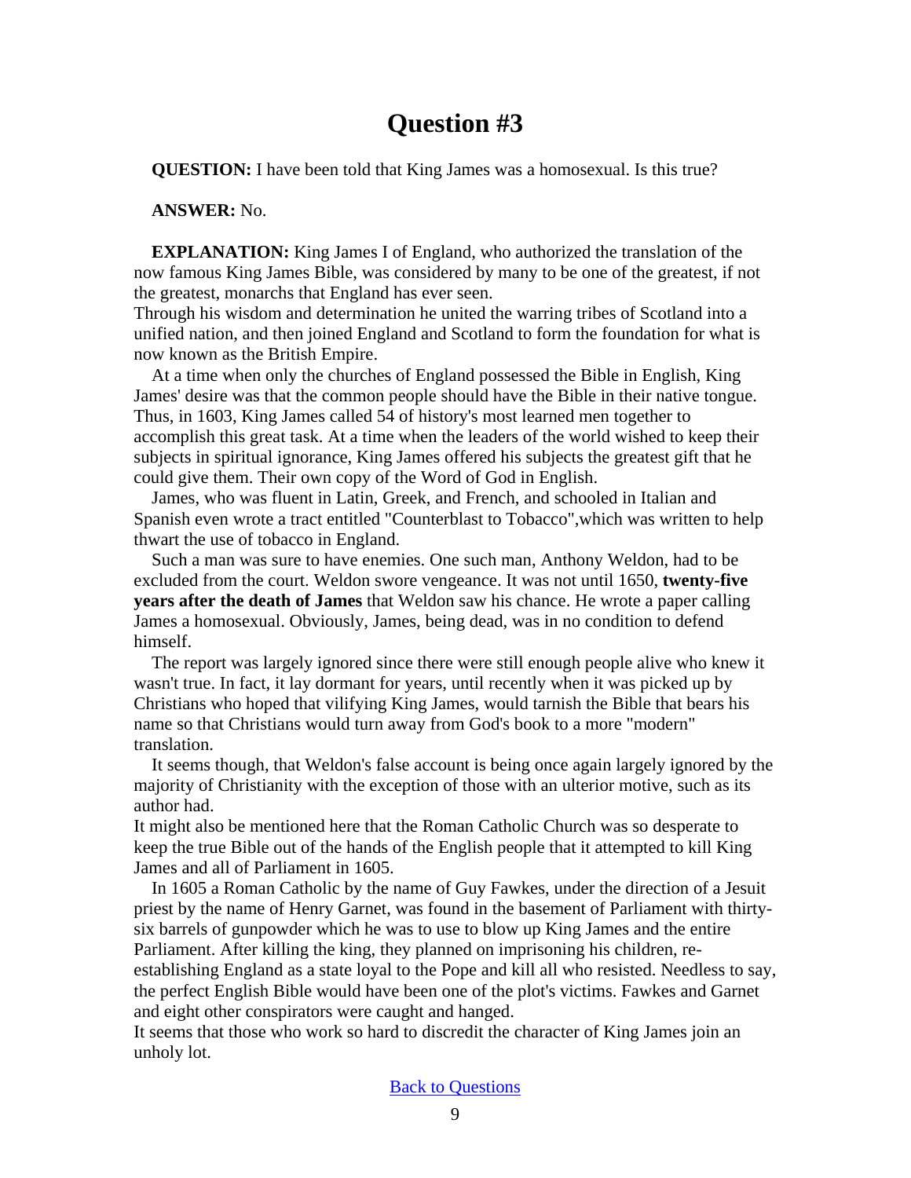# Question #3

**QUESTION:** I have been told that King James was a homosexual. Is this true?

**ANSWER:** No.

**EXPLANATION:** King James I of England, who authorized the translation of the now famous King James Bible, was considered by many to be one of the greatest, if not the greatest, monarchs that England has ever seen.
Through his wisdom and determination he united the warring tribes of Scotland into a unified nation, and then joined England and Scotland to form the foundation for what is now known as the British Empire.

At a time when only the churches of England possessed the Bible in English, King James' desire was that the common people should have the Bible in their native tongue. Thus, in 1603, King James called 54 of history's most learned men together to accomplish this great task. At a time when the leaders of the world wished to keep their subjects in spiritual ignorance, King James offered his subjects the greatest gift that he could give them. Their own copy of the Word of God in English.

James, who was fluent in Latin, Greek, and French, and schooled in Italian and Spanish even wrote a tract entitled "Counterblast to Tobacco",which was written to help thwart the use of tobacco in England.

Such a man was sure to have enemies. One such man, Anthony Weldon, had to be excluded from the court. Weldon swore vengeance. It was not until 1650, **twenty-five years after the death of James** that Weldon saw his chance. He wrote a paper calling James a homosexual. Obviously, James, being dead, was in no condition to defend himself.

The report was largely ignored since there were still enough people alive who knew it wasn't true. In fact, it lay dormant for years, until recently when it was picked up by Christians who hoped that vilifying King James, would tarnish the Bible that bears his name so that Christians would turn away from God's book to a more "modern" translation.

It seems though, that Weldon's false account is being once again largely ignored by the majority of Christianity with the exception of those with an ulterior motive, such as its author had.
It might also be mentioned here that the Roman Catholic Church was so desperate to keep the true Bible out of the hands of the English people that it attempted to kill King James and all of Parliament in 1605.

In 1605 a Roman Catholic by the name of Guy Fawkes, under the direction of a Jesuit priest by the name of Henry Garnet, was found in the basement of Parliament with thirty-six barrels of gunpowder which he was to use to blow up King James and the entire Parliament. After killing the king, they planned on imprisoning his children, re-establishing England as a state loyal to the Pope and kill all who resisted. Needless to say, the perfect English Bible would have been one of the plot's victims. Fawkes and Garnet and eight other conspirators were caught and hanged.
It seems that those who work so hard to discredit the character of King James join an unholy lot.

Back to Questions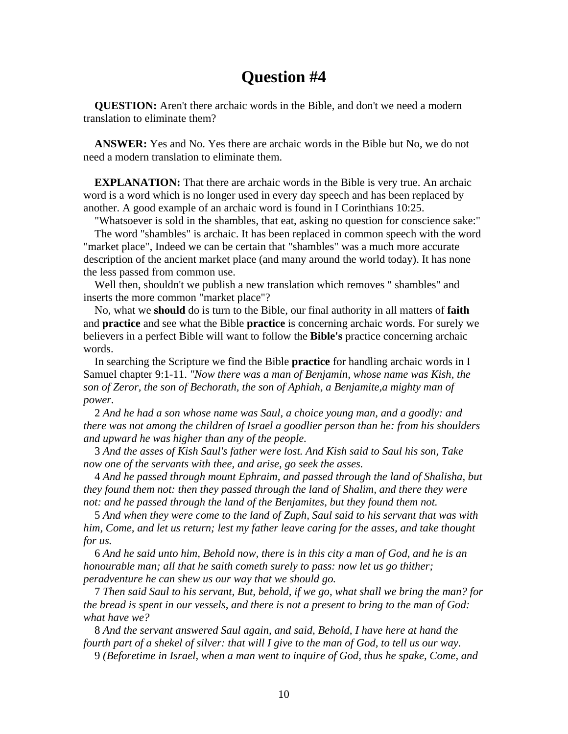# Question #4

**QUESTION:** Aren't there archaic words in the Bible, and don't we need a modern translation to eliminate them?

**ANSWER:** Yes and No. Yes there are archaic words in the Bible but No, we do not need a modern translation to eliminate them.

**EXPLANATION:** That there are archaic words in the Bible is very true. An archaic word is a word which is no longer used in every day speech and has been replaced by another. A good example of an archaic word is found in I Corinthians 10:25.

"Whatsoever is sold in the shambles, that eat, asking no question for conscience sake:"

The word "shambles" is archaic. It has been replaced in common speech with the word "market place", Indeed we can be certain that "shambles" was a much more accurate description of the ancient market place (and many around the world today). It has none the less passed from common use.

Well then, shouldn't we publish a new translation which removes " shambles" and inserts the more common "market place"?

No, what we **should** do is turn to the Bible, our final authority in all matters of **faith** and **practice** and see what the Bible **practice** is concerning archaic words. For surely we believers in a perfect Bible will want to follow the **Bible's** practice concerning archaic words.

In searching the Scripture we find the Bible **practice** for handling archaic words in I Samuel chapter 9:1-11. *"Now there was a man of Benjamin, whose name was Kish, the son of Zeror, the son of Bechorath, the son of Aphiah, a Benjamite,a mighty man of power.*

2 *And he had a son whose name was Saul, a choice young man, and a goodly: and there was not among the children of Israel a goodlier person than he: from his shoulders and upward he was higher than any of the people.*

3 *And the asses of Kish Saul's father were lost. And Kish said to Saul his son, Take now one of the servants with thee, and arise, go seek the asses.*

4 *And he passed through mount Ephraim, and passed through the land of Shalisha, but they found them not: then they passed through the land of Shalim, and there they were not: and he passed through the land of the Benjamites, but they found them not.*

5 *And when they were come to the land of Zuph, Saul said to his servant that was with him, Come, and let us return; lest my father leave caring for the asses, and take thought for us.*

6 *And he said unto him, Behold now, there is in this city a man of God, and he is an honourable man; all that he saith cometh surely to pass: now let us go thither; peradventure he can shew us our way that we should go.*

7 *Then said Saul to his servant, But, behold, if we go, what shall we bring the man? for the bread is spent in our vessels, and there is not a present to bring to the man of God: what have we?*

8 *And the servant answered Saul again, and said, Behold, I have here at hand the fourth part of a shekel of silver: that will I give to the man of God, to tell us our way.*

9 *(Beforetime in Israel, when a man went to inquire of God, thus he spake, Come, and*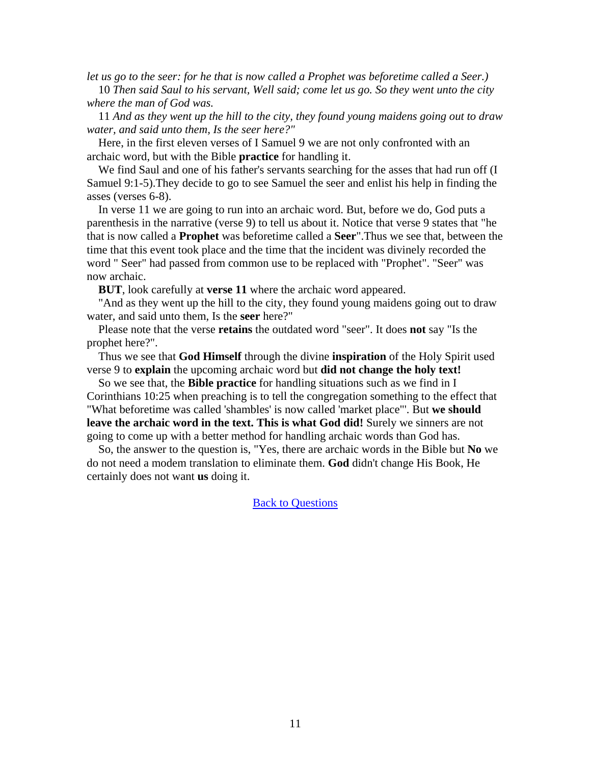*let us go to the seer: for he that is now called a Prophet was beforetime called a Seer.)*

10 *Then said Saul to his servant, Well said; come let us go. So they went unto the city where the man of God was.*

11 *And as they went up the hill to the city, they found young maidens going out to draw water, and said unto them, Is the seer here?"*

Here, in the first eleven verses of I Samuel 9 we are not only confronted with an archaic word, but with the Bible **practice** for handling it.

We find Saul and one of his father's servants searching for the asses that had run off (I Samuel 9:1-5).They decide to go to see Samuel the seer and enlist his help in finding the asses (verses 6-8).

In verse 11 we are going to run into an archaic word. But, before we do, God puts a parenthesis in the narrative (verse 9) to tell us about it. Notice that verse 9 states that "he that is now called a **Prophet** was beforetime called a **Seer**".Thus we see that, between the time that this event took place and the time that the incident was divinely recorded the word " Seer" had passed from common use to be replaced with "Prophet". "Seer" was now archaic.

**BUT**, look carefully at **verse 11** where the archaic word appeared.

"And as they went up the hill to the city, they found young maidens going out to draw water, and said unto them, Is the **seer** here?"

Please note that the verse **retains** the outdated word "seer". It does **not** say "Is the prophet here?".

Thus we see that **God Himself** through the divine **inspiration** of the Holy Spirit used verse 9 to **explain** the upcoming archaic word but **did not change the holy text!**

So we see that, the **Bible practice** for handling situations such as we find in I Corinthians 10:25 when preaching is to tell the congregation something to the effect that "What beforetime was called 'shambles' is now called 'market place'". But **we should leave the archaic word in the text. This is what God did!** Surely we sinners are not going to come up with a better method for handling archaic words than God has.

So, the answer to the question is, "Yes, there are archaic words in the Bible but **No** we do not need a modem translation to eliminate them. **God** didn't change His Book, He certainly does not want **us** doing it.

Back to Questions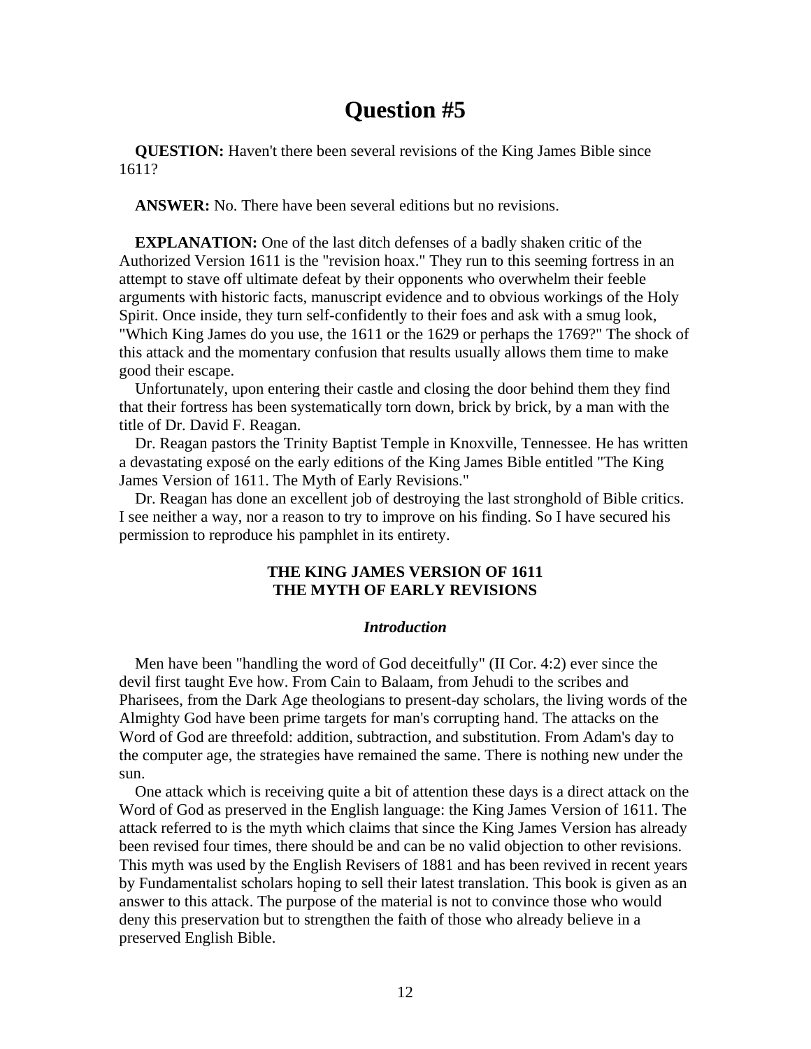# Question #5

**QUESTION:** Haven't there been several revisions of the King James Bible since 1611?

**ANSWER:** No. There have been several editions but no revisions.

**EXPLANATION:** One of the last ditch defenses of a badly shaken critic of the Authorized Version 1611 is the "revision hoax." They run to this seeming fortress in an attempt to stave off ultimate defeat by their opponents who overwhelm their feeble arguments with historic facts, manuscript evidence and to obvious workings of the Holy Spirit. Once inside, they turn self-confidently to their foes and ask with a smug look, "Which King James do you use, the 1611 or the 1629 or perhaps the 1769?" The shock of this attack and the momentary confusion that results usually allows them time to make good their escape.

Unfortunately, upon entering their castle and closing the door behind them they find that their fortress has been systematically torn down, brick by brick, by a man with the title of Dr. David F. Reagan.

Dr. Reagan pastors the Trinity Baptist Temple in Knoxville, Tennessee. He has written a devastating exposé on the early editions of the King James Bible entitled "The King James Version of 1611. The Myth of Early Revisions."

Dr. Reagan has done an excellent job of destroying the last stronghold of Bible critics. I see neither a way, nor a reason to try to improve on his finding. So I have secured his permission to reproduce his pamphlet in its entirety.

### THE KING JAMES VERSION OF 1611
### THE MYTH OF EARLY REVISIONS

#### *Introduction*

Men have been "handling the word of God deceitfully" (II Cor. 4:2) ever since the devil first taught Eve how. From Cain to Balaam, from Jehudi to the scribes and Pharisees, from the Dark Age theologians to present-day scholars, the living words of the Almighty God have been prime targets for man's corrupting hand. The attacks on the Word of God are threefold: addition, subtraction, and substitution. From Adam's day to the computer age, the strategies have remained the same. There is nothing new under the sun.

One attack which is receiving quite a bit of attention these days is a direct attack on the Word of God as preserved in the English language: the King James Version of 1611. The attack referred to is the myth which claims that since the King James Version has already been revised four times, there should be and can be no valid objection to other revisions. This myth was used by the English Revisers of 1881 and has been revived in recent years by Fundamentalist scholars hoping to sell their latest translation. This book is given as an answer to this attack. The purpose of the material is not to convince those who would deny this preservation but to strengthen the faith of those who already believe in a preserved English Bible.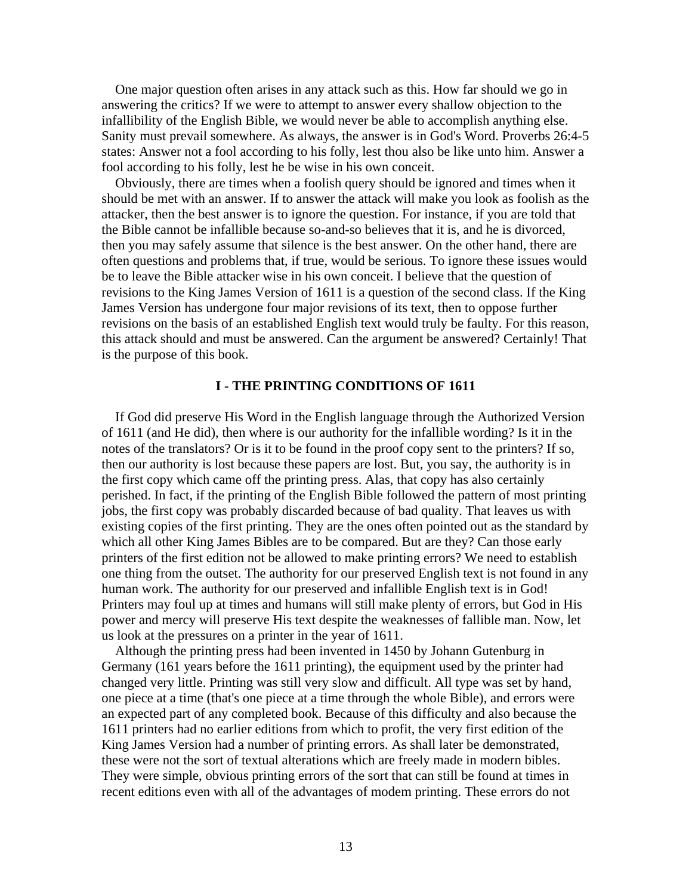One major question often arises in any attack such as this. How far should we go in answering the critics? If we were to attempt to answer every shallow objection to the infallibility of the English Bible, we would never be able to accomplish anything else. Sanity must prevail somewhere. As always, the answer is in God's Word. Proverbs 26:4-5 states: Answer not a fool according to his folly, lest thou also be like unto him. Answer a fool according to his folly, lest he be wise in his own conceit.

Obviously, there are times when a foolish query should be ignored and times when it should be met with an answer. If to answer the attack will make you look as foolish as the attacker, then the best answer is to ignore the question. For instance, if you are told that the Bible cannot be infallible because so-and-so believes that it is, and he is divorced, then you may safely assume that silence is the best answer. On the other hand, there are often questions and problems that, if true, would be serious. To ignore these issues would be to leave the Bible attacker wise in his own conceit. I believe that the question of revisions to the King James Version of 1611 is a question of the second class. If the King James Version has undergone four major revisions of its text, then to oppose further revisions on the basis of an established English text would truly be faulty. For this reason, this attack should and must be answered. Can the argument be answered? Certainly! That is the purpose of this book.

## I - THE PRINTING CONDITIONS OF 1611

If God did preserve His Word in the English language through the Authorized Version of 1611 (and He did), then where is our authority for the infallible wording? Is it in the notes of the translators? Or is it to be found in the proof copy sent to the printers? If so, then our authority is lost because these papers are lost. But, you say, the authority is in the first copy which came off the printing press. Alas, that copy has also certainly perished. In fact, if the printing of the English Bible followed the pattern of most printing jobs, the first copy was probably discarded because of bad quality. That leaves us with existing copies of the first printing. They are the ones often pointed out as the standard by which all other King James Bibles are to be compared. But are they? Can those early printers of the first edition not be allowed to make printing errors? We need to establish one thing from the outset. The authority for our preserved English text is not found in any human work. The authority for our preserved and infallible English text is in God! Printers may foul up at times and humans will still make plenty of errors, but God in His power and mercy will preserve His text despite the weaknesses of fallible man. Now, let us look at the pressures on a printer in the year of 1611.

Although the printing press had been invented in 1450 by Johann Gutenburg in Germany (161 years before the 1611 printing), the equipment used by the printer had changed very little. Printing was still very slow and difficult. All type was set by hand, one piece at a time (that's one piece at a time through the whole Bible), and errors were an expected part of any completed book. Because of this difficulty and also because the 1611 printers had no earlier editions from which to profit, the very first edition of the King James Version had a number of printing errors. As shall later be demonstrated, these were not the sort of textual alterations which are freely made in modern bibles. They were simple, obvious printing errors of the sort that can still be found at times in recent editions even with all of the advantages of modem printing. These errors do not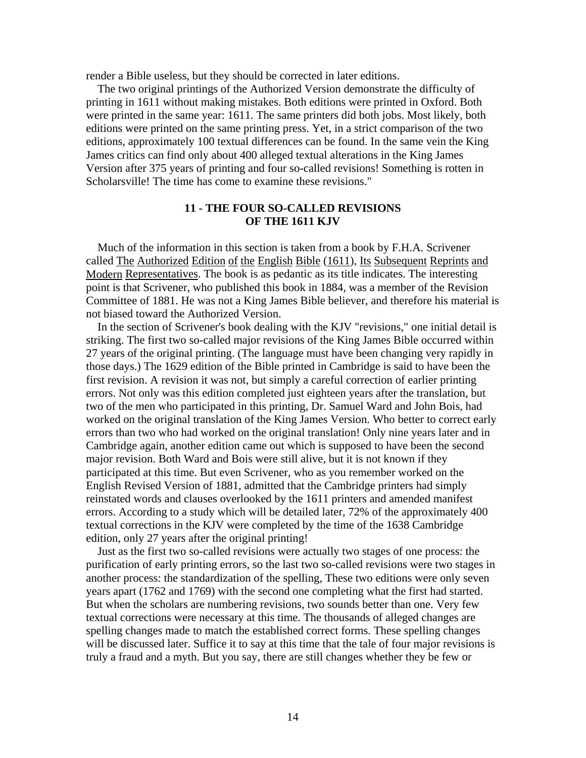render a Bible useless, but they should be corrected in later editions.

The two original printings of the Authorized Version demonstrate the difficulty of printing in 1611 without making mistakes. Both editions were printed in Oxford. Both were printed in the same year: 1611. The same printers did both jobs. Most likely, both editions were printed on the same printing press. Yet, in a strict comparison of the two editions, approximately 100 textual differences can be found. In the same vein the King James critics can find only about 400 alleged textual alterations in the King James Version after 375 years of printing and four so-called revisions! Something is rotten in Scholarsville! The time has come to examine these revisions."

## 11 - THE FOUR SO-CALLED REVISIONS OF THE 1611 KJV

Much of the information in this section is taken from a book by F.H.A. Scrivener called The Authorized Edition of the English Bible (1611), Its Subsequent Reprints and Modern Representatives. The book is as pedantic as its title indicates. The interesting point is that Scrivener, who published this book in 1884, was a member of the Revision Committee of 1881. He was not a King James Bible believer, and therefore his material is not biased toward the Authorized Version.

In the section of Scrivener's book dealing with the KJV "revisions," one initial detail is striking. The first two so-called major revisions of the King James Bible occurred within 27 years of the original printing. (The language must have been changing very rapidly in those days.) The 1629 edition of the Bible printed in Cambridge is said to have been the first revision. A revision it was not, but simply a careful correction of earlier printing errors. Not only was this edition completed just eighteen years after the translation, but two of the men who participated in this printing, Dr. Samuel Ward and John Bois, had worked on the original translation of the King James Version. Who better to correct early errors than two who had worked on the original translation! Only nine years later and in Cambridge again, another edition came out which is supposed to have been the second major revision. Both Ward and Bois were still alive, but it is not known if they participated at this time. But even Scrivener, who as you remember worked on the English Revised Version of 1881, admitted that the Cambridge printers had simply reinstated words and clauses overlooked by the 1611 printers and amended manifest errors. According to a study which will be detailed later, 72% of the approximately 400 textual corrections in the KJV were completed by the time of the 1638 Cambridge edition, only 27 years after the original printing!

Just as the first two so-called revisions were actually two stages of one process: the purification of early printing errors, so the last two so-called revisions were two stages in another process: the standardization of the spelling, These two editions were only seven years apart (1762 and 1769) with the second one completing what the first had started. But when the scholars are numbering revisions, two sounds better than one. Very few textual corrections were necessary at this time. The thousands of alleged changes are spelling changes made to match the established correct forms. These spelling changes will be discussed later. Suffice it to say at this time that the tale of four major revisions is truly a fraud and a myth. But you say, there are still changes whether they be few or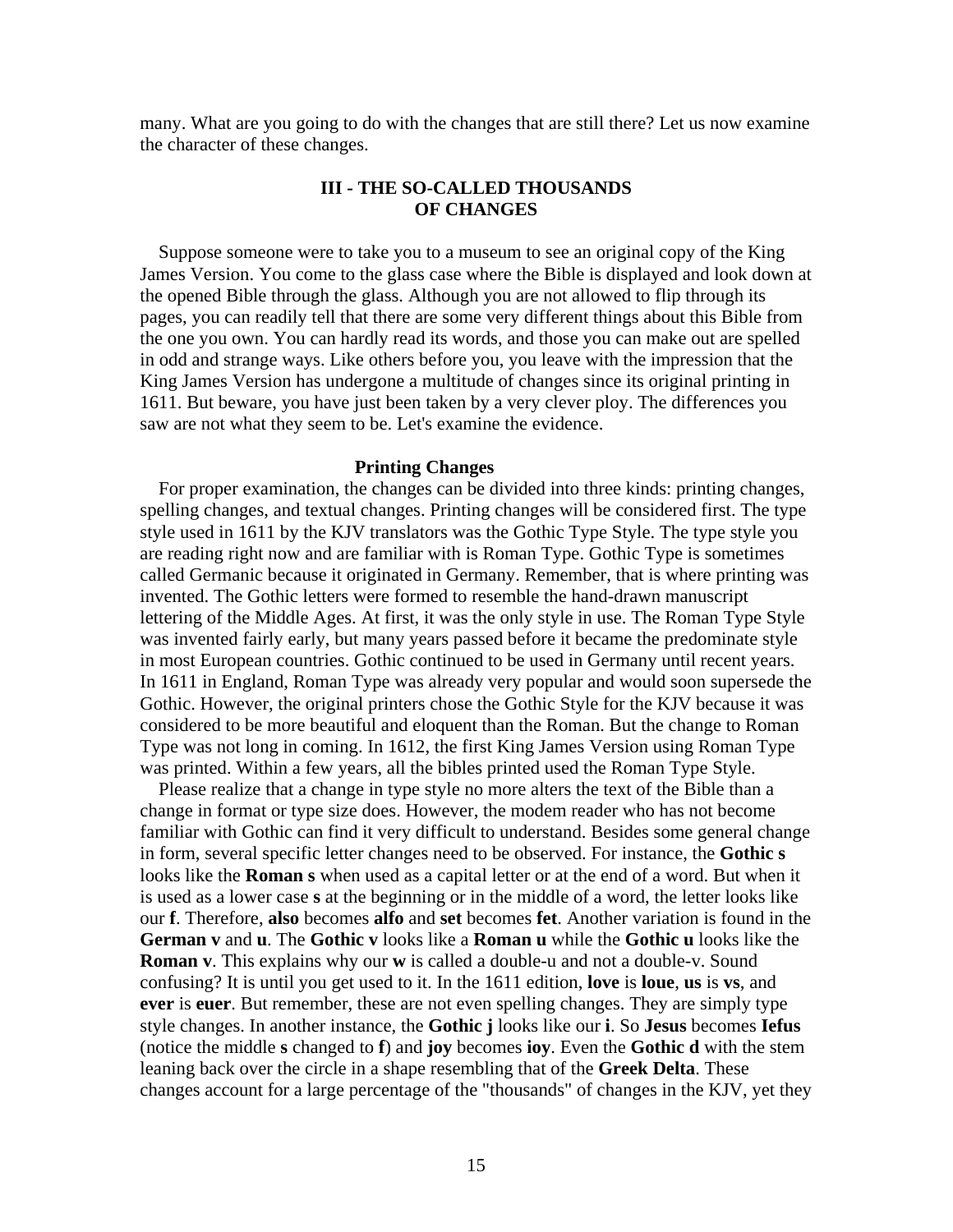many. What are you going to do with the changes that are still there? Let us now examine the character of these changes.

## III - THE SO-CALLED THOUSANDS OF CHANGES

Suppose someone were to take you to a museum to see an original copy of the King James Version. You come to the glass case where the Bible is displayed and look down at the opened Bible through the glass. Although you are not allowed to flip through its pages, you can readily tell that there are some very different things about this Bible from the one you own. You can hardly read its words, and those you can make out are spelled in odd and strange ways. Like others before you, you leave with the impression that the King James Version has undergone a multitude of changes since its original printing in 1611. But beware, you have just been taken by a very clever ploy. The differences you saw are not what they seem to be. Let's examine the evidence.

### Printing Changes

For proper examination, the changes can be divided into three kinds: printing changes, spelling changes, and textual changes. Printing changes will be considered first. The type style used in 1611 by the KJV translators was the Gothic Type Style. The type style you are reading right now and are familiar with is Roman Type. Gothic Type is sometimes called Germanic because it originated in Germany. Remember, that is where printing was invented. The Gothic letters were formed to resemble the hand-drawn manuscript lettering of the Middle Ages. At first, it was the only style in use. The Roman Type Style was invented fairly early, but many years passed before it became the predominate style in most European countries. Gothic continued to be used in Germany until recent years. In 1611 in England, Roman Type was already very popular and would soon supersede the Gothic. However, the original printers chose the Gothic Style for the KJV because it was considered to be more beautiful and eloquent than the Roman. But the change to Roman Type was not long in coming. In 1612, the first King James Version using Roman Type was printed. Within a few years, all the bibles printed used the Roman Type Style.

Please realize that a change in type style no more alters the text of the Bible than a change in format or type size does. However, the modem reader who has not become familiar with Gothic can find it very difficult to understand. Besides some general change in form, several specific letter changes need to be observed. For instance, the **Gothic s** looks like the **Roman s** when used as a capital letter or at the end of a word. But when it is used as a lower case **s** at the beginning or in the middle of a word, the letter looks like our **f**. Therefore, **also** becomes **alfo** and **set** becomes **fet**. Another variation is found in the **German v** and **u**. The **Gothic v** looks like a **Roman u** while the **Gothic u** looks like the **Roman v**. This explains why our **w** is called a double-u and not a double-v. Sound confusing? It is until you get used to it. In the 1611 edition, **love** is **loue**, **us** is **vs**, and **ever** is **euer**. But remember, these are not even spelling changes. They are simply type style changes. In another instance, the **Gothic j** looks like our **i**. So **Jesus** becomes **Iefus** (notice the middle **s** changed to **f**) and **joy** becomes **ioy**. Even the **Gothic d** with the stem leaning back over the circle in a shape resembling that of the **Greek Delta**. These changes account for a large percentage of the "thousands" of changes in the KJV, yet they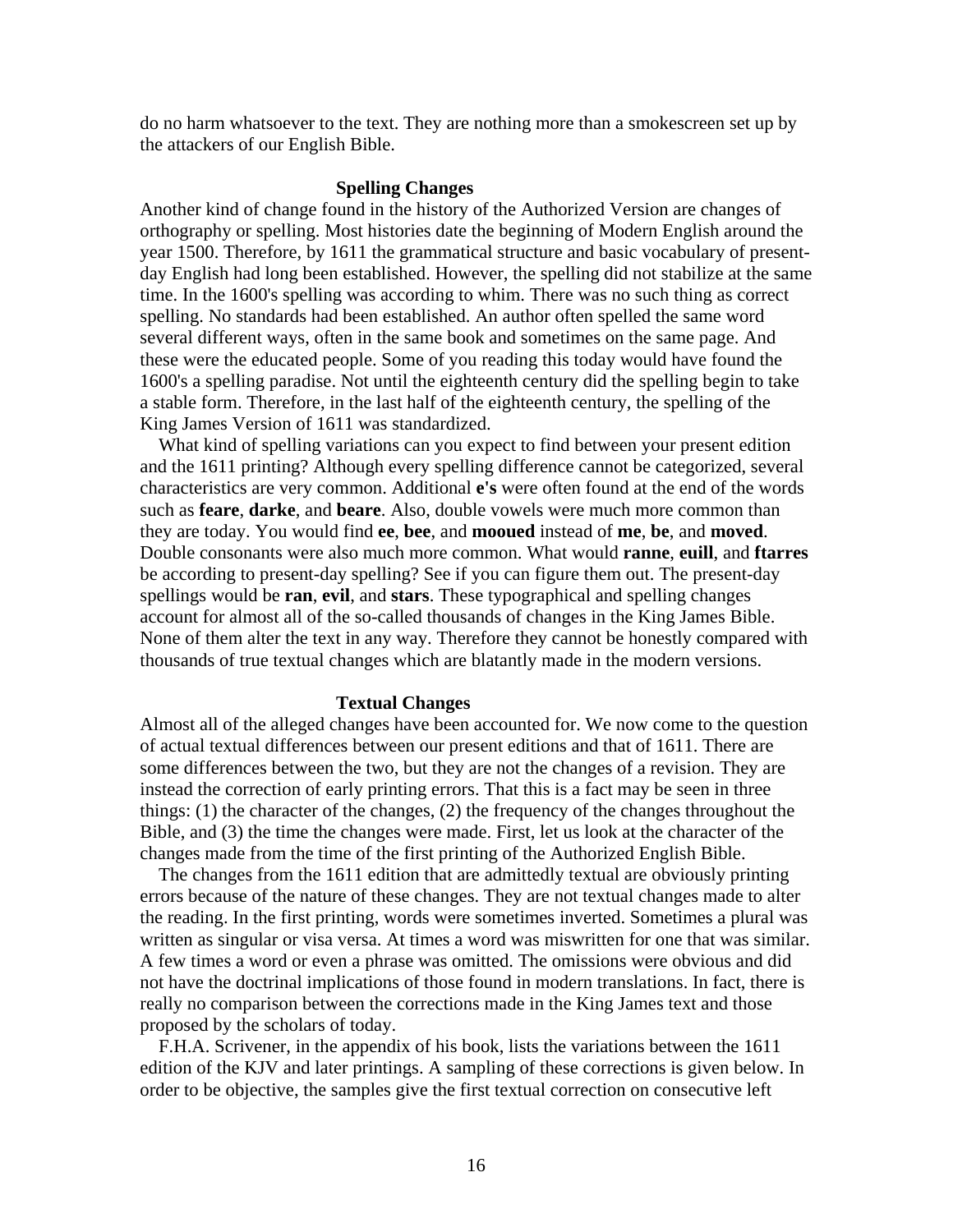do no harm whatsoever to the text. They are nothing more than a smokescreen set up by the attackers of our English Bible.

### Spelling Changes

Another kind of change found in the history of the Authorized Version are changes of orthography or spelling. Most histories date the beginning of Modern English around the year 1500. Therefore, by 1611 the grammatical structure and basic vocabulary of present-day English had long been established. However, the spelling did not stabilize at the same time. In the 1600's spelling was according to whim. There was no such thing as correct spelling. No standards had been established. An author often spelled the same word several different ways, often in the same book and sometimes on the same page. And these were the educated people. Some of you reading this today would have found the 1600's a spelling paradise. Not until the eighteenth century did the spelling begin to take a stable form. Therefore, in the last half of the eighteenth century, the spelling of the King James Version of 1611 was standardized.

What kind of spelling variations can you expect to find between your present edition and the 1611 printing? Although every spelling difference cannot be categorized, several characteristics are very common. Additional **e's** were often found at the end of the words such as **feare**, **darke**, and **beare**. Also, double vowels were much more common than they are today. You would find **ee**, **bee**, and **mooued** instead of **me**, **be**, and **moved**. Double consonants were also much more common. What would **ranne**, **euill**, and **ftarres** be according to present-day spelling? See if you can figure them out. The present-day spellings would be **ran**, **evil**, and **stars**. These typographical and spelling changes account for almost all of the so-called thousands of changes in the King James Bible. None of them alter the text in any way. Therefore they cannot be honestly compared with thousands of true textual changes which are blatantly made in the modern versions.

### Textual Changes

Almost all of the alleged changes have been accounted for. We now come to the question of actual textual differences between our present editions and that of 1611. There are some differences between the two, but they are not the changes of a revision. They are instead the correction of early printing errors. That this is a fact may be seen in three things: (1) the character of the changes, (2) the frequency of the changes throughout the Bible, and (3) the time the changes were made. First, let us look at the character of the changes made from the time of the first printing of the Authorized English Bible.

The changes from the 1611 edition that are admittedly textual are obviously printing errors because of the nature of these changes. They are not textual changes made to alter the reading. In the first printing, words were sometimes inverted. Sometimes a plural was written as singular or visa versa. At times a word was miswritten for one that was similar. A few times a word or even a phrase was omitted. The omissions were obvious and did not have the doctrinal implications of those found in modern translations. In fact, there is really no comparison between the corrections made in the King James text and those proposed by the scholars of today.

F.H.A. Scrivener, in the appendix of his book, lists the variations between the 1611 edition of the KJV and later printings. A sampling of these corrections is given below. In order to be objective, the samples give the first textual correction on consecutive left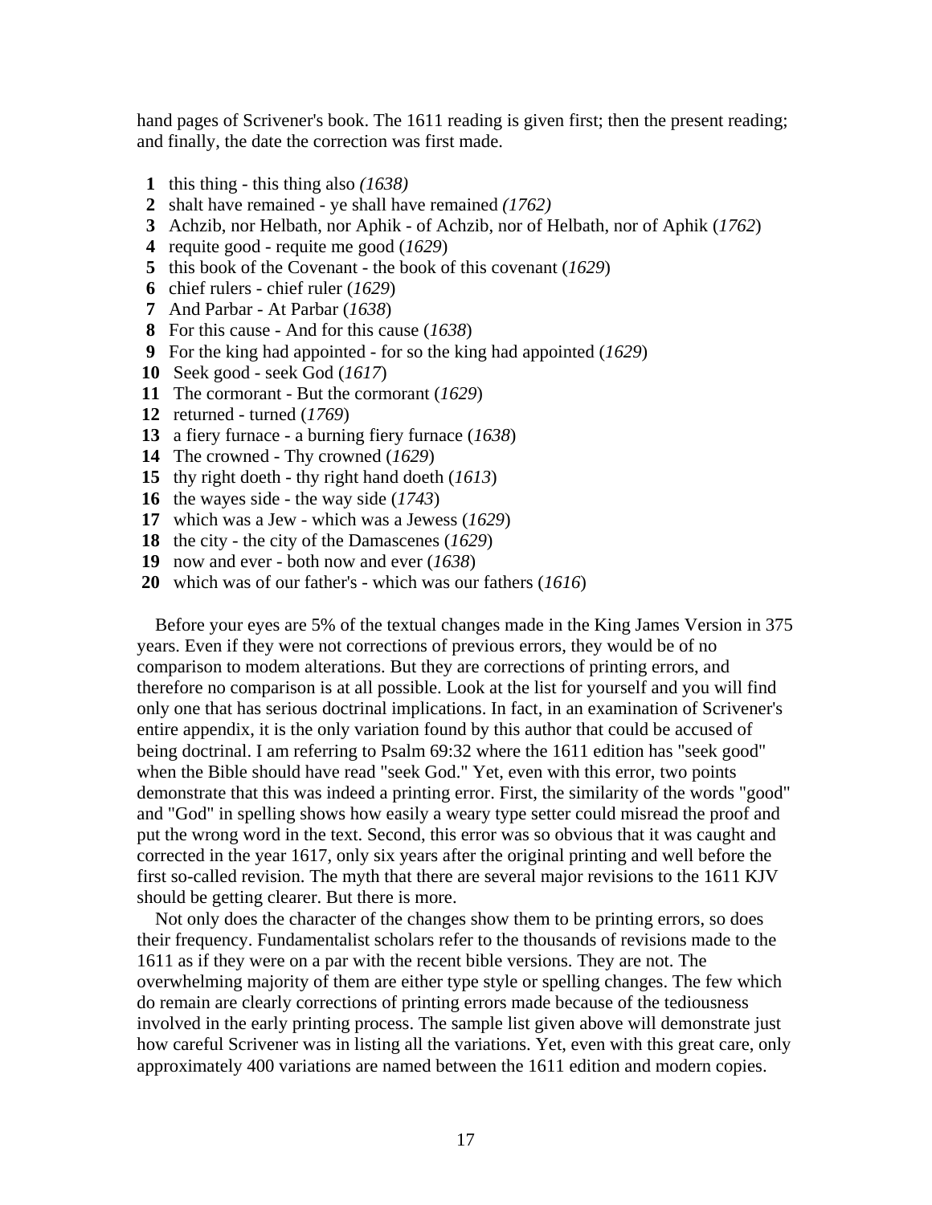hand pages of Scrivener's book. The 1611 reading is given first; then the present reading; and finally, the date the correction was first made.

**1** this thing - this thing also *(1638)*
**2** shalt have remained - ye shall have remained *(1762)*
**3** Achzib, nor Helbath, nor Aphik - of Achzib, nor of Helbath, nor of Aphik (*1762*)
**4** requite good - requite me good (*1629*)
**5** this book of the Covenant - the book of this covenant (*1629*)
**6** chief rulers - chief ruler (*1629*)
**7** And Parbar - At Parbar (*1638*)
**8** For this cause - And for this cause (*1638*)
**9** For the king had appointed - for so the king had appointed (*1629*)
**10** Seek good - seek God (*1617*)
**11** The cormorant - But the cormorant (*1629*)
**12** returned - turned (*1769*)
**13** a fiery furnace - a burning fiery furnace (*1638*)
**14** The crowned - Thy crowned (*1629*)
**15** thy right doeth - thy right hand doeth (*1613*)
**16** the wayes side - the way side (*1743*)
**17** which was a Jew - which was a Jewess (*1629*)
**18** the city - the city of the Damascenes (*1629*)
**19** now and ever - both now and ever (*1638*)
**20** which was of our father's - which was our fathers (*1616*)

Before your eyes are 5% of the textual changes made in the King James Version in 375 years. Even if they were not corrections of previous errors, they would be of no comparison to modem alterations. But they are corrections of printing errors, and therefore no comparison is at all possible. Look at the list for yourself and you will find only one that has serious doctrinal implications. In fact, in an examination of Scrivener's entire appendix, it is the only variation found by this author that could be accused of being doctrinal. I am referring to Psalm 69:32 where the 1611 edition has "seek good" when the Bible should have read "seek God." Yet, even with this error, two points demonstrate that this was indeed a printing error. First, the similarity of the words "good" and "God" in spelling shows how easily a weary type setter could misread the proof and put the wrong word in the text. Second, this error was so obvious that it was caught and corrected in the year 1617, only six years after the original printing and well before the first so-called revision. The myth that there are several major revisions to the 1611 KJV should be getting clearer. But there is more.

Not only does the character of the changes show them to be printing errors, so does their frequency. Fundamentalist scholars refer to the thousands of revisions made to the 1611 as if they were on a par with the recent bible versions. They are not. The overwhelming majority of them are either type style or spelling changes. The few which do remain are clearly corrections of printing errors made because of the tediousness involved in the early printing process. The sample list given above will demonstrate just how careful Scrivener was in listing all the variations. Yet, even with this great care, only approximately 400 variations are named between the 1611 edition and modern copies.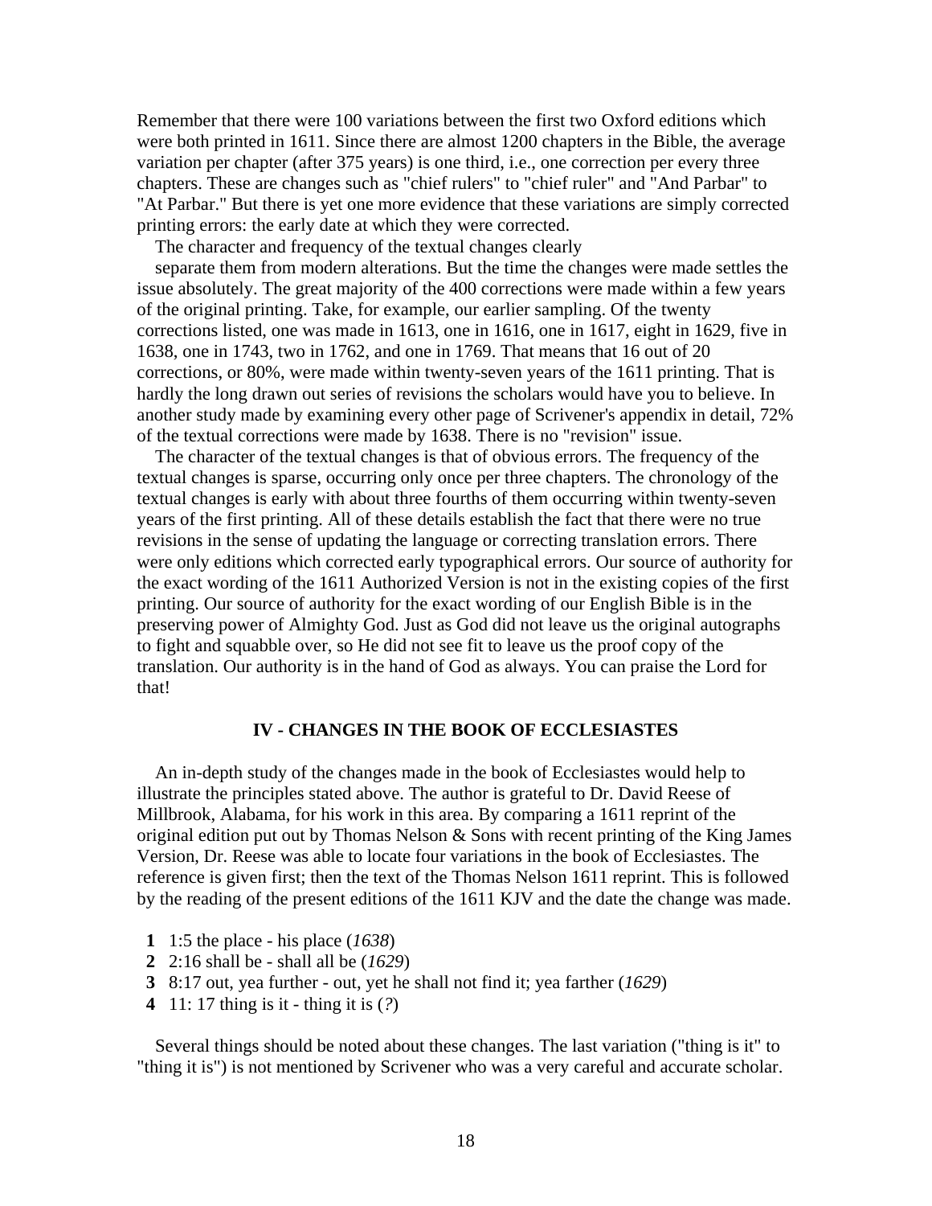Remember that there were 100 variations between the first two Oxford editions which were both printed in 1611. Since there are almost 1200 chapters in the Bible, the average variation per chapter (after 375 years) is one third, i.e., one correction per every three chapters. These are changes such as "chief rulers" to "chief ruler" and "And Parbar" to "At Parbar." But there is yet one more evidence that these variations are simply corrected printing errors: the early date at which they were corrected.

The character and frequency of the textual changes clearly separate them from modern alterations. But the time the changes were made settles the issue absolutely. The great majority of the 400 corrections were made within a few years of the original printing. Take, for example, our earlier sampling. Of the twenty corrections listed, one was made in 1613, one in 1616, one in 1617, eight in 1629, five in 1638, one in 1743, two in 1762, and one in 1769. That means that 16 out of 20 corrections, or 80%, were made within twenty-seven years of the 1611 printing. That is hardly the long drawn out series of revisions the scholars would have you to believe. In another study made by examining every other page of Scrivener's appendix in detail, 72% of the textual corrections were made by 1638. There is no "revision" issue.

The character of the textual changes is that of obvious errors. The frequency of the textual changes is sparse, occurring only once per three chapters. The chronology of the textual changes is early with about three fourths of them occurring within twenty-seven years of the first printing. All of these details establish the fact that there were no true revisions in the sense of updating the language or correcting translation errors. There were only editions which corrected early typographical errors. Our source of authority for the exact wording of the 1611 Authorized Version is not in the existing copies of the first printing. Our source of authority for the exact wording of our English Bible is in the preserving power of Almighty God. Just as God did not leave us the original autographs to fight and squabble over, so He did not see fit to leave us the proof copy of the translation. Our authority is in the hand of God as always. You can praise the Lord for that!

## IV - CHANGES IN THE BOOK OF ECCLESIASTES

An in-depth study of the changes made in the book of Ecclesiastes would help to illustrate the principles stated above. The author is grateful to Dr. David Reese of Millbrook, Alabama, for his work in this area. By comparing a 1611 reprint of the original edition put out by Thomas Nelson & Sons with recent printing of the King James Version, Dr. Reese was able to locate four variations in the book of Ecclesiastes. The reference is given first; then the text of the Thomas Nelson 1611 reprint. This is followed by the reading of the present editions of the 1611 KJV and the date the change was made.

**1** 1:5 the place - his place (*1638*)
**2** 2:16 shall be - shall all be (*1629*)
**3** 8:17 out, yea further - out, yet he shall not find it; yea farther (*1629*)
**4** 11: 17 thing is it - thing it is (*?*)

Several things should be noted about these changes. The last variation ("thing is it" to "thing it is") is not mentioned by Scrivener who was a very careful and accurate scholar.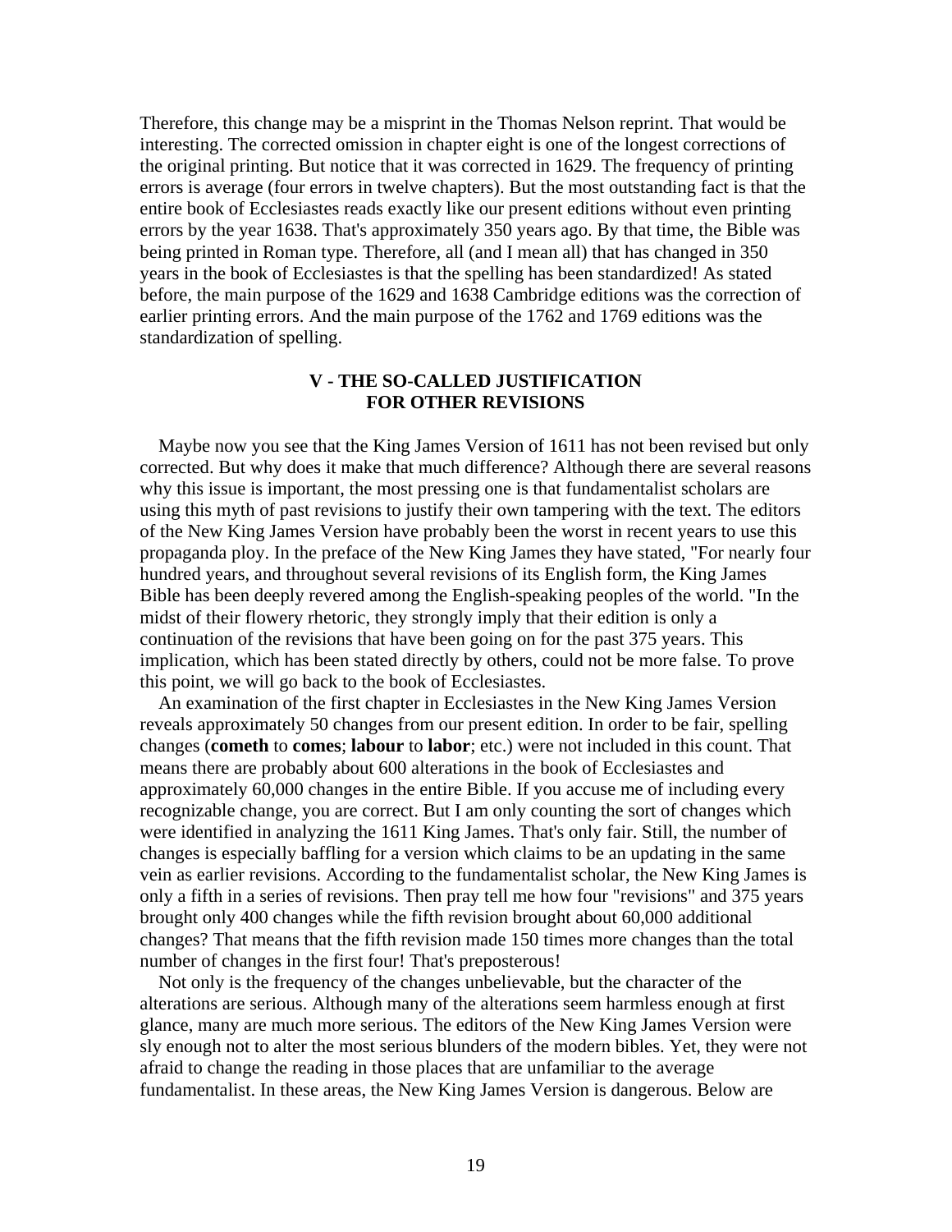Therefore, this change may be a misprint in the Thomas Nelson reprint. That would be interesting. The corrected omission in chapter eight is one of the longest corrections of the original printing. But notice that it was corrected in 1629. The frequency of printing errors is average (four errors in twelve chapters). But the most outstanding fact is that the entire book of Ecclesiastes reads exactly like our present editions without even printing errors by the year 1638. That's approximately 350 years ago. By that time, the Bible was being printed in Roman type. Therefore, all (and I mean all) that has changed in 350 years in the book of Ecclesiastes is that the spelling has been standardized! As stated before, the main purpose of the 1629 and 1638 Cambridge editions was the correction of earlier printing errors. And the main purpose of the 1762 and 1769 editions was the standardization of spelling.

## V - THE SO-CALLED JUSTIFICATION FOR OTHER REVISIONS

Maybe now you see that the King James Version of 1611 has not been revised but only corrected. But why does it make that much difference? Although there are several reasons why this issue is important, the most pressing one is that fundamentalist scholars are using this myth of past revisions to justify their own tampering with the text. The editors of the New King James Version have probably been the worst in recent years to use this propaganda ploy. In the preface of the New King James they have stated, "For nearly four hundred years, and throughout several revisions of its English form, the King James Bible has been deeply revered among the English-speaking peoples of the world. "In the midst of their flowery rhetoric, they strongly imply that their edition is only a continuation of the revisions that have been going on for the past 375 years. This implication, which has been stated directly by others, could not be more false. To prove this point, we will go back to the book of Ecclesiastes.

An examination of the first chapter in Ecclesiastes in the New King James Version reveals approximately 50 changes from our present edition. In order to be fair, spelling changes (**cometh** to **comes**; **labour** to **labor**; etc.) were not included in this count. That means there are probably about 600 alterations in the book of Ecclesiastes and approximately 60,000 changes in the entire Bible. If you accuse me of including every recognizable change, you are correct. But I am only counting the sort of changes which were identified in analyzing the 1611 King James. That's only fair. Still, the number of changes is especially baffling for a version which claims to be an updating in the same vein as earlier revisions. According to the fundamentalist scholar, the New King James is only a fifth in a series of revisions. Then pray tell me how four "revisions" and 375 years brought only 400 changes while the fifth revision brought about 60,000 additional changes? That means that the fifth revision made 150 times more changes than the total number of changes in the first four! That's preposterous!

Not only is the frequency of the changes unbelievable, but the character of the alterations are serious. Although many of the alterations seem harmless enough at first glance, many are much more serious. The editors of the New King James Version were sly enough not to alter the most serious blunders of the modern bibles. Yet, they were not afraid to change the reading in those places that are unfamiliar to the average fundamentalist. In these areas, the New King James Version is dangerous. Below are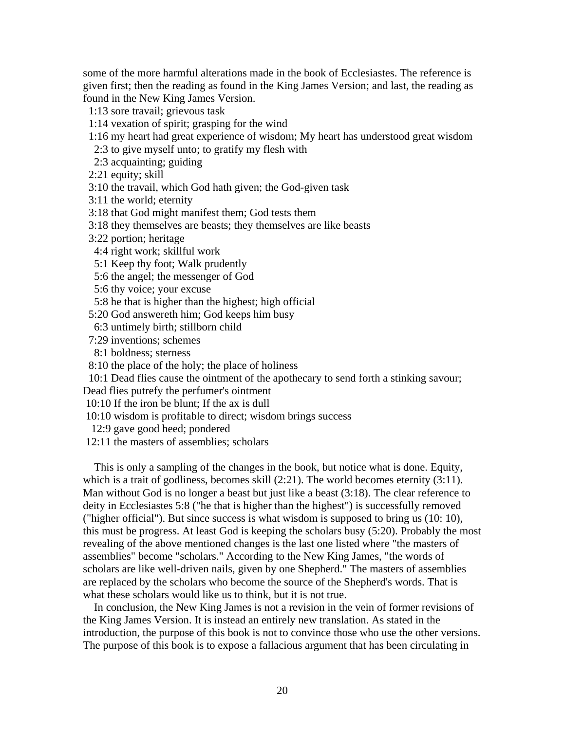some of the more harmful alterations made in the book of Ecclesiastes. The reference is given first; then the reading as found in the King James Version; and last, the reading as found in the New King James Version.

1:13 sore travail; grievous task
1:14 vexation of spirit; grasping for the wind
1:16 my heart had great experience of wisdom; My heart has understood great wisdom
2:3 to give myself unto; to gratify my flesh with
2:3 acquainting; guiding
2:21 equity; skill
3:10 the travail, which God hath given; the God-given task
3:11 the world; eternity
3:18 that God might manifest them; God tests them
3:18 they themselves are beasts; they themselves are like beasts
3:22 portion; heritage
4:4 right work; skillful work
5:1 Keep thy foot; Walk prudently
5:6 the angel; the messenger of God
5:6 thy voice; your excuse
5:8 he that is higher than the highest; high official
5:20 God answereth him; God keeps him busy
6:3 untimely birth; stillborn child
7:29 inventions; schemes
8:1 boldness; sterness
8:10 the place of the holy; the place of holiness
10:1 Dead flies cause the ointment of the apothecary to send forth a stinking savour; Dead flies putrefy the perfumer's ointment
10:10 If the iron be blunt; If the ax is dull
10:10 wisdom is profitable to direct; wisdom brings success
12:9 gave good heed; pondered
12:11 the masters of assemblies; scholars

This is only a sampling of the changes in the book, but notice what is done. Equity, which is a trait of godliness, becomes skill (2:21). The world becomes eternity (3:11). Man without God is no longer a beast but just like a beast (3:18). The clear reference to deity in Ecclesiastes 5:8 ("he that is higher than the highest") is successfully removed ("higher official"). But since success is what wisdom is supposed to bring us (10: 10), this must be progress. At least God is keeping the scholars busy (5:20). Probably the most revealing of the above mentioned changes is the last one listed where "the masters of assemblies" become "scholars." According to the New King James, "the words of scholars are like well-driven nails, given by one Shepherd." The masters of assemblies are replaced by the scholars who become the source of the Shepherd's words. That is what these scholars would like us to think, but it is not true.

In conclusion, the New King James is not a revision in the vein of former revisions of the King James Version. It is instead an entirely new translation. As stated in the introduction, the purpose of this book is not to convince those who use the other versions. The purpose of this book is to expose a fallacious argument that has been circulating in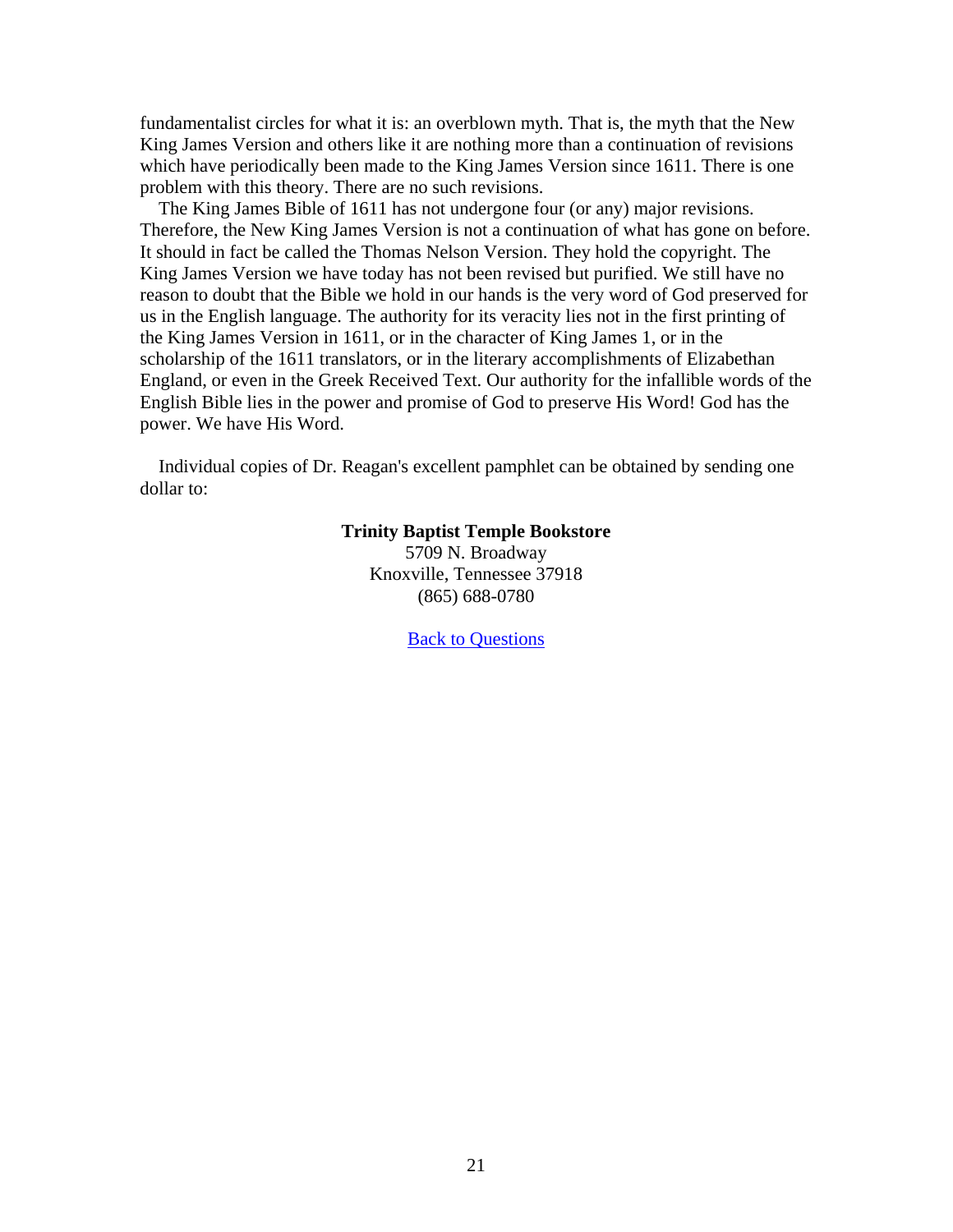fundamentalist circles for what it is: an overblown myth. That is, the myth that the New King James Version and others like it are nothing more than a continuation of revisions which have periodically been made to the King James Version since 1611. There is one problem with this theory. There are no such revisions.

The King James Bible of 1611 has not undergone four (or any) major revisions. Therefore, the New King James Version is not a continuation of what has gone on before. It should in fact be called the Thomas Nelson Version. They hold the copyright. The King James Version we have today has not been revised but purified. We still have no reason to doubt that the Bible we hold in our hands is the very word of God preserved for us in the English language. The authority for its veracity lies not in the first printing of the King James Version in 1611, or in the character of King James 1, or in the scholarship of the 1611 translators, or in the literary accomplishments of Elizabethan England, or even in the Greek Received Text. Our authority for the infallible words of the English Bible lies in the power and promise of God to preserve His Word! God has the power. We have His Word.

Individual copies of Dr. Reagan's excellent pamphlet can be obtained by sending one dollar to:

**Trinity Baptist Temple Bookstore**
5709 N. Broadway
Knoxville, Tennessee 37918
(865) 688-0780

Back to Questions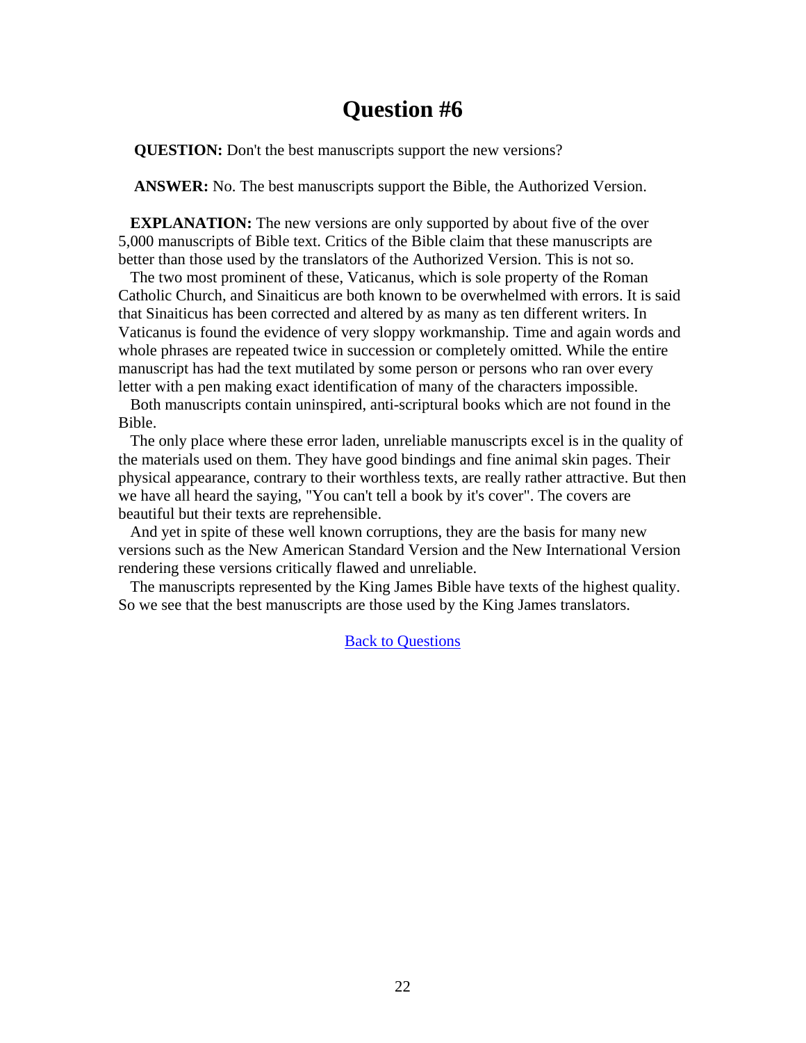# Question #6

**QUESTION:** Don't the best manuscripts support the new versions?

**ANSWER:** No. The best manuscripts support the Bible, the Authorized Version.

**EXPLANATION:** The new versions are only supported by about five of the over 5,000 manuscripts of Bible text. Critics of the Bible claim that these manuscripts are better than those used by the translators of the Authorized Version. This is not so.

The two most prominent of these, Vaticanus, which is sole property of the Roman Catholic Church, and Sinaiticus are both known to be overwhelmed with errors. It is said that Sinaiticus has been corrected and altered by as many as ten different writers. In Vaticanus is found the evidence of very sloppy workmanship. Time and again words and whole phrases are repeated twice in succession or completely omitted. While the entire manuscript has had the text mutilated by some person or persons who ran over every letter with a pen making exact identification of many of the characters impossible.

Both manuscripts contain uninspired, anti-scriptural books which are not found in the Bible.

The only place where these error laden, unreliable manuscripts excel is in the quality of the materials used on them. They have good bindings and fine animal skin pages. Their physical appearance, contrary to their worthless texts, are really rather attractive. But then we have all heard the saying, "You can't tell a book by it's cover". The covers are beautiful but their texts are reprehensible.

And yet in spite of these well known corruptions, they are the basis for many new versions such as the New American Standard Version and the New International Version rendering these versions critically flawed and unreliable.

The manuscripts represented by the King James Bible have texts of the highest quality. So we see that the best manuscripts are those used by the King James translators.

[Back to Questions]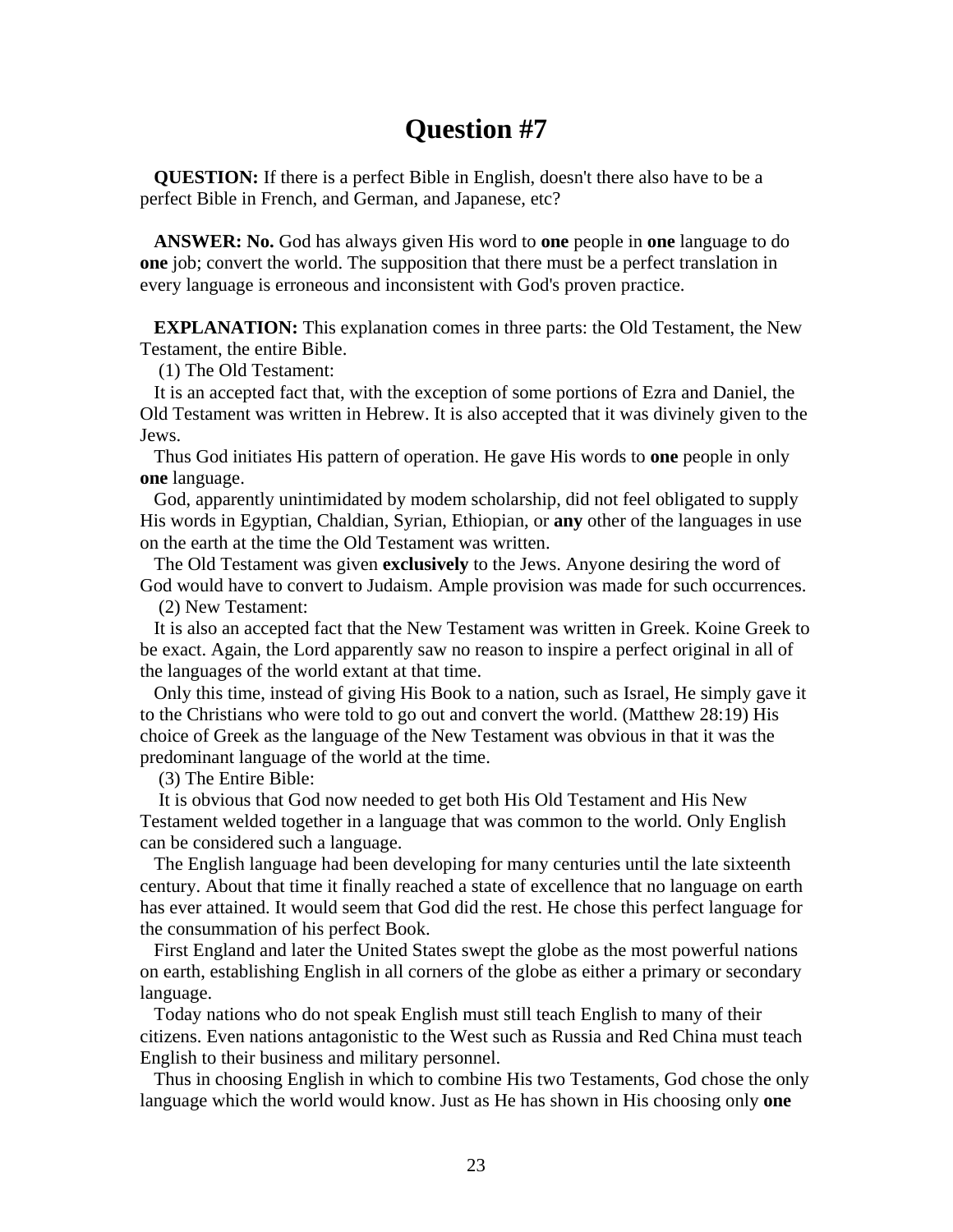# Question #7

**QUESTION:** If there is a perfect Bible in English, doesn't there also have to be a perfect Bible in French, and German, and Japanese, etc?

**ANSWER: No.** God has always given His word to **one** people in **one** language to do **one** job; convert the world. The supposition that there must be a perfect translation in every language is erroneous and inconsistent with God's proven practice.

**EXPLANATION:** This explanation comes in three parts: the Old Testament, the New Testament, the entire Bible.

(1) The Old Testament:

It is an accepted fact that, with the exception of some portions of Ezra and Daniel, the Old Testament was written in Hebrew. It is also accepted that it was divinely given to the Jews.

Thus God initiates His pattern of operation. He gave His words to **one** people in only **one** language.

God, apparently unintimidated by modem scholarship, did not feel obligated to supply His words in Egyptian, Chaldian, Syrian, Ethiopian, or **any** other of the languages in use on the earth at the time the Old Testament was written.

The Old Testament was given **exclusively** to the Jews. Anyone desiring the word of God would have to convert to Judaism. Ample provision was made for such occurrences.

(2) New Testament:

It is also an accepted fact that the New Testament was written in Greek. Koine Greek to be exact. Again, the Lord apparently saw no reason to inspire a perfect original in all of the languages of the world extant at that time.

Only this time, instead of giving His Book to a nation, such as Israel, He simply gave it to the Christians who were told to go out and convert the world. (Matthew 28:19) His choice of Greek as the language of the New Testament was obvious in that it was the predominant language of the world at the time.

(3) The Entire Bible:

It is obvious that God now needed to get both His Old Testament and His New Testament welded together in a language that was common to the world. Only English can be considered such a language.

The English language had been developing for many centuries until the late sixteenth century. About that time it finally reached a state of excellence that no language on earth has ever attained. It would seem that God did the rest. He chose this perfect language for the consummation of his perfect Book.

First England and later the United States swept the globe as the most powerful nations on earth, establishing English in all corners of the globe as either a primary or secondary language.

Today nations who do not speak English must still teach English to many of their citizens. Even nations antagonistic to the West such as Russia and Red China must teach English to their business and military personnel.

Thus in choosing English in which to combine His two Testaments, God chose the only language which the world would know. Just as He has shown in His choosing only **one**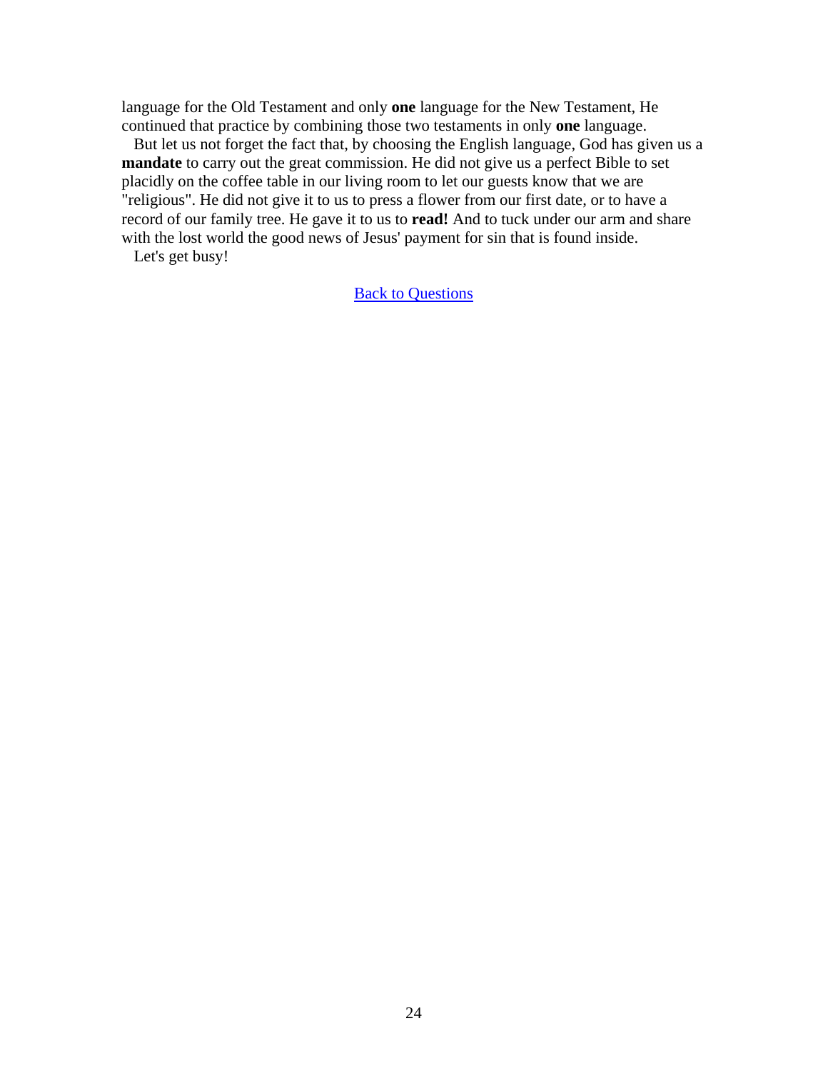language for the Old Testament and only **one** language for the New Testament, He continued that practice by combining those two testaments in only **one** language.

But let us not forget the fact that, by choosing the English language, God has given us a **mandate** to carry out the great commission. He did not give us a perfect Bible to set placidly on the coffee table in our living room to let our guests know that we are "religious". He did not give it to us to press a flower from our first date, or to have a record of our family tree. He gave it to us to **read!** And to tuck under our arm and share with the lost world the good news of Jesus' payment for sin that is found inside.

Let's get busy!

Back to Questions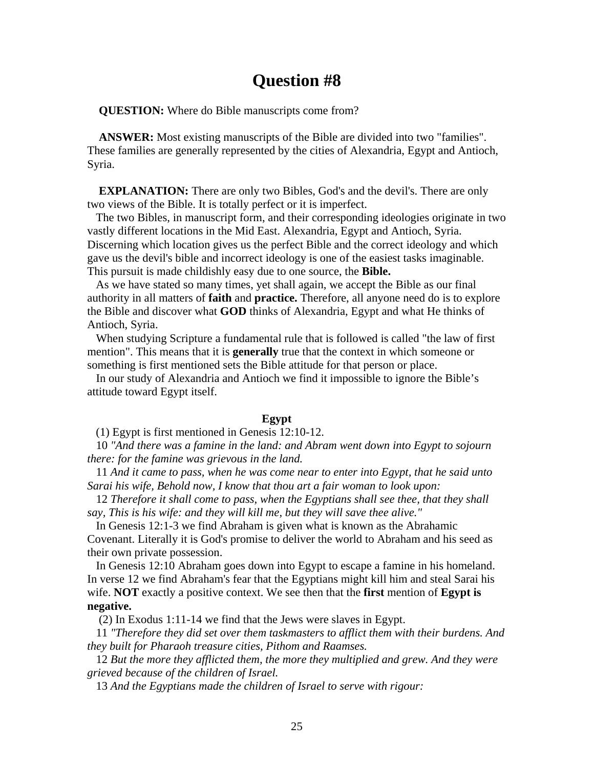# Question #8

**QUESTION:** Where do Bible manuscripts come from?

**ANSWER:** Most existing manuscripts of the Bible are divided into two "families". These families are generally represented by the cities of Alexandria, Egypt and Antioch, Syria.

**EXPLANATION:** There are only two Bibles, God's and the devil's. There are only two views of the Bible. It is totally perfect or it is imperfect.

The two Bibles, in manuscript form, and their corresponding ideologies originate in two vastly different locations in the Mid East. Alexandria, Egypt and Antioch, Syria. Discerning which location gives us the perfect Bible and the correct ideology and which gave us the devil's bible and incorrect ideology is one of the easiest tasks imaginable. This pursuit is made childishly easy due to one source, the **Bible.**

As we have stated so many times, yet shall again, we accept the Bible as our final authority in all matters of **faith** and **practice.** Therefore, all anyone need do is to explore the Bible and discover what **GOD** thinks of Alexandria, Egypt and what He thinks of Antioch, Syria.

When studying Scripture a fundamental rule that is followed is called "the law of first mention". This means that it is **generally** true that the context in which someone or something is first mentioned sets the Bible attitude for that person or place.

In our study of Alexandria and Antioch we find it impossible to ignore the Bible's attitude toward Egypt itself.

**Egypt**

(1) Egypt is first mentioned in Genesis 12:10-12.

10 *"And there was a famine in the land: and Abram went down into Egypt to sojourn there: for the famine was grievous in the land.*

11 *And it came to pass, when he was come near to enter into Egypt, that he said unto Sarai his wife, Behold now, I know that thou art a fair woman to look upon:*

12 *Therefore it shall come to pass, when the Egyptians shall see thee, that they shall say, This is his wife: and they will kill me, but they will save thee alive."*

In Genesis 12:1-3 we find Abraham is given what is known as the Abrahamic Covenant. Literally it is God's promise to deliver the world to Abraham and his seed as their own private possession.

In Genesis 12:10 Abraham goes down into Egypt to escape a famine in his homeland. In verse 12 we find Abraham's fear that the Egyptians might kill him and steal Sarai his wife. **NOT** exactly a positive context. We see then that the **first** mention of **Egypt is negative.**

(2) In Exodus 1:11-14 we find that the Jews were slaves in Egypt.

11 *"Therefore they did set over them taskmasters to afflict them with their burdens. And they built for Pharaoh treasure cities, Pithom and Raamses.*

12 *But the more they afflicted them, the more they multiplied and grew. And they were grieved because of the children of Israel.*

13 *And the Egyptians made the children of Israel to serve with rigour:*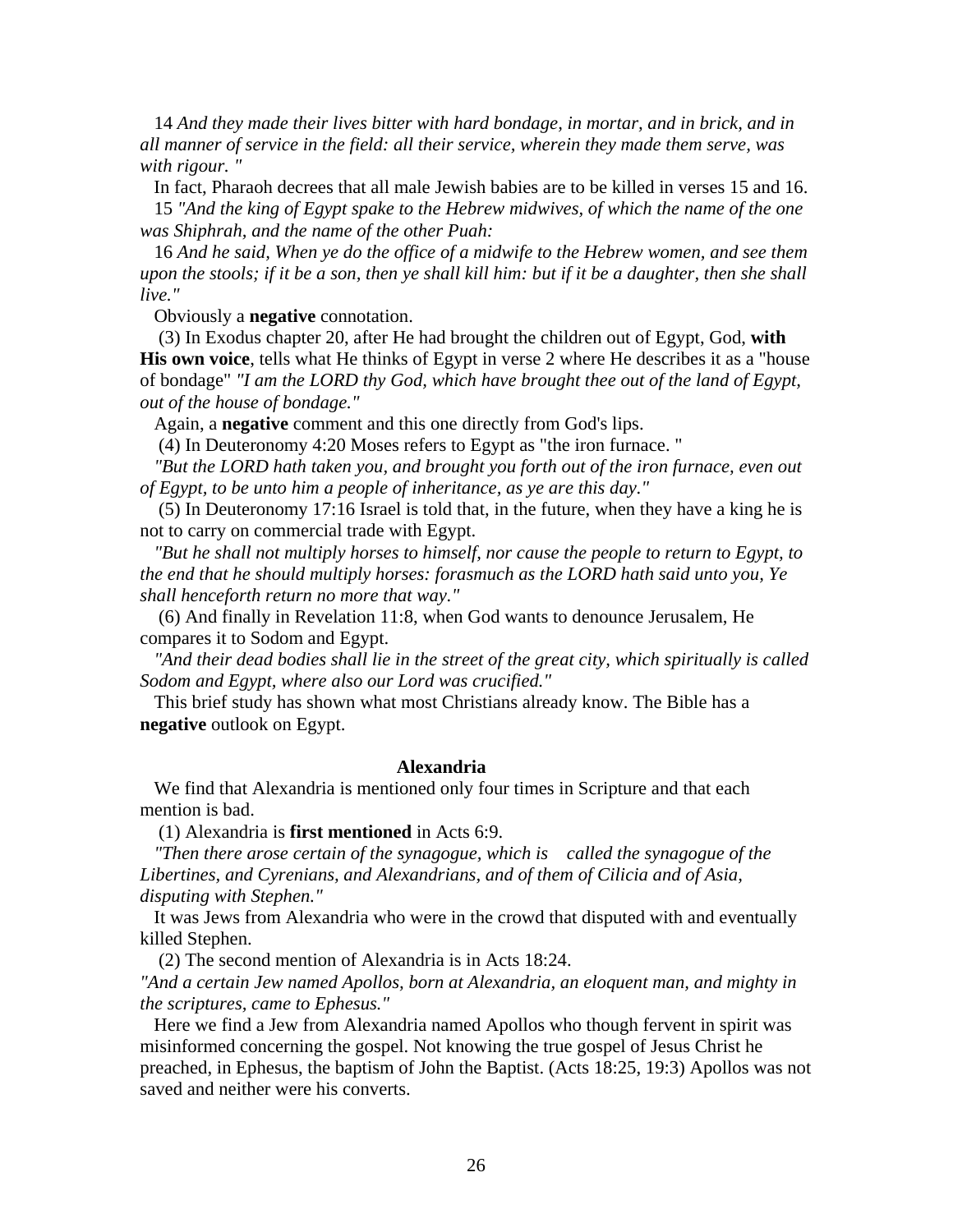14 *And they made their lives bitter with hard bondage, in mortar, and in brick, and in all manner of service in the field: all their service, wherein they made them serve, was with rigour. "*

In fact, Pharaoh decrees that all male Jewish babies are to be killed in verses 15 and 16.

15 *"And the king of Egypt spake to the Hebrew midwives, of which the name of the one was Shiphrah, and the name of the other Puah:*

16 *And he said, When ye do the office of a midwife to the Hebrew women, and see them upon the stools; if it be a son, then ye shall kill him: but if it be a daughter, then she shall live."*

Obviously a **negative** connotation.

(3) In Exodus chapter 20, after He had brought the children out of Egypt, God, **with His own voice**, tells what He thinks of Egypt in verse 2 where He describes it as a "house of bondage" *"I am the LORD thy God, which have brought thee out of the land of Egypt, out of the house of bondage."*

Again, a **negative** comment and this one directly from God's lips.

(4) In Deuteronomy 4:20 Moses refers to Egypt as "the iron furnace. "

*"But the LORD hath taken you, and brought you forth out of the iron furnace, even out of Egypt, to be unto him a people of inheritance, as ye are this day."*

(5) In Deuteronomy 17:16 Israel is told that, in the future, when they have a king he is not to carry on commercial trade with Egypt.

*"But he shall not multiply horses to himself, nor cause the people to return to Egypt, to the end that he should multiply horses: forasmuch as the LORD hath said unto you, Ye shall henceforth return no more that way."*

(6) And finally in Revelation 11:8, when God wants to denounce Jerusalem, He compares it to Sodom and Egypt.

*"And their dead bodies shall lie in the street of the great city, which spiritually is called Sodom and Egypt, where also our Lord was crucified."*

This brief study has shown what most Christians already know. The Bible has a **negative** outlook on Egypt.

## Alexandria

We find that Alexandria is mentioned only four times in Scripture and that each mention is bad.

(1) Alexandria is **first mentioned** in Acts 6:9.

*"Then there arose certain of the synagogue, which is called the synagogue of the Libertines, and Cyrenians, and Alexandrians, and of them of Cilicia and of Asia, disputing with Stephen."*

It was Jews from Alexandria who were in the crowd that disputed with and eventually killed Stephen.

(2) The second mention of Alexandria is in Acts 18:24.

*"And a certain Jew named Apollos, born at Alexandria, an eloquent man, and mighty in the scriptures, came to Ephesus."*

Here we find a Jew from Alexandria named Apollos who though fervent in spirit was misinformed concerning the gospel. Not knowing the true gospel of Jesus Christ he preached, in Ephesus, the baptism of John the Baptist. (Acts 18:25, 19:3) Apollos was not saved and neither were his converts.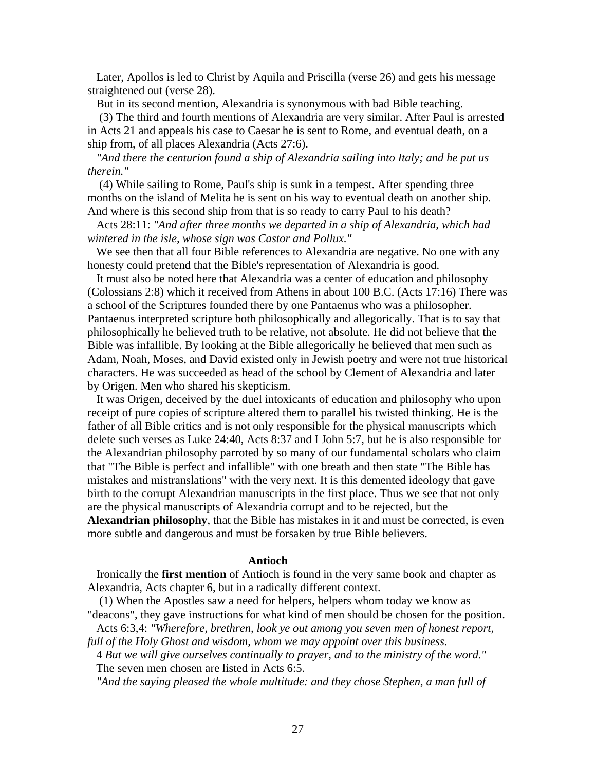Later, Apollos is led to Christ by Aquila and Priscilla (verse 26) and gets his message straightened out (verse 28).

But in its second mention, Alexandria is synonymous with bad Bible teaching.

(3) The third and fourth mentions of Alexandria are very similar. After Paul is arrested in Acts 21 and appeals his case to Caesar he is sent to Rome, and eventual death, on a ship from, of all places Alexandria (Acts 27:6).

*"And there the centurion found a ship of Alexandria sailing into Italy; and he put us therein."*

(4) While sailing to Rome, Paul's ship is sunk in a tempest. After spending three months on the island of Melita he is sent on his way to eventual death on another ship. And where is this second ship from that is so ready to carry Paul to his death?

Acts 28:11: *"And after three months we departed in a ship of Alexandria, which had wintered in the isle, whose sign was Castor and Pollux."*

We see then that all four Bible references to Alexandria are negative. No one with any honesty could pretend that the Bible's representation of Alexandria is good.

It must also be noted here that Alexandria was a center of education and philosophy (Colossians 2:8) which it received from Athens in about 100 B.C. (Acts 17:16) There was a school of the Scriptures founded there by one Pantaenus who was a philosopher. Pantaenus interpreted scripture both philosophically and allegorically. That is to say that philosophically he believed truth to be relative, not absolute. He did not believe that the Bible was infallible. By looking at the Bible allegorically he believed that men such as Adam, Noah, Moses, and David existed only in Jewish poetry and were not true historical characters. He was succeeded as head of the school by Clement of Alexandria and later by Origen. Men who shared his skepticism.

It was Origen, deceived by the duel intoxicants of education and philosophy who upon receipt of pure copies of scripture altered them to parallel his twisted thinking. He is the father of all Bible critics and is not only responsible for the physical manuscripts which delete such verses as Luke 24:40, Acts 8:37 and I John 5:7, but he is also responsible for the Alexandrian philosophy parroted by so many of our fundamental scholars who claim that "The Bible is perfect and infallible" with one breath and then state "The Bible has mistakes and mistranslations" with the very next. It is this demented ideology that gave birth to the corrupt Alexandrian manuscripts in the first place. Thus we see that not only are the physical manuscripts of Alexandria corrupt and to be rejected, but the **Alexandrian philosophy**, that the Bible has mistakes in it and must be corrected, is even more subtle and dangerous and must be forsaken by true Bible believers.

### Antioch

Ironically the **first mention** of Antioch is found in the very same book and chapter as Alexandria, Acts chapter 6, but in a radically different context.

(1) When the Apostles saw a need for helpers, helpers whom today we know as "deacons", they gave instructions for what kind of men should be chosen for the position.

Acts 6:3,4: *"Wherefore, brethren, look ye out among you seven men of honest report, full of the Holy Ghost and wisdom, whom we may appoint over this business.*

4 *But we will give ourselves continually to prayer, and to the ministry of the word."*

The seven men chosen are listed in Acts 6:5.

*"And the saying pleased the whole multitude: and they chose Stephen, a man full of*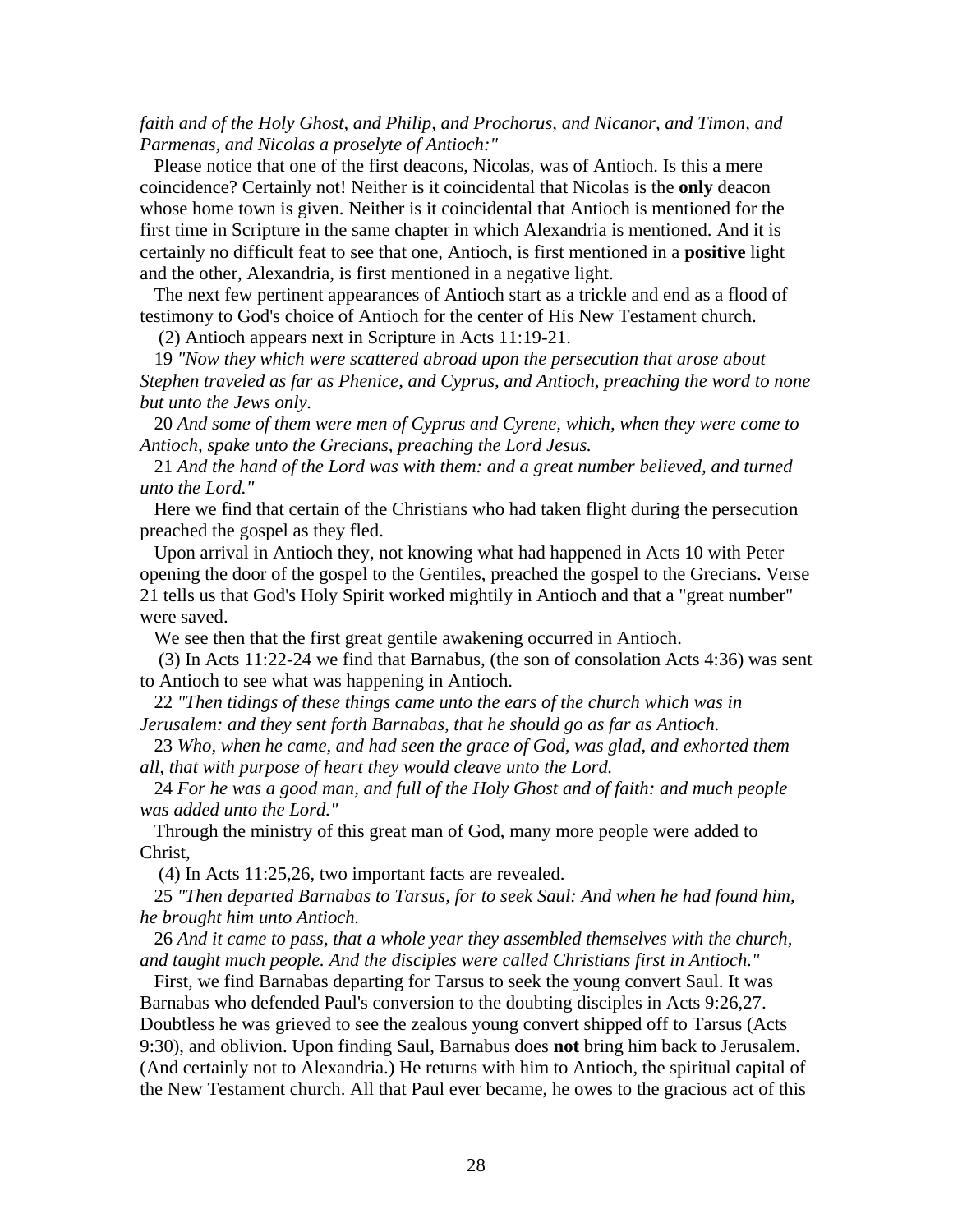*faith and of the Holy Ghost, and Philip, and Prochorus, and Nicanor, and Timon, and Parmenas, and Nicolas a proselyte of Antioch:"*

Please notice that one of the first deacons, Nicolas, was of Antioch. Is this a mere coincidence? Certainly not! Neither is it coincidental that Nicolas is the **only** deacon whose home town is given. Neither is it coincidental that Antioch is mentioned for the first time in Scripture in the same chapter in which Alexandria is mentioned. And it is certainly no difficult feat to see that one, Antioch, is first mentioned in a **positive** light and the other, Alexandria, is first mentioned in a negative light.

The next few pertinent appearances of Antioch start as a trickle and end as a flood of testimony to God's choice of Antioch for the center of His New Testament church.

(2) Antioch appears next in Scripture in Acts 11:19-21.

19 *"Now they which were scattered abroad upon the persecution that arose about Stephen traveled as far as Phenice, and Cyprus, and Antioch, preaching the word to none but unto the Jews only.*

20 *And some of them were men of Cyprus and Cyrene, which, when they were come to Antioch, spake unto the Grecians, preaching the Lord Jesus.*

21 *And the hand of the Lord was with them: and a great number believed, and turned unto the Lord."*

Here we find that certain of the Christians who had taken flight during the persecution preached the gospel as they fled.

Upon arrival in Antioch they, not knowing what had happened in Acts 10 with Peter opening the door of the gospel to the Gentiles, preached the gospel to the Grecians. Verse 21 tells us that God's Holy Spirit worked mightily in Antioch and that a "great number" were saved.

We see then that the first great gentile awakening occurred in Antioch.

(3) In Acts 11:22-24 we find that Barnabus, (the son of consolation Acts 4:36) was sent to Antioch to see what was happening in Antioch.

22 *"Then tidings of these things came unto the ears of the church which was in Jerusalem: and they sent forth Barnabas, that he should go as far as Antioch.*

23 *Who, when he came, and had seen the grace of God, was glad, and exhorted them all, that with purpose of heart they would cleave unto the Lord.*

24 *For he was a good man, and full of the Holy Ghost and of faith: and much people was added unto the Lord."*

Through the ministry of this great man of God, many more people were added to Christ,

(4) In Acts 11:25,26, two important facts are revealed.

25 *"Then departed Barnabas to Tarsus, for to seek Saul: And when he had found him, he brought him unto Antioch.*

26 *And it came to pass, that a whole year they assembled themselves with the church, and taught much people. And the disciples were called Christians first in Antioch."*

First, we find Barnabas departing for Tarsus to seek the young convert Saul. It was Barnabas who defended Paul's conversion to the doubting disciples in Acts 9:26,27. Doubtless he was grieved to see the zealous young convert shipped off to Tarsus (Acts 9:30), and oblivion. Upon finding Saul, Barnabus does **not** bring him back to Jerusalem. (And certainly not to Alexandria.) He returns with him to Antioch, the spiritual capital of the New Testament church. All that Paul ever became, he owes to the gracious act of this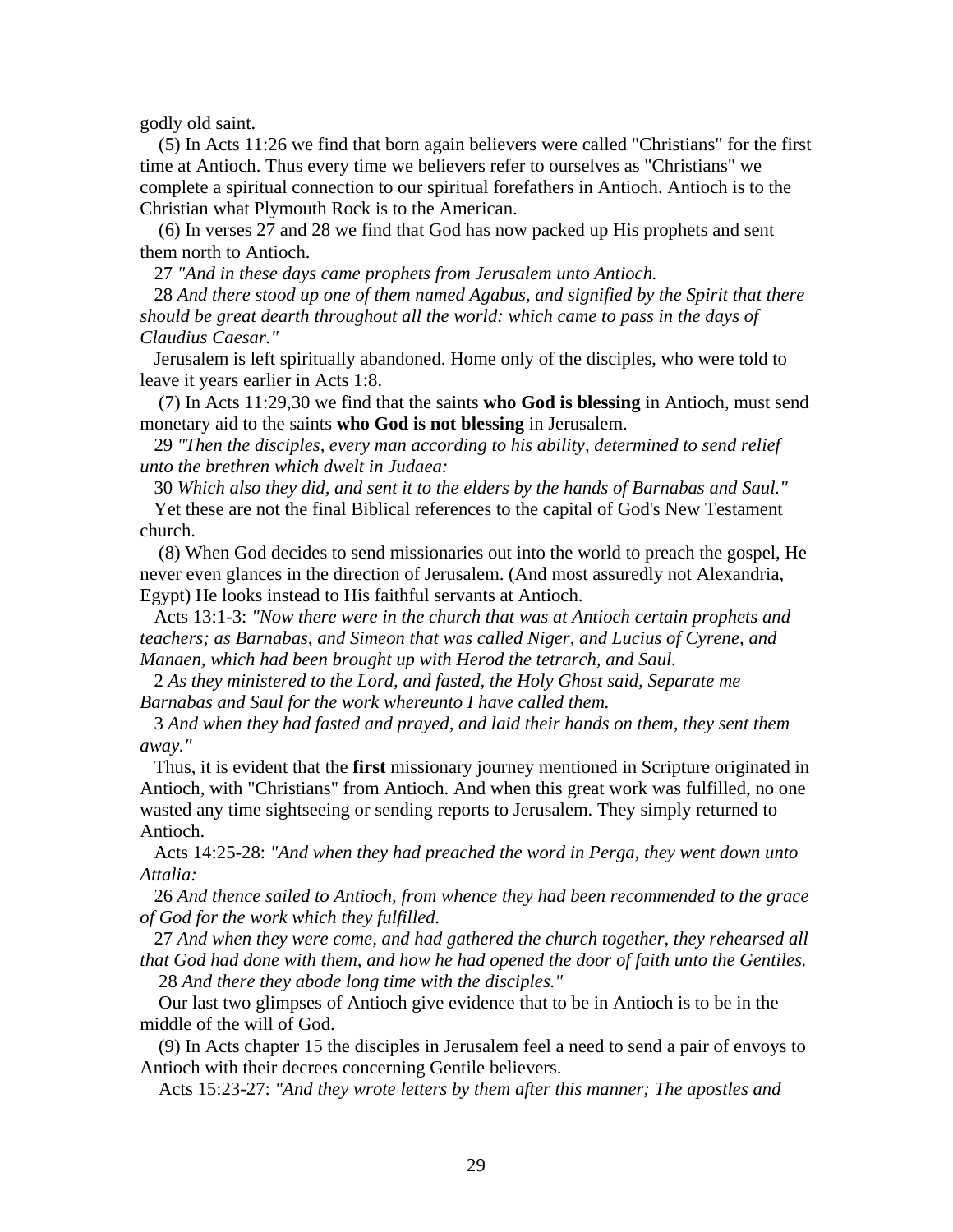godly old saint.

(5) In Acts 11:26 we find that born again believers were called "Christians" for the first time at Antioch. Thus every time we believers refer to ourselves as "Christians" we complete a spiritual connection to our spiritual forefathers in Antioch. Antioch is to the Christian what Plymouth Rock is to the American.

(6) In verses 27 and 28 we find that God has now packed up His prophets and sent them north to Antioch.

27 *"And in these days came prophets from Jerusalem unto Antioch.*

28 *And there stood up one of them named Agabus, and signified by the Spirit that there should be great dearth throughout all the world: which came to pass in the days of Claudius Caesar."*

Jerusalem is left spiritually abandoned. Home only of the disciples, who were told to leave it years earlier in Acts 1:8.

(7) In Acts 11:29,30 we find that the saints **who God is blessing** in Antioch, must send monetary aid to the saints **who God is not blessing** in Jerusalem.

29 *"Then the disciples, every man according to his ability, determined to send relief unto the brethren which dwelt in Judaea:*

30 *Which also they did, and sent it to the elders by the hands of Barnabas and Saul."*

Yet these are not the final Biblical references to the capital of God's New Testament church.

(8) When God decides to send missionaries out into the world to preach the gospel, He never even glances in the direction of Jerusalem. (And most assuredly not Alexandria, Egypt) He looks instead to His faithful servants at Antioch.

Acts 13:1-3: *"Now there were in the church that was at Antioch certain prophets and teachers; as Barnabas, and Simeon that was called Niger, and Lucius of Cyrene, and Manaen, which had been brought up with Herod the tetrarch, and Saul.*

2 *As they ministered to the Lord, and fasted, the Holy Ghost said, Separate me Barnabas and Saul for the work whereunto I have called them.*

3 *And when they had fasted and prayed, and laid their hands on them, they sent them away."*

Thus, it is evident that the **first** missionary journey mentioned in Scripture originated in Antioch, with "Christians" from Antioch. And when this great work was fulfilled, no one wasted any time sightseeing or sending reports to Jerusalem. They simply returned to Antioch.

Acts 14:25-28: *"And when they had preached the word in Perga, they went down unto Attalia:*

26 *And thence sailed to Antioch, from whence they had been recommended to the grace of God for the work which they fulfilled.*

27 *And when they were come, and had gathered the church together, they rehearsed all that God had done with them, and how he had opened the door of faith unto the Gentiles.*

28 *And there they abode long time with the disciples."*

Our last two glimpses of Antioch give evidence that to be in Antioch is to be in the middle of the will of God.

(9) In Acts chapter 15 the disciples in Jerusalem feel a need to send a pair of envoys to Antioch with their decrees concerning Gentile believers.

Acts 15:23-27: *"And they wrote letters by them after this manner; The apostles and*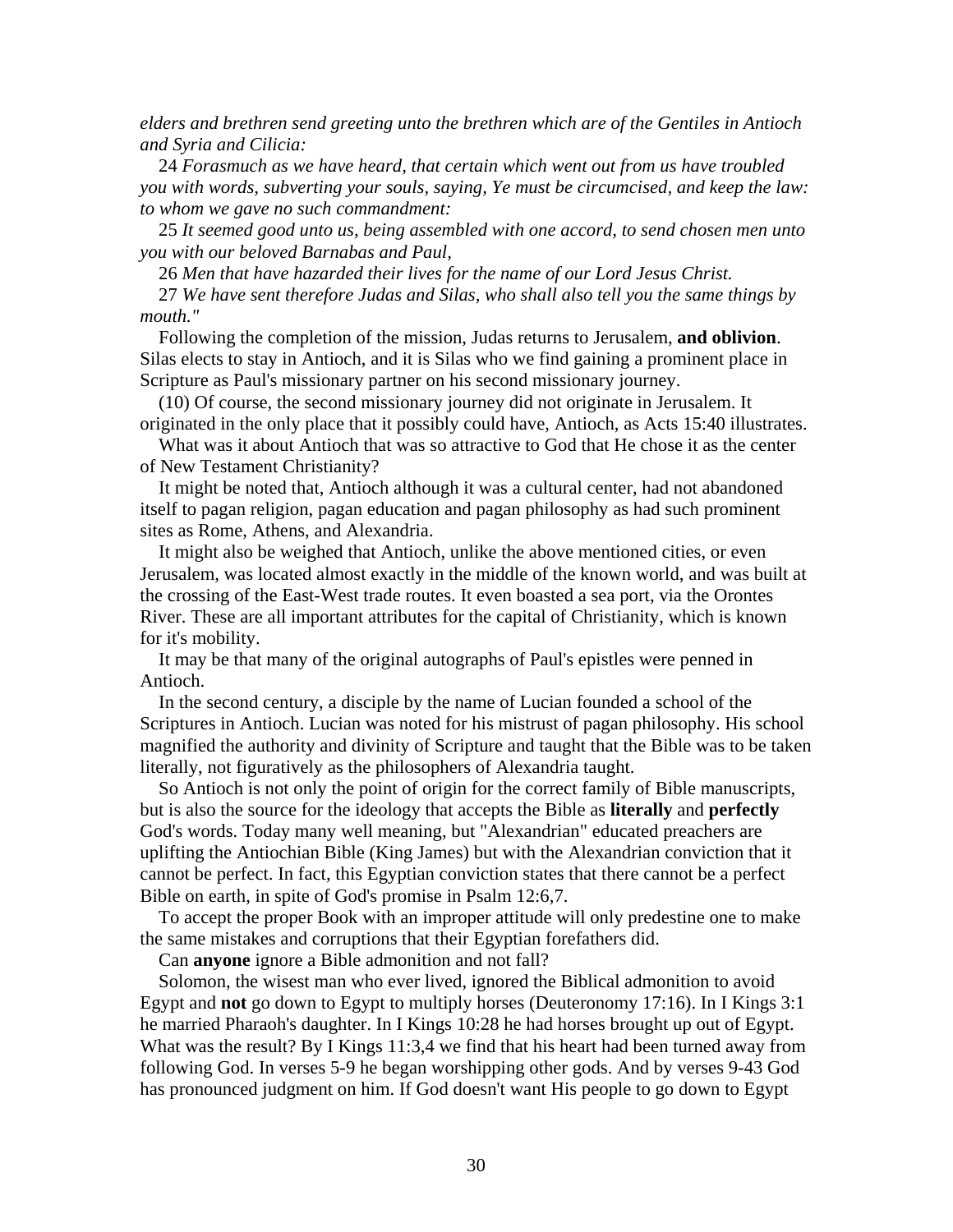*elders and brethren send greeting unto the brethren which are of the Gentiles in Antioch and Syria and Cilicia:*

24 *Forasmuch as we have heard, that certain which went out from us have troubled you with words, subverting your souls, saying, Ye must be circumcised, and keep the law: to whom we gave no such commandment:*

25 *It seemed good unto us, being assembled with one accord, to send chosen men unto you with our beloved Barnabas and Paul,*

26 *Men that have hazarded their lives for the name of our Lord Jesus Christ.*

27 *We have sent therefore Judas and Silas, who shall also tell you the same things by mouth."*

Following the completion of the mission, Judas returns to Jerusalem, **and oblivion**. Silas elects to stay in Antioch, and it is Silas who we find gaining a prominent place in Scripture as Paul's missionary partner on his second missionary journey.

(10) Of course, the second missionary journey did not originate in Jerusalem. It originated in the only place that it possibly could have, Antioch, as Acts 15:40 illustrates.

What was it about Antioch that was so attractive to God that He chose it as the center of New Testament Christianity?

It might be noted that, Antioch although it was a cultural center, had not abandoned itself to pagan religion, pagan education and pagan philosophy as had such prominent sites as Rome, Athens, and Alexandria.

It might also be weighed that Antioch, unlike the above mentioned cities, or even Jerusalem, was located almost exactly in the middle of the known world, and was built at the crossing of the East-West trade routes. It even boasted a sea port, via the Orontes River. These are all important attributes for the capital of Christianity, which is known for it's mobility.

It may be that many of the original autographs of Paul's epistles were penned in Antioch.

In the second century, a disciple by the name of Lucian founded a school of the Scriptures in Antioch. Lucian was noted for his mistrust of pagan philosophy. His school magnified the authority and divinity of Scripture and taught that the Bible was to be taken literally, not figuratively as the philosophers of Alexandria taught.

So Antioch is not only the point of origin for the correct family of Bible manuscripts, but is also the source for the ideology that accepts the Bible as **literally** and **perfectly** God's words. Today many well meaning, but "Alexandrian" educated preachers are uplifting the Antiochian Bible (King James) but with the Alexandrian conviction that it cannot be perfect. In fact, this Egyptian conviction states that there cannot be a perfect Bible on earth, in spite of God's promise in Psalm 12:6,7.

To accept the proper Book with an improper attitude will only predestine one to make the same mistakes and corruptions that their Egyptian forefathers did.

Can **anyone** ignore a Bible admonition and not fall?

Solomon, the wisest man who ever lived, ignored the Biblical admonition to avoid Egypt and **not** go down to Egypt to multiply horses (Deuteronomy 17:16). In I Kings 3:1 he married Pharaoh's daughter. In I Kings 10:28 he had horses brought up out of Egypt. What was the result? By I Kings 11:3,4 we find that his heart had been turned away from following God. In verses 5-9 he began worshipping other gods. And by verses 9-43 God has pronounced judgment on him. If God doesn't want His people to go down to Egypt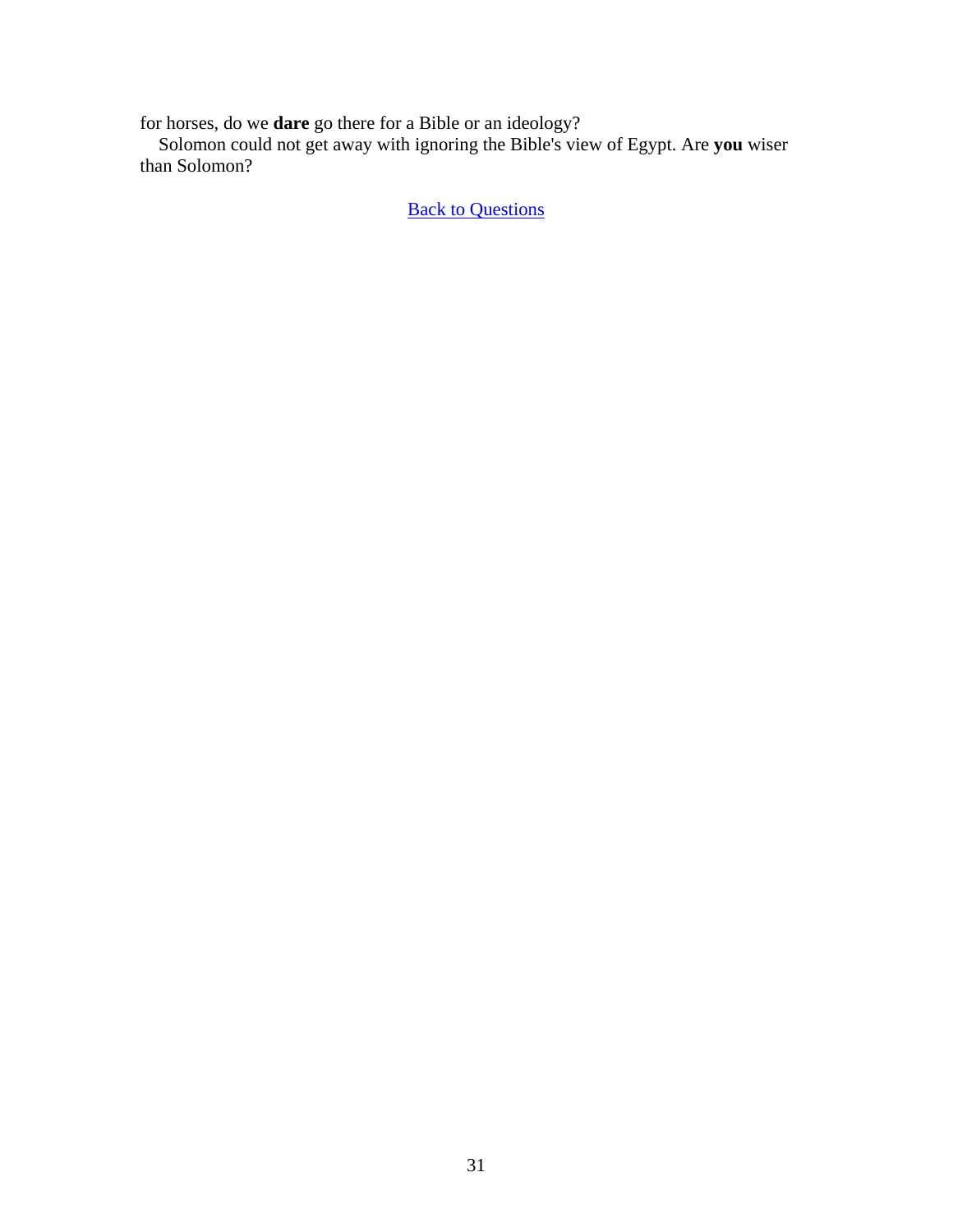for horses, do we **dare** go there for a Bible or an ideology?

Solomon could not get away with ignoring the Bible's view of Egypt. Are **you** wiser than Solomon?

Back to Questions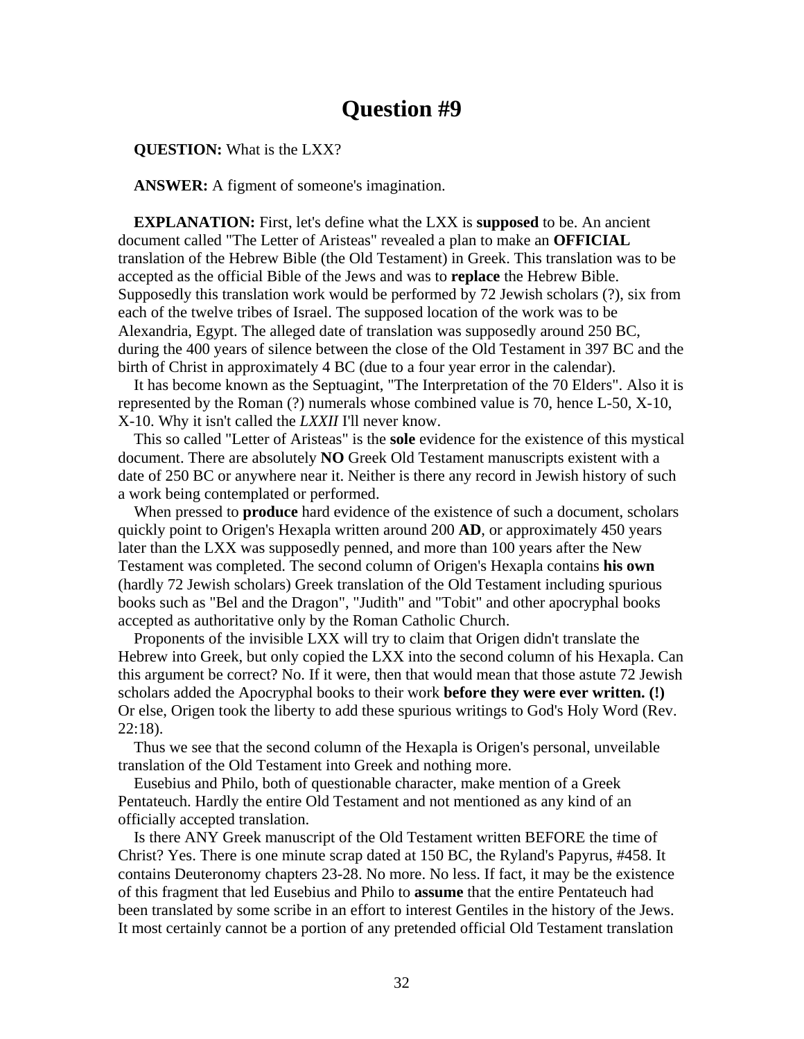# Question #9

**QUESTION:** What is the LXX?

**ANSWER:** A figment of someone's imagination.

**EXPLANATION:** First, let's define what the LXX is **supposed** to be. An ancient document called "The Letter of Aristeas" revealed a plan to make an **OFFICIAL** translation of the Hebrew Bible (the Old Testament) in Greek. This translation was to be accepted as the official Bible of the Jews and was to **replace** the Hebrew Bible. Supposedly this translation work would be performed by 72 Jewish scholars (?), six from each of the twelve tribes of Israel. The supposed location of the work was to be Alexandria, Egypt. The alleged date of translation was supposedly around 250 BC, during the 400 years of silence between the close of the Old Testament in 397 BC and the birth of Christ in approximately 4 BC (due to a four year error in the calendar).

It has become known as the Septuagint, "The Interpretation of the 70 Elders". Also it is represented by the Roman (?) numerals whose combined value is 70, hence L-50, X-10, X-10. Why it isn't called the *LXXII* I'll never know.

This so called "Letter of Aristeas" is the **sole** evidence for the existence of this mystical document. There are absolutely **NO** Greek Old Testament manuscripts existent with a date of 250 BC or anywhere near it. Neither is there any record in Jewish history of such a work being contemplated or performed.

When pressed to **produce** hard evidence of the existence of such a document, scholars quickly point to Origen's Hexapla written around 200 **AD**, or approximately 450 years later than the LXX was supposedly penned, and more than 100 years after the New Testament was completed. The second column of Origen's Hexapla contains **his own** (hardly 72 Jewish scholars) Greek translation of the Old Testament including spurious books such as "Bel and the Dragon", "Judith" and "Tobit" and other apocryphal books accepted as authoritative only by the Roman Catholic Church.

Proponents of the invisible LXX will try to claim that Origen didn't translate the Hebrew into Greek, but only copied the LXX into the second column of his Hexapla. Can this argument be correct? No. If it were, then that would mean that those astute 72 Jewish scholars added the Apocryphal books to their work **before they were ever written. (!)** Or else, Origen took the liberty to add these spurious writings to God's Holy Word (Rev. 22:18).

Thus we see that the second column of the Hexapla is Origen's personal, unveilable translation of the Old Testament into Greek and nothing more.

Eusebius and Philo, both of questionable character, make mention of a Greek Pentateuch. Hardly the entire Old Testament and not mentioned as any kind of an officially accepted translation.

Is there ANY Greek manuscript of the Old Testament written BEFORE the time of Christ? Yes. There is one minute scrap dated at 150 BC, the Ryland's Papyrus, #458. It contains Deuteronomy chapters 23-28. No more. No less. If fact, it may be the existence of this fragment that led Eusebius and Philo to **assume** that the entire Pentateuch had been translated by some scribe in an effort to interest Gentiles in the history of the Jews. It most certainly cannot be a portion of any pretended official Old Testament translation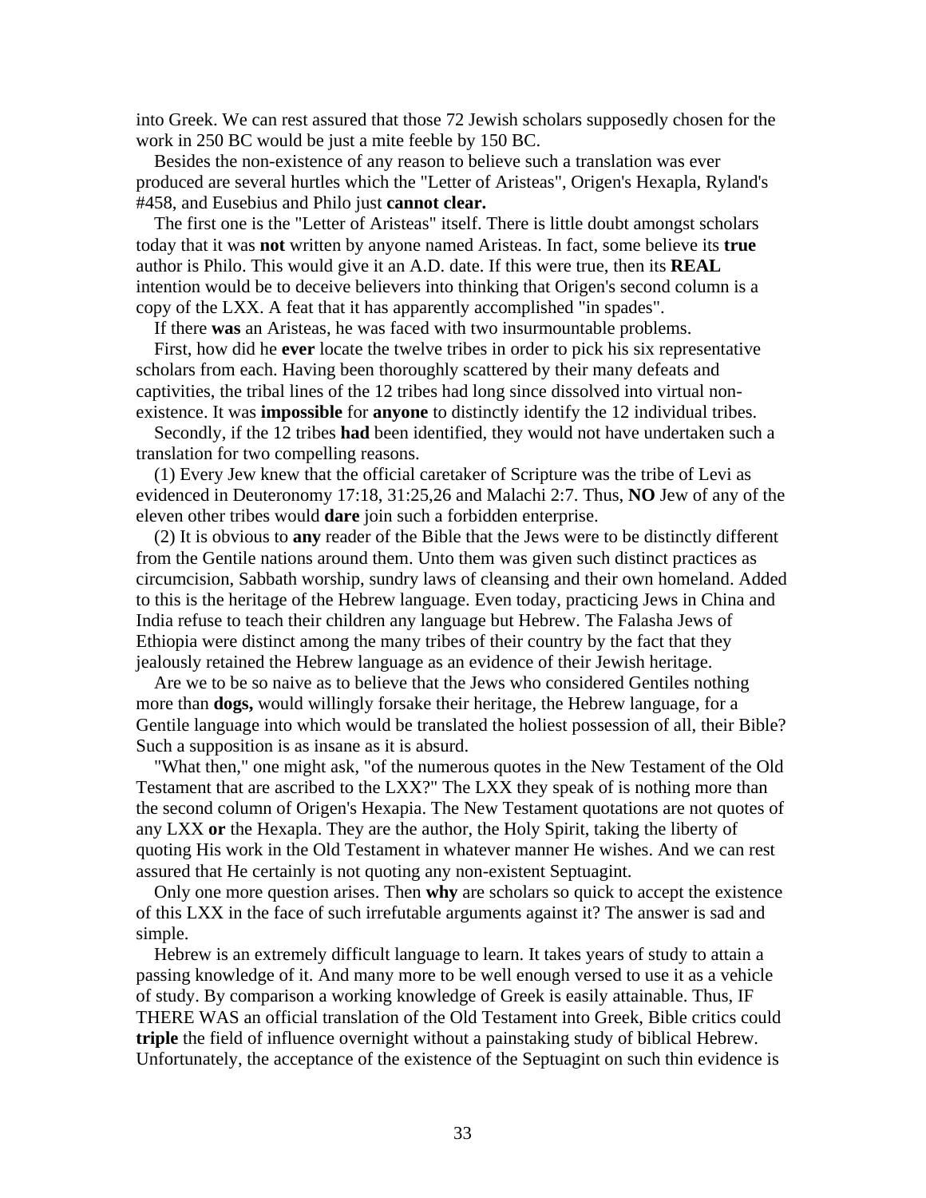into Greek. We can rest assured that those 72 Jewish scholars supposedly chosen for the work in 250 BC would be just a mite feeble by 150 BC.

Besides the non-existence of any reason to believe such a translation was ever produced are several hurtles which the "Letter of Aristeas", Origen's Hexapla, Ryland's #458, and Eusebius and Philo just **cannot clear.**

The first one is the "Letter of Aristeas" itself. There is little doubt amongst scholars today that it was **not** written by anyone named Aristeas. In fact, some believe its **true** author is Philo. This would give it an A.D. date. If this were true, then its **REAL** intention would be to deceive believers into thinking that Origen's second column is a copy of the LXX. A feat that it has apparently accomplished "in spades".

If there **was** an Aristeas, he was faced with two insurmountable problems.

First, how did he **ever** locate the twelve tribes in order to pick his six representative scholars from each. Having been thoroughly scattered by their many defeats and captivities, the tribal lines of the 12 tribes had long since dissolved into virtual non-existence. It was **impossible** for **anyone** to distinctly identify the 12 individual tribes.

Secondly, if the 12 tribes **had** been identified, they would not have undertaken such a translation for two compelling reasons.

(1) Every Jew knew that the official caretaker of Scripture was the tribe of Levi as evidenced in Deuteronomy 17:18, 31:25,26 and Malachi 2:7. Thus, **NO** Jew of any of the eleven other tribes would **dare** join such a forbidden enterprise.

(2) It is obvious to **any** reader of the Bible that the Jews were to be distinctly different from the Gentile nations around them. Unto them was given such distinct practices as circumcision, Sabbath worship, sundry laws of cleansing and their own homeland. Added to this is the heritage of the Hebrew language. Even today, practicing Jews in China and India refuse to teach their children any language but Hebrew. The Falasha Jews of Ethiopia were distinct among the many tribes of their country by the fact that they jealously retained the Hebrew language as an evidence of their Jewish heritage.

Are we to be so naive as to believe that the Jews who considered Gentiles nothing more than **dogs,** would willingly forsake their heritage, the Hebrew language, for a Gentile language into which would be translated the holiest possession of all, their Bible? Such a supposition is as insane as it is absurd.

"What then," one might ask, "of the numerous quotes in the New Testament of the Old Testament that are ascribed to the LXX?" The LXX they speak of is nothing more than the second column of Origen's Hexapia. The New Testament quotations are not quotes of any LXX **or** the Hexapla. They are the author, the Holy Spirit, taking the liberty of quoting His work in the Old Testament in whatever manner He wishes. And we can rest assured that He certainly is not quoting any non-existent Septuagint.

Only one more question arises. Then **why** are scholars so quick to accept the existence of this LXX in the face of such irrefutable arguments against it? The answer is sad and simple.

Hebrew is an extremely difficult language to learn. It takes years of study to attain a passing knowledge of it. And many more to be well enough versed to use it as a vehicle of study. By comparison a working knowledge of Greek is easily attainable. Thus, IF THERE WAS an official translation of the Old Testament into Greek, Bible critics could **triple** the field of influence overnight without a painstaking study of biblical Hebrew. Unfortunately, the acceptance of the existence of the Septuagint on such thin evidence is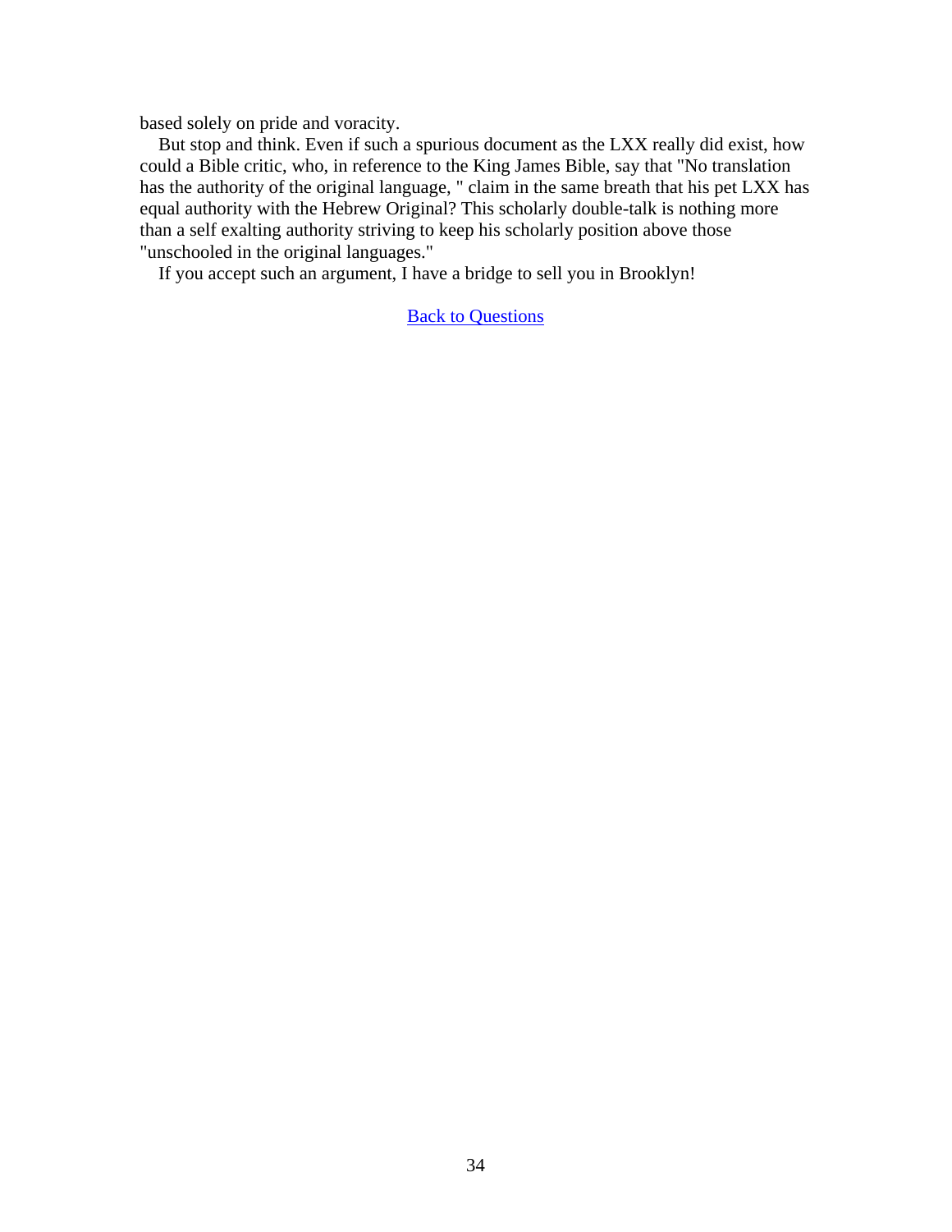based solely on pride and voracity.

But stop and think. Even if such a spurious document as the LXX really did exist, how could a Bible critic, who, in reference to the King James Bible, say that "No translation has the authority of the original language, " claim in the same breath that his pet LXX has equal authority with the Hebrew Original? This scholarly double-talk is nothing more than a self exalting authority striving to keep his scholarly position above those "unschooled in the original languages."

If you accept such an argument, I have a bridge to sell you in Brooklyn!

[Back to Questions]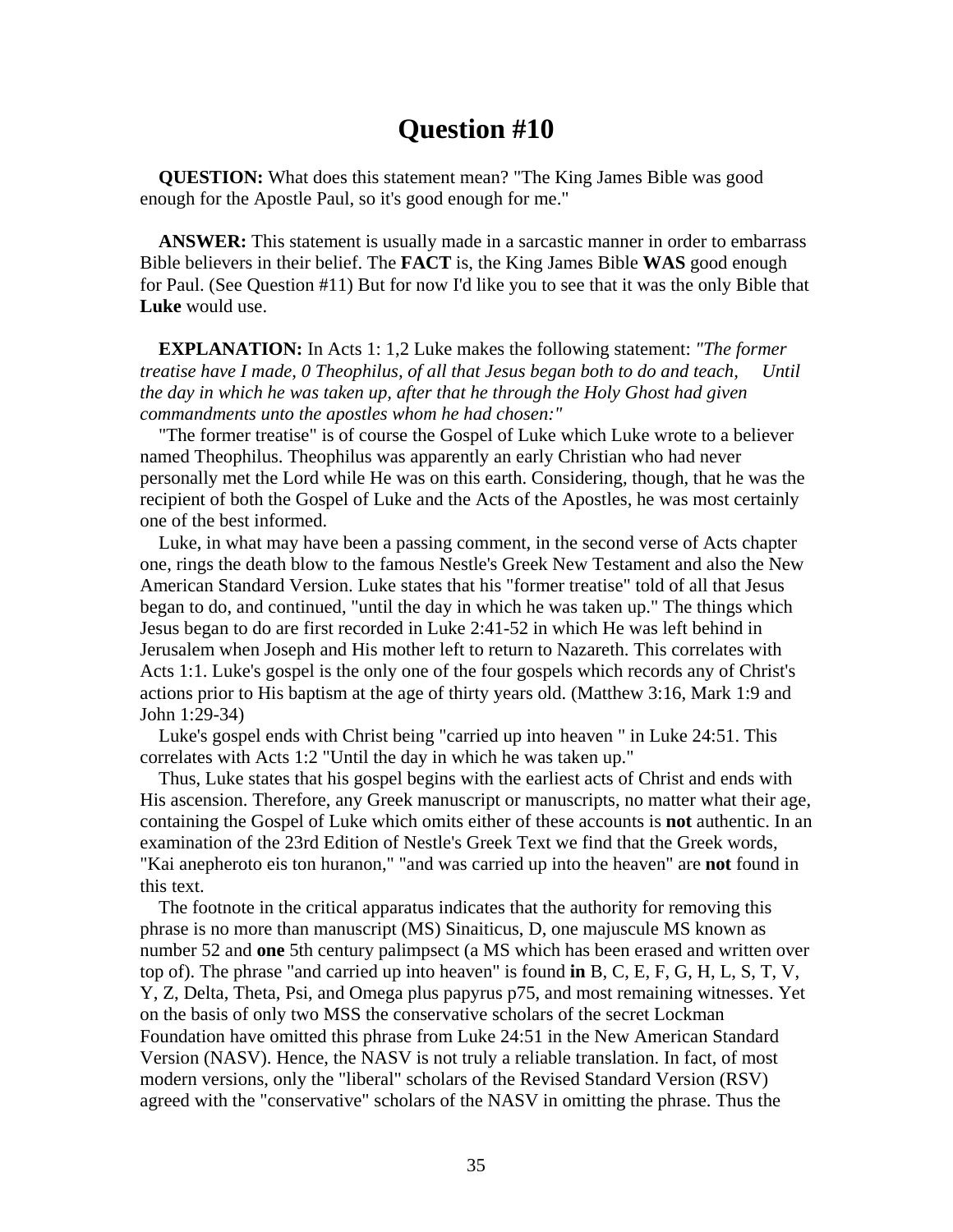# Question #10

**QUESTION:** What does this statement mean? "The King James Bible was good enough for the Apostle Paul, so it's good enough for me."

**ANSWER:** This statement is usually made in a sarcastic manner in order to embarrass Bible believers in their belief. The **FACT** is, the King James Bible **WAS** good enough for Paul. (See Question #11) But for now I'd like you to see that it was the only Bible that **Luke** would use.

**EXPLANATION:** In Acts 1: 1,2 Luke makes the following statement: *"The former treatise have I made, 0 Theophilus, of all that Jesus began both to do and teach, Until the day in which he was taken up, after that he through the Holy Ghost had given commandments unto the apostles whom he had chosen:"*

"The former treatise" is of course the Gospel of Luke which Luke wrote to a believer named Theophilus. Theophilus was apparently an early Christian who had never personally met the Lord while He was on this earth. Considering, though, that he was the recipient of both the Gospel of Luke and the Acts of the Apostles, he was most certainly one of the best informed.

Luke, in what may have been a passing comment, in the second verse of Acts chapter one, rings the death blow to the famous Nestle's Greek New Testament and also the New American Standard Version. Luke states that his "former treatise" told of all that Jesus began to do, and continued, "until the day in which he was taken up." The things which Jesus began to do are first recorded in Luke 2:41-52 in which He was left behind in Jerusalem when Joseph and His mother left to return to Nazareth. This correlates with Acts 1:1. Luke's gospel is the only one of the four gospels which records any of Christ's actions prior to His baptism at the age of thirty years old. (Matthew 3:16, Mark 1:9 and John 1:29-34)

Luke's gospel ends with Christ being "carried up into heaven " in Luke 24:51. This correlates with Acts 1:2 "Until the day in which he was taken up."

Thus, Luke states that his gospel begins with the earliest acts of Christ and ends with His ascension. Therefore, any Greek manuscript or manuscripts, no matter what their age, containing the Gospel of Luke which omits either of these accounts is **not** authentic. In an examination of the 23rd Edition of Nestle's Greek Text we find that the Greek words, "Kai anepheroto eis ton huranon," "and was carried up into the heaven" are **not** found in this text.

The footnote in the critical apparatus indicates that the authority for removing this phrase is no more than manuscript (MS) Sinaiticus, D, one majuscule MS known as number 52 and **one** 5th century palimpsect (a MS which has been erased and written over top of). The phrase "and carried up into heaven" is found **in** B, C, E, F, G, H, L, S, T, V, Y, Z, Delta, Theta, Psi, and Omega plus papyrus p75, and most remaining witnesses. Yet on the basis of only two MSS the conservative scholars of the secret Lockman Foundation have omitted this phrase from Luke 24:51 in the New American Standard Version (NASV). Hence, the NASV is not truly a reliable translation. In fact, of most modern versions, only the "liberal" scholars of the Revised Standard Version (RSV) agreed with the "conservative" scholars of the NASV in omitting the phrase. Thus the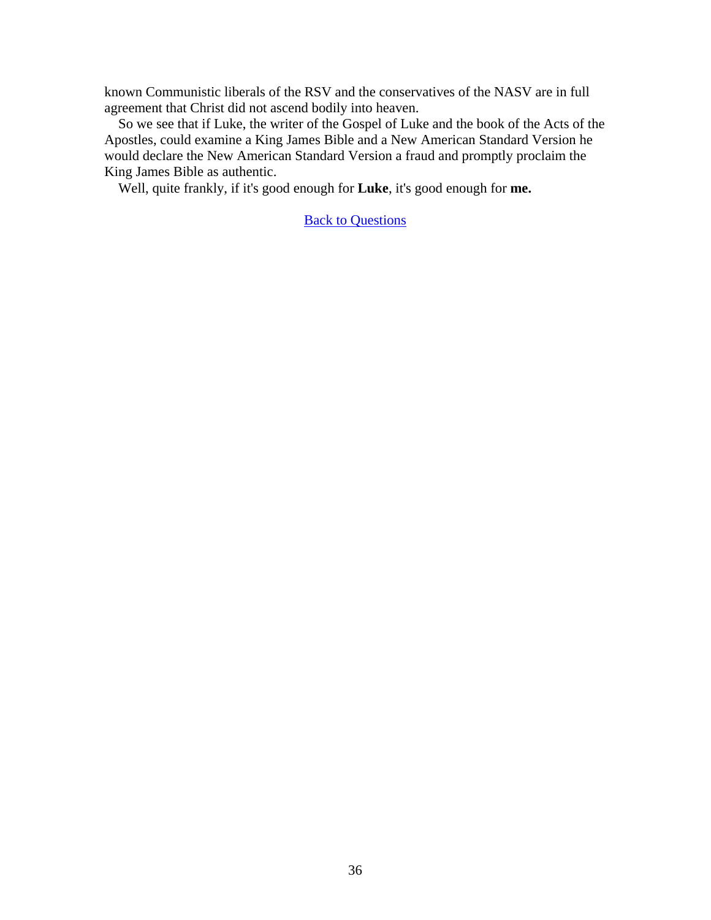known Communistic liberals of the RSV and the conservatives of the NASV are in full agreement that Christ did not ascend bodily into heaven.

So we see that if Luke, the writer of the Gospel of Luke and the book of the Acts of the Apostles, could examine a King James Bible and a New American Standard Version he would declare the New American Standard Version a fraud and promptly proclaim the King James Bible as authentic.

Well, quite frankly, if it's good enough for **Luke**, it's good enough for **me.**

Back to Questions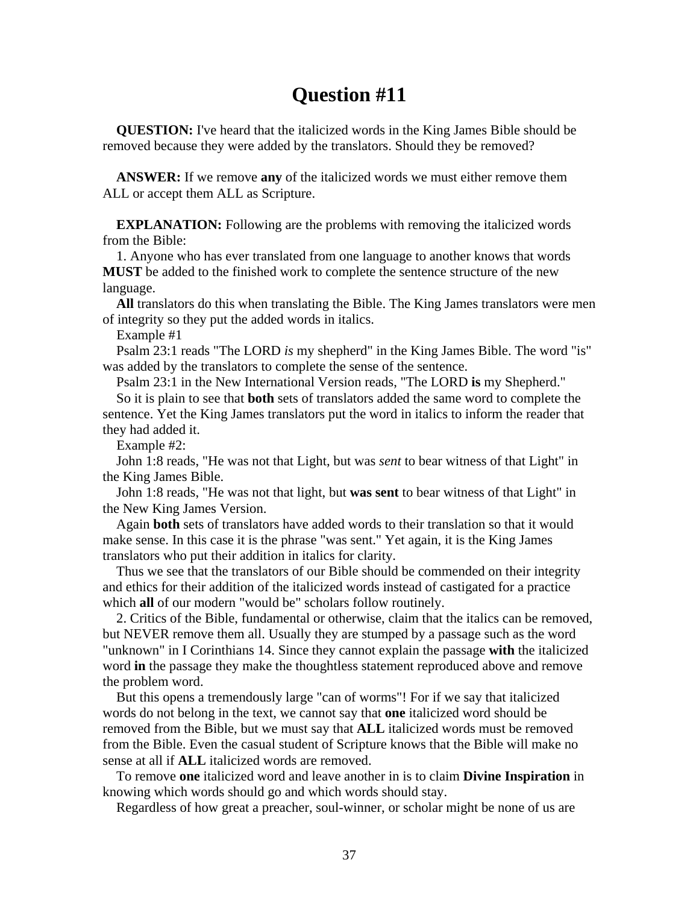# Question #11

**QUESTION:** I've heard that the italicized words in the King James Bible should be removed because they were added by the translators. Should they be removed?

**ANSWER:** If we remove **any** of the italicized words we must either remove them ALL or accept them ALL as Scripture.

**EXPLANATION:** Following are the problems with removing the italicized words from the Bible:

1. Anyone who has ever translated from one language to another knows that words **MUST** be added to the finished work to complete the sentence structure of the new language.

**All** translators do this when translating the Bible. The King James translators were men of integrity so they put the added words in italics.

Example #1

Psalm 23:1 reads "The LORD *is* my shepherd" in the King James Bible. The word "is" was added by the translators to complete the sense of the sentence.

Psalm 23:1 in the New International Version reads, "The LORD **is** my Shepherd."

So it is plain to see that **both** sets of translators added the same word to complete the sentence. Yet the King James translators put the word in italics to inform the reader that they had added it.

Example #2:

John 1:8 reads, "He was not that Light, but was *sent* to bear witness of that Light" in the King James Bible.

John 1:8 reads, "He was not that light, but **was sent** to bear witness of that Light" in the New King James Version.

Again **both** sets of translators have added words to their translation so that it would make sense. In this case it is the phrase "was sent." Yet again, it is the King James translators who put their addition in italics for clarity.

Thus we see that the translators of our Bible should be commended on their integrity and ethics for their addition of the italicized words instead of castigated for a practice which **all** of our modern "would be" scholars follow routinely.

2. Critics of the Bible, fundamental or otherwise, claim that the italics can be removed, but NEVER remove them all. Usually they are stumped by a passage such as the word "unknown" in I Corinthians 14. Since they cannot explain the passage **with** the italicized word **in** the passage they make the thoughtless statement reproduced above and remove the problem word.

But this opens a tremendously large "can of worms"! For if we say that italicized words do not belong in the text, we cannot say that **one** italicized word should be removed from the Bible, but we must say that **ALL** italicized words must be removed from the Bible. Even the casual student of Scripture knows that the Bible will make no sense at all if **ALL** italicized words are removed.

To remove **one** italicized word and leave another in is to claim **Divine Inspiration** in knowing which words should go and which words should stay.

Regardless of how great a preacher, soul-winner, or scholar might be none of us are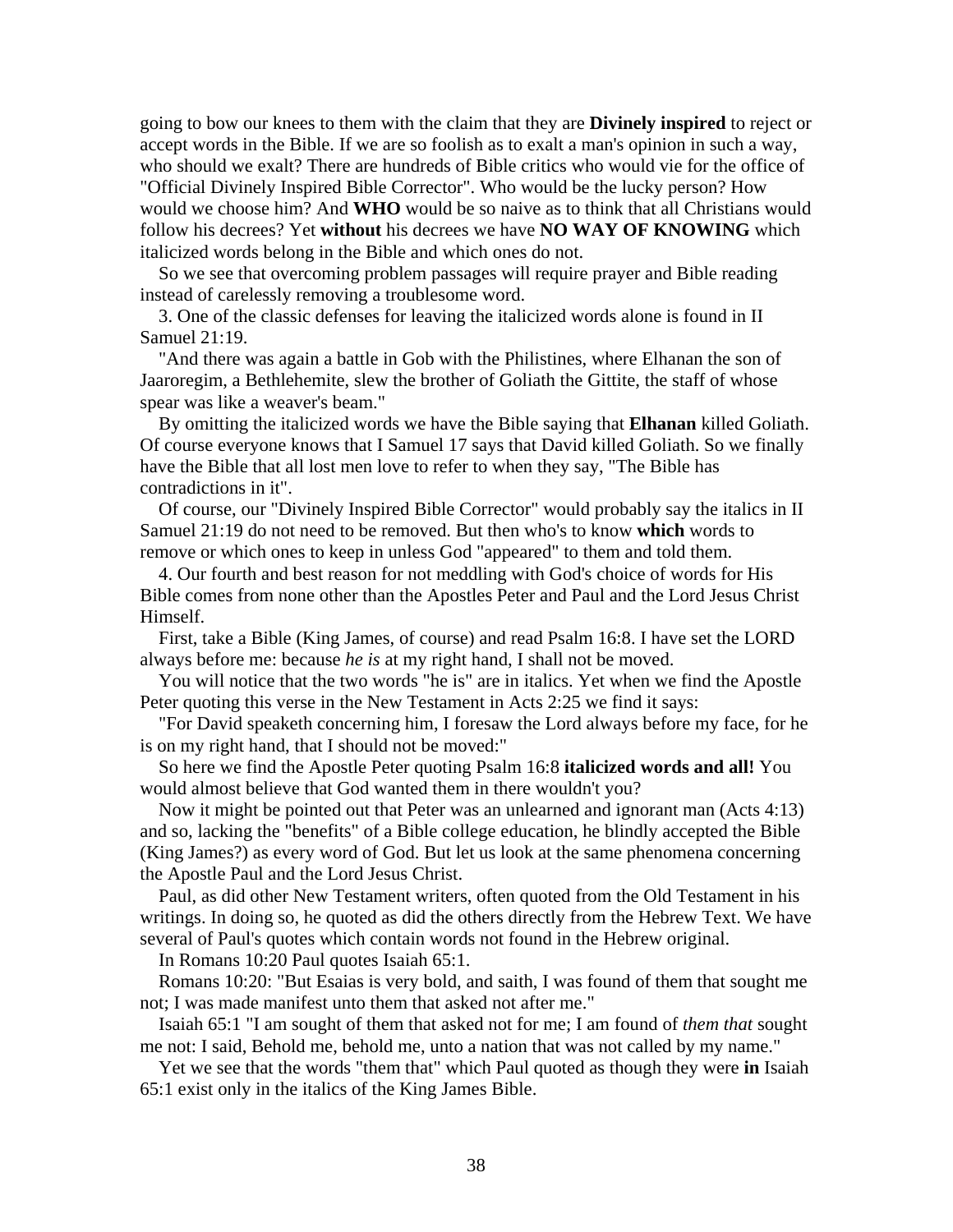going to bow our knees to them with the claim that they are **Divinely inspired** to reject or accept words in the Bible. If we are so foolish as to exalt a man's opinion in such a way, who should we exalt? There are hundreds of Bible critics who would vie for the office of "Official Divinely Inspired Bible Corrector". Who would be the lucky person? How would we choose him? And **WHO** would be so naive as to think that all Christians would follow his decrees? Yet **without** his decrees we have **NO WAY OF KNOWING** which italicized words belong in the Bible and which ones do not.

So we see that overcoming problem passages will require prayer and Bible reading instead of carelessly removing a troublesome word.

3. One of the classic defenses for leaving the italicized words alone is found in II Samuel 21:19.

"And there was again a battle in Gob with the Philistines, where Elhanan the son of Jaaroregim, a Bethlehemite, slew the brother of Goliath the Gittite, the staff of whose spear was like a weaver's beam."

By omitting the italicized words we have the Bible saying that **Elhanan** killed Goliath. Of course everyone knows that I Samuel 17 says that David killed Goliath. So we finally have the Bible that all lost men love to refer to when they say, "The Bible has contradictions in it".

Of course, our "Divinely Inspired Bible Corrector" would probably say the italics in II Samuel 21:19 do not need to be removed. But then who's to know **which** words to remove or which ones to keep in unless God "appeared" to them and told them.

4. Our fourth and best reason for not meddling with God's choice of words for His Bible comes from none other than the Apostles Peter and Paul and the Lord Jesus Christ Himself.

First, take a Bible (King James, of course) and read Psalm 16:8. I have set the LORD always before me: because *he is* at my right hand, I shall not be moved.

You will notice that the two words "he is" are in italics. Yet when we find the Apostle Peter quoting this verse in the New Testament in Acts 2:25 we find it says:

"For David speaketh concerning him, I foresaw the Lord always before my face, for he is on my right hand, that I should not be moved:"

So here we find the Apostle Peter quoting Psalm 16:8 **italicized words and all!** You would almost believe that God wanted them in there wouldn't you?

Now it might be pointed out that Peter was an unlearned and ignorant man (Acts 4:13) and so, lacking the "benefits" of a Bible college education, he blindly accepted the Bible (King James?) as every word of God. But let us look at the same phenomena concerning the Apostle Paul and the Lord Jesus Christ.

Paul, as did other New Testament writers, often quoted from the Old Testament in his writings. In doing so, he quoted as did the others directly from the Hebrew Text. We have several of Paul's quotes which contain words not found in the Hebrew original.

In Romans 10:20 Paul quotes Isaiah 65:1.

Romans 10:20: "But Esaias is very bold, and saith, I was found of them that sought me not; I was made manifest unto them that asked not after me."

Isaiah 65:1 "I am sought of them that asked not for me; I am found of *them that* sought me not: I said, Behold me, behold me, unto a nation that was not called by my name."

Yet we see that the words "them that" which Paul quoted as though they were **in** Isaiah 65:1 exist only in the italics of the King James Bible.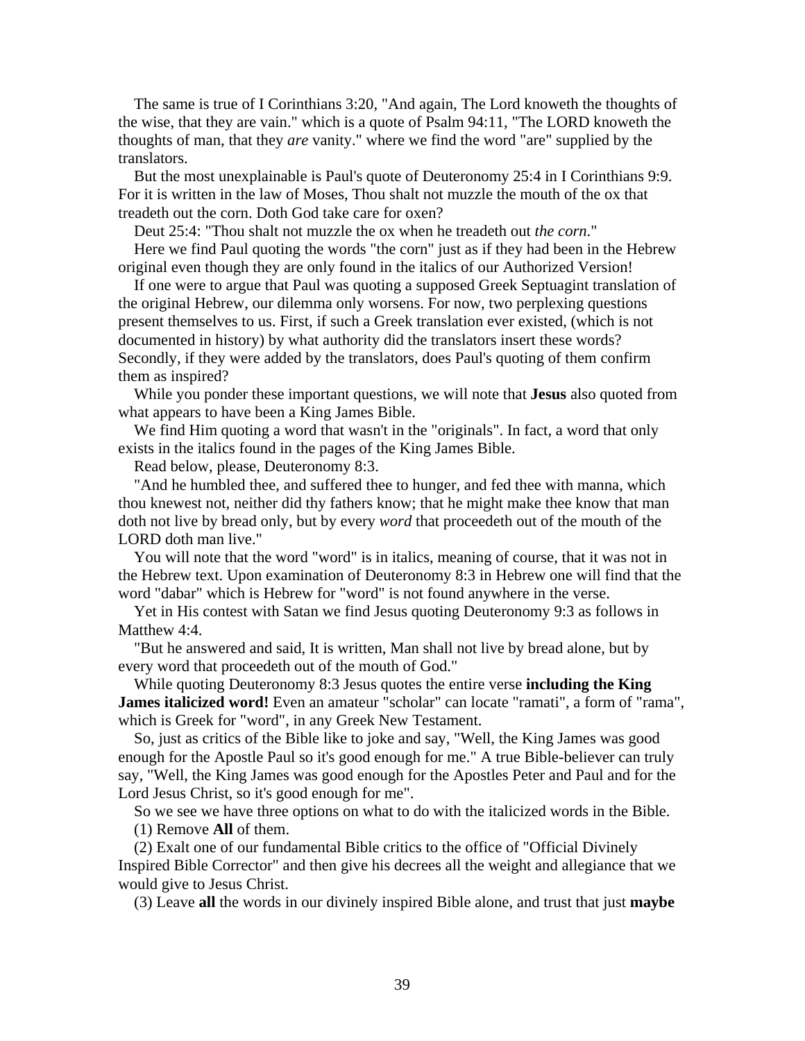The same is true of I Corinthians 3:20, "And again, The Lord knoweth the thoughts of the wise, that they are vain." which is a quote of Psalm 94:11, "The LORD knoweth the thoughts of man, that they *are* vanity." where we find the word "are" supplied by the translators.

But the most unexplainable is Paul's quote of Deuteronomy 25:4 in I Corinthians 9:9. For it is written in the law of Moses, Thou shalt not muzzle the mouth of the ox that treadeth out the corn. Doth God take care for oxen?

Deut 25:4: "Thou shalt not muzzle the ox when he treadeth out *the corn*."

Here we find Paul quoting the words "the corn" just as if they had been in the Hebrew original even though they are only found in the italics of our Authorized Version!

If one were to argue that Paul was quoting a supposed Greek Septuagint translation of the original Hebrew, our dilemma only worsens. For now, two perplexing questions present themselves to us. First, if such a Greek translation ever existed, (which is not documented in history) by what authority did the translators insert these words? Secondly, if they were added by the translators, does Paul's quoting of them confirm them as inspired?

While you ponder these important questions, we will note that **Jesus** also quoted from what appears to have been a King James Bible.

We find Him quoting a word that wasn't in the "originals". In fact, a word that only exists in the italics found in the pages of the King James Bible.

Read below, please, Deuteronomy 8:3.

"And he humbled thee, and suffered thee to hunger, and fed thee with manna, which thou knewest not, neither did thy fathers know; that he might make thee know that man doth not live by bread only, but by every *word* that proceedeth out of the mouth of the LORD doth man live."

You will note that the word "word" is in italics, meaning of course, that it was not in the Hebrew text. Upon examination of Deuteronomy 8:3 in Hebrew one will find that the word "dabar" which is Hebrew for "word" is not found anywhere in the verse.

Yet in His contest with Satan we find Jesus quoting Deuteronomy 9:3 as follows in Matthew 4:4.

"But he answered and said, It is written, Man shall not live by bread alone, but by every word that proceedeth out of the mouth of God."

While quoting Deuteronomy 8:3 Jesus quotes the entire verse **including the King James italicized word!** Even an amateur "scholar" can locate "ramati", a form of "rama", which is Greek for "word", in any Greek New Testament.

So, just as critics of the Bible like to joke and say, "Well, the King James was good enough for the Apostle Paul so it's good enough for me." A true Bible-believer can truly say, "Well, the King James was good enough for the Apostles Peter and Paul and for the Lord Jesus Christ, so it's good enough for me".

So we see we have three options on what to do with the italicized words in the Bible.

(1) Remove **All** of them.

(2) Exalt one of our fundamental Bible critics to the office of "Official Divinely Inspired Bible Corrector" and then give his decrees all the weight and allegiance that we would give to Jesus Christ.

(3) Leave **all** the words in our divinely inspired Bible alone, and trust that just **maybe**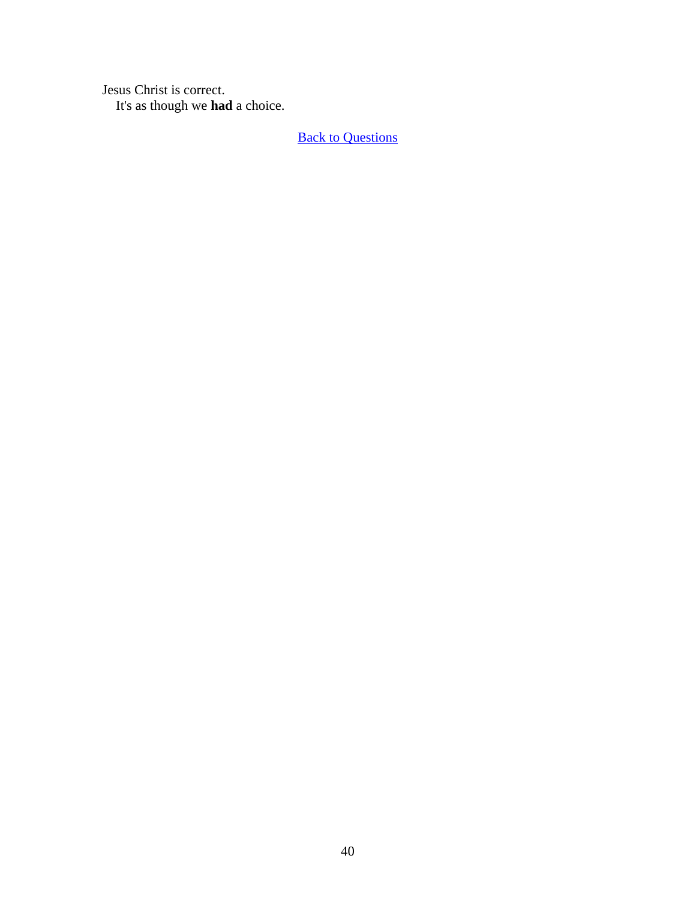Jesus Christ is correct.
It's as though we **had** a choice.

Back to Questions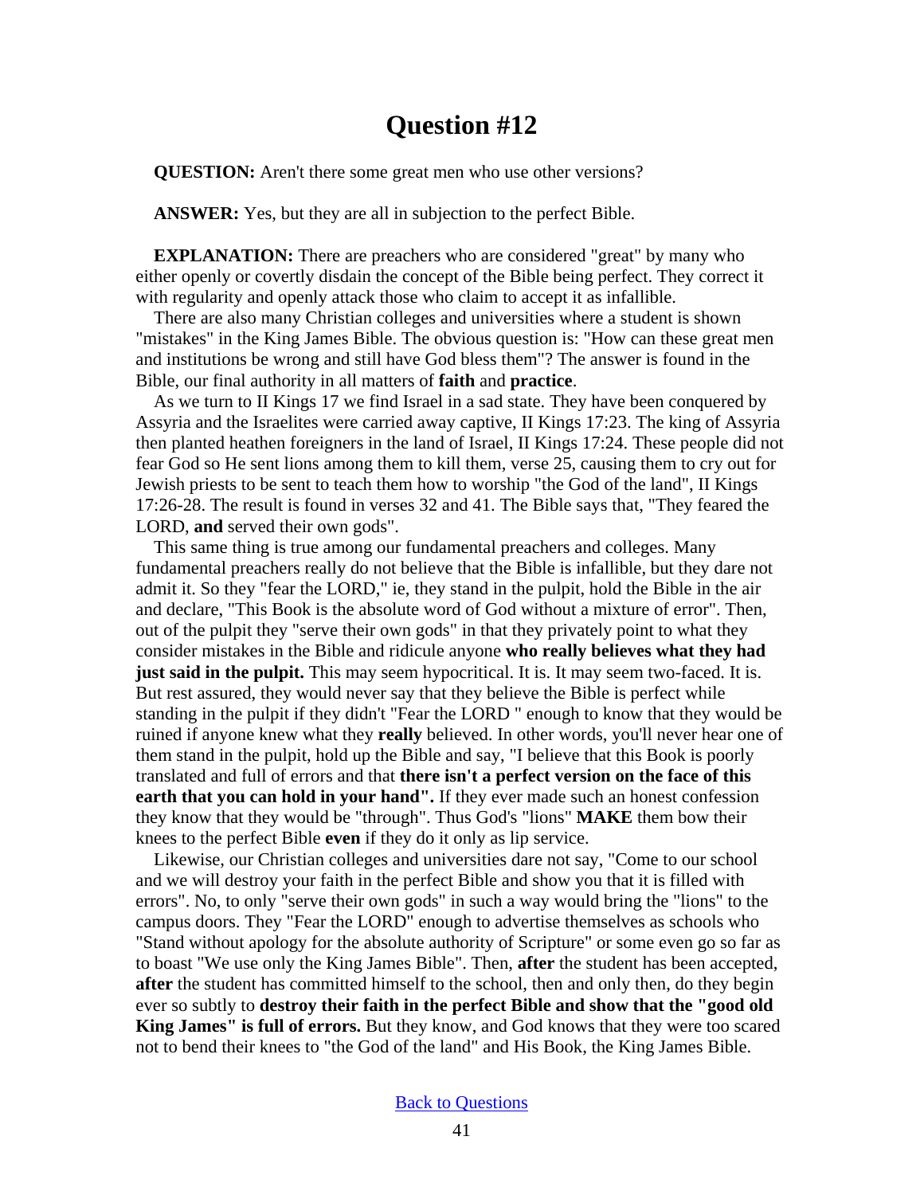# Question #12

**QUESTION:** Aren't there some great men who use other versions?

**ANSWER:** Yes, but they are all in subjection to the perfect Bible.

**EXPLANATION:** There are preachers who are considered "great" by many who either openly or covertly disdain the concept of the Bible being perfect. They correct it with regularity and openly attack those who claim to accept it as infallible.

There are also many Christian colleges and universities where a student is shown "mistakes" in the King James Bible. The obvious question is: "How can these great men and institutions be wrong and still have God bless them"? The answer is found in the Bible, our final authority in all matters of **faith** and **practice**.

As we turn to II Kings 17 we find Israel in a sad state. They have been conquered by Assyria and the Israelites were carried away captive, II Kings 17:23. The king of Assyria then planted heathen foreigners in the land of Israel, II Kings 17:24. These people did not fear God so He sent lions among them to kill them, verse 25, causing them to cry out for Jewish priests to be sent to teach them how to worship "the God of the land", II Kings 17:26-28. The result is found in verses 32 and 41. The Bible says that, "They feared the LORD, **and** served their own gods".

This same thing is true among our fundamental preachers and colleges. Many fundamental preachers really do not believe that the Bible is infallible, but they dare not admit it. So they "fear the LORD," ie, they stand in the pulpit, hold the Bible in the air and declare, "This Book is the absolute word of God without a mixture of error". Then, out of the pulpit they "serve their own gods" in that they privately point to what they consider mistakes in the Bible and ridicule anyone **who really believes what they had just said in the pulpit.** This may seem hypocritical. It is. It may seem two-faced. It is. But rest assured, they would never say that they believe the Bible is perfect while standing in the pulpit if they didn't "Fear the LORD " enough to know that they would be ruined if anyone knew what they **really** believed. In other words, you'll never hear one of them stand in the pulpit, hold up the Bible and say, "I believe that this Book is poorly translated and full of errors and that **there isn't a perfect version on the face of this earth that you can hold in your hand".** If they ever made such an honest confession they know that they would be "through". Thus God's "lions" **MAKE** them bow their knees to the perfect Bible **even** if they do it only as lip service.

Likewise, our Christian colleges and universities dare not say, "Come to our school and we will destroy your faith in the perfect Bible and show you that it is filled with errors". No, to only "serve their own gods" in such a way would bring the "lions" to the campus doors. They "Fear the LORD" enough to advertise themselves as schools who "Stand without apology for the absolute authority of Scripture" or some even go so far as to boast "We use only the King James Bible". Then, **after** the student has been accepted, **after** the student has committed himself to the school, then and only then, do they begin ever so subtly to **destroy their faith in the perfect Bible and show that the "good old King James" is full of errors.** But they know, and God knows that they were too scared not to bend their knees to "the God of the land" and His Book, the King James Bible.

Back to Questions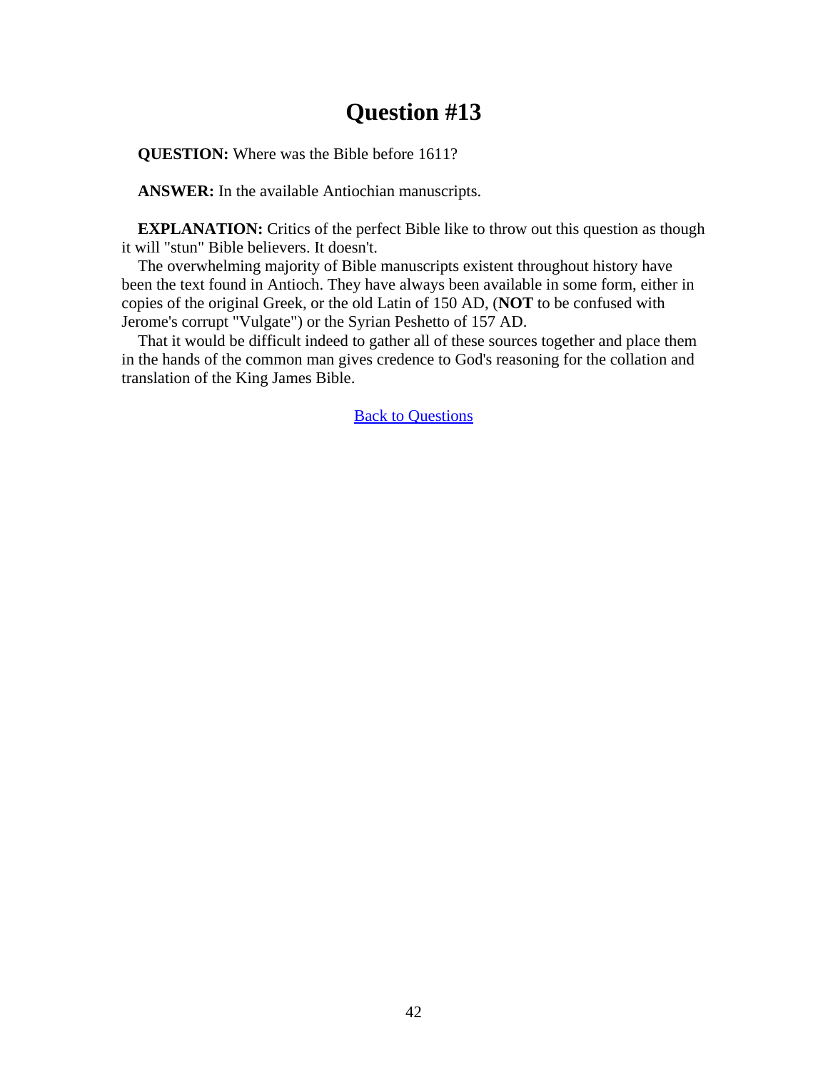# Question #13

**QUESTION:** Where was the Bible before 1611?

**ANSWER:** In the available Antiochian manuscripts.

**EXPLANATION:** Critics of the perfect Bible like to throw out this question as though it will "stun" Bible believers. It doesn't.

The overwhelming majority of Bible manuscripts existent throughout history have been the text found in Antioch. They have always been available in some form, either in copies of the original Greek, or the old Latin of 150 AD, (**NOT** to be confused with Jerome's corrupt "Vulgate") or the Syrian Peshetto of 157 AD.

That it would be difficult indeed to gather all of these sources together and place them in the hands of the common man gives credence to God's reasoning for the collation and translation of the King James Bible.

Back to Questions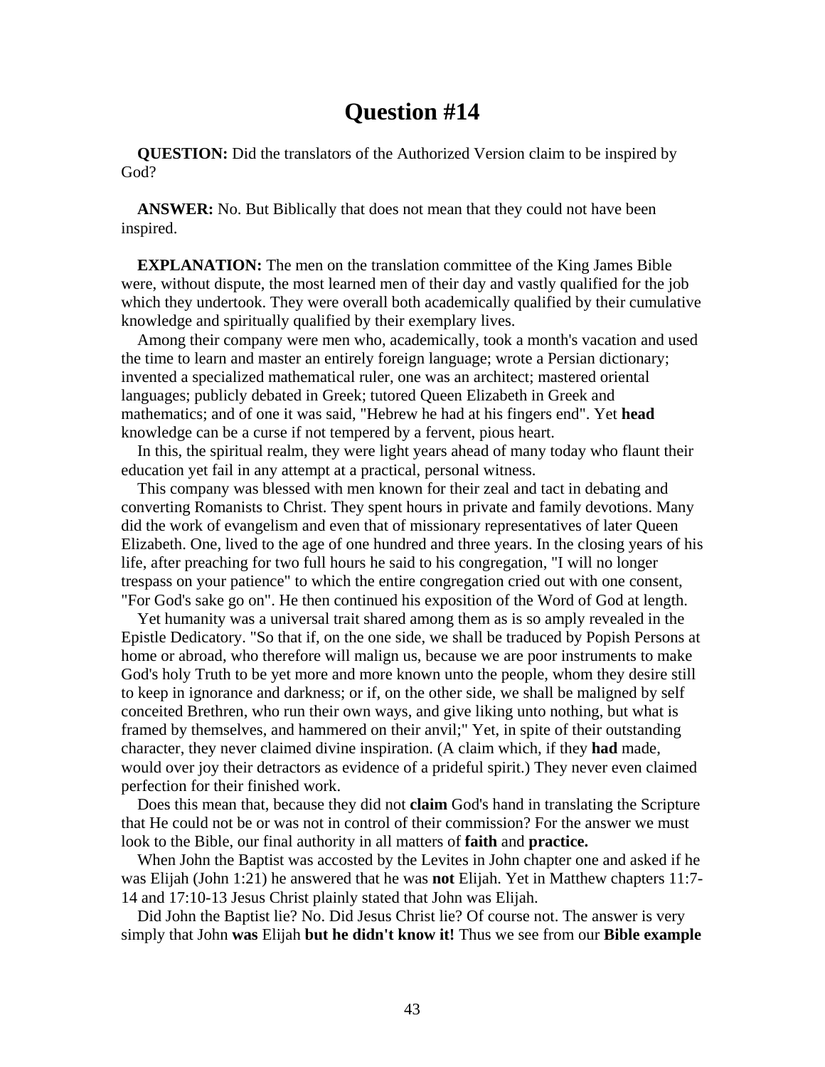# Question #14

**QUESTION:** Did the translators of the Authorized Version claim to be inspired by God?

**ANSWER:** No. But Biblically that does not mean that they could not have been inspired.

**EXPLANATION:** The men on the translation committee of the King James Bible were, without dispute, the most learned men of their day and vastly qualified for the job which they undertook. They were overall both academically qualified by their cumulative knowledge and spiritually qualified by their exemplary lives.

Among their company were men who, academically, took a month's vacation and used the time to learn and master an entirely foreign language; wrote a Persian dictionary; invented a specialized mathematical ruler, one was an architect; mastered oriental languages; publicly debated in Greek; tutored Queen Elizabeth in Greek and mathematics; and of one it was said, "Hebrew he had at his fingers end". Yet **head** knowledge can be a curse if not tempered by a fervent, pious heart.

In this, the spiritual realm, they were light years ahead of many today who flaunt their education yet fail in any attempt at a practical, personal witness.

This company was blessed with men known for their zeal and tact in debating and converting Romanists to Christ. They spent hours in private and family devotions. Many did the work of evangelism and even that of missionary representatives of later Queen Elizabeth. One, lived to the age of one hundred and three years. In the closing years of his life, after preaching for two full hours he said to his congregation, "I will no longer trespass on your patience" to which the entire congregation cried out with one consent, "For God's sake go on". He then continued his exposition of the Word of God at length.

Yet humanity was a universal trait shared among them as is so amply revealed in the Epistle Dedicatory. "So that if, on the one side, we shall be traduced by Popish Persons at home or abroad, who therefore will malign us, because we are poor instruments to make God's holy Truth to be yet more and more known unto the people, whom they desire still to keep in ignorance and darkness; or if, on the other side, we shall be maligned by self conceited Brethren, who run their own ways, and give liking unto nothing, but what is framed by themselves, and hammered on their anvil;" Yet, in spite of their outstanding character, they never claimed divine inspiration. (A claim which, if they **had** made, would over joy their detractors as evidence of a prideful spirit.) They never even claimed perfection for their finished work.

Does this mean that, because they did not **claim** God's hand in translating the Scripture that He could not be or was not in control of their commission? For the answer we must look to the Bible, our final authority in all matters of **faith** and **practice.**

When John the Baptist was accosted by the Levites in John chapter one and asked if he was Elijah (John 1:21) he answered that he was **not** Elijah. Yet in Matthew chapters 11:7-14 and 17:10-13 Jesus Christ plainly stated that John was Elijah.

Did John the Baptist lie? No. Did Jesus Christ lie? Of course not. The answer is very simply that John **was** Elijah **but he didn't know it!** Thus we see from our **Bible example**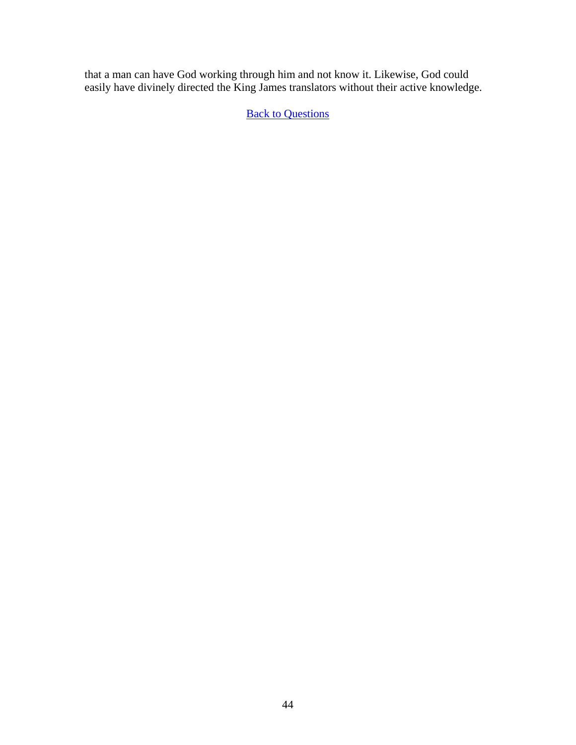that a man can have God working through him and not know it. Likewise, God could easily have divinely directed the King James translators without their active knowledge.

Back to Questions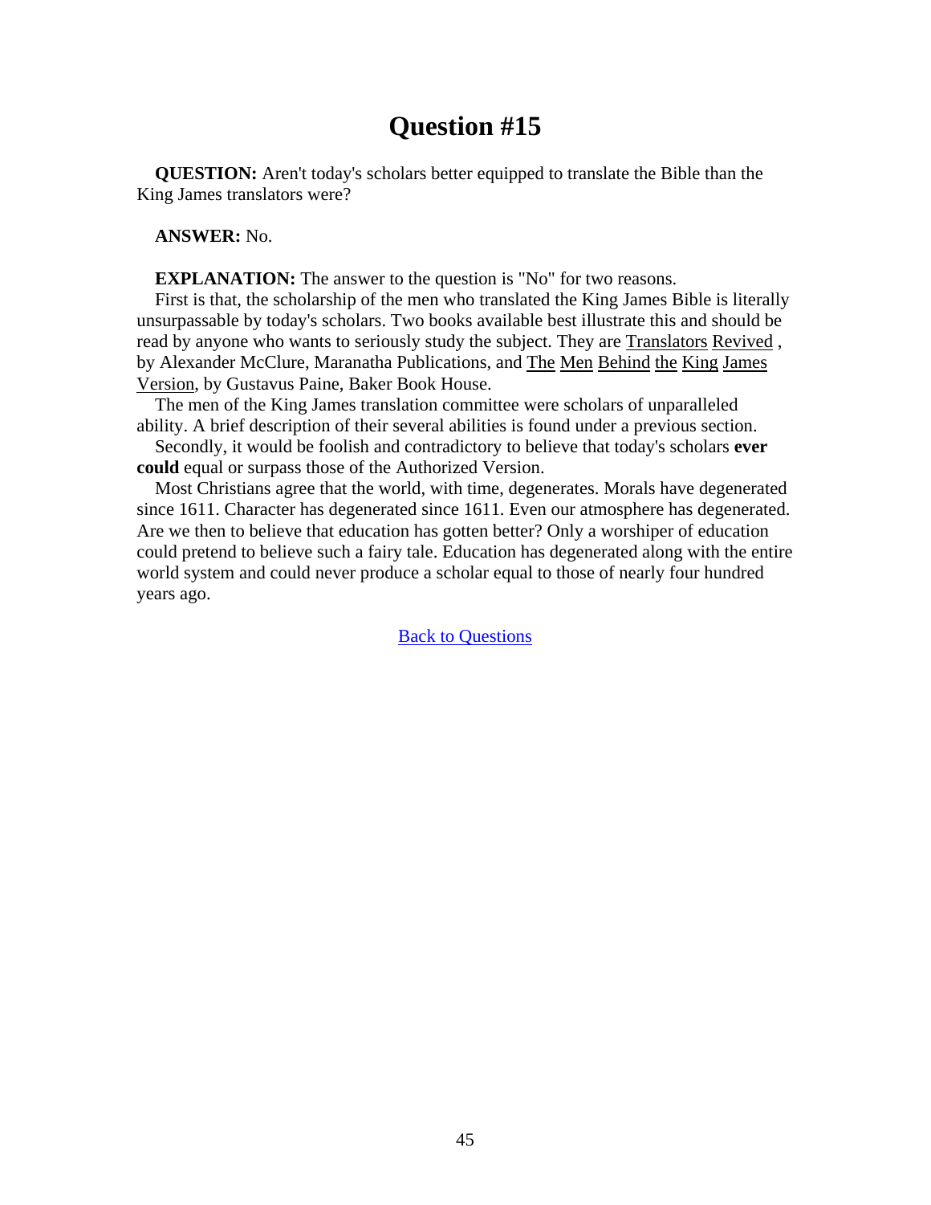# Question #15

**QUESTION:** Aren't today's scholars better equipped to translate the Bible than the King James translators were?

**ANSWER:** No.

**EXPLANATION:** The answer to the question is "No" for two reasons.

First is that, the scholarship of the men who translated the King James Bible is literally unsurpassable by today's scholars. Two books available best illustrate this and should be read by anyone who wants to seriously study the subject. They are Translators Revived , by Alexander McClure, Maranatha Publications, and The Men Behind the King James Version, by Gustavus Paine, Baker Book House.

The men of the King James translation committee were scholars of unparalleled ability. A brief description of their several abilities is found under a previous section.

Secondly, it would be foolish and contradictory to believe that today's scholars **ever could** equal or surpass those of the Authorized Version.

Most Christians agree that the world, with time, degenerates. Morals have degenerated since 1611. Character has degenerated since 1611. Even our atmosphere has degenerated. Are we then to believe that education has gotten better? Only a worshiper of education could pretend to believe such a fairy tale. Education has degenerated along with the entire world system and could never produce a scholar equal to those of nearly four hundred years ago.

Back to Questions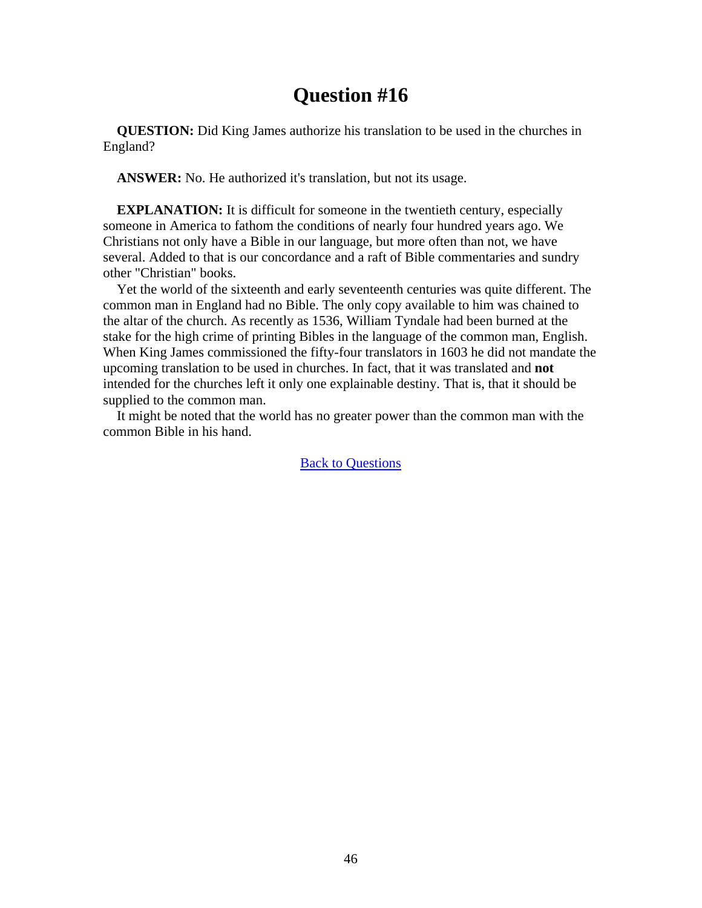# Question #16

**QUESTION:** Did King James authorize his translation to be used in the churches in England?

**ANSWER:** No. He authorized it's translation, but not its usage.

**EXPLANATION:** It is difficult for someone in the twentieth century, especially someone in America to fathom the conditions of nearly four hundred years ago. We Christians not only have a Bible in our language, but more often than not, we have several. Added to that is our concordance and a raft of Bible commentaries and sundry other "Christian" books.

Yet the world of the sixteenth and early seventeenth centuries was quite different. The common man in England had no Bible. The only copy available to him was chained to the altar of the church. As recently as 1536, William Tyndale had been burned at the stake for the high crime of printing Bibles in the language of the common man, English. When King James commissioned the fifty-four translators in 1603 he did not mandate the upcoming translation to be used in churches. In fact, that it was translated and **not** intended for the churches left it only one explainable destiny. That is, that it should be supplied to the common man.

It might be noted that the world has no greater power than the common man with the common Bible in his hand.

Back to Questions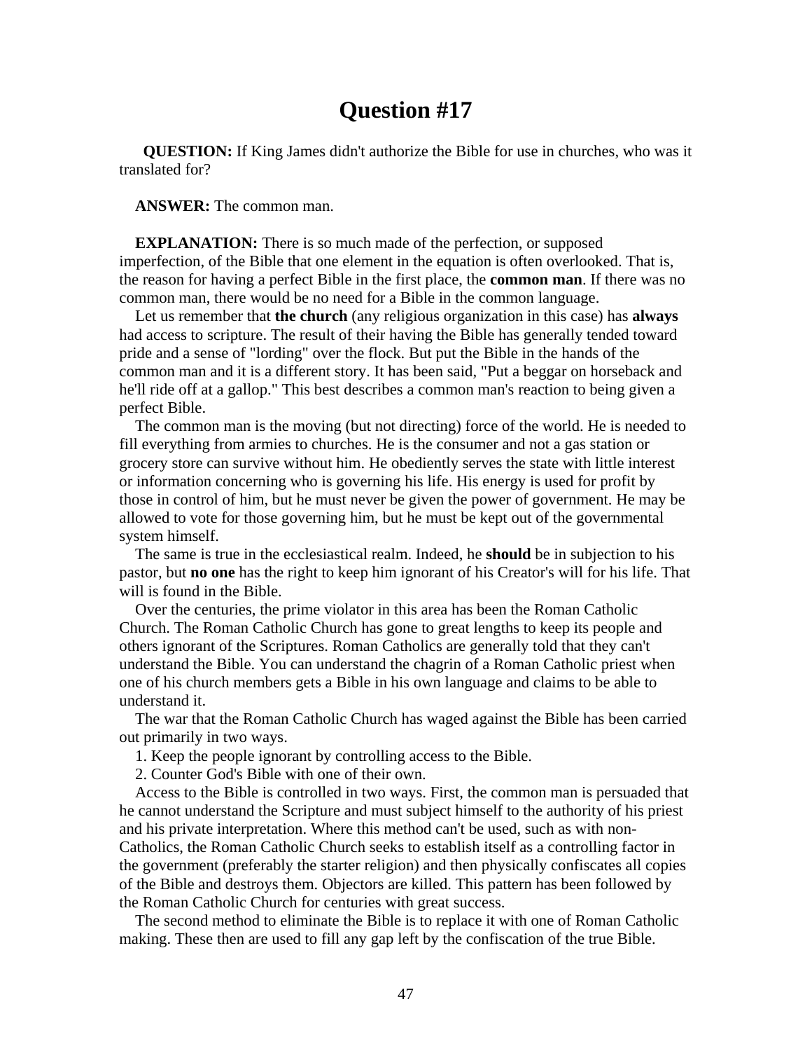# Question #17

**QUESTION:** If King James didn't authorize the Bible for use in churches, who was it translated for?

**ANSWER:** The common man.

**EXPLANATION:** There is so much made of the perfection, or supposed imperfection, of the Bible that one element in the equation is often overlooked. That is, the reason for having a perfect Bible in the first place, the **common man**. If there was no common man, there would be no need for a Bible in the common language.

Let us remember that **the church** (any religious organization in this case) has **always** had access to scripture. The result of their having the Bible has generally tended toward pride and a sense of "lording" over the flock. But put the Bible in the hands of the common man and it is a different story. It has been said, "Put a beggar on horseback and he'll ride off at a gallop." This best describes a common man's reaction to being given a perfect Bible.

The common man is the moving (but not directing) force of the world. He is needed to fill everything from armies to churches. He is the consumer and not a gas station or grocery store can survive without him. He obediently serves the state with little interest or information concerning who is governing his life. His energy is used for profit by those in control of him, but he must never be given the power of government. He may be allowed to vote for those governing him, but he must be kept out of the governmental system himself.

The same is true in the ecclesiastical realm. Indeed, he **should** be in subjection to his pastor, but **no one** has the right to keep him ignorant of his Creator's will for his life. That will is found in the Bible.

Over the centuries, the prime violator in this area has been the Roman Catholic Church. The Roman Catholic Church has gone to great lengths to keep its people and others ignorant of the Scriptures. Roman Catholics are generally told that they can't understand the Bible. You can understand the chagrin of a Roman Catholic priest when one of his church members gets a Bible in his own language and claims to be able to understand it.

The war that the Roman Catholic Church has waged against the Bible has been carried out primarily in two ways.

1. Keep the people ignorant by controlling access to the Bible.
2. Counter God's Bible with one of their own.

Access to the Bible is controlled in two ways. First, the common man is persuaded that he cannot understand the Scripture and must subject himself to the authority of his priest and his private interpretation. Where this method can't be used, such as with non-Catholics, the Roman Catholic Church seeks to establish itself as a controlling factor in the government (preferably the starter religion) and then physically confiscates all copies of the Bible and destroys them. Objectors are killed. This pattern has been followed by the Roman Catholic Church for centuries with great success.

The second method to eliminate the Bible is to replace it with one of Roman Catholic making. These then are used to fill any gap left by the confiscation of the true Bible.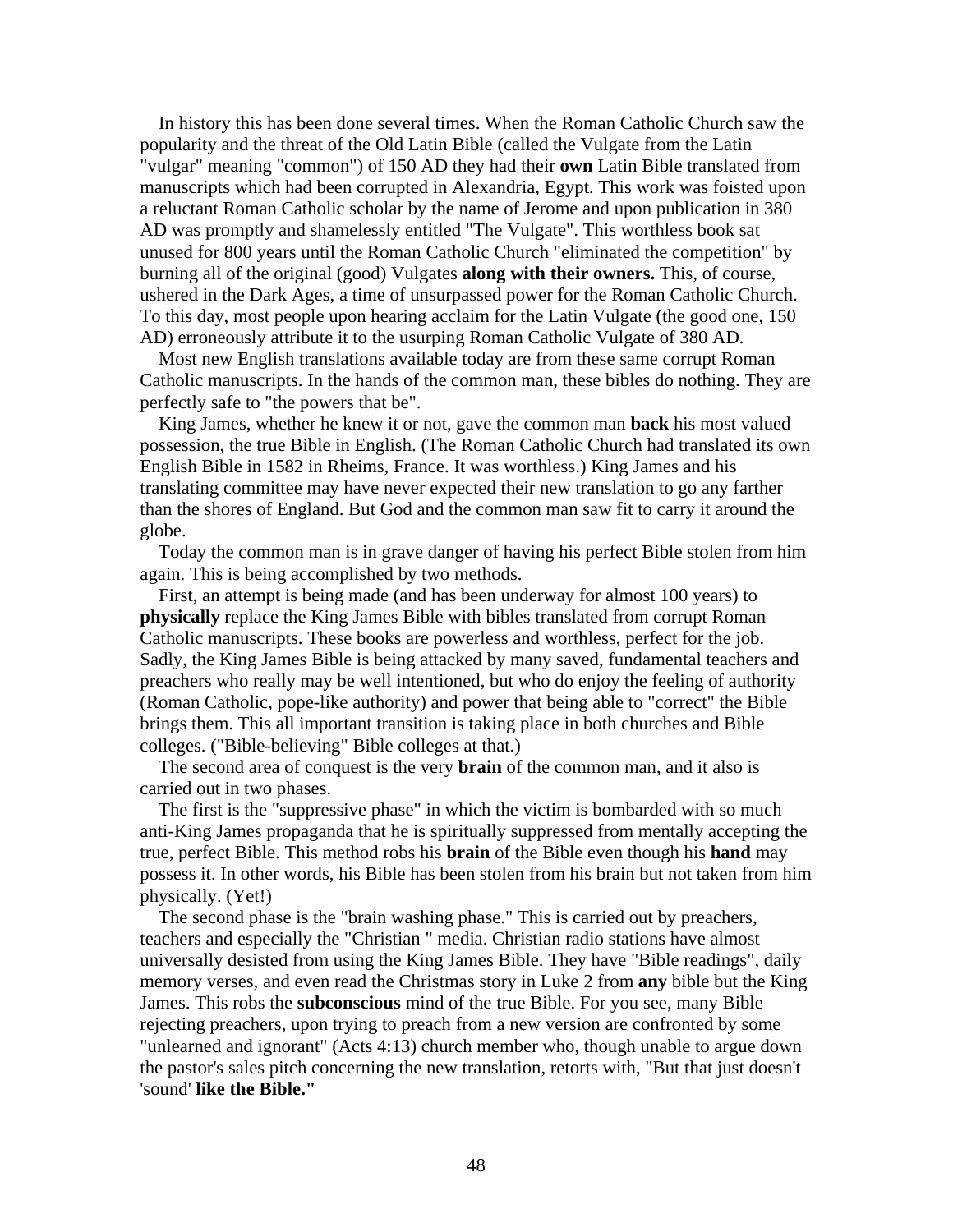In history this has been done several times. When the Roman Catholic Church saw the popularity and the threat of the Old Latin Bible (called the Vulgate from the Latin "vulgar" meaning "common") of 150 AD they had their **own** Latin Bible translated from manuscripts which had been corrupted in Alexandria, Egypt. This work was foisted upon a reluctant Roman Catholic scholar by the name of Jerome and upon publication in 380 AD was promptly and shamelessly entitled "The Vulgate". This worthless book sat unused for 800 years until the Roman Catholic Church "eliminated the competition" by burning all of the original (good) Vulgates **along with their owners.** This, of course, ushered in the Dark Ages, a time of unsurpassed power for the Roman Catholic Church. To this day, most people upon hearing acclaim for the Latin Vulgate (the good one, 150 AD) erroneously attribute it to the usurping Roman Catholic Vulgate of 380 AD.

Most new English translations available today are from these same corrupt Roman Catholic manuscripts. In the hands of the common man, these bibles do nothing. They are perfectly safe to "the powers that be".

King James, whether he knew it or not, gave the common man **back** his most valued possession, the true Bible in English. (The Roman Catholic Church had translated its own English Bible in 1582 in Rheims, France. It was worthless.) King James and his translating committee may have never expected their new translation to go any farther than the shores of England. But God and the common man saw fit to carry it around the globe.

Today the common man is in grave danger of having his perfect Bible stolen from him again. This is being accomplished by two methods.

First, an attempt is being made (and has been underway for almost 100 years) to **physically** replace the King James Bible with bibles translated from corrupt Roman Catholic manuscripts. These books are powerless and worthless, perfect for the job. Sadly, the King James Bible is being attacked by many saved, fundamental teachers and preachers who really may be well intentioned, but who do enjoy the feeling of authority (Roman Catholic, pope-like authority) and power that being able to "correct" the Bible brings them. This all important transition is taking place in both churches and Bible colleges. ("Bible-believing" Bible colleges at that.)

The second area of conquest is the very **brain** of the common man, and it also is carried out in two phases.

The first is the "suppressive phase" in which the victim is bombarded with so much anti-King James propaganda that he is spiritually suppressed from mentally accepting the true, perfect Bible. This method robs his **brain** of the Bible even though his **hand** may possess it. In other words, his Bible has been stolen from his brain but not taken from him physically. (Yet!)

The second phase is the "brain washing phase." This is carried out by preachers, teachers and especially the "Christian " media. Christian radio stations have almost universally desisted from using the King James Bible. They have "Bible readings", daily memory verses, and even read the Christmas story in Luke 2 from **any** bible but the King James. This robs the **subconscious** mind of the true Bible. For you see, many Bible rejecting preachers, upon trying to preach from a new version are confronted by some "unlearned and ignorant" (Acts 4:13) church member who, though unable to argue down the pastor's sales pitch concerning the new translation, retorts with, "But that just doesn't 'sound' **like the Bible."**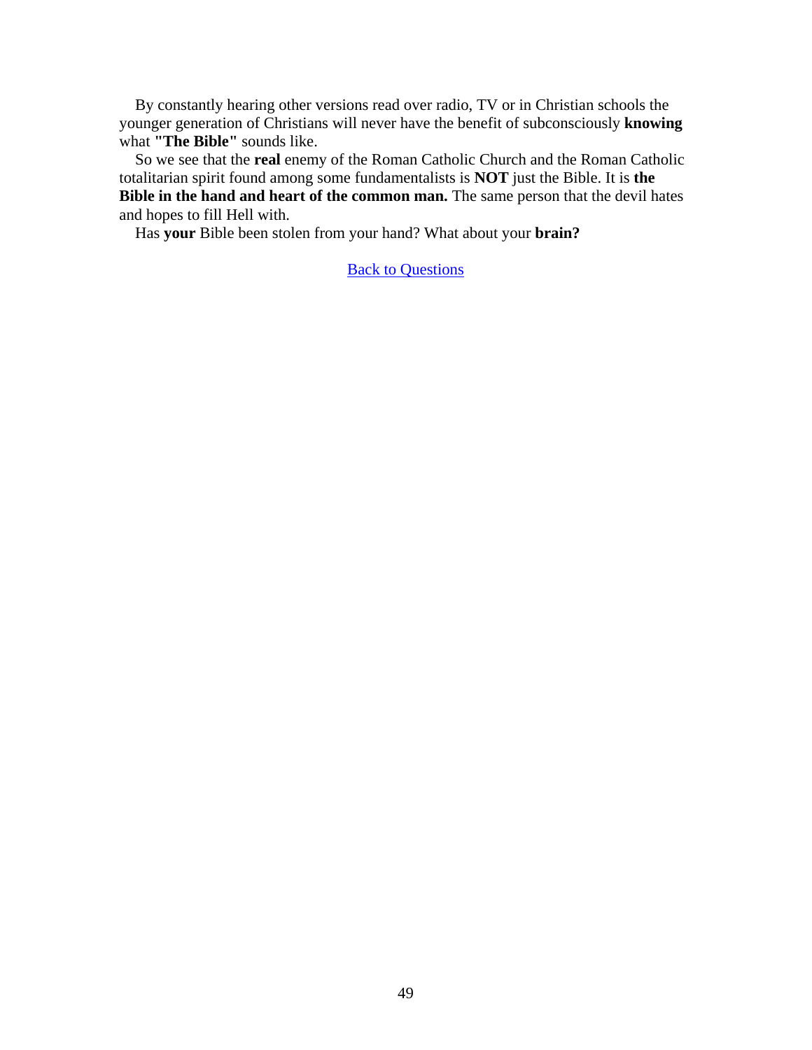By constantly hearing other versions read over radio, TV or in Christian schools the younger generation of Christians will never have the benefit of subconsciously **knowing** what **"The Bible"** sounds like.

So we see that the **real** enemy of the Roman Catholic Church and the Roman Catholic totalitarian spirit found among some fundamentalists is **NOT** just the Bible. It is **the Bible in the hand and heart of the common man.** The same person that the devil hates and hopes to fill Hell with.

Has **your** Bible been stolen from your hand? What about your **brain?**

Back to Questions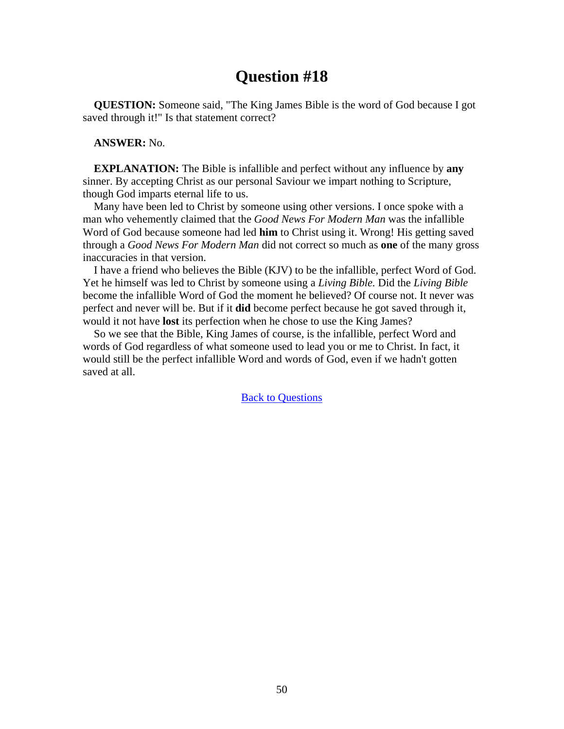# Question #18

**QUESTION:** Someone said, "The King James Bible is the word of God because I got saved through it!" Is that statement correct?

**ANSWER:** No.

**EXPLANATION:** The Bible is infallible and perfect without any influence by **any** sinner. By accepting Christ as our personal Saviour we impart nothing to Scripture, though God imparts eternal life to us.

Many have been led to Christ by someone using other versions. I once spoke with a man who vehemently claimed that the *Good News For Modern Man* was the infallible Word of God because someone had led **him** to Christ using it. Wrong! His getting saved through a *Good News For Modern Man* did not correct so much as **one** of the many gross inaccuracies in that version.

I have a friend who believes the Bible (KJV) to be the infallible, perfect Word of God. Yet he himself was led to Christ by someone using a *Living Bible*. Did the *Living Bible* become the infallible Word of God the moment he believed? Of course not. It never was perfect and never will be. But if it **did** become perfect because he got saved through it, would it not have **lost** its perfection when he chose to use the King James?

So we see that the Bible, King James of course, is the infallible, perfect Word and words of God regardless of what someone used to lead you or me to Christ. In fact, it would still be the perfect infallible Word and words of God, even if we hadn't gotten saved at all.

Back to Questions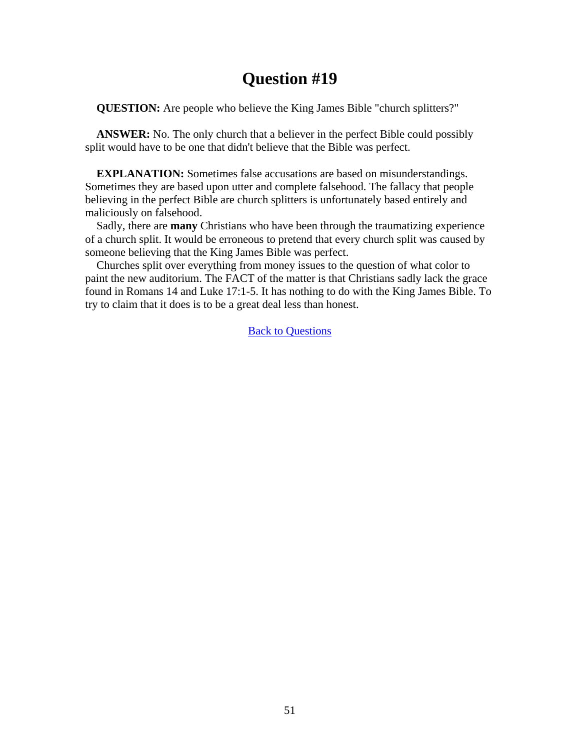# Question #19

**QUESTION:** Are people who believe the King James Bible "church splitters?"

**ANSWER:** No. The only church that a believer in the perfect Bible could possibly split would have to be one that didn't believe that the Bible was perfect.

**EXPLANATION:** Sometimes false accusations are based on misunderstandings. Sometimes they are based upon utter and complete falsehood. The fallacy that people believing in the perfect Bible are church splitters is unfortunately based entirely and maliciously on falsehood.

Sadly, there are **many** Christians who have been through the traumatizing experience of a church split. It would be erroneous to pretend that every church split was caused by someone believing that the King James Bible was perfect.

Churches split over everything from money issues to the question of what color to paint the new auditorium. The FACT of the matter is that Christians sadly lack the grace found in Romans 14 and Luke 17:1-5. It has nothing to do with the King James Bible. To try to claim that it does is to be a great deal less than honest.

[Back to Questions]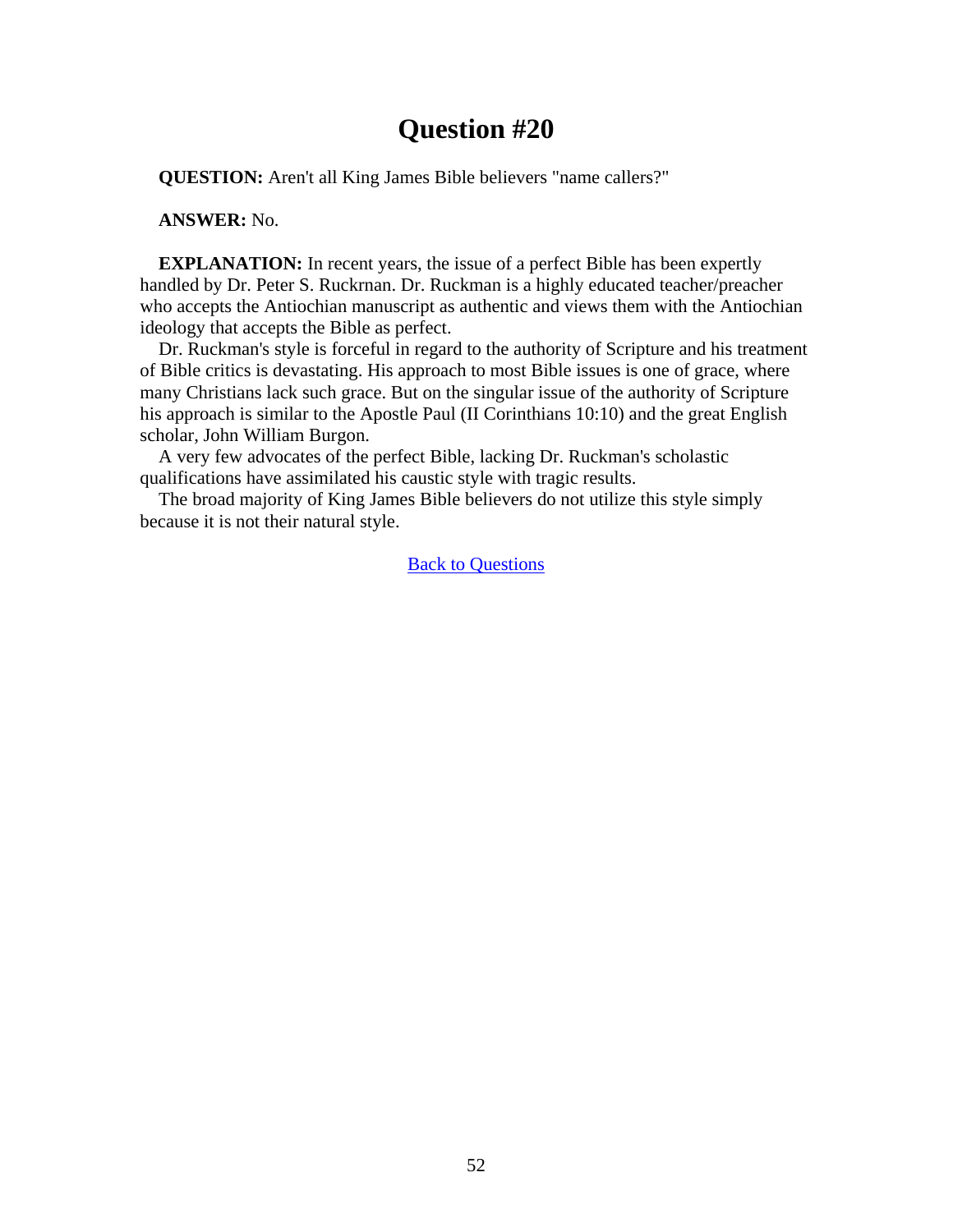# Question #20

**QUESTION:** Aren't all King James Bible believers "name callers?"

**ANSWER:** No.

**EXPLANATION:** In recent years, the issue of a perfect Bible has been expertly handled by Dr. Peter S. Ruckrnan. Dr. Ruckman is a highly educated teacher/preacher who accepts the Antiochian manuscript as authentic and views them with the Antiochian ideology that accepts the Bible as perfect.

Dr. Ruckman's style is forceful in regard to the authority of Scripture and his treatment of Bible critics is devastating. His approach to most Bible issues is one of grace, where many Christians lack such grace. But on the singular issue of the authority of Scripture his approach is similar to the Apostle Paul (II Corinthians 10:10) and the great English scholar, John William Burgon.

A very few advocates of the perfect Bible, lacking Dr. Ruckman's scholastic qualifications have assimilated his caustic style with tragic results.

The broad majority of King James Bible believers do not utilize this style simply because it is not their natural style.

Back to Questions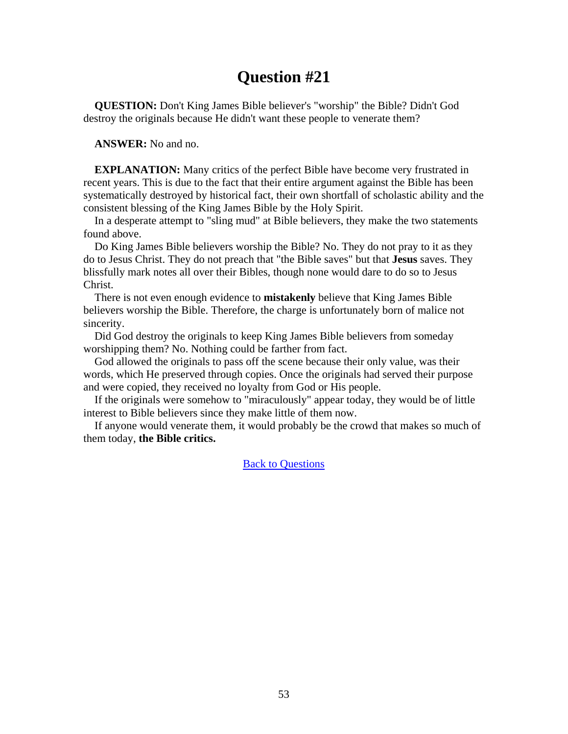# Question #21

**QUESTION:** Don't King James Bible believer's "worship" the Bible? Didn't God destroy the originals because He didn't want these people to venerate them?

**ANSWER:** No and no.

**EXPLANATION:** Many critics of the perfect Bible have become very frustrated in recent years. This is due to the fact that their entire argument against the Bible has been systematically destroyed by historical fact, their own shortfall of scholastic ability and the consistent blessing of the King James Bible by the Holy Spirit.

In a desperate attempt to "sling mud" at Bible believers, they make the two statements found above.

Do King James Bible believers worship the Bible? No. They do not pray to it as they do to Jesus Christ. They do not preach that "the Bible saves" but that **Jesus** saves. They blissfully mark notes all over their Bibles, though none would dare to do so to Jesus Christ.

There is not even enough evidence to **mistakenly** believe that King James Bible believers worship the Bible. Therefore, the charge is unfortunately born of malice not sincerity.

Did God destroy the originals to keep King James Bible believers from someday worshipping them? No. Nothing could be farther from fact.

God allowed the originals to pass off the scene because their only value, was their words, which He preserved through copies. Once the originals had served their purpose and were copied, they received no loyalty from God or His people.

If the originals were somehow to "miraculously" appear today, they would be of little interest to Bible believers since they make little of them now.

If anyone would venerate them, it would probably be the crowd that makes so much of them today, **the Bible critics.**

Back to Questions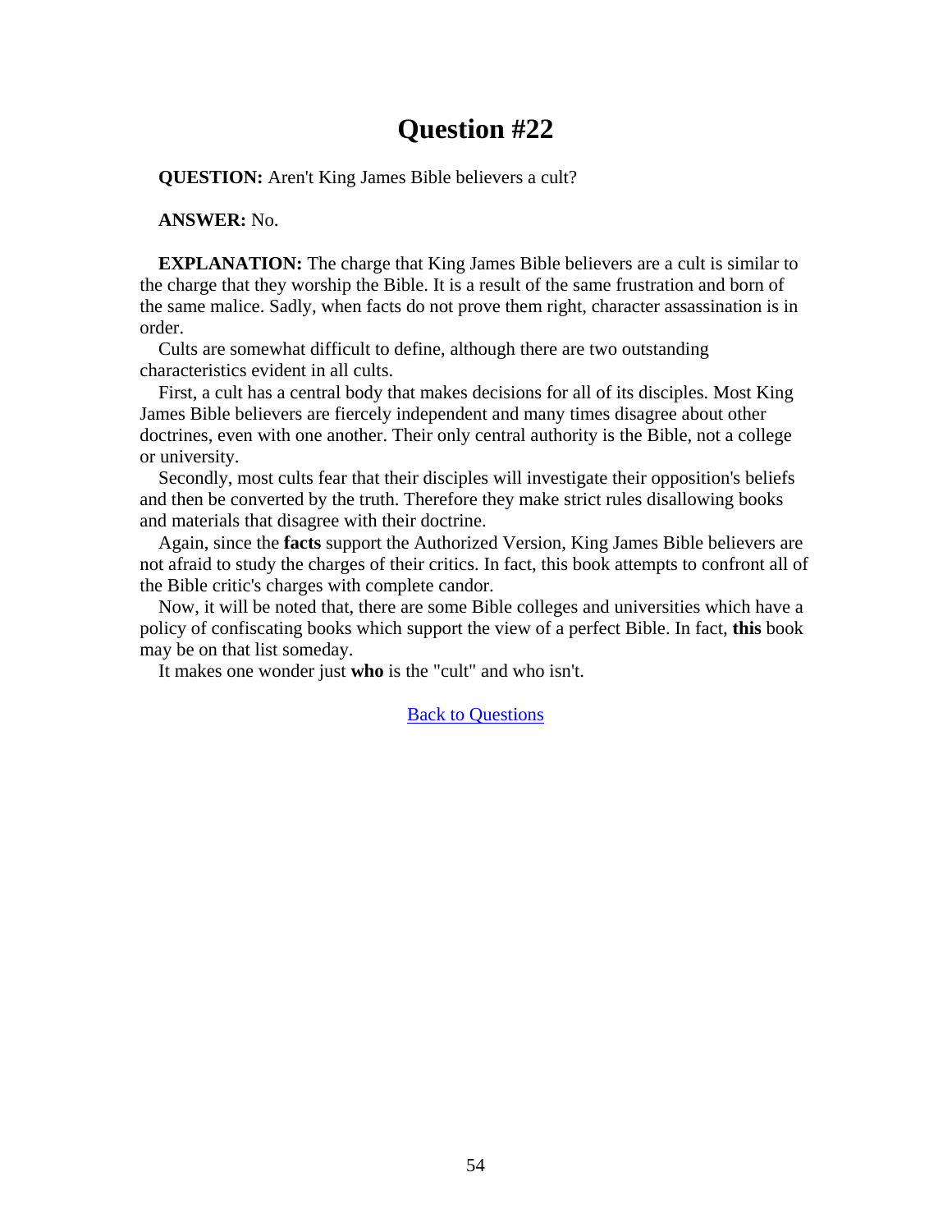# Question #22

**QUESTION:** Aren't King James Bible believers a cult?

**ANSWER:** No.

**EXPLANATION:** The charge that King James Bible believers are a cult is similar to the charge that they worship the Bible. It is a result of the same frustration and born of the same malice. Sadly, when facts do not prove them right, character assassination is in order.

Cults are somewhat difficult to define, although there are two outstanding characteristics evident in all cults.

First, a cult has a central body that makes decisions for all of its disciples. Most King James Bible believers are fiercely independent and many times disagree about other doctrines, even with one another. Their only central authority is the Bible, not a college or university.

Secondly, most cults fear that their disciples will investigate their opposition's beliefs and then be converted by the truth. Therefore they make strict rules disallowing books and materials that disagree with their doctrine.

Again, since the **facts** support the Authorized Version, King James Bible believers are not afraid to study the charges of their critics. In fact, this book attempts to confront all of the Bible critic's charges with complete candor.

Now, it will be noted that, there are some Bible colleges and universities which have a policy of confiscating books which support the view of a perfect Bible. In fact, **this** book may be on that list someday.

It makes one wonder just **who** is the "cult" and who isn't.

Back to Questions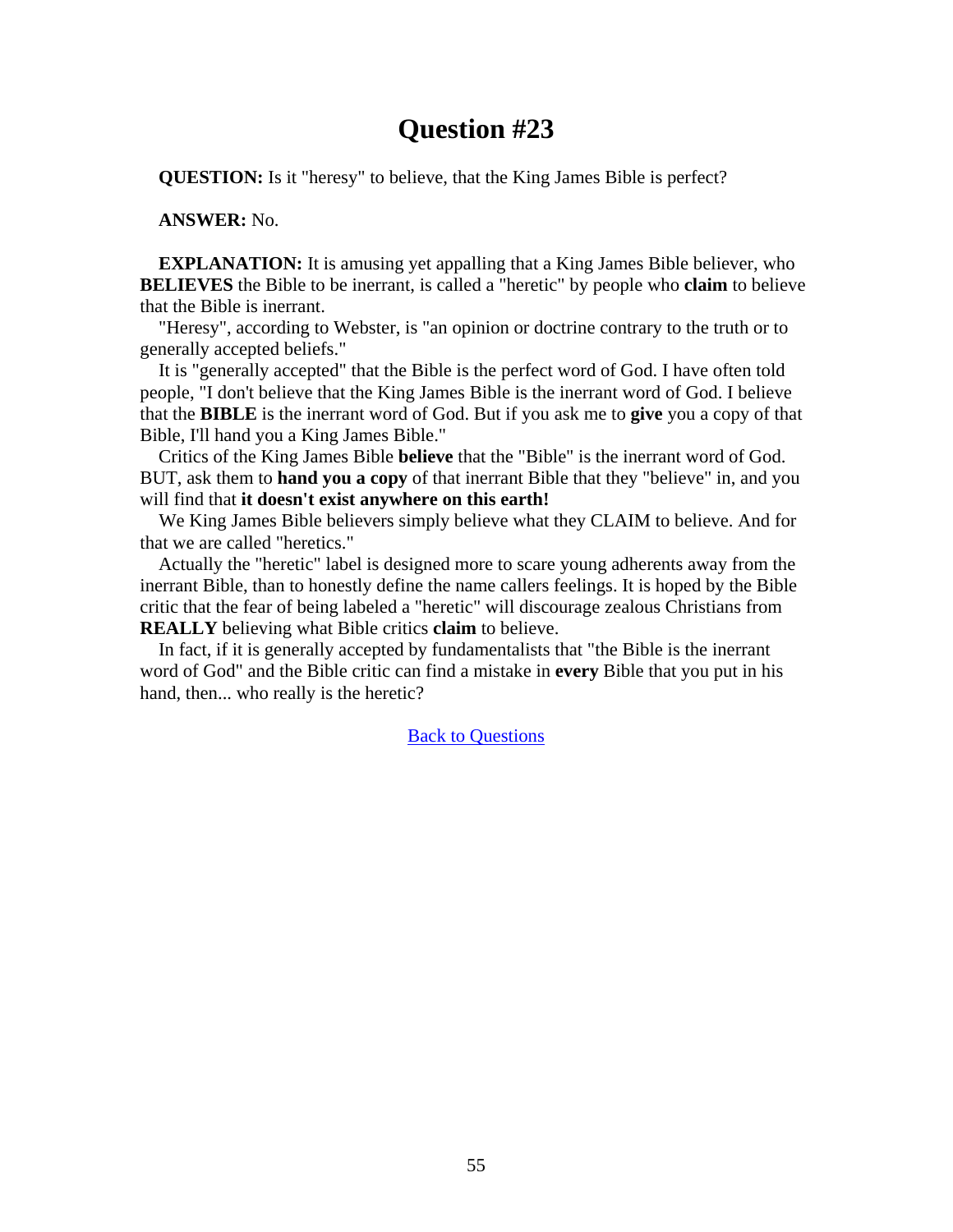# Question #23

**QUESTION:** Is it "heresy" to believe, that the King James Bible is perfect?

**ANSWER:** No.

**EXPLANATION:** It is amusing yet appalling that a King James Bible believer, who **BELIEVES** the Bible to be inerrant, is called a "heretic" by people who **claim** to believe that the Bible is inerrant.

"Heresy", according to Webster, is "an opinion or doctrine contrary to the truth or to generally accepted beliefs."

It is "generally accepted" that the Bible is the perfect word of God. I have often told people, "I don't believe that the King James Bible is the inerrant word of God. I believe that the **BIBLE** is the inerrant word of God. But if you ask me to **give** you a copy of that Bible, I'll hand you a King James Bible."

Critics of the King James Bible **believe** that the "Bible" is the inerrant word of God. BUT, ask them to **hand you a copy** of that inerrant Bible that they "believe" in, and you will find that **it doesn't exist anywhere on this earth!**

We King James Bible believers simply believe what they CLAIM to believe. And for that we are called "heretics."

Actually the "heretic" label is designed more to scare young adherents away from the inerrant Bible, than to honestly define the name callers feelings. It is hoped by the Bible critic that the fear of being labeled a "heretic" will discourage zealous Christians from **REALLY** believing what Bible critics **claim** to believe.

In fact, if it is generally accepted by fundamentalists that "the Bible is the inerrant word of God" and the Bible critic can find a mistake in **every** Bible that you put in his hand, then... who really is the heretic?

Back to Questions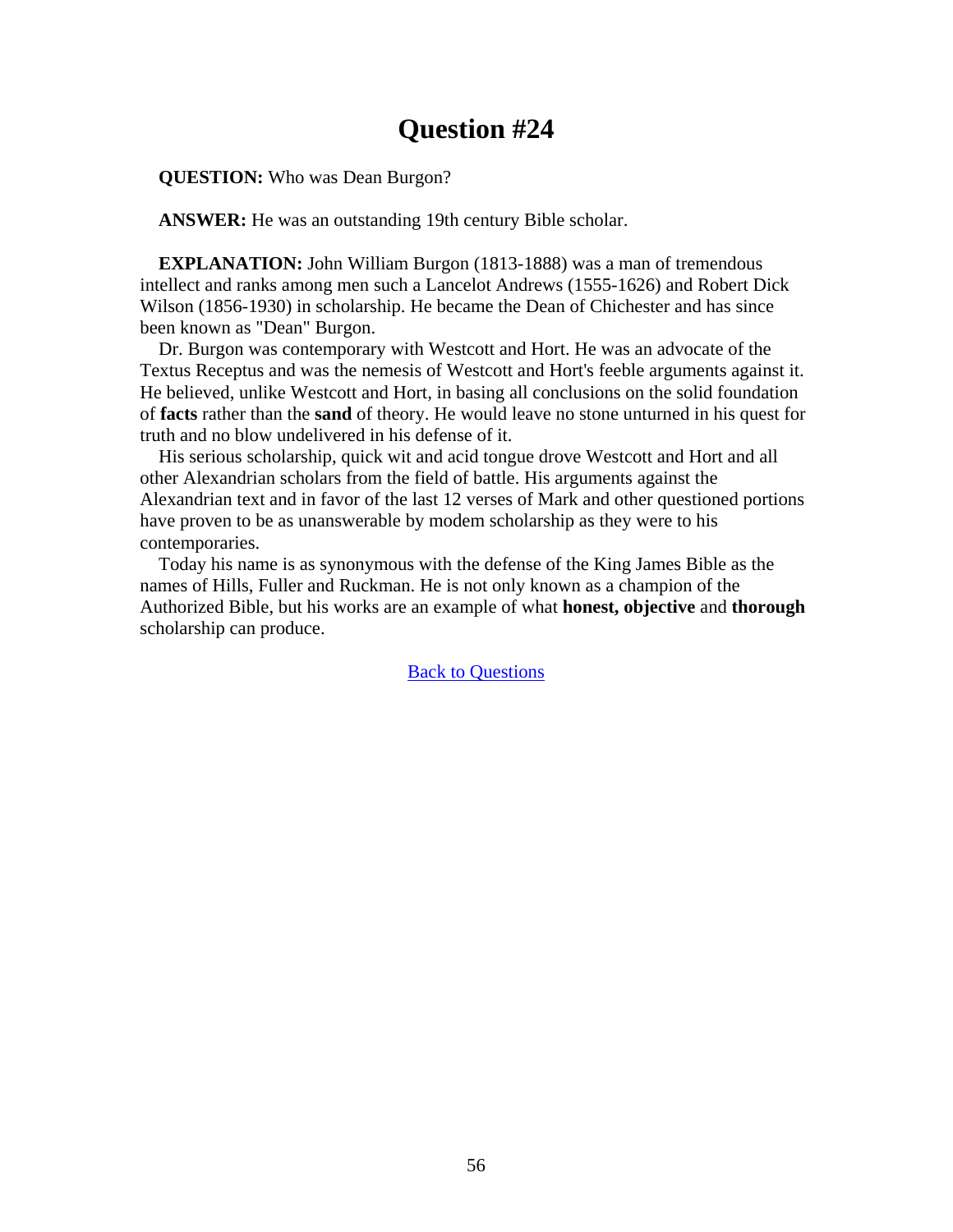# Question #24

**QUESTION:** Who was Dean Burgon?

**ANSWER:** He was an outstanding 19th century Bible scholar.

**EXPLANATION:** John William Burgon (1813-1888) was a man of tremendous intellect and ranks among men such a Lancelot Andrews (1555-1626) and Robert Dick Wilson (1856-1930) in scholarship. He became the Dean of Chichester and has since been known as "Dean" Burgon.

Dr. Burgon was contemporary with Westcott and Hort. He was an advocate of the Textus Receptus and was the nemesis of Westcott and Hort's feeble arguments against it. He believed, unlike Westcott and Hort, in basing all conclusions on the solid foundation of **facts** rather than the **sand** of theory. He would leave no stone unturned in his quest for truth and no blow undelivered in his defense of it.

His serious scholarship, quick wit and acid tongue drove Westcott and Hort and all other Alexandrian scholars from the field of battle. His arguments against the Alexandrian text and in favor of the last 12 verses of Mark and other questioned portions have proven to be as unanswerable by modem scholarship as they were to his contemporaries.

Today his name is as synonymous with the defense of the King James Bible as the names of Hills, Fuller and Ruckman. He is not only known as a champion of the Authorized Bible, but his works are an example of what **honest, objective** and **thorough** scholarship can produce.

Back to Questions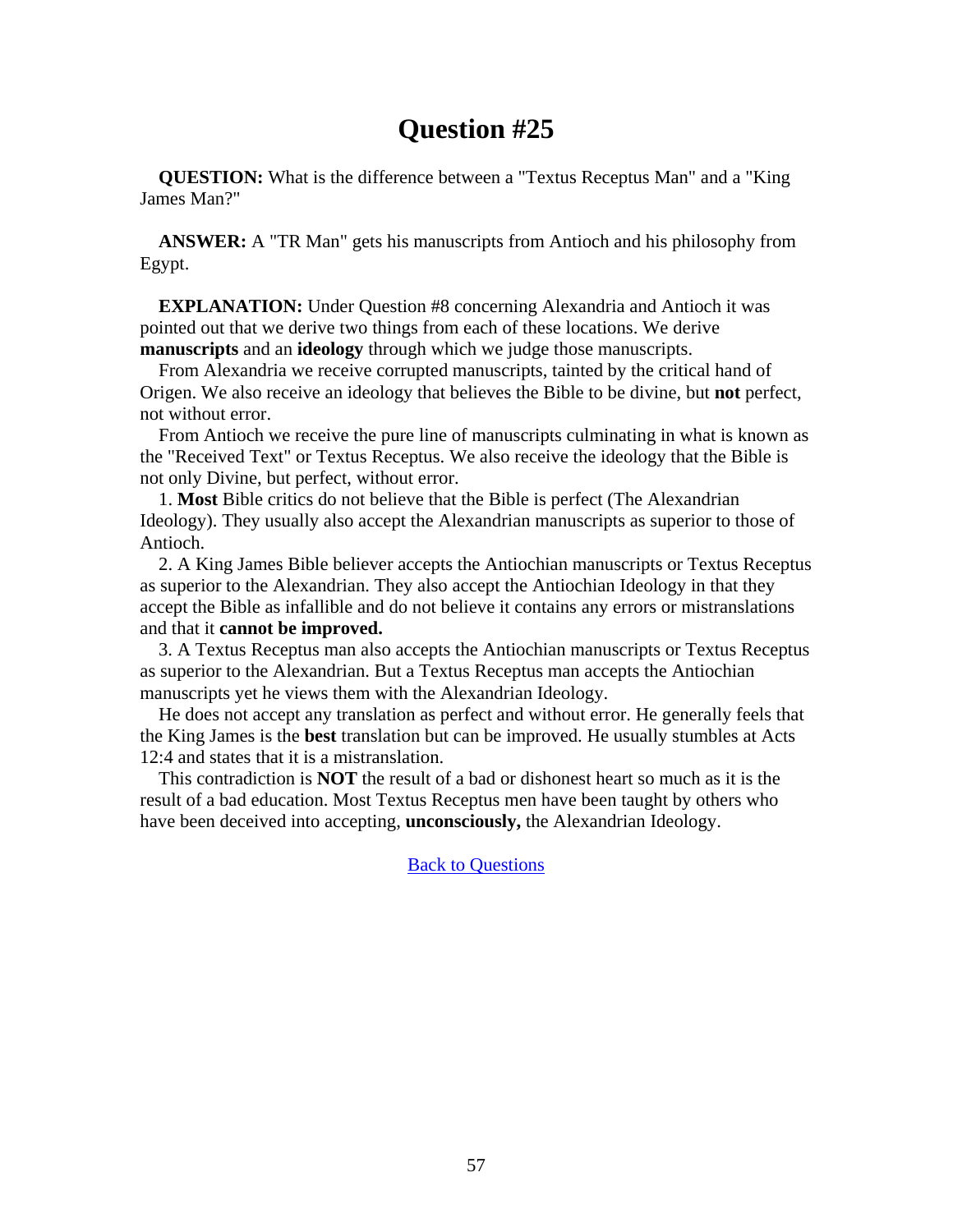# Question #25

**QUESTION:** What is the difference between a "Textus Receptus Man" and a "King James Man?"

**ANSWER:** A "TR Man" gets his manuscripts from Antioch and his philosophy from Egypt.

**EXPLANATION:** Under Question #8 concerning Alexandria and Antioch it was pointed out that we derive two things from each of these locations. We derive **manuscripts** and an **ideology** through which we judge those manuscripts.

From Alexandria we receive corrupted manuscripts, tainted by the critical hand of Origen. We also receive an ideology that believes the Bible to be divine, but **not** perfect, not without error.

From Antioch we receive the pure line of manuscripts culminating in what is known as the "Received Text" or Textus Receptus. We also receive the ideology that the Bible is not only Divine, but perfect, without error.

1. **Most** Bible critics do not believe that the Bible is perfect (The Alexandrian Ideology). They usually also accept the Alexandrian manuscripts as superior to those of Antioch.

2. A King James Bible believer accepts the Antiochian manuscripts or Textus Receptus as superior to the Alexandrian. They also accept the Antiochian Ideology in that they accept the Bible as infallible and do not believe it contains any errors or mistranslations and that it **cannot be improved.**

3. A Textus Receptus man also accepts the Antiochian manuscripts or Textus Receptus as superior to the Alexandrian. But a Textus Receptus man accepts the Antiochian manuscripts yet he views them with the Alexandrian Ideology.

He does not accept any translation as perfect and without error. He generally feels that the King James is the **best** translation but can be improved. He usually stumbles at Acts 12:4 and states that it is a mistranslation.

This contradiction is **NOT** the result of a bad or dishonest heart so much as it is the result of a bad education. Most Textus Receptus men have been taught by others who have been deceived into accepting, **unconsciously,** the Alexandrian Ideology.

Back to Questions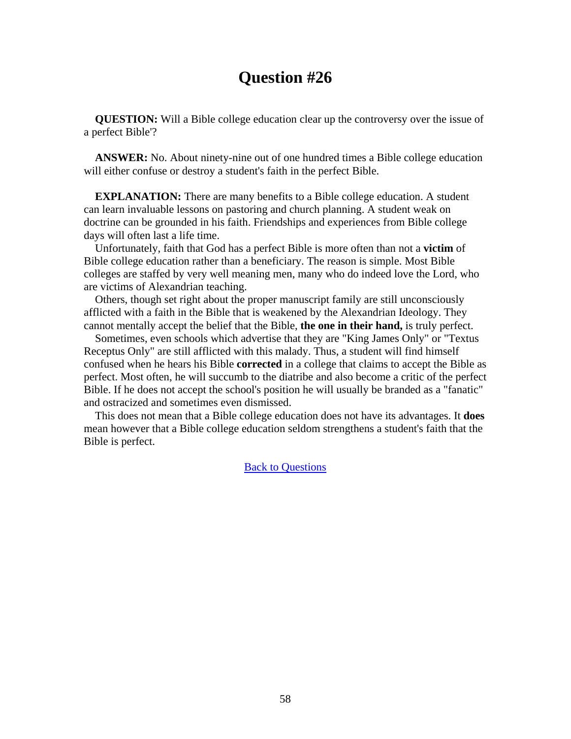# Question #26

**QUESTION:** Will a Bible college education clear up the controversy over the issue of a perfect Bible'?

**ANSWER:** No. About ninety-nine out of one hundred times a Bible college education will either confuse or destroy a student's faith in the perfect Bible.

**EXPLANATION:** There are many benefits to a Bible college education. A student can learn invaluable lessons on pastoring and church planning. A student weak on doctrine can be grounded in his faith. Friendships and experiences from Bible college days will often last a life time.

Unfortunately, faith that God has a perfect Bible is more often than not a **victim** of Bible college education rather than a beneficiary. The reason is simple. Most Bible colleges are staffed by very well meaning men, many who do indeed love the Lord, who are victims of Alexandrian teaching.

Others, though set right about the proper manuscript family are still unconsciously afflicted with a faith in the Bible that is weakened by the Alexandrian Ideology. They cannot mentally accept the belief that the Bible, **the one in their hand,** is truly perfect.

Sometimes, even schools which advertise that they are "King James Only" or "Textus Receptus Only" are still afflicted with this malady. Thus, a student will find himself confused when he hears his Bible **corrected** in a college that claims to accept the Bible as perfect. Most often, he will succumb to the diatribe and also become a critic of the perfect Bible. If he does not accept the school's position he will usually be branded as a "fanatic" and ostracized and sometimes even dismissed.

This does not mean that a Bible college education does not have its advantages. It **does** mean however that a Bible college education seldom strengthens a student's faith that the Bible is perfect.

Back to Questions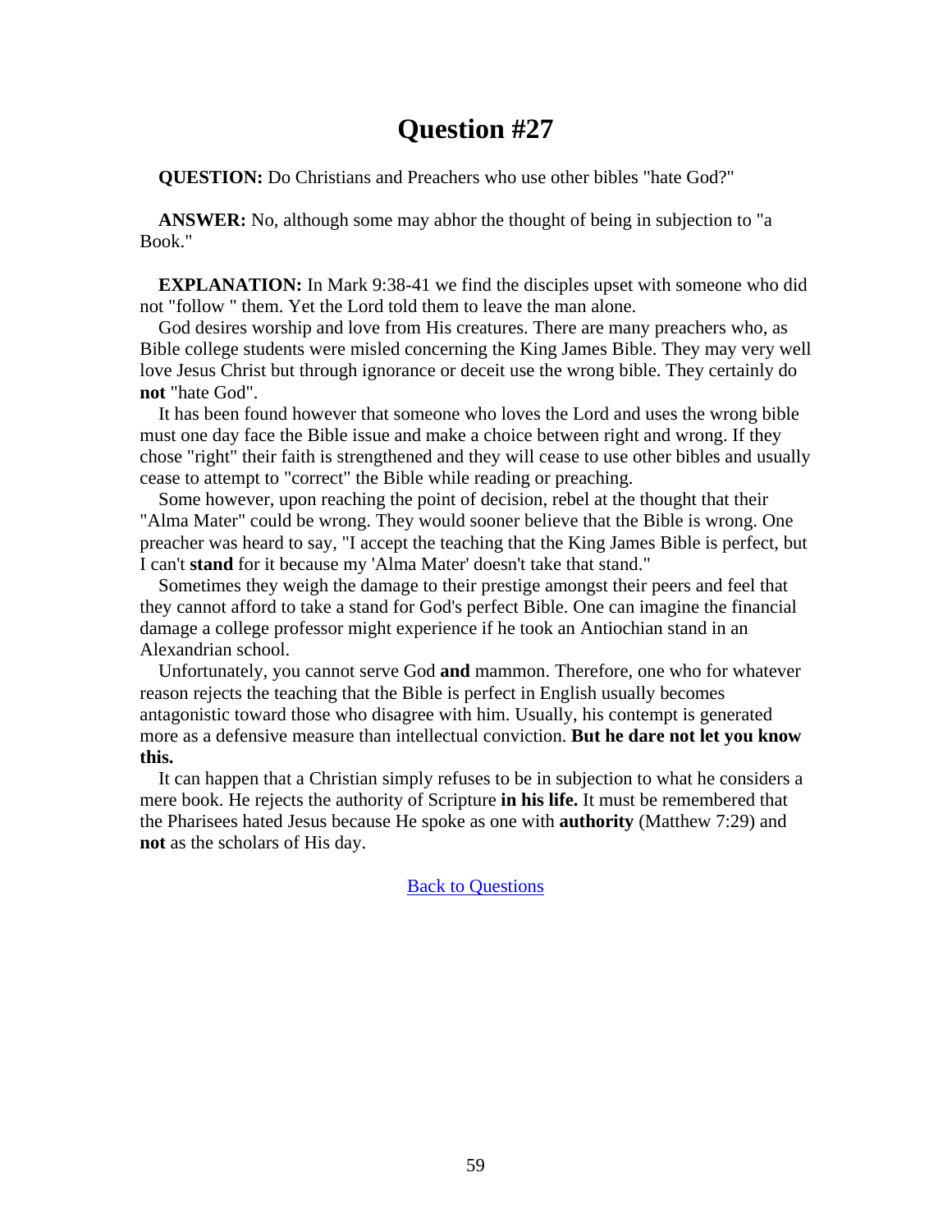# Question #27

**QUESTION:** Do Christians and Preachers who use other bibles "hate God?"

**ANSWER:** No, although some may abhor the thought of being in subjection to "a Book."

**EXPLANATION:** In Mark 9:38-41 we find the disciples upset with someone who did not "follow " them. Yet the Lord told them to leave the man alone.

God desires worship and love from His creatures. There are many preachers who, as Bible college students were misled concerning the King James Bible. They may very well love Jesus Christ but through ignorance or deceit use the wrong bible. They certainly do **not** "hate God".

It has been found however that someone who loves the Lord and uses the wrong bible must one day face the Bible issue and make a choice between right and wrong. If they chose "right" their faith is strengthened and they will cease to use other bibles and usually cease to attempt to "correct" the Bible while reading or preaching.

Some however, upon reaching the point of decision, rebel at the thought that their "Alma Mater" could be wrong. They would sooner believe that the Bible is wrong. One preacher was heard to say, "I accept the teaching that the King James Bible is perfect, but I can't **stand** for it because my 'Alma Mater' doesn't take that stand."

Sometimes they weigh the damage to their prestige amongst their peers and feel that they cannot afford to take a stand for God's perfect Bible. One can imagine the financial damage a college professor might experience if he took an Antiochian stand in an Alexandrian school.

Unfortunately, you cannot serve God **and** mammon. Therefore, one who for whatever reason rejects the teaching that the Bible is perfect in English usually becomes antagonistic toward those who disagree with him. Usually, his contempt is generated more as a defensive measure than intellectual conviction. **But he dare not let you know this.**

It can happen that a Christian simply refuses to be in subjection to what he considers a mere book. He rejects the authority of Scripture **in his life.** It must be remembered that the Pharisees hated Jesus because He spoke as one with **authority** (Matthew 7:29) and **not** as the scholars of His day.

Back to Questions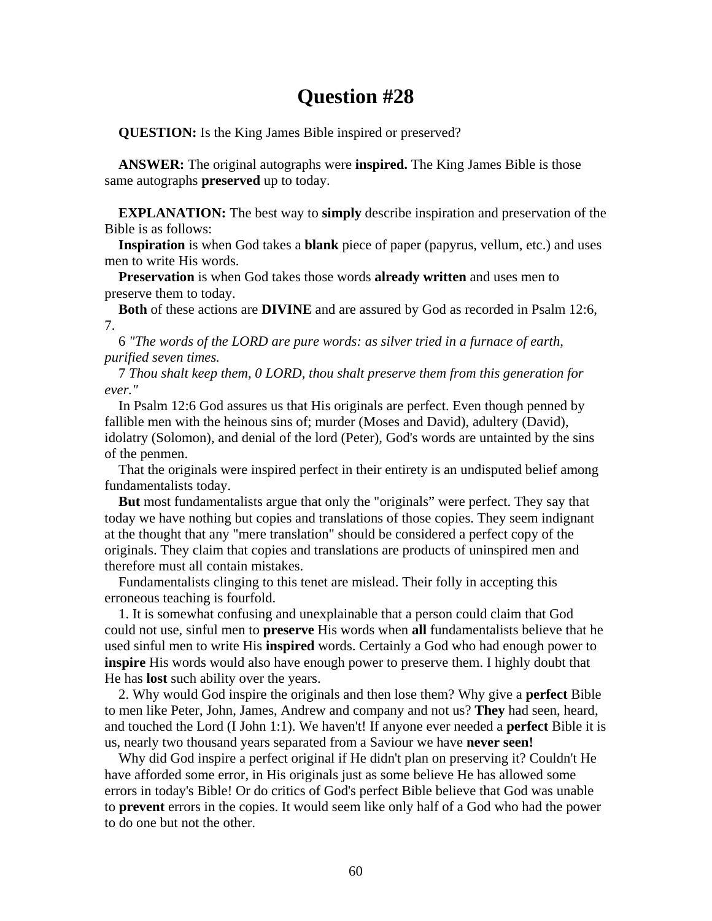# Question #28

**QUESTION:** Is the King James Bible inspired or preserved?

**ANSWER:** The original autographs were **inspired.** The King James Bible is those same autographs **preserved** up to today.

**EXPLANATION:** The best way to **simply** describe inspiration and preservation of the Bible is as follows:

**Inspiration** is when God takes a **blank** piece of paper (papyrus, vellum, etc.) and uses men to write His words.

**Preservation** is when God takes those words **already written** and uses men to preserve them to today.

**Both** of these actions are **DIVINE** and are assured by God as recorded in Psalm 12:6, 7.

6 *"The words of the LORD are pure words: as silver tried in a furnace of earth, purified seven times.*

7 *Thou shalt keep them, 0 LORD, thou shalt preserve them from this generation for ever."*

In Psalm 12:6 God assures us that His originals are perfect. Even though penned by fallible men with the heinous sins of; murder (Moses and David), adultery (David), idolatry (Solomon), and denial of the lord (Peter), God's words are untainted by the sins of the penmen.

That the originals were inspired perfect in their entirety is an undisputed belief among fundamentalists today.

**But** most fundamentalists argue that only the "originals" were perfect. They say that today we have nothing but copies and translations of those copies. They seem indignant at the thought that any "mere translation" should be considered a perfect copy of the originals. They claim that copies and translations are products of uninspired men and therefore must all contain mistakes.

Fundamentalists clinging to this tenet are mislead. Their folly in accepting this erroneous teaching is fourfold.

1. It is somewhat confusing and unexplainable that a person could claim that God could not use, sinful men to **preserve** His words when **all** fundamentalists believe that he used sinful men to write His **inspired** words. Certainly a God who had enough power to **inspire** His words would also have enough power to preserve them. I highly doubt that He has **lost** such ability over the years.

2. Why would God inspire the originals and then lose them? Why give a **perfect** Bible to men like Peter, John, James, Andrew and company and not us? **They** had seen, heard, and touched the Lord (I John 1:1). We haven't! If anyone ever needed a **perfect** Bible it is us, nearly two thousand years separated from a Saviour we have **never seen!**

Why did God inspire a perfect original if He didn't plan on preserving it? Couldn't He have afforded some error, in His originals just as some believe He has allowed some errors in today's Bible! Or do critics of God's perfect Bible believe that God was unable to **prevent** errors in the copies. It would seem like only half of a God who had the power to do one but not the other.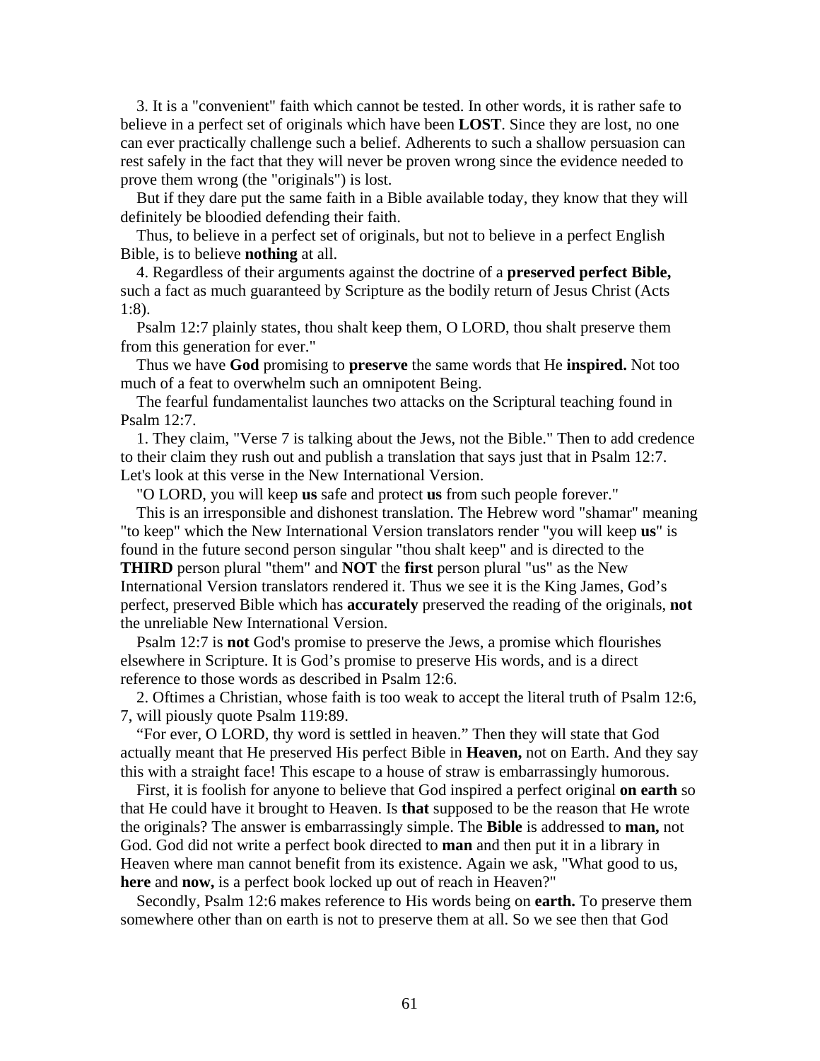3. It is a "convenient" faith which cannot be tested. In other words, it is rather safe to believe in a perfect set of originals which have been **LOST**. Since they are lost, no one can ever practically challenge such a belief. Adherents to such a shallow persuasion can rest safely in the fact that they will never be proven wrong since the evidence needed to prove them wrong (the "originals") is lost.

But if they dare put the same faith in a Bible available today, they know that they will definitely be bloodied defending their faith.

Thus, to believe in a perfect set of originals, but not to believe in a perfect English Bible, is to believe **nothing** at all.

4. Regardless of their arguments against the doctrine of a **preserved perfect Bible,** such a fact as much guaranteed by Scripture as the bodily return of Jesus Christ (Acts 1:8).

Psalm 12:7 plainly states, thou shalt keep them, O LORD, thou shalt preserve them from this generation for ever."

Thus we have **God** promising to **preserve** the same words that He **inspired.** Not too much of a feat to overwhelm such an omnipotent Being.

The fearful fundamentalist launches two attacks on the Scriptural teaching found in Psalm 12:7.

1. They claim, "Verse 7 is talking about the Jews, not the Bible." Then to add credence to their claim they rush out and publish a translation that says just that in Psalm 12:7. Let's look at this verse in the New International Version.

"O LORD, you will keep **us** safe and protect **us** from such people forever."

This is an irresponsible and dishonest translation. The Hebrew word "shamar" meaning "to keep" which the New International Version translators render "you will keep **us**" is found in the future second person singular "thou shalt keep" and is directed to the **THIRD** person plural "them" and **NOT** the **first** person plural "us" as the New International Version translators rendered it. Thus we see it is the King James, God's perfect, preserved Bible which has **accurately** preserved the reading of the originals, **not** the unreliable New International Version.

Psalm 12:7 is **not** God's promise to preserve the Jews, a promise which flourishes elsewhere in Scripture. It is God's promise to preserve His words, and is a direct reference to those words as described in Psalm 12:6.

2. Oftimes a Christian, whose faith is too weak to accept the literal truth of Psalm 12:6, 7, will piously quote Psalm 119:89.

"For ever, O LORD, thy word is settled in heaven." Then they will state that God actually meant that He preserved His perfect Bible in **Heaven,** not on Earth. And they say this with a straight face! This escape to a house of straw is embarrassingly humorous.

First, it is foolish for anyone to believe that God inspired a perfect original **on earth** so that He could have it brought to Heaven. Is **that** supposed to be the reason that He wrote the originals? The answer is embarrassingly simple. The **Bible** is addressed to **man,** not God. God did not write a perfect book directed to **man** and then put it in a library in Heaven where man cannot benefit from its existence. Again we ask, "What good to us, **here** and **now,** is a perfect book locked up out of reach in Heaven?"

Secondly, Psalm 12:6 makes reference to His words being on **earth.** To preserve them somewhere other than on earth is not to preserve them at all. So we see then that God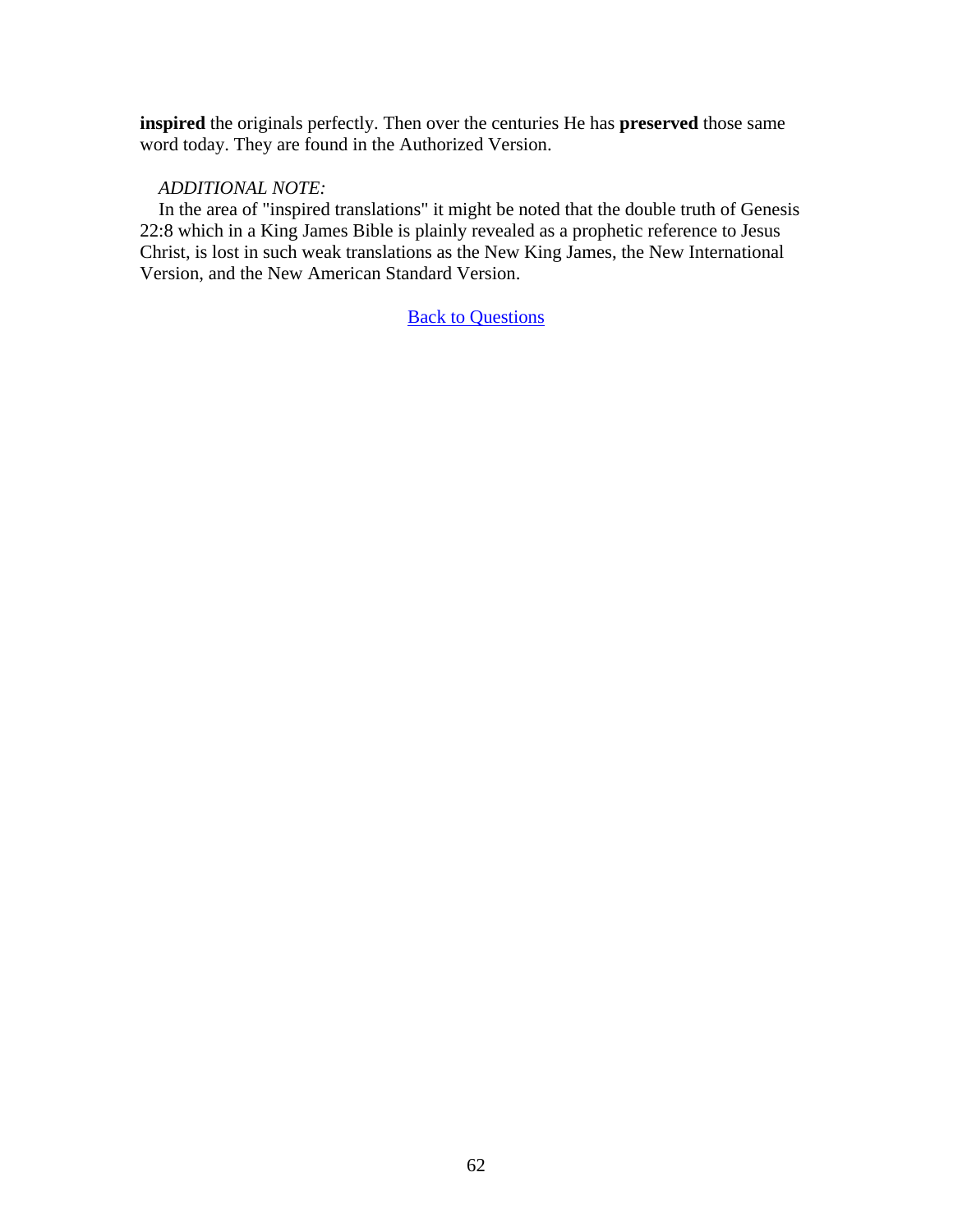**inspired** the originals perfectly. Then over the centuries He has **preserved** those same word today. They are found in the Authorized Version.

*ADDITIONAL NOTE:*

In the area of "inspired translations" it might be noted that the double truth of Genesis 22:8 which in a King James Bible is plainly revealed as a prophetic reference to Jesus Christ, is lost in such weak translations as the New King James, the New International Version, and the New American Standard Version.

Back to Questions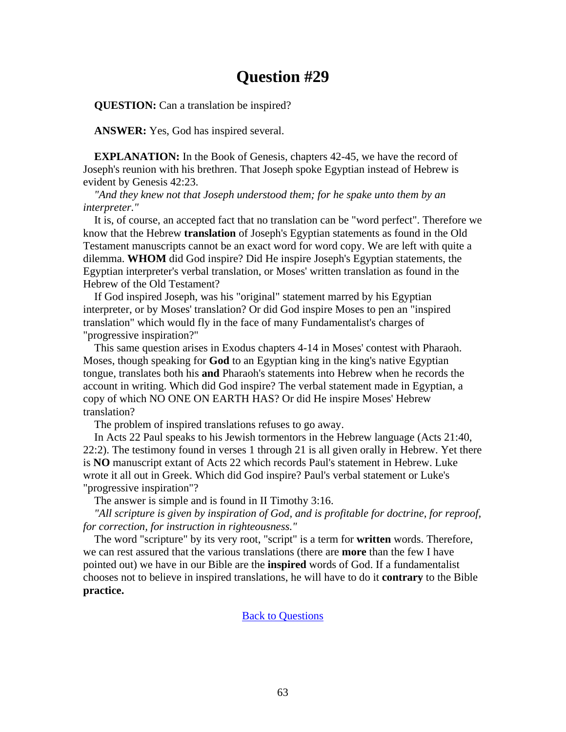# Question #29

**QUESTION:** Can a translation be inspired?

**ANSWER:** Yes, God has inspired several.

**EXPLANATION:** In the Book of Genesis, chapters 42-45, we have the record of Joseph's reunion with his brethren. That Joseph spoke Egyptian instead of Hebrew is evident by Genesis 42:23.

*"And they knew not that Joseph understood them; for he spake unto them by an interpreter."*

It is, of course, an accepted fact that no translation can be "word perfect". Therefore we know that the Hebrew **translation** of Joseph's Egyptian statements as found in the Old Testament manuscripts cannot be an exact word for word copy. We are left with quite a dilemma. **WHOM** did God inspire? Did He inspire Joseph's Egyptian statements, the Egyptian interpreter's verbal translation, or Moses' written translation as found in the Hebrew of the Old Testament?

If God inspired Joseph, was his "original" statement marred by his Egyptian interpreter, or by Moses' translation? Or did God inspire Moses to pen an "inspired translation" which would fly in the face of many Fundamentalist's charges of "progressive inspiration?"

This same question arises in Exodus chapters 4-14 in Moses' contest with Pharaoh. Moses, though speaking for **God** to an Egyptian king in the king's native Egyptian tongue, translates both his **and** Pharaoh's statements into Hebrew when he records the account in writing. Which did God inspire? The verbal statement made in Egyptian, a copy of which NO ONE ON EARTH HAS? Or did He inspire Moses' Hebrew translation?

The problem of inspired translations refuses to go away.

In Acts 22 Paul speaks to his Jewish tormentors in the Hebrew language (Acts 21:40, 22:2). The testimony found in verses 1 through 21 is all given orally in Hebrew. Yet there is **NO** manuscript extant of Acts 22 which records Paul's statement in Hebrew. Luke wrote it all out in Greek. Which did God inspire? Paul's verbal statement or Luke's "progressive inspiration"?

The answer is simple and is found in II Timothy 3:16.

*"All scripture is given by inspiration of God, and is profitable for doctrine, for reproof, for correction, for instruction in righteousness."*

The word "scripture" by its very root, "script" is a term for **written** words. Therefore, we can rest assured that the various translations (there are **more** than the few I have pointed out) we have in our Bible are the **inspired** words of God. If a fundamentalist chooses not to believe in inspired translations, he will have to do it **contrary** to the Bible **practice.**

Back to Questions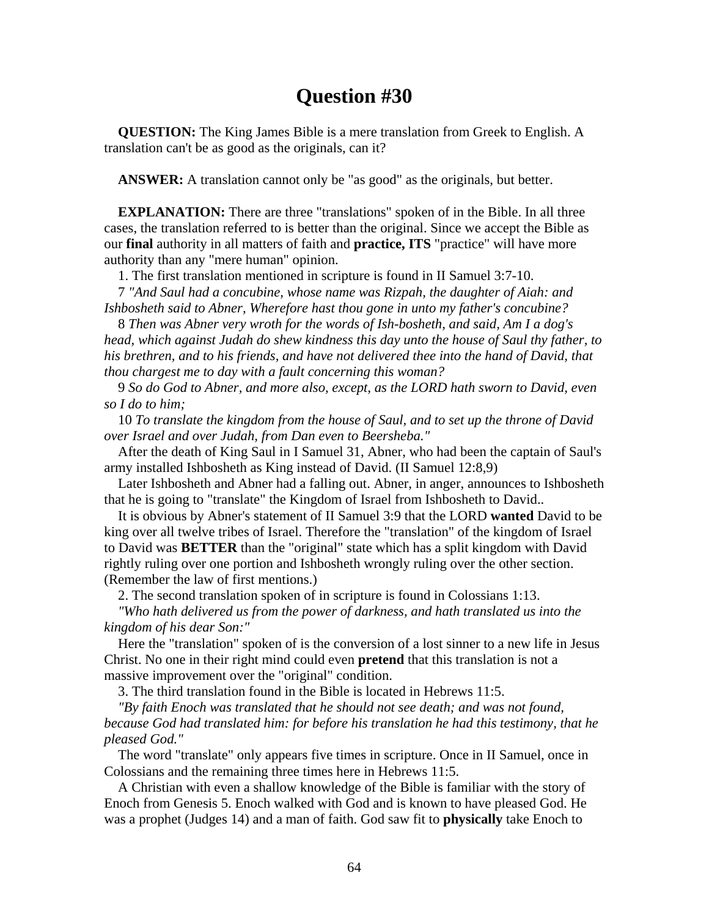# Question #30

**QUESTION:** The King James Bible is a mere translation from Greek to English. A translation can't be as good as the originals, can it?

**ANSWER:** A translation cannot only be "as good" as the originals, but better.

**EXPLANATION:** There are three "translations" spoken of in the Bible. In all three cases, the translation referred to is better than the original. Since we accept the Bible as our **final** authority in all matters of faith and **practice, ITS** "practice" will have more authority than any "mere human" opinion.

1. The first translation mentioned in scripture is found in II Samuel 3:7-10.

7 *"And Saul had a concubine, whose name was Rizpah, the daughter of Aiah: and Ishbosheth said to Abner, Wherefore hast thou gone in unto my father's concubine?*

8 *Then was Abner very wroth for the words of Ish-bosheth, and said, Am I a dog's head, which against Judah do shew kindness this day unto the house of Saul thy father, to his brethren, and to his friends, and have not delivered thee into the hand of David, that thou chargest me to day with a fault concerning this woman?*

9 *So do God to Abner, and more also, except, as the LORD hath sworn to David, even so I do to him;*

10 *To translate the kingdom from the house of Saul, and to set up the throne of David over Israel and over Judah, from Dan even to Beersheba."*

After the death of King Saul in I Samuel 31, Abner, who had been the captain of Saul's army installed Ishbosheth as King instead of David. (II Samuel 12:8,9)

Later Ishbosheth and Abner had a falling out. Abner, in anger, announces to Ishbosheth that he is going to "translate" the Kingdom of Israel from Ishbosheth to David..

It is obvious by Abner's statement of II Samuel 3:9 that the LORD **wanted** David to be king over all twelve tribes of Israel. Therefore the "translation" of the kingdom of Israel to David was **BETTER** than the "original" state which has a split kingdom with David rightly ruling over one portion and Ishbosheth wrongly ruling over the other section. (Remember the law of first mentions.)

2. The second translation spoken of in scripture is found in Colossians 1:13.

*"Who hath delivered us from the power of darkness, and hath translated us into the kingdom of his dear Son:"*

Here the "translation" spoken of is the conversion of a lost sinner to a new life in Jesus Christ. No one in their right mind could even **pretend** that this translation is not a massive improvement over the "original" condition.

3. The third translation found in the Bible is located in Hebrews 11:5.

*"By faith Enoch was translated that he should not see death; and was not found, because God had translated him: for before his translation he had this testimony, that he pleased God."*

The word "translate" only appears five times in scripture. Once in II Samuel, once in Colossians and the remaining three times here in Hebrews 11:5.

A Christian with even a shallow knowledge of the Bible is familiar with the story of Enoch from Genesis 5. Enoch walked with God and is known to have pleased God. He was a prophet (Judges 14) and a man of faith. God saw fit to **physically** take Enoch to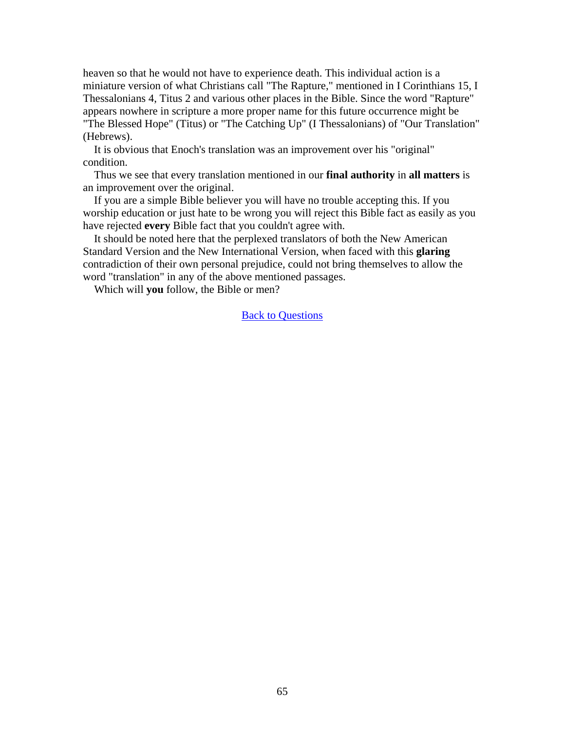heaven so that he would not have to experience death. This individual action is a miniature version of what Christians call "The Rapture," mentioned in I Corinthians 15, I Thessalonians 4, Titus 2 and various other places in the Bible. Since the word "Rapture" appears nowhere in scripture a more proper name for this future occurrence might be "The Blessed Hope" (Titus) or "The Catching Up" (I Thessalonians) of "Our Translation" (Hebrews).

It is obvious that Enoch's translation was an improvement over his "original" condition.

Thus we see that every translation mentioned in our **final authority** in **all matters** is an improvement over the original.

If you are a simple Bible believer you will have no trouble accepting this. If you worship education or just hate to be wrong you will reject this Bible fact as easily as you have rejected **every** Bible fact that you couldn't agree with.

It should be noted here that the perplexed translators of both the New American Standard Version and the New International Version, when faced with this **glaring** contradiction of their own personal prejudice, could not bring themselves to allow the word "translation" in any of the above mentioned passages.

Which will **you** follow, the Bible or men?

Back to Questions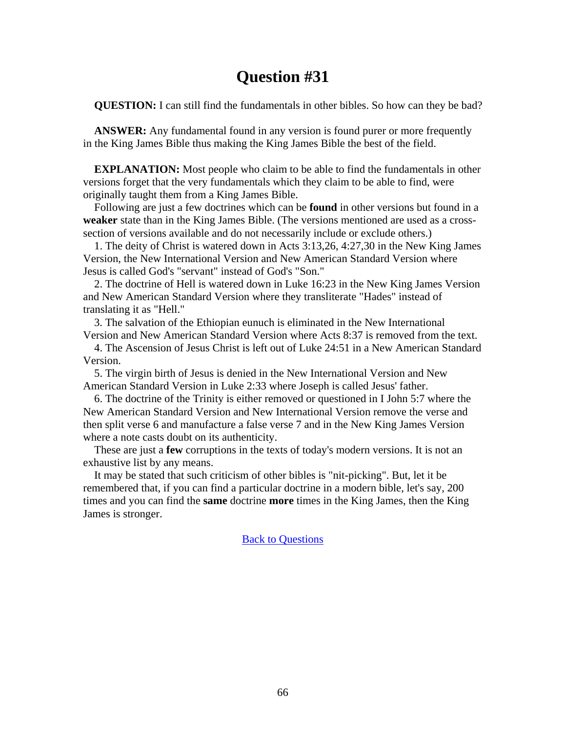# Question #31

**QUESTION:** I can still find the fundamentals in other bibles. So how can they be bad?

**ANSWER:** Any fundamental found in any version is found purer or more frequently in the King James Bible thus making the King James Bible the best of the field.

**EXPLANATION:** Most people who claim to be able to find the fundamentals in other versions forget that the very fundamentals which they claim to be able to find, were originally taught them from a King James Bible.

Following are just a few doctrines which can be **found** in other versions but found in a **weaker** state than in the King James Bible. (The versions mentioned are used as a cross-section of versions available and do not necessarily include or exclude others.)

1. The deity of Christ is watered down in Acts 3:13,26, 4:27,30 in the New King James Version, the New International Version and New American Standard Version where Jesus is called God's "servant" instead of God's "Son."
2. The doctrine of Hell is watered down in Luke 16:23 in the New King James Version and New American Standard Version where they transliterate "Hades" instead of translating it as "Hell."
3. The salvation of the Ethiopian eunuch is eliminated in the New International Version and New American Standard Version where Acts 8:37 is removed from the text.
4. The Ascension of Jesus Christ is left out of Luke 24:51 in a New American Standard Version.
5. The virgin birth of Jesus is denied in the New International Version and New American Standard Version in Luke 2:33 where Joseph is called Jesus' father.
6. The doctrine of the Trinity is either removed or questioned in I John 5:7 where the New American Standard Version and New International Version remove the verse and then split verse 6 and manufacture a false verse 7 and in the New King James Version where a note casts doubt on its authenticity.

These are just a **few** corruptions in the texts of today's modern versions. It is not an exhaustive list by any means.

It may be stated that such criticism of other bibles is "nit-picking". But, let it be remembered that, if you can find a particular doctrine in a modern bible, let's say, 200 times and you can find the **same** doctrine **more** times in the King James, then the King James is stronger.

Back to Questions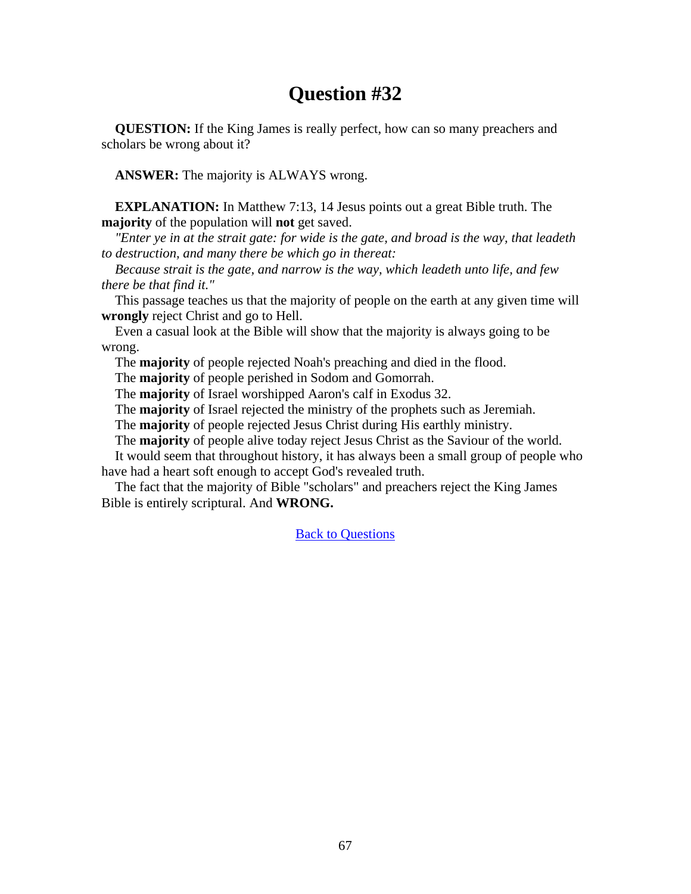# Question #32

**QUESTION:** If the King James is really perfect, how can so many preachers and scholars be wrong about it?

**ANSWER:** The majority is ALWAYS wrong.

**EXPLANATION:** In Matthew 7:13, 14 Jesus points out a great Bible truth. The **majority** of the population will **not** get saved.

*"Enter ye in at the strait gate: for wide is the gate, and broad is the way, that leadeth to destruction, and many there be which go in thereat:*

*Because strait is the gate, and narrow is the way, which leadeth unto life, and few there be that find it."*

This passage teaches us that the majority of people on the earth at any given time will **wrongly** reject Christ and go to Hell.

Even a casual look at the Bible will show that the majority is always going to be wrong.

The **majority** of people rejected Noah's preaching and died in the flood.

The **majority** of people perished in Sodom and Gomorrah.

The **majority** of Israel worshipped Aaron's calf in Exodus 32.

The **majority** of Israel rejected the ministry of the prophets such as Jeremiah.

The **majority** of people rejected Jesus Christ during His earthly ministry.

The **majority** of people alive today reject Jesus Christ as the Saviour of the world.

It would seem that throughout history, it has always been a small group of people who have had a heart soft enough to accept God's revealed truth.

The fact that the majority of Bible "scholars" and preachers reject the King James Bible is entirely scriptural. And **WRONG.**

Back to Questions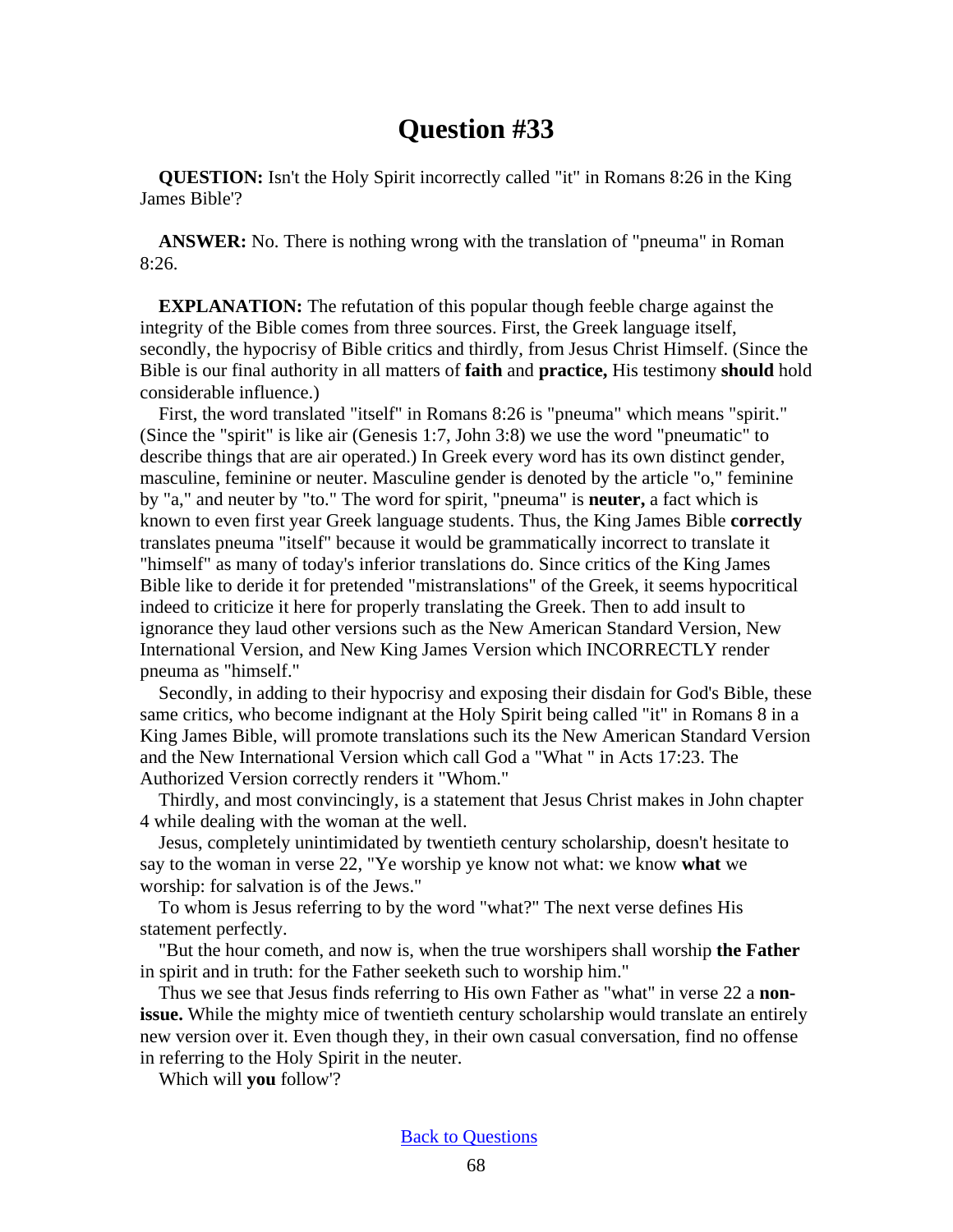# Question #33

**QUESTION:** Isn't the Holy Spirit incorrectly called "it" in Romans 8:26 in the King James Bible'?

**ANSWER:** No. There is nothing wrong with the translation of "pneuma" in Roman 8:26.

**EXPLANATION:** The refutation of this popular though feeble charge against the integrity of the Bible comes from three sources. First, the Greek language itself, secondly, the hypocrisy of Bible critics and thirdly, from Jesus Christ Himself. (Since the Bible is our final authority in all matters of **faith** and **practice,** His testimony **should** hold considerable influence.)

First, the word translated "itself" in Romans 8:26 is "pneuma" which means "spirit." (Since the "spirit" is like air (Genesis 1:7, John 3:8) we use the word "pneumatic" to describe things that are air operated.) In Greek every word has its own distinct gender, masculine, feminine or neuter. Masculine gender is denoted by the article "o," feminine by "a," and neuter by "to." The word for spirit, "pneuma" is **neuter,** a fact which is known to even first year Greek language students. Thus, the King James Bible **correctly** translates pneuma "itself" because it would be grammatically incorrect to translate it "himself" as many of today's inferior translations do. Since critics of the King James Bible like to deride it for pretended "mistranslations" of the Greek, it seems hypocritical indeed to criticize it here for properly translating the Greek. Then to add insult to ignorance they laud other versions such as the New American Standard Version, New International Version, and New King James Version which INCORRECTLY render pneuma as "himself."

Secondly, in adding to their hypocrisy and exposing their disdain for God's Bible, these same critics, who become indignant at the Holy Spirit being called "it" in Romans 8 in a King James Bible, will promote translations such its the New American Standard Version and the New International Version which call God a "What " in Acts 17:23. The Authorized Version correctly renders it "Whom."

Thirdly, and most convincingly, is a statement that Jesus Christ makes in John chapter 4 while dealing with the woman at the well.

Jesus, completely unintimidated by twentieth century scholarship, doesn't hesitate to say to the woman in verse 22, "Ye worship ye know not what: we know **what** we worship: for salvation is of the Jews."

To whom is Jesus referring to by the word "what?" The next verse defines His statement perfectly.

"But the hour cometh, and now is, when the true worshipers shall worship **the Father** in spirit and in truth: for the Father seeketh such to worship him."

Thus we see that Jesus finds referring to His own Father as "what" in verse 22 a **non-issue.** While the mighty mice of twentieth century scholarship would translate an entirely new version over it. Even though they, in their own casual conversation, find no offense in referring to the Holy Spirit in the neuter.

Which will **you** follow'?

Back to Questions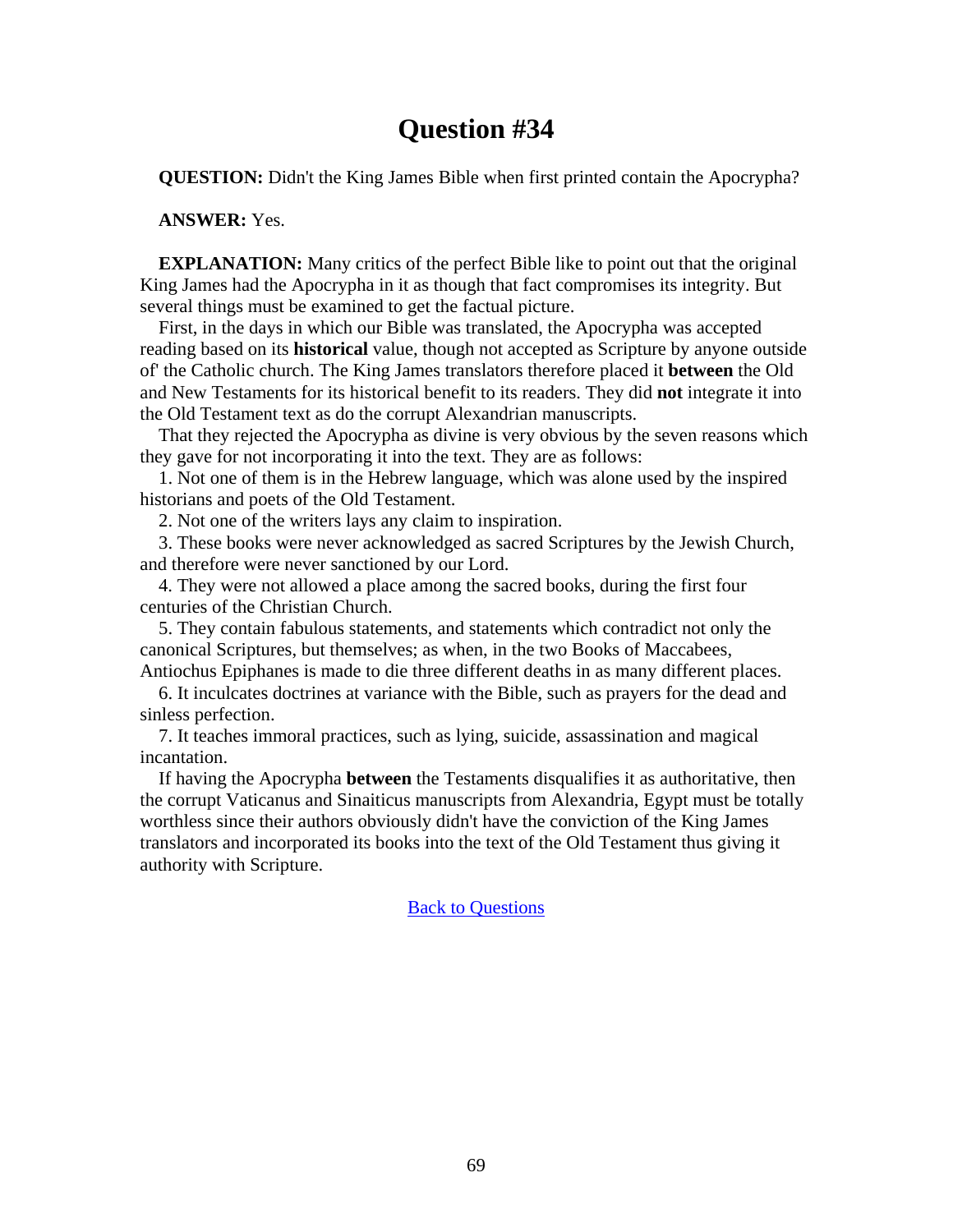# Question #34

**QUESTION:** Didn't the King James Bible when first printed contain the Apocrypha?

**ANSWER:** Yes.

**EXPLANATION:** Many critics of the perfect Bible like to point out that the original King James had the Apocrypha in it as though that fact compromises its integrity. But several things must be examined to get the factual picture.

First, in the days in which our Bible was translated, the Apocrypha was accepted reading based on its **historical** value, though not accepted as Scripture by anyone outside of' the Catholic church. The King James translators therefore placed it **between** the Old and New Testaments for its historical benefit to its readers. They did **not** integrate it into the Old Testament text as do the corrupt Alexandrian manuscripts.

That they rejected the Apocrypha as divine is very obvious by the seven reasons which they gave for not incorporating it into the text. They are as follows:

1. Not one of them is in the Hebrew language, which was alone used by the inspired historians and poets of the Old Testament.

2. Not one of the writers lays any claim to inspiration.

3. These books were never acknowledged as sacred Scriptures by the Jewish Church, and therefore were never sanctioned by our Lord.

4. They were not allowed a place among the sacred books, during the first four centuries of the Christian Church.

5. They contain fabulous statements, and statements which contradict not only the canonical Scriptures, but themselves; as when, in the two Books of Maccabees, Antiochus Epiphanes is made to die three different deaths in as many different places.

6. It inculcates doctrines at variance with the Bible, such as prayers for the dead and sinless perfection.

7. It teaches immoral practices, such as lying, suicide, assassination and magical incantation.

If having the Apocrypha **between** the Testaments disqualifies it as authoritative, then the corrupt Vaticanus and Sinaiticus manuscripts from Alexandria, Egypt must be totally worthless since their authors obviously didn't have the conviction of the King James translators and incorporated its books into the text of the Old Testament thus giving it authority with Scripture.

[Back to Questions]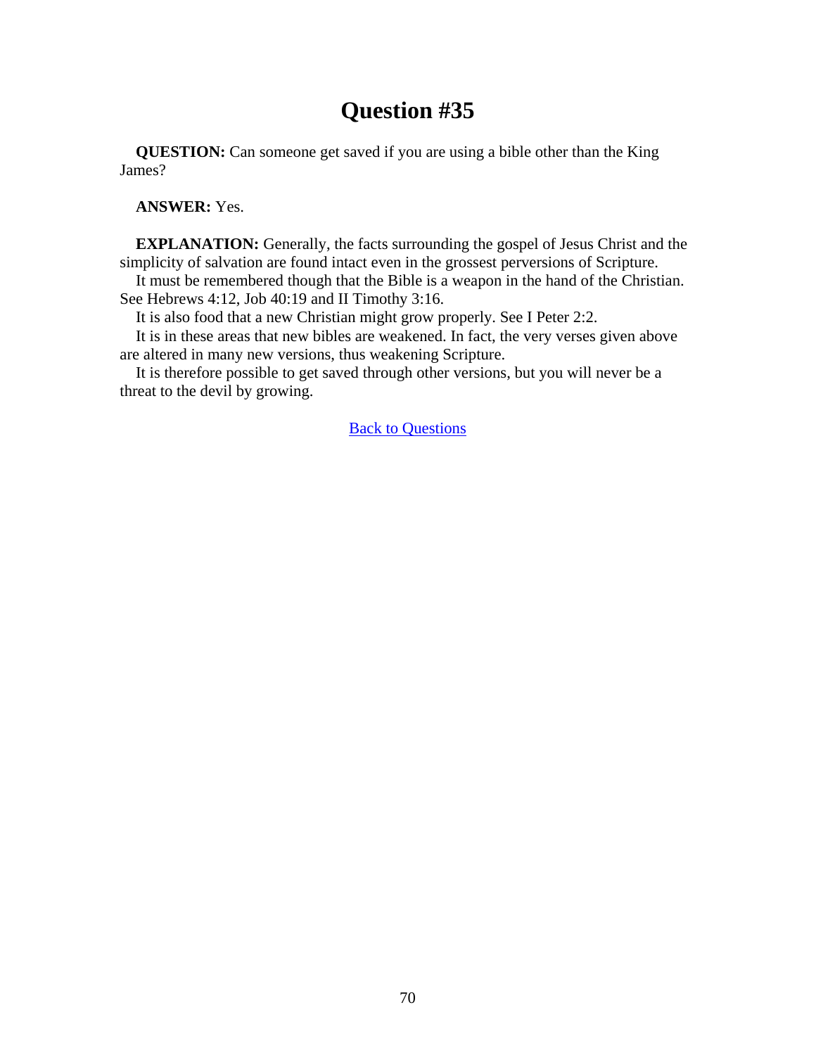# Question #35

**QUESTION:** Can someone get saved if you are using a bible other than the King James?

**ANSWER:** Yes.

**EXPLANATION:** Generally, the facts surrounding the gospel of Jesus Christ and the simplicity of salvation are found intact even in the grossest perversions of Scripture.

It must be remembered though that the Bible is a weapon in the hand of the Christian. See Hebrews 4:12, Job 40:19 and II Timothy 3:16.

It is also food that a new Christian might grow properly. See I Peter 2:2.

It is in these areas that new bibles are weakened. In fact, the very verses given above are altered in many new versions, thus weakening Scripture.

It is therefore possible to get saved through other versions, but you will never be a threat to the devil by growing.

[Back to Questions]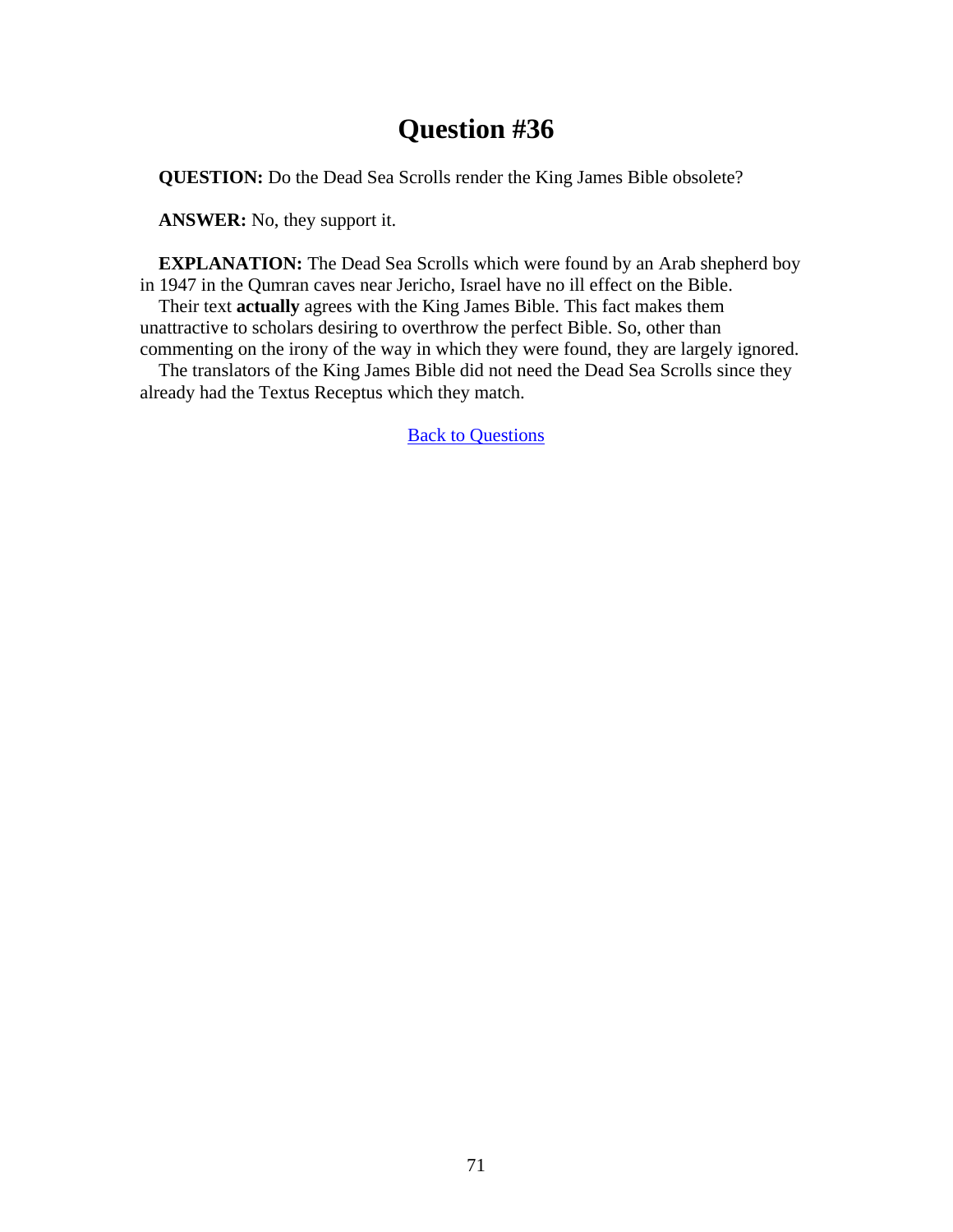# Question #36

**QUESTION:** Do the Dead Sea Scrolls render the King James Bible obsolete?

**ANSWER:** No, they support it.

**EXPLANATION:** The Dead Sea Scrolls which were found by an Arab shepherd boy in 1947 in the Qumran caves near Jericho, Israel have no ill effect on the Bible.

Their text **actually** agrees with the King James Bible. This fact makes them unattractive to scholars desiring to overthrow the perfect Bible. So, other than commenting on the irony of the way in which they were found, they are largely ignored.

The translators of the King James Bible did not need the Dead Sea Scrolls since they already had the Textus Receptus which they match.

Back to Questions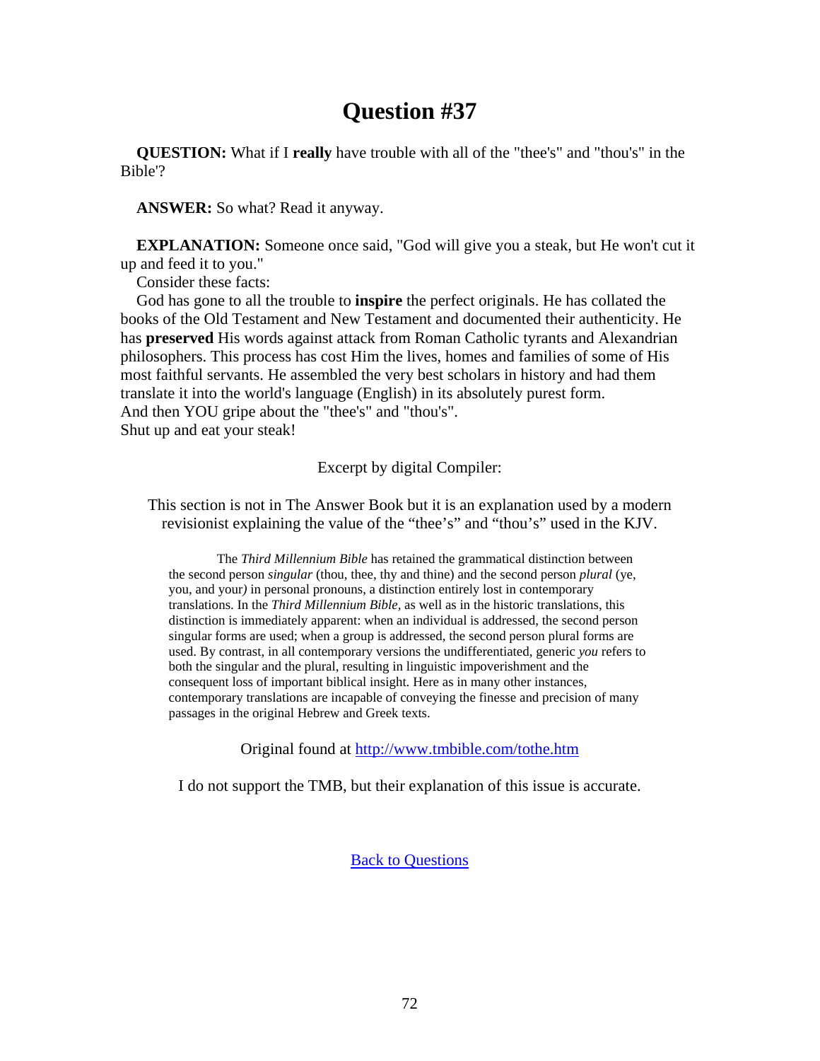# Question #37

**QUESTION:** What if I **really** have trouble with all of the "thee's" and "thou's" in the Bible'?

**ANSWER:** So what? Read it anyway.

**EXPLANATION:** Someone once said, "God will give you a steak, but He won't cut it up and feed it to you."

Consider these facts:

God has gone to all the trouble to **inspire** the perfect originals. He has collated the books of the Old Testament and New Testament and documented their authenticity. He has **preserved** His words against attack from Roman Catholic tyrants and Alexandrian philosophers. This process has cost Him the lives, homes and families of some of His most faithful servants. He assembled the very best scholars in history and had them translate it into the world's language (English) in its absolutely purest form.
And then YOU gripe about the "thee's" and "thou's".
Shut up and eat your steak!

Excerpt by digital Compiler:

This section is not in The Answer Book but it is an explanation used by a modern revisionist explaining the value of the "thee's" and "thou's" used in the KJV.

> The *Third Millennium Bible* has retained the grammatical distinction between the second person *singular* (thou, thee, thy and thine) and the second person *plural* (ye, you, and your*)* in personal pronouns, a distinction entirely lost in contemporary translations. In the *Third Millennium Bible,* as well as in the historic translations, this distinction is immediately apparent: when an individual is addressed, the second person singular forms are used; when a group is addressed, the second person plural forms are used. By contrast, in all contemporary versions the undifferentiated, generic *you* refers to both the singular and the plural, resulting in linguistic impoverishment and the consequent loss of important biblical insight. Here as in many other instances, contemporary translations are incapable of conveying the finesse and precision of many passages in the original Hebrew and Greek texts.

Original found at [http://www.tmbible.com/tothe.htm](http://www.tmbible.com/tothe.htm)

I do not support the TMB, but their explanation of this issue is accurate.

[Back to Questions]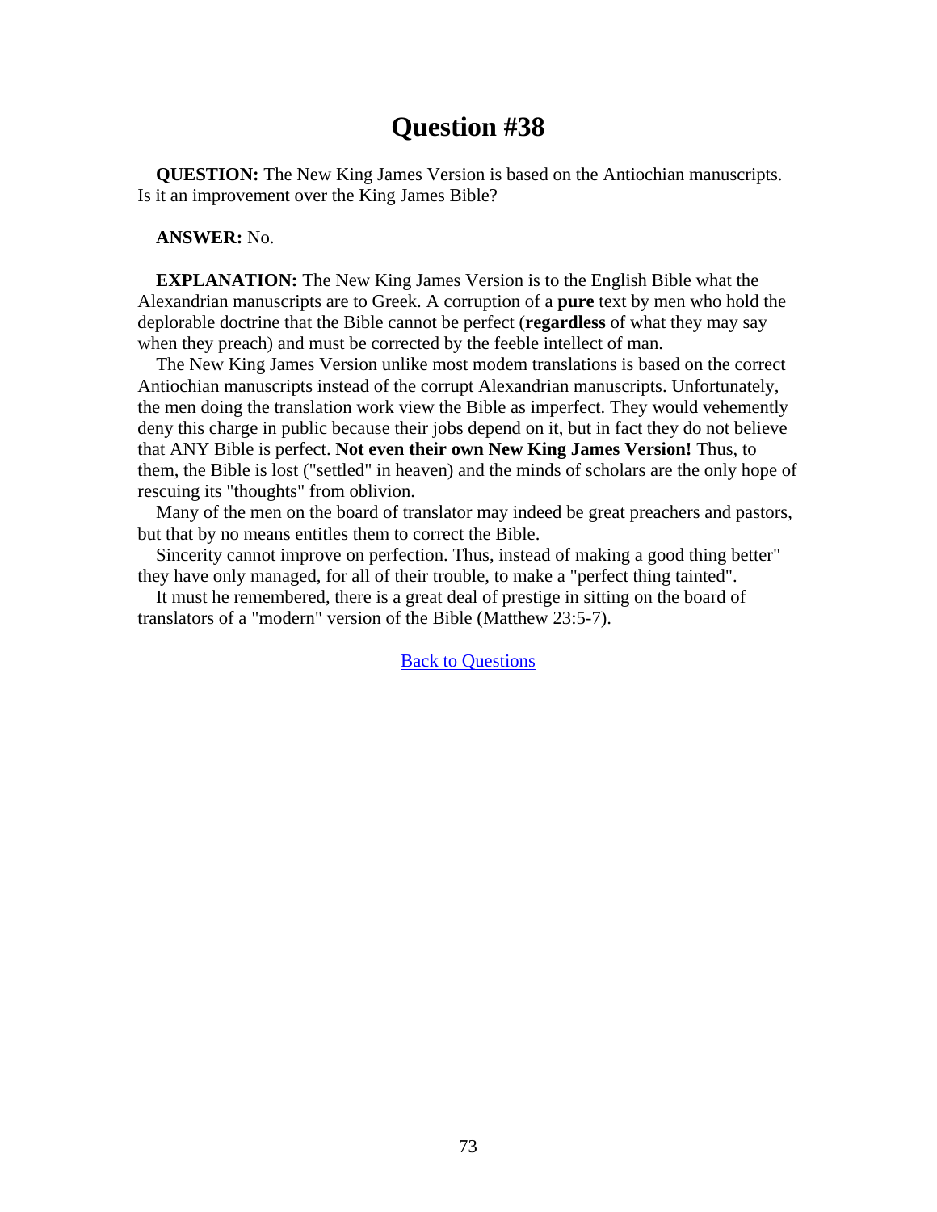# Question #38

**QUESTION:** The New King James Version is based on the Antiochian manuscripts. Is it an improvement over the King James Bible?

**ANSWER:** No.

**EXPLANATION:** The New King James Version is to the English Bible what the Alexandrian manuscripts are to Greek. A corruption of a **pure** text by men who hold the deplorable doctrine that the Bible cannot be perfect (**regardless** of what they may say when they preach) and must be corrected by the feeble intellect of man.

The New King James Version unlike most modem translations is based on the correct Antiochian manuscripts instead of the corrupt Alexandrian manuscripts. Unfortunately, the men doing the translation work view the Bible as imperfect. They would vehemently deny this charge in public because their jobs depend on it, but in fact they do not believe that ANY Bible is perfect. **Not even their own New King James Version!** Thus, to them, the Bible is lost ("settled" in heaven) and the minds of scholars are the only hope of rescuing its "thoughts" from oblivion.

Many of the men on the board of translator may indeed be great preachers and pastors, but that by no means entitles them to correct the Bible.

Sincerity cannot improve on perfection. Thus, instead of making a good thing better" they have only managed, for all of their trouble, to make a "perfect thing tainted".

It must he remembered, there is a great deal of prestige in sitting on the board of translators of a "modern" version of the Bible (Matthew 23:5-7).

Back to Questions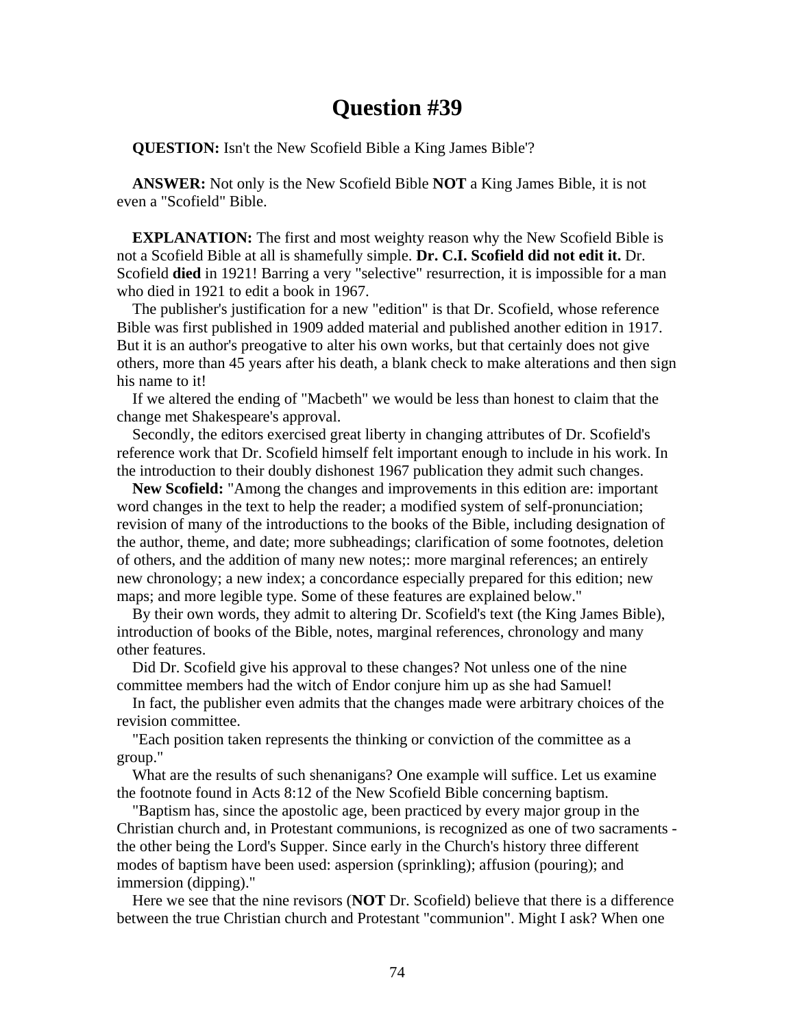# Question #39

**QUESTION:** Isn't the New Scofield Bible a King James Bible'?

**ANSWER:** Not only is the New Scofield Bible **NOT** a King James Bible, it is not even a "Scofield" Bible.

**EXPLANATION:** The first and most weighty reason why the New Scofield Bible is not a Scofield Bible at all is shamefully simple. **Dr. C.I. Scofield did not edit it.** Dr. Scofield **died** in 1921! Barring a very "selective" resurrection, it is impossible for a man who died in 1921 to edit a book in 1967.

The publisher's justification for a new "edition" is that Dr. Scofield, whose reference Bible was first published in 1909 added material and published another edition in 1917. But it is an author's preogative to alter his own works, but that certainly does not give others, more than 45 years after his death, a blank check to make alterations and then sign his name to it!

If we altered the ending of "Macbeth" we would be less than honest to claim that the change met Shakespeare's approval.

Secondly, the editors exercised great liberty in changing attributes of Dr. Scofield's reference work that Dr. Scofield himself felt important enough to include in his work. In the introduction to their doubly dishonest 1967 publication they admit such changes.

**New Scofield:** "Among the changes and improvements in this edition are: important word changes in the text to help the reader; a modified system of self-pronunciation; revision of many of the introductions to the books of the Bible, including designation of the author, theme, and date; more subheadings; clarification of some footnotes, deletion of others, and the addition of many new notes;: more marginal references; an entirely new chronology; a new index; a concordance especially prepared for this edition; new maps; and more legible type. Some of these features are explained below."

By their own words, they admit to altering Dr. Scofield's text (the King James Bible), introduction of books of the Bible, notes, marginal references, chronology and many other features.

Did Dr. Scofield give his approval to these changes? Not unless one of the nine committee members had the witch of Endor conjure him up as she had Samuel!

In fact, the publisher even admits that the changes made were arbitrary choices of the revision committee.

"Each position taken represents the thinking or conviction of the committee as a group."

What are the results of such shenanigans? One example will suffice. Let us examine the footnote found in Acts 8:12 of the New Scofield Bible concerning baptism.

"Baptism has, since the apostolic age, been practiced by every major group in the Christian church and, in Protestant communions, is recognized as one of two sacraments - the other being the Lord's Supper. Since early in the Church's history three different modes of baptism have been used: aspersion (sprinkling); affusion (pouring); and immersion (dipping)."

Here we see that the nine revisors (**NOT** Dr. Scofield) believe that there is a difference between the true Christian church and Protestant "communion". Might I ask? When one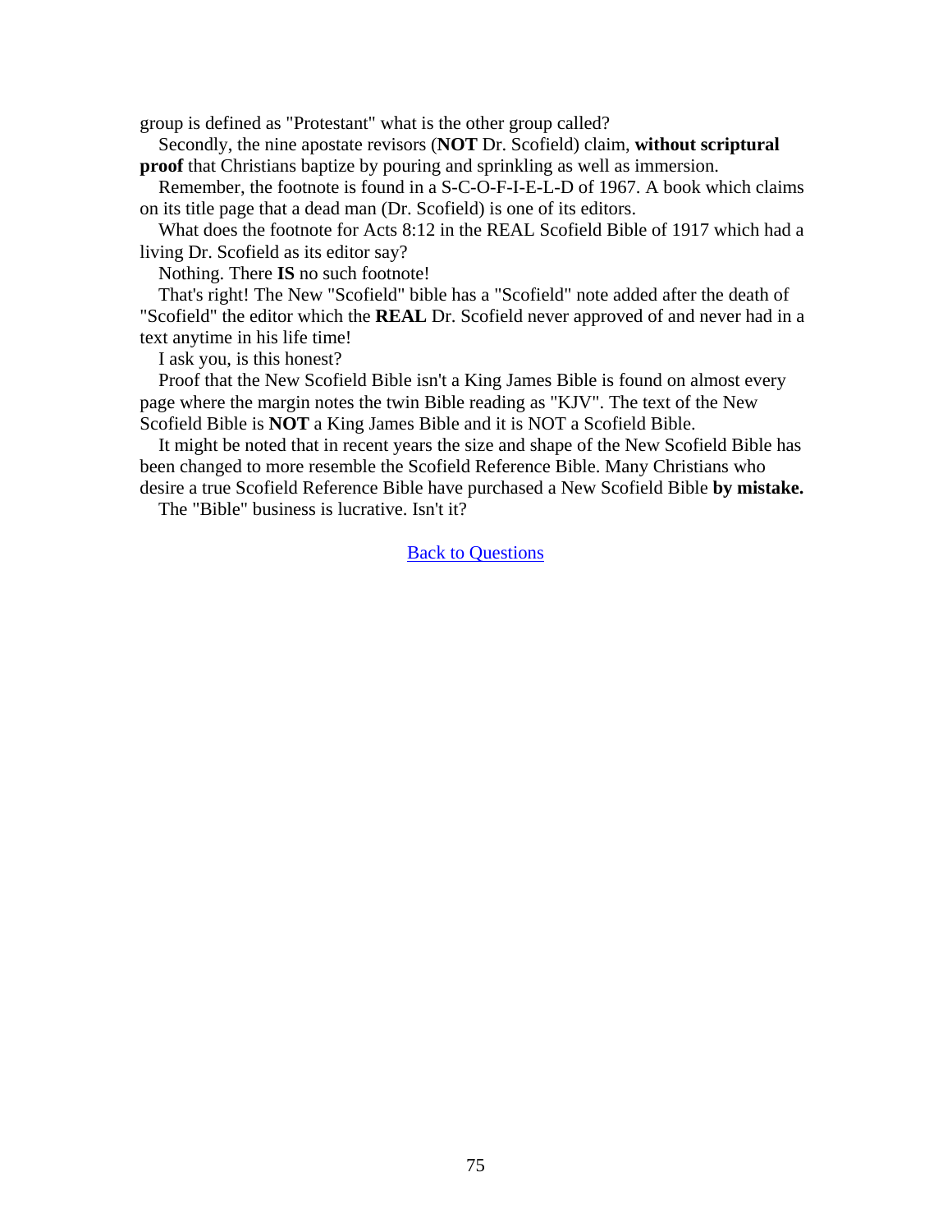group is defined as "Protestant" what is the other group called?

Secondly, the nine apostate revisors (**NOT** Dr. Scofield) claim, **without scriptural proof** that Christians baptize by pouring and sprinkling as well as immersion.

Remember, the footnote is found in a S-C-O-F-I-E-L-D of 1967. A book which claims on its title page that a dead man (Dr. Scofield) is one of its editors.

What does the footnote for Acts 8:12 in the REAL Scofield Bible of 1917 which had a living Dr. Scofield as its editor say?

Nothing. There **IS** no such footnote!

That's right! The New "Scofield" bible has a "Scofield" note added after the death of "Scofield" the editor which the **REAL** Dr. Scofield never approved of and never had in a text anytime in his life time!

I ask you, is this honest?

Proof that the New Scofield Bible isn't a King James Bible is found on almost every page where the margin notes the twin Bible reading as "KJV". The text of the New Scofield Bible is **NOT** a King James Bible and it is NOT a Scofield Bible.

It might be noted that in recent years the size and shape of the New Scofield Bible has been changed to more resemble the Scofield Reference Bible. Many Christians who desire a true Scofield Reference Bible have purchased a New Scofield Bible **by mistake.**

The "Bible" business is lucrative. Isn't it?

Back to Questions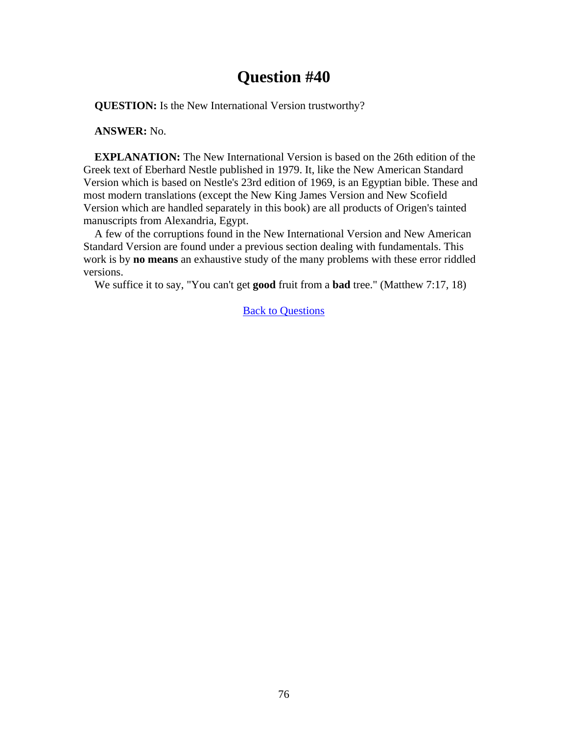# Question #40

**QUESTION:** Is the New International Version trustworthy?

**ANSWER:** No.

**EXPLANATION:** The New International Version is based on the 26th edition of the Greek text of Eberhard Nestle published in 1979. It, like the New American Standard Version which is based on Nestle's 23rd edition of 1969, is an Egyptian bible. These and most modern translations (except the New King James Version and New Scofield Version which are handled separately in this book) are all products of Origen's tainted manuscripts from Alexandria, Egypt.

A few of the corruptions found in the New International Version and New American Standard Version are found under a previous section dealing with fundamentals. This work is by **no means** an exhaustive study of the many problems with these error riddled versions.

We suffice it to say, "You can't get **good** fruit from a **bad** tree." (Matthew 7:17, 18)

Back to Questions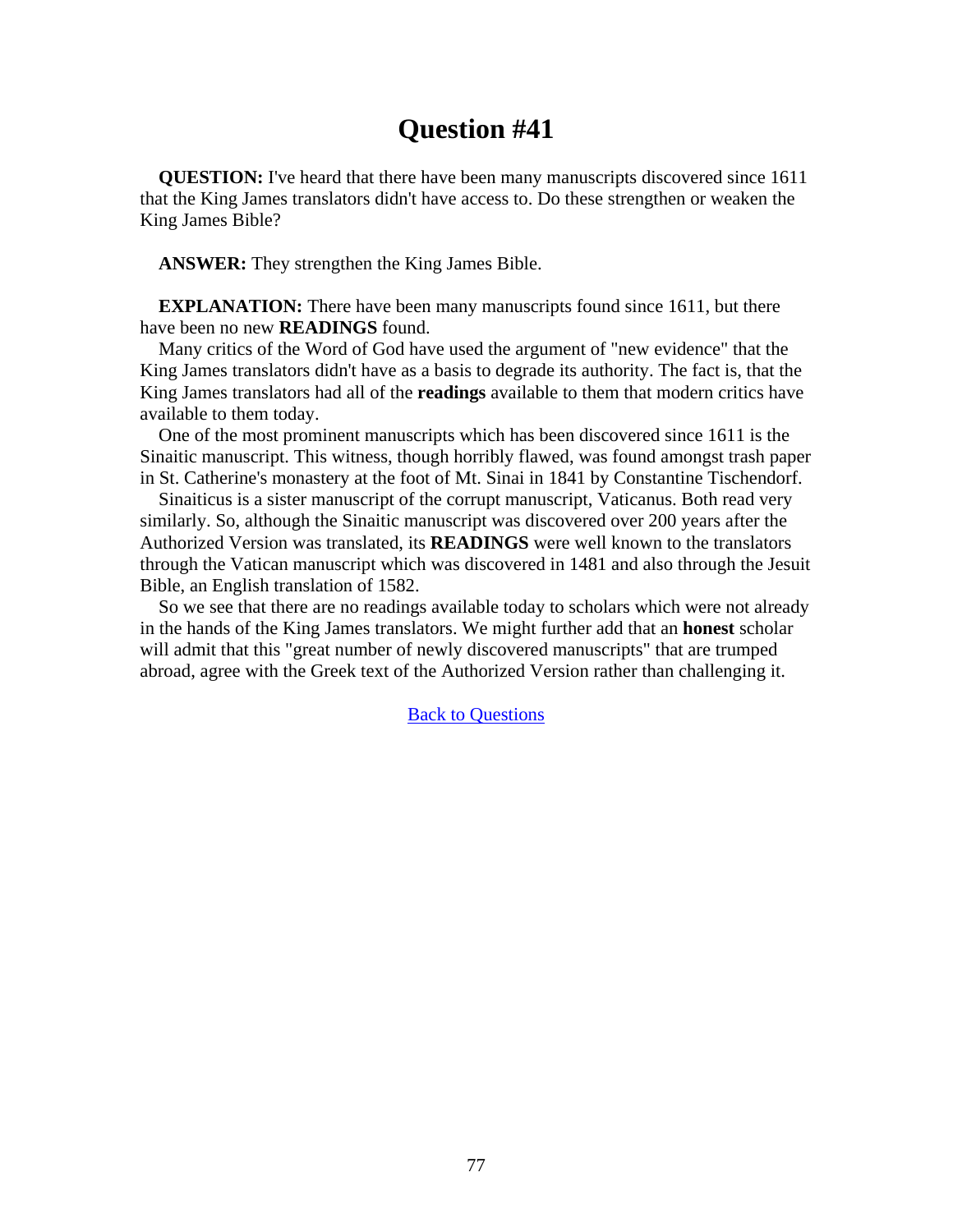# Question #41

**QUESTION:** I've heard that there have been many manuscripts discovered since 1611 that the King James translators didn't have access to. Do these strengthen or weaken the King James Bible?

**ANSWER:** They strengthen the King James Bible.

**EXPLANATION:** There have been many manuscripts found since 1611, but there have been no new **READINGS** found.

Many critics of the Word of God have used the argument of "new evidence" that the King James translators didn't have as a basis to degrade its authority. The fact is, that the King James translators had all of the **readings** available to them that modern critics have available to them today.

One of the most prominent manuscripts which has been discovered since 1611 is the Sinaitic manuscript. This witness, though horribly flawed, was found amongst trash paper in St. Catherine's monastery at the foot of Mt. Sinai in 1841 by Constantine Tischendorf.

Sinaiticus is a sister manuscript of the corrupt manuscript, Vaticanus. Both read very similarly. So, although the Sinaitic manuscript was discovered over 200 years after the Authorized Version was translated, its **READINGS** were well known to the translators through the Vatican manuscript which was discovered in 1481 and also through the Jesuit Bible, an English translation of 1582.

So we see that there are no readings available today to scholars which were not already in the hands of the King James translators. We might further add that an **honest** scholar will admit that this "great number of newly discovered manuscripts" that are trumped abroad, agree with the Greek text of the Authorized Version rather than challenging it.

[Back to Questions]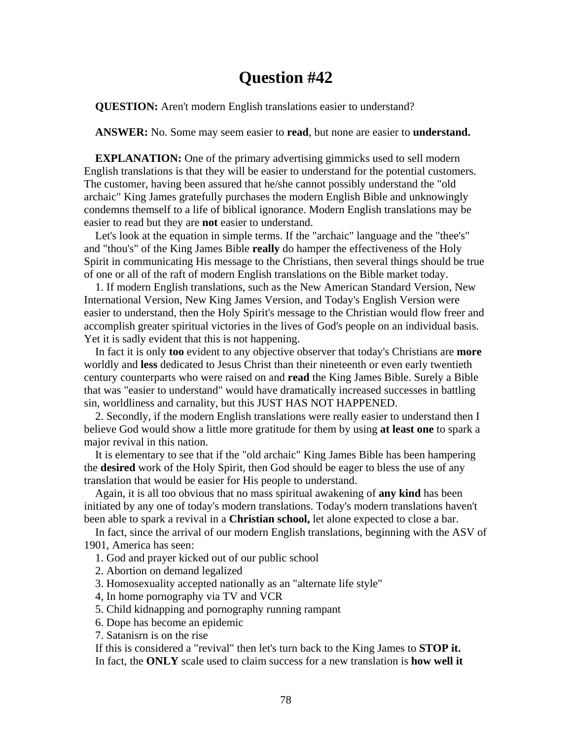# Question #42

**QUESTION:** Aren't modern English translations easier to understand?

**ANSWER:** No. Some may seem easier to **read**, but none are easier to **understand.**

**EXPLANATION:** One of the primary advertising gimmicks used to sell modern English translations is that they will be easier to understand for the potential customers. The customer, having been assured that he/she cannot possibly understand the "old archaic" King James gratefully purchases the modern English Bible and unknowingly condemns themself to a life of biblical ignorance. Modern English translations may be easier to read but they are **not** easier to understand.

Let's look at the equation in simple terms. If the "archaic" language and the "thee's" and "thou's" of the King James Bible **really** do hamper the effectiveness of the Holy Spirit in communicating His message to the Christians, then several things should be true of one or all of the raft of modern English translations on the Bible market today.

1. If modern English translations, such as the New American Standard Version, New International Version, New King James Version, and Today's English Version were easier to understand, then the Holy Spirit's message to the Christian would flow freer and accomplish greater spiritual victories in the lives of God's people on an individual basis. Yet it is sadly evident that this is not happening.

In fact it is only **too** evident to any objective observer that today's Christians are **more** worldly and **less** dedicated to Jesus Christ than their nineteenth or even early twentieth century counterparts who were raised on and **read** the King James Bible. Surely a Bible that was "easier to understand" would have dramatically increased successes in battling sin, worldliness and carnality, but this JUST HAS NOT HAPPENED.

2. Secondly, if the modern English translations were really easier to understand then I believe God would show a little more gratitude for them by using **at least one** to spark a major revival in this nation.

It is elementary to see that if the "old archaic" King James Bible has been hampering the **desired** work of the Holy Spirit, then God should be eager to bless the use of any translation that would be easier for His people to understand.

Again, it is all too obvious that no mass spiritual awakening of **any kind** has been initiated by any one of today's modern translations. Today's modern translations haven't been able to spark a revival in a **Christian school,** let alone expected to close a bar.

In fact, since the arrival of our modern English translations, beginning with the ASV of 1901, America has seen:

1. God and prayer kicked out of our public school
2. Abortion on demand legalized
3. Homosexuality accepted nationally as an "alternate life style"
4, In home pornography via TV and VCR
5. Child kidnapping and pornography running rampant
6. Dope has become an epidemic
7. Satanisrn is on the rise

If this is considered a "revival" then let's turn back to the King James to **STOP it.**

In fact, the **ONLY** scale used to claim success for a new translation is **how well it**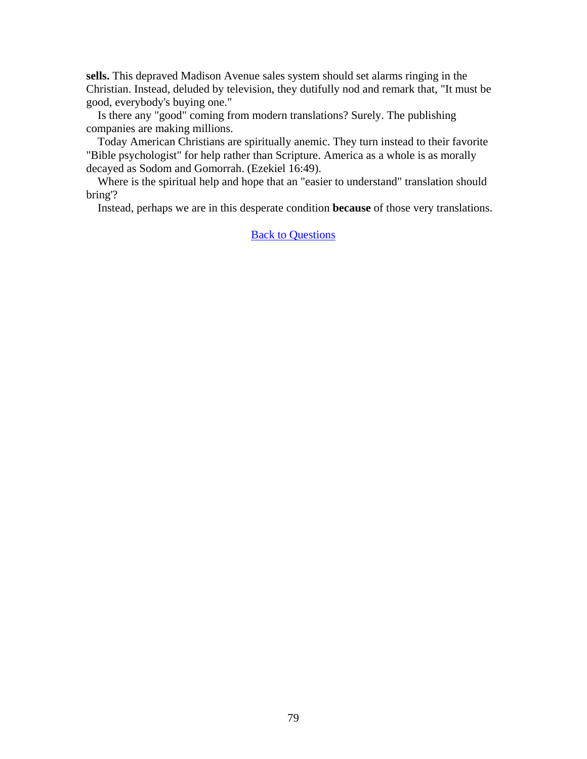**sells.** This depraved Madison Avenue sales system should set alarms ringing in the Christian. Instead, deluded by television, they dutifully nod and remark that, "It must be good, everybody's buying one."

Is there any "good" coming from modern translations? Surely. The publishing companies are making millions.

Today American Christians are spiritually anemic. They turn instead to their favorite "Bible psychologist" for help rather than Scripture. America as a whole is as morally decayed as Sodom and Gomorrah. (Ezekiel 16:49).

Where is the spiritual help and hope that an "easier to understand" translation should bring'?

Instead, perhaps we are in this desperate condition **because** of those very translations.

Back to Questions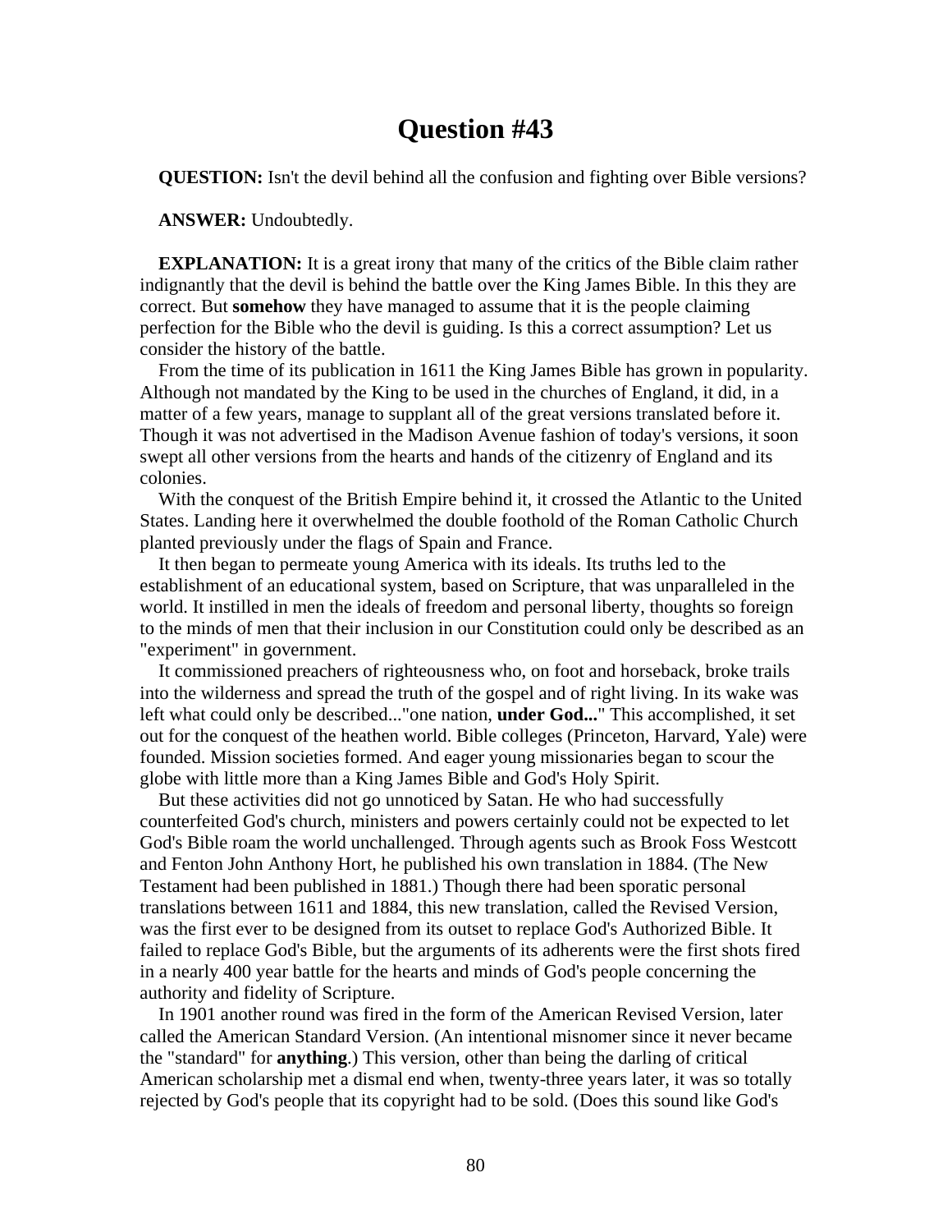# Question #43

**QUESTION:** Isn't the devil behind all the confusion and fighting over Bible versions?

**ANSWER:** Undoubtedly.

**EXPLANATION:** It is a great irony that many of the critics of the Bible claim rather indignantly that the devil is behind the battle over the King James Bible. In this they are correct. But **somehow** they have managed to assume that it is the people claiming perfection for the Bible who the devil is guiding. Is this a correct assumption? Let us consider the history of the battle.

From the time of its publication in 1611 the King James Bible has grown in popularity. Although not mandated by the King to be used in the churches of England, it did, in a matter of a few years, manage to supplant all of the great versions translated before it. Though it was not advertised in the Madison Avenue fashion of today's versions, it soon swept all other versions from the hearts and hands of the citizenry of England and its colonies.

With the conquest of the British Empire behind it, it crossed the Atlantic to the United States. Landing here it overwhelmed the double foothold of the Roman Catholic Church planted previously under the flags of Spain and France.

It then began to permeate young America with its ideals. Its truths led to the establishment of an educational system, based on Scripture, that was unparalleled in the world. It instilled in men the ideals of freedom and personal liberty, thoughts so foreign to the minds of men that their inclusion in our Constitution could only be described as an "experiment" in government.

It commissioned preachers of righteousness who, on foot and horseback, broke trails into the wilderness and spread the truth of the gospel and of right living. In its wake was left what could only be described..."one nation, **under God...**" This accomplished, it set out for the conquest of the heathen world. Bible colleges (Princeton, Harvard, Yale) were founded. Mission societies formed. And eager young missionaries began to scour the globe with little more than a King James Bible and God's Holy Spirit.

But these activities did not go unnoticed by Satan. He who had successfully counterfeited God's church, ministers and powers certainly could not be expected to let God's Bible roam the world unchallenged. Through agents such as Brook Foss Westcott and Fenton John Anthony Hort, he published his own translation in 1884. (The New Testament had been published in 1881.) Though there had been sporatic personal translations between 1611 and 1884, this new translation, called the Revised Version, was the first ever to be designed from its outset to replace God's Authorized Bible. It failed to replace God's Bible, but the arguments of its adherents were the first shots fired in a nearly 400 year battle for the hearts and minds of God's people concerning the authority and fidelity of Scripture.

In 1901 another round was fired in the form of the American Revised Version, later called the American Standard Version. (An intentional misnomer since it never became the "standard" for **anything**.) This version, other than being the darling of critical American scholarship met a dismal end when, twenty-three years later, it was so totally rejected by God's people that its copyright had to be sold. (Does this sound like God's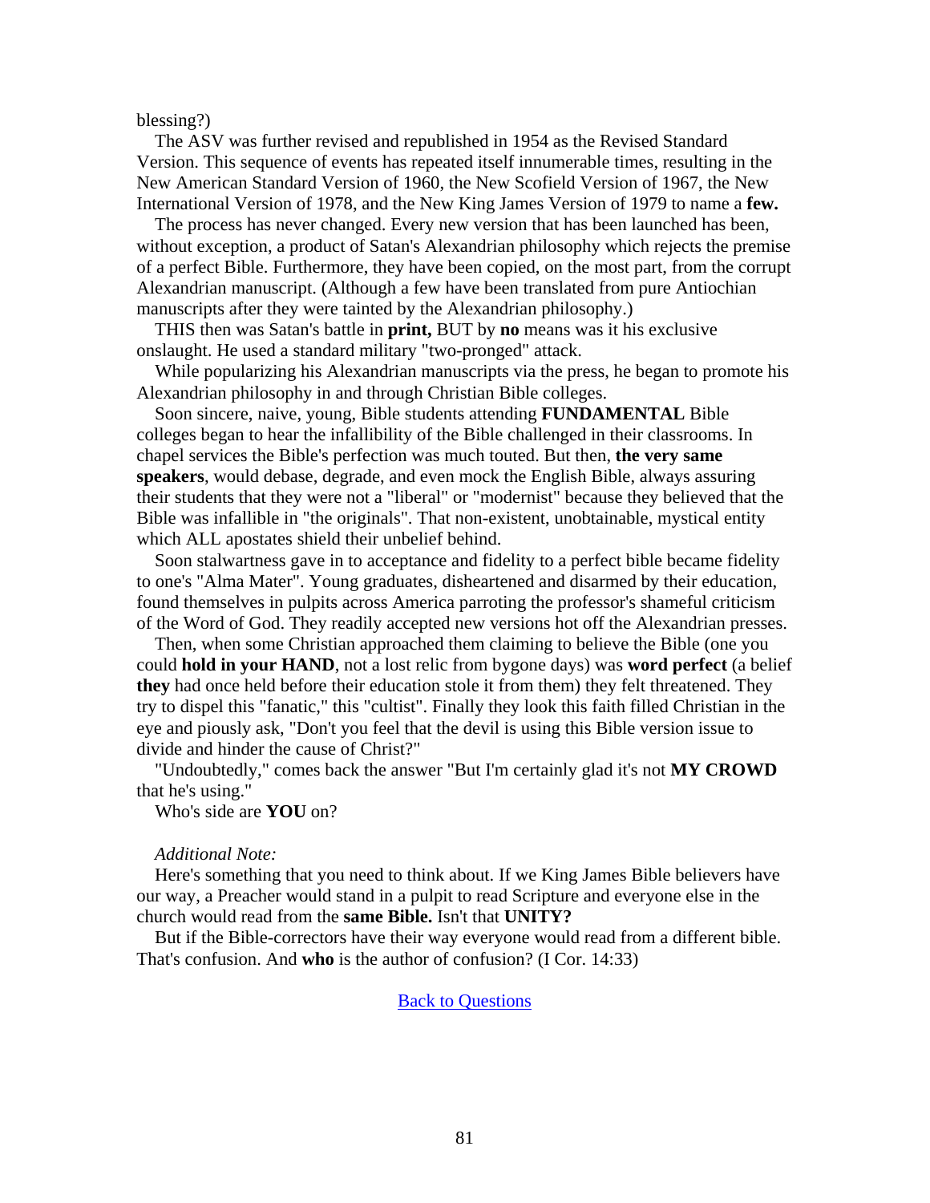blessing?)

The ASV was further revised and republished in 1954 as the Revised Standard Version. This sequence of events has repeated itself innumerable times, resulting in the New American Standard Version of 1960, the New Scofield Version of 1967, the New International Version of 1978, and the New King James Version of 1979 to name a **few.**

The process has never changed. Every new version that has been launched has been, without exception, a product of Satan's Alexandrian philosophy which rejects the premise of a perfect Bible. Furthermore, they have been copied, on the most part, from the corrupt Alexandrian manuscript. (Although a few have been translated from pure Antiochian manuscripts after they were tainted by the Alexandrian philosophy.)

THIS then was Satan's battle in **print,** BUT by **no** means was it his exclusive onslaught. He used a standard military "two-pronged" attack.

While popularizing his Alexandrian manuscripts via the press, he began to promote his Alexandrian philosophy in and through Christian Bible colleges.

Soon sincere, naive, young, Bible students attending **FUNDAMENTAL** Bible colleges began to hear the infallibility of the Bible challenged in their classrooms. In chapel services the Bible's perfection was much touted. But then, **the very same speakers**, would debase, degrade, and even mock the English Bible, always assuring their students that they were not a "liberal" or "modernist" because they believed that the Bible was infallible in "the originals". That non-existent, unobtainable, mystical entity which ALL apostates shield their unbelief behind.

Soon stalwartness gave in to acceptance and fidelity to a perfect bible became fidelity to one's "Alma Mater". Young graduates, disheartened and disarmed by their education, found themselves in pulpits across America parroting the professor's shameful criticism of the Word of God. They readily accepted new versions hot off the Alexandrian presses.

Then, when some Christian approached them claiming to believe the Bible (one you could **hold in your HAND**, not a lost relic from bygone days) was **word perfect** (a belief **they** had once held before their education stole it from them) they felt threatened. They try to dispel this "fanatic," this "cultist". Finally they look this faith filled Christian in the eye and piously ask, "Don't you feel that the devil is using this Bible version issue to divide and hinder the cause of Christ?"

"Undoubtedly," comes back the answer "But I'm certainly glad it's not **MY CROWD** that he's using."

Who's side are **YOU** on?

*Additional Note:*

Here's something that you need to think about. If we King James Bible believers have our way, a Preacher would stand in a pulpit to read Scripture and everyone else in the church would read from the **same Bible.** Isn't that **UNITY?**

But if the Bible-correctors have their way everyone would read from a different bible. That's confusion. And **who** is the author of confusion? (I Cor. 14:33)

Back to Questions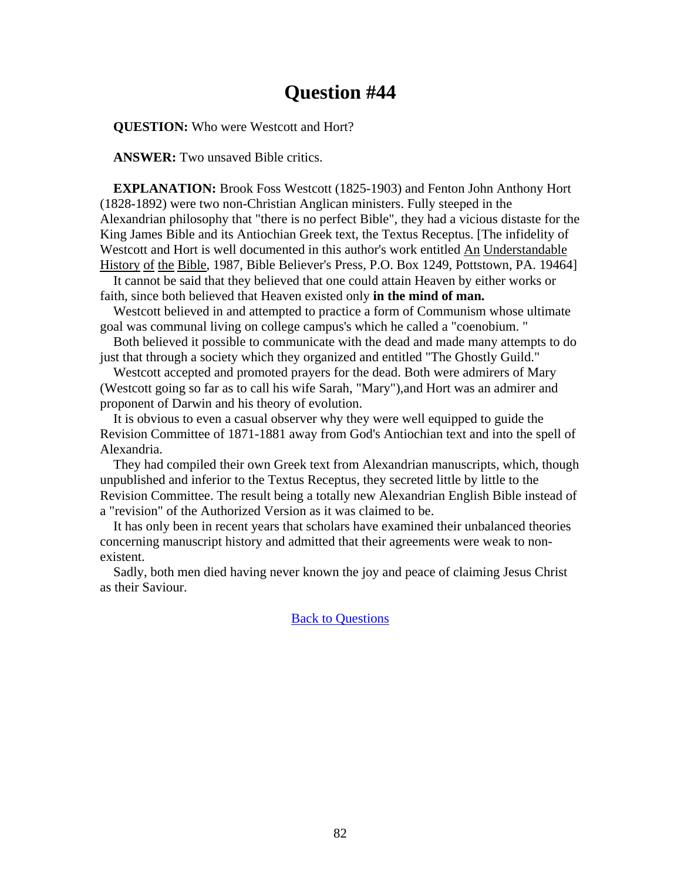# Question #44

**QUESTION:** Who were Westcott and Hort?

**ANSWER:** Two unsaved Bible critics.

**EXPLANATION:** Brook Foss Westcott (1825-1903) and Fenton John Anthony Hort (1828-1892) were two non-Christian Anglican ministers. Fully steeped in the Alexandrian philosophy that "there is no perfect Bible", they had a vicious distaste for the King James Bible and its Antiochian Greek text, the Textus Receptus. [The infidelity of Westcott and Hort is well documented in this author's work entitled An Understandable History of the Bible, 1987, Bible Believer's Press, P.O. Box 1249, Pottstown, PA. 19464]

It cannot be said that they believed that one could attain Heaven by either works or faith, since both believed that Heaven existed only **in the mind of man.**

Westcott believed in and attempted to practice a form of Communism whose ultimate goal was communal living on college campus's which he called a "coenobium. "

Both believed it possible to communicate with the dead and made many attempts to do just that through a society which they organized and entitled "The Ghostly Guild."

Westcott accepted and promoted prayers for the dead. Both were admirers of Mary (Westcott going so far as to call his wife Sarah, "Mary"),and Hort was an admirer and proponent of Darwin and his theory of evolution.

It is obvious to even a casual observer why they were well equipped to guide the Revision Committee of 1871-1881 away from God's Antiochian text and into the spell of Alexandria.

They had compiled their own Greek text from Alexandrian manuscripts, which, though unpublished and inferior to the Textus Receptus, they secreted little by little to the Revision Committee. The result being a totally new Alexandrian English Bible instead of a "revision" of the Authorized Version as it was claimed to be.

It has only been in recent years that scholars have examined their unbalanced theories concerning manuscript history and admitted that their agreements were weak to non-existent.

Sadly, both men died having never known the joy and peace of claiming Jesus Christ as their Saviour.

Back to Questions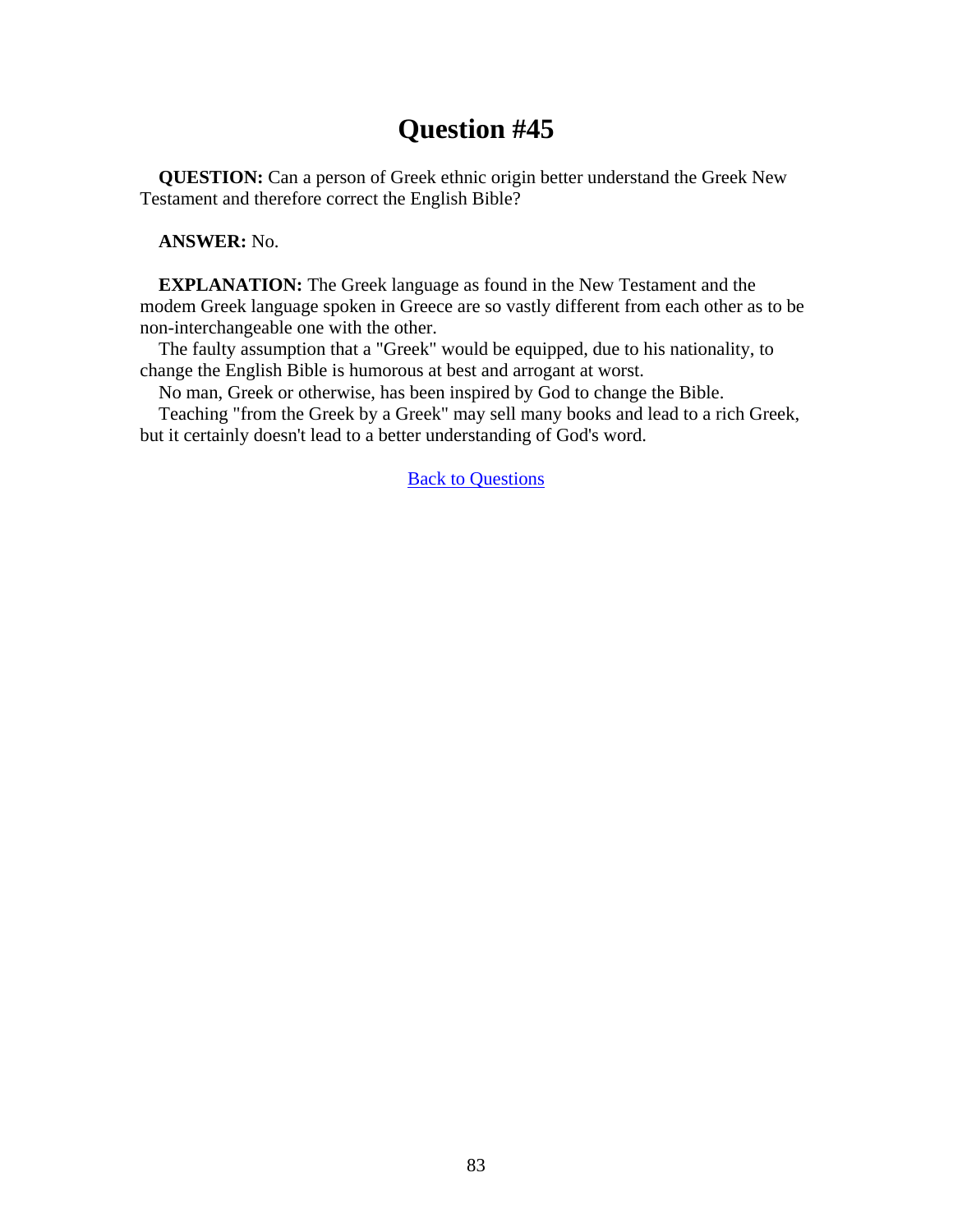# Question #45

**QUESTION:** Can a person of Greek ethnic origin better understand the Greek New Testament and therefore correct the English Bible?

**ANSWER:** No.

**EXPLANATION:** The Greek language as found in the New Testament and the modem Greek language spoken in Greece are so vastly different from each other as to be non-interchangeable one with the other.

The faulty assumption that a "Greek" would be equipped, due to his nationality, to change the English Bible is humorous at best and arrogant at worst.

No man, Greek or otherwise, has been inspired by God to change the Bible.

Teaching "from the Greek by a Greek" may sell many books and lead to a rich Greek, but it certainly doesn't lead to a better understanding of God's word.

Back to Questions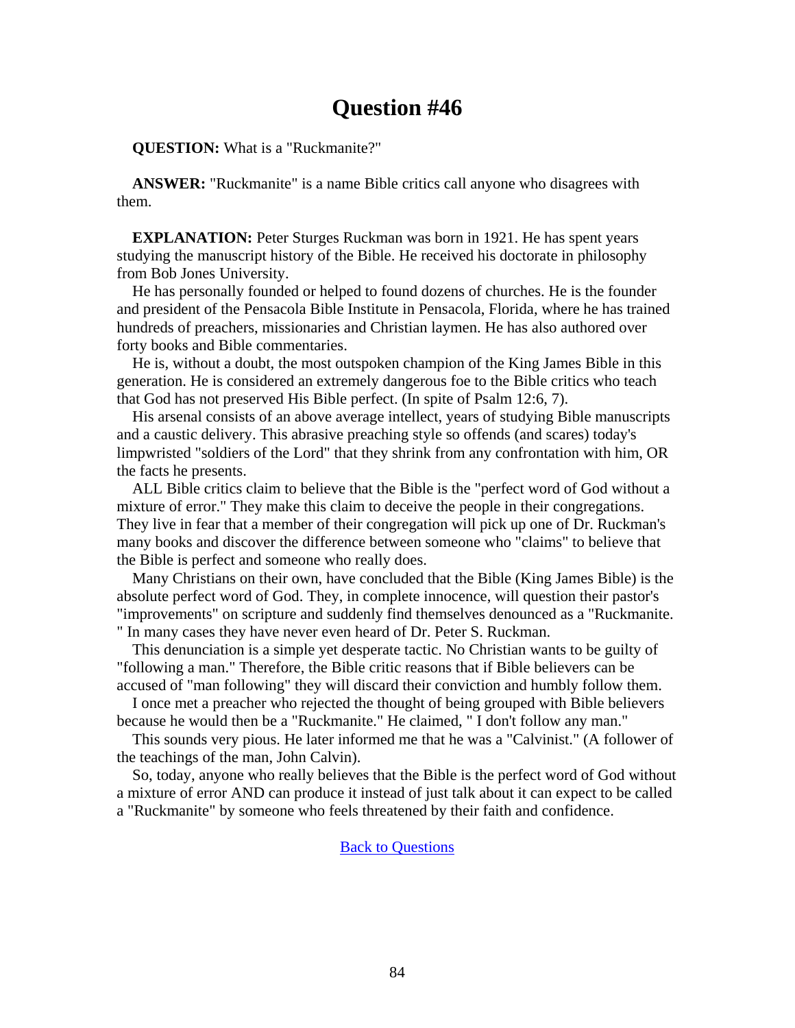# Question #46

**QUESTION:** What is a "Ruckmanite?"

**ANSWER:** "Ruckmanite" is a name Bible critics call anyone who disagrees with them.

**EXPLANATION:** Peter Sturges Ruckman was born in 1921. He has spent years studying the manuscript history of the Bible. He received his doctorate in philosophy from Bob Jones University.

He has personally founded or helped to found dozens of churches. He is the founder and president of the Pensacola Bible Institute in Pensacola, Florida, where he has trained hundreds of preachers, missionaries and Christian laymen. He has also authored over forty books and Bible commentaries.

He is, without a doubt, the most outspoken champion of the King James Bible in this generation. He is considered an extremely dangerous foe to the Bible critics who teach that God has not preserved His Bible perfect. (In spite of Psalm 12:6, 7).

His arsenal consists of an above average intellect, years of studying Bible manuscripts and a caustic delivery. This abrasive preaching style so offends (and scares) today's limpwristed "soldiers of the Lord" that they shrink from any confrontation with him, OR the facts he presents.

ALL Bible critics claim to believe that the Bible is the "perfect word of God without a mixture of error." They make this claim to deceive the people in their congregations. They live in fear that a member of their congregation will pick up one of Dr. Ruckman's many books and discover the difference between someone who "claims" to believe that the Bible is perfect and someone who really does.

Many Christians on their own, have concluded that the Bible (King James Bible) is the absolute perfect word of God. They, in complete innocence, will question their pastor's "improvements" on scripture and suddenly find themselves denounced as a "Ruckmanite." In many cases they have never even heard of Dr. Peter S. Ruckman.

This denunciation is a simple yet desperate tactic. No Christian wants to be guilty of "following a man." Therefore, the Bible critic reasons that if Bible believers can be accused of "man following" they will discard their conviction and humbly follow them.

I once met a preacher who rejected the thought of being grouped with Bible believers because he would then be a "Ruckmanite." He claimed, " I don't follow any man."

This sounds very pious. He later informed me that he was a "Calvinist." (A follower of the teachings of the man, John Calvin).

So, today, anyone who really believes that the Bible is the perfect word of God without a mixture of error AND can produce it instead of just talk about it can expect to be called a "Ruckmanite" by someone who feels threatened by their faith and confidence.

Back to Questions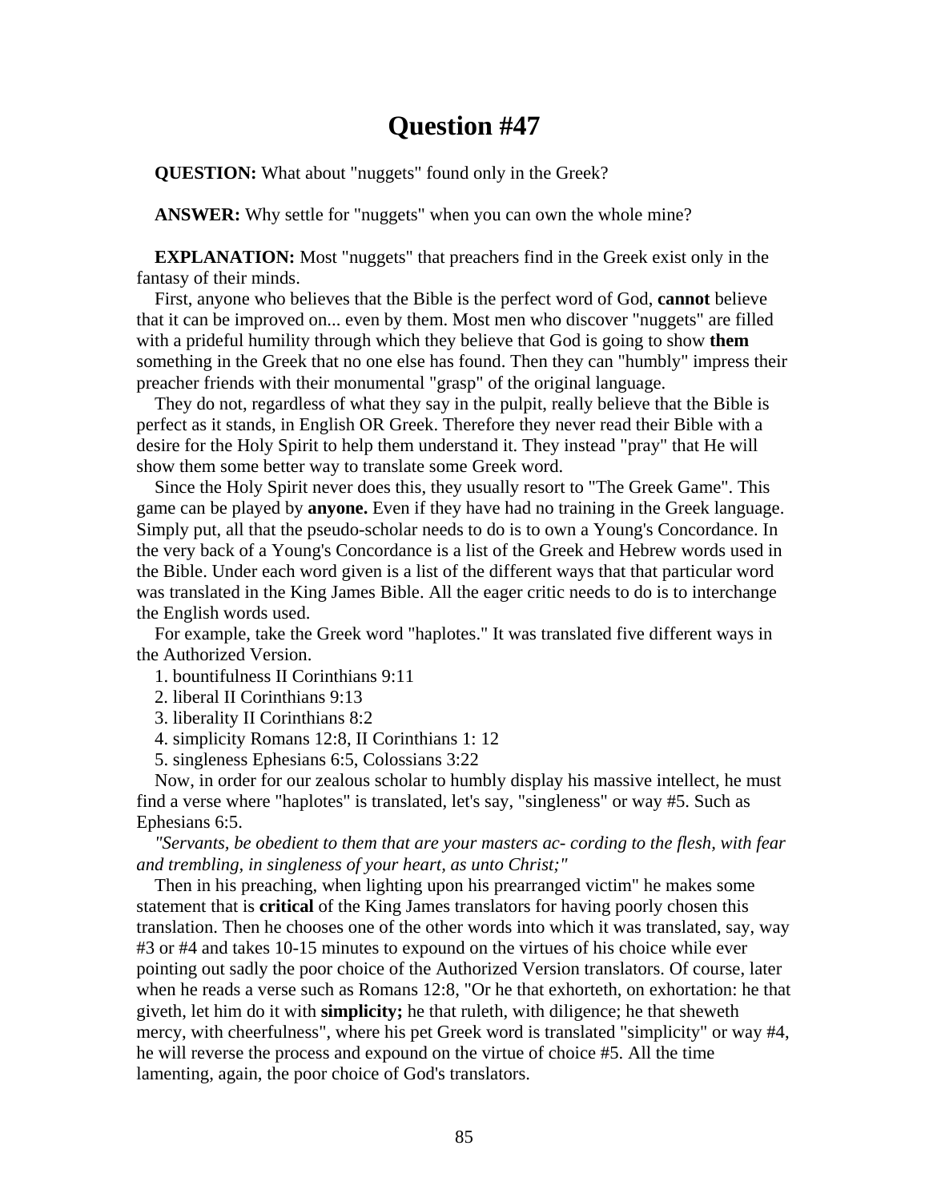# Question #47

**QUESTION:** What about "nuggets" found only in the Greek?

**ANSWER:** Why settle for "nuggets" when you can own the whole mine?

**EXPLANATION:** Most "nuggets" that preachers find in the Greek exist only in the fantasy of their minds.

First, anyone who believes that the Bible is the perfect word of God, **cannot** believe that it can be improved on... even by them. Most men who discover "nuggets" are filled with a prideful humility through which they believe that God is going to show **them** something in the Greek that no one else has found. Then they can "humbly" impress their preacher friends with their monumental "grasp" of the original language.

They do not, regardless of what they say in the pulpit, really believe that the Bible is perfect as it stands, in English OR Greek. Therefore they never read their Bible with a desire for the Holy Spirit to help them understand it. They instead "pray" that He will show them some better way to translate some Greek word.

Since the Holy Spirit never does this, they usually resort to "The Greek Game". This game can be played by **anyone.** Even if they have had no training in the Greek language. Simply put, all that the pseudo-scholar needs to do is to own a Young's Concordance. In the very back of a Young's Concordance is a list of the Greek and Hebrew words used in the Bible. Under each word given is a list of the different ways that that particular word was translated in the King James Bible. All the eager critic needs to do is to interchange the English words used.

For example, take the Greek word "haplotes." It was translated five different ways in the Authorized Version.

1. bountifulness II Corinthians 9:11
2. liberal II Corinthians 9:13
3. liberality II Corinthians 8:2
4. simplicity Romans 12:8, II Corinthians 1: 12
5. singleness Ephesians 6:5, Colossians 3:22

Now, in order for our zealous scholar to humbly display his massive intellect, he must find a verse where "haplotes" is translated, let's say, "singleness" or way #5. Such as Ephesians 6:5.

*"Servants, be obedient to them that are your masters ac- cording to the flesh, with fear and trembling, in singleness of your heart, as unto Christ;"*

Then in his preaching, when lighting upon his prearranged victim" he makes some statement that is **critical** of the King James translators for having poorly chosen this translation. Then he chooses one of the other words into which it was translated, say, way #3 or #4 and takes 10-15 minutes to expound on the virtues of his choice while ever pointing out sadly the poor choice of the Authorized Version translators. Of course, later when he reads a verse such as Romans 12:8, "Or he that exhorteth, on exhortation: he that giveth, let him do it with **simplicity;** he that ruleth, with diligence; he that sheweth mercy, with cheerfulness", where his pet Greek word is translated "simplicity" or way #4, he will reverse the process and expound on the virtue of choice #5. All the time lamenting, again, the poor choice of God's translators.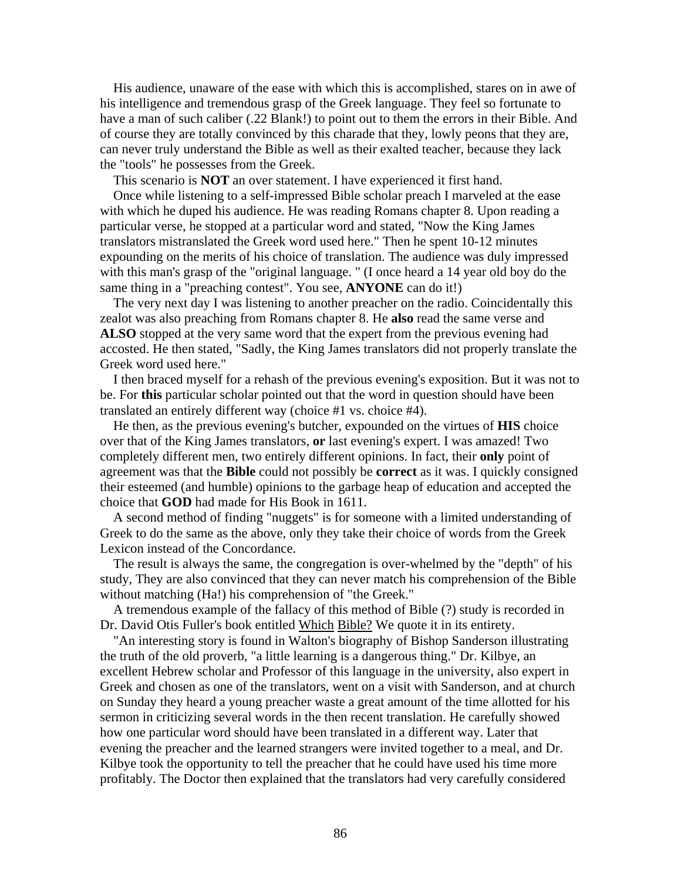His audience, unaware of the ease with which this is accomplished, stares on in awe of his intelligence and tremendous grasp of the Greek language. They feel so fortunate to have a man of such caliber (.22 Blank!) to point out to them the errors in their Bible. And of course they are totally convinced by this charade that they, lowly peons that they are, can never truly understand the Bible as well as their exalted teacher, because they lack the "tools" he possesses from the Greek.

This scenario is **NOT** an over statement. I have experienced it first hand.

Once while listening to a self-impressed Bible scholar preach I marveled at the ease with which he duped his audience. He was reading Romans chapter 8. Upon reading a particular verse, he stopped at a particular word and stated, "Now the King James translators mistranslated the Greek word used here." Then he spent 10-12 minutes expounding on the merits of his choice of translation. The audience was duly impressed with this man's grasp of the "original language. " (I once heard a 14 year old boy do the same thing in a "preaching contest". You see, **ANYONE** can do it!)

The very next day I was listening to another preacher on the radio. Coincidentally this zealot was also preaching from Romans chapter 8. He **also** read the same verse and **ALSO** stopped at the very same word that the expert from the previous evening had accosted. He then stated, "Sadly, the King James translators did not properly translate the Greek word used here."

I then braced myself for a rehash of the previous evening's exposition. But it was not to be. For **this** particular scholar pointed out that the word in question should have been translated an entirely different way (choice #1 vs. choice #4).

He then, as the previous evening's butcher, expounded on the virtues of **HIS** choice over that of the King James translators, **or** last evening's expert. I was amazed! Two completely different men, two entirely different opinions. In fact, their **only** point of agreement was that the **Bible** could not possibly be **correct** as it was. I quickly consigned their esteemed (and humble) opinions to the garbage heap of education and accepted the choice that **GOD** had made for His Book in 1611.

A second method of finding "nuggets" is for someone with a limited understanding of Greek to do the same as the above, only they take their choice of words from the Greek Lexicon instead of the Concordance.

The result is always the same, the congregation is over-whelmed by the "depth" of his study, They are also convinced that they can never match his comprehension of the Bible without matching (Ha!) his comprehension of "the Greek."

A tremendous example of the fallacy of this method of Bible (?) study is recorded in Dr. David Otis Fuller's book entitled Which Bible? We quote it in its entirety.

"An interesting story is found in Walton's biography of Bishop Sanderson illustrating the truth of the old proverb, "a little learning is a dangerous thing." Dr. Kilbye, an excellent Hebrew scholar and Professor of this language in the university, also expert in Greek and chosen as one of the translators, went on a visit with Sanderson, and at church on Sunday they heard a young preacher waste a great amount of the time allotted for his sermon in criticizing several words in the then recent translation. He carefully showed how one particular word should have been translated in a different way. Later that evening the preacher and the learned strangers were invited together to a meal, and Dr. Kilbye took the opportunity to tell the preacher that he could have used his time more profitably. The Doctor then explained that the translators had very carefully considered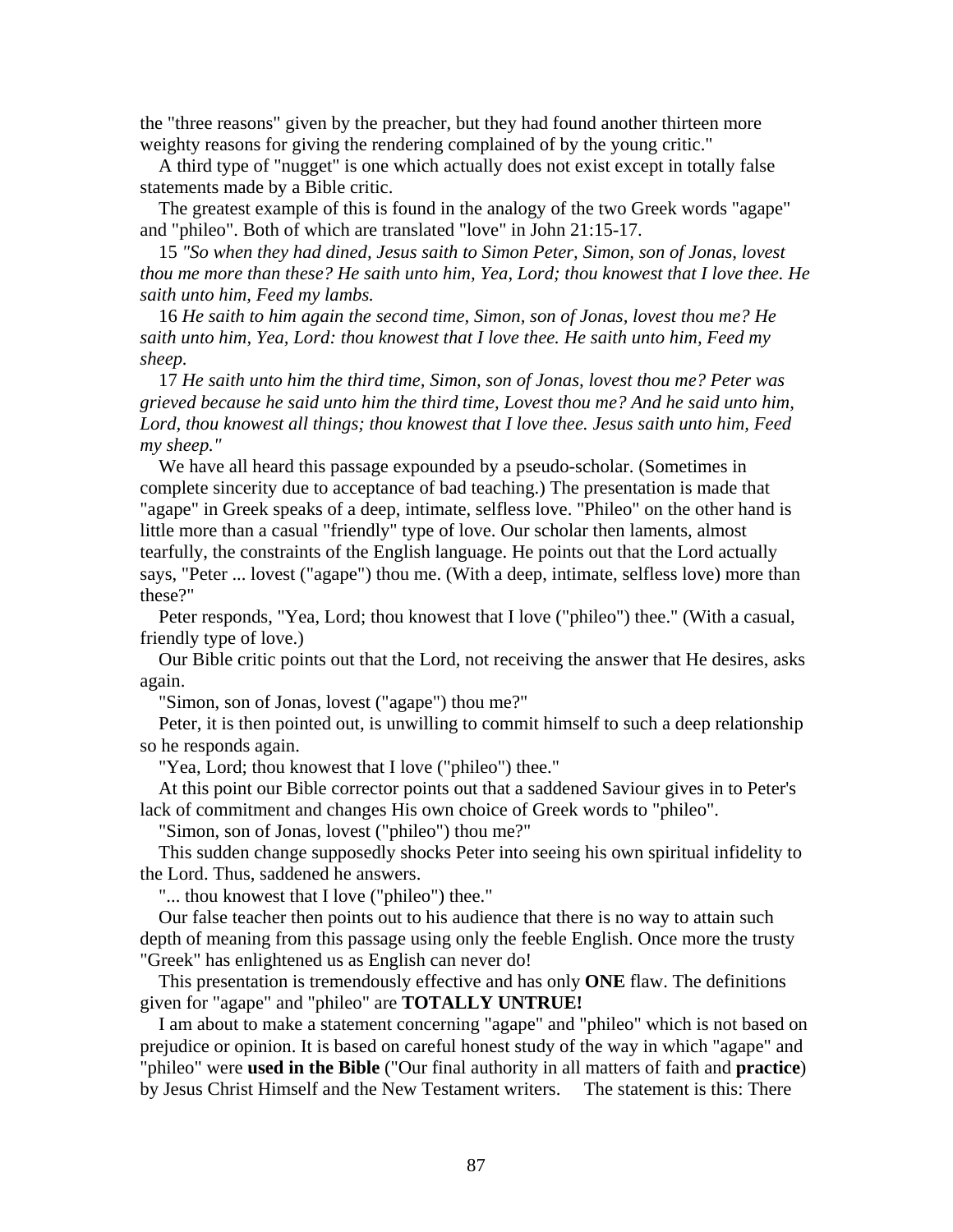the "three reasons" given by the preacher, but they had found another thirteen more weighty reasons for giving the rendering complained of by the young critic."

A third type of "nugget" is one which actually does not exist except in totally false statements made by a Bible critic.

The greatest example of this is found in the analogy of the two Greek words "agape" and "phileo". Both of which are translated "love" in John 21:15-17.

15 *"So when they had dined, Jesus saith to Simon Peter, Simon, son of Jonas, lovest thou me more than these? He saith unto him, Yea, Lord; thou knowest that I love thee. He saith unto him, Feed my lambs.*

16 *He saith to him again the second time, Simon, son of Jonas, lovest thou me? He saith unto him, Yea, Lord: thou knowest that I love thee. He saith unto him, Feed my sheep.*

17 *He saith unto him the third time, Simon, son of Jonas, lovest thou me? Peter was grieved because he said unto him the third time, Lovest thou me? And he said unto him, Lord, thou knowest all things; thou knowest that I love thee. Jesus saith unto him, Feed my sheep."*

We have all heard this passage expounded by a pseudo-scholar. (Sometimes in complete sincerity due to acceptance of bad teaching.) The presentation is made that "agape" in Greek speaks of a deep, intimate, selfless love. "Phileo" on the other hand is little more than a casual "friendly" type of love. Our scholar then laments, almost tearfully, the constraints of the English language. He points out that the Lord actually says, "Peter ... lovest ("agape") thou me. (With a deep, intimate, selfless love) more than these?"

Peter responds, "Yea, Lord; thou knowest that I love ("phileo") thee." (With a casual, friendly type of love.)

Our Bible critic points out that the Lord, not receiving the answer that He desires, asks again.

"Simon, son of Jonas, lovest ("agape") thou me?"

Peter, it is then pointed out, is unwilling to commit himself to such a deep relationship so he responds again.

"Yea, Lord; thou knowest that I love ("phileo") thee."

At this point our Bible corrector points out that a saddened Saviour gives in to Peter's lack of commitment and changes His own choice of Greek words to "phileo".

"Simon, son of Jonas, lovest ("phileo") thou me?"

This sudden change supposedly shocks Peter into seeing his own spiritual infidelity to the Lord. Thus, saddened he answers.

"... thou knowest that I love ("phileo") thee."

Our false teacher then points out to his audience that there is no way to attain such depth of meaning from this passage using only the feeble English. Once more the trusty "Greek" has enlightened us as English can never do!

This presentation is tremendously effective and has only **ONE** flaw. The definitions given for "agape" and "phileo" are **TOTALLY UNTRUE!**

I am about to make a statement concerning "agape" and "phileo" which is not based on prejudice or opinion. It is based on careful honest study of the way in which "agape" and "phileo" were **used in the Bible** ("Our final authority in all matters of faith and **practice**) by Jesus Christ Himself and the New Testament writers. The statement is this: There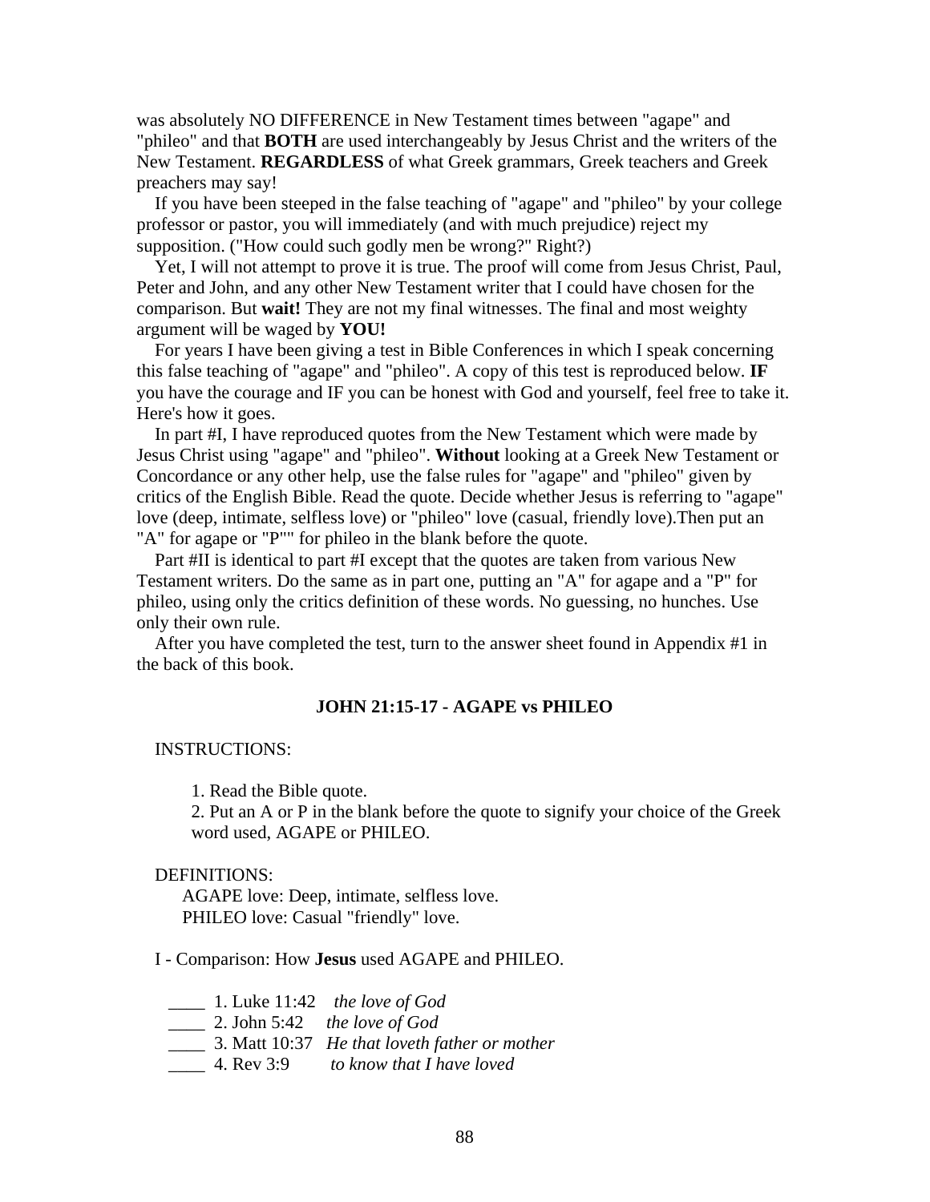was absolutely NO DIFFERENCE in New Testament times between "agape" and "phileo" and that **BOTH** are used interchangeably by Jesus Christ and the writers of the New Testament. **REGARDLESS** of what Greek grammars, Greek teachers and Greek preachers may say!

If you have been steeped in the false teaching of "agape" and "phileo" by your college professor or pastor, you will immediately (and with much prejudice) reject my supposition. ("How could such godly men be wrong?" Right?)

Yet, I will not attempt to prove it is true. The proof will come from Jesus Christ, Paul, Peter and John, and any other New Testament writer that I could have chosen for the comparison. But **wait!** They are not my final witnesses. The final and most weighty argument will be waged by **YOU!**

For years I have been giving a test in Bible Conferences in which I speak concerning this false teaching of "agape" and "phileo". A copy of this test is reproduced below. **IF** you have the courage and IF you can be honest with God and yourself, feel free to take it. Here's how it goes.

In part #I, I have reproduced quotes from the New Testament which were made by Jesus Christ using "agape" and "phileo". **Without** looking at a Greek New Testament or Concordance or any other help, use the false rules for "agape" and "phileo" given by critics of the English Bible. Read the quote. Decide whether Jesus is referring to "agape" love (deep, intimate, selfless love) or "phileo" love (casual, friendly love).Then put an "A" for agape or "P"" for phileo in the blank before the quote.

Part #II is identical to part #I except that the quotes are taken from various New Testament writers. Do the same as in part one, putting an "A" for agape and a "P" for phileo, using only the critics definition of these words. No guessing, no hunches. Use only their own rule.

After you have completed the test, turn to the answer sheet found in Appendix #1 in the back of this book.

### JOHN 21:15-17 - AGAPE vs PHILEO

INSTRUCTIONS:

1. Read the Bible quote.
2. Put an A or P in the blank before the quote to signify your choice of the Greek word used, AGAPE or PHILEO.

DEFINITIONS:

AGAPE love: Deep, intimate, selfless love.
PHILEO love: Casual "friendly" love.

I - Comparison: How **Jesus** used AGAPE and PHILEO.

____ 1. Luke 11:42 *the love of God*
____ 2. John 5:42 *the love of God*
____ 3. Matt 10:37 *He that loveth father or mother*
____ 4. Rev 3:9 *to know that I have loved*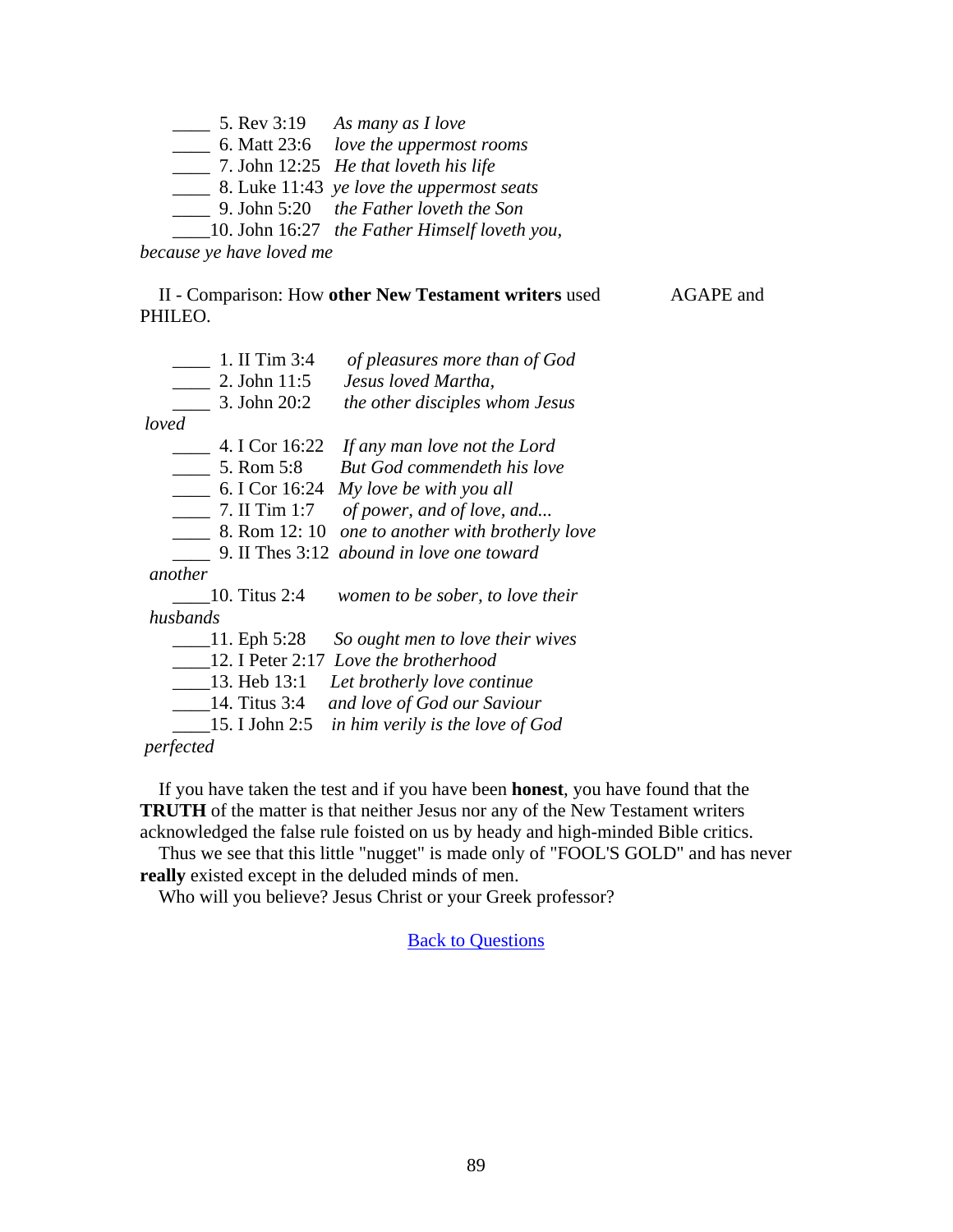____ 5. Rev 3:19 *As many as I love*
____ 6. Matt 23:6 *love the uppermost rooms*
____ 7. John 12:25 *He that loveth his life*
____ 8. Luke 11:43 *ye love the uppermost seats*
____ 9. John 5:20 *the Father loveth the Son*
____10. John 16:27 *the Father Himself loveth you, because ye have loved me*

II - Comparison: How **other New Testament writers** used AGAPE and PHILEO.

____ 1. II Tim 3:4 *of pleasures more than of God*
____ 2. John 11:5 *Jesus loved Martha,*
____ 3. John 20:2 *the other disciples whom Jesus loved*
____ 4. I Cor 16:22 *If any man love not the Lord*
____ 5. Rom 5:8 *But God commendeth his love*
____ 6. I Cor 16:24 *My love be with you all*
____ 7. II Tim 1:7 *of power, and of love, and...*
____ 8. Rom 12: 10 *one to another with brotherly love*
____ 9. II Thes 3:12 *abound in love one toward another*
____10. Titus 2:4 *women to be sober, to love their husbands*
____11. Eph 5:28 *So ought men to love their wives*
____12. I Peter 2:17 *Love the brotherhood*
____13. Heb 13:1 *Let brotherly love continue*
____14. Titus 3:4 *and love of God our Saviour*
____15. I John 2:5 *in him verily is the love of God perfected*

If you have taken the test and if you have been **honest**, you have found that the **TRUTH** of the matter is that neither Jesus nor any of the New Testament writers acknowledged the false rule foisted on us by heady and high-minded Bible critics.

Thus we see that this little "nugget" is made only of "FOOL'S GOLD" and has never **really** existed except in the deluded minds of men.

Who will you believe? Jesus Christ or your Greek professor?

Back to Questions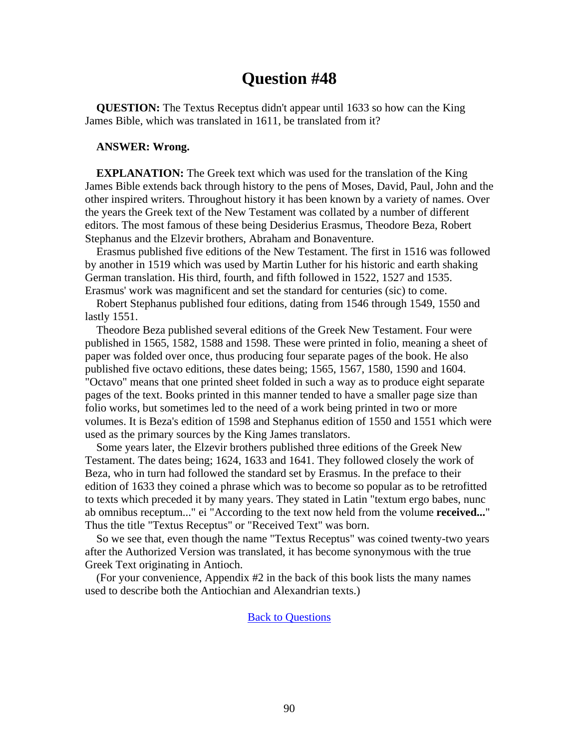# Question #48

**QUESTION:** The Textus Receptus didn't appear until 1633 so how can the King James Bible, which was translated in 1611, be translated from it?

**ANSWER: Wrong.**

**EXPLANATION:** The Greek text which was used for the translation of the King James Bible extends back through history to the pens of Moses, David, Paul, John and the other inspired writers. Throughout history it has been known by a variety of names. Over the years the Greek text of the New Testament was collated by a number of different editors. The most famous of these being Desiderius Erasmus, Theodore Beza, Robert Stephanus and the Elzevir brothers, Abraham and Bonaventure.

Erasmus published five editions of the New Testament. The first in 1516 was followed by another in 1519 which was used by Martin Luther for his historic and earth shaking German translation. His third, fourth, and fifth followed in 1522, 1527 and 1535. Erasmus' work was magnificent and set the standard for centuries (sic) to come.

Robert Stephanus published four editions, dating from 1546 through 1549, 1550 and lastly 1551.

Theodore Beza published several editions of the Greek New Testament. Four were published in 1565, 1582, 1588 and 1598. These were printed in folio, meaning a sheet of paper was folded over once, thus producing four separate pages of the book. He also published five octavo editions, these dates being; 1565, 1567, 1580, 1590 and 1604. "Octavo" means that one printed sheet folded in such a way as to produce eight separate pages of the text. Books printed in this manner tended to have a smaller page size than folio works, but sometimes led to the need of a work being printed in two or more volumes. It is Beza's edition of 1598 and Stephanus edition of 1550 and 1551 which were used as the primary sources by the King James translators.

Some years later, the Elzevir brothers published three editions of the Greek New Testament. The dates being; 1624, 1633 and 1641. They followed closely the work of Beza, who in turn had followed the standard set by Erasmus. In the preface to their edition of 1633 they coined a phrase which was to become so popular as to be retrofitted to texts which preceded it by many years. They stated in Latin "textum ergo babes, nunc ab omnibus receptum..." ei "According to the text now held from the volume **received...**" Thus the title "Textus Receptus" or "Received Text" was born.

So we see that, even though the name "Textus Receptus" was coined twenty-two years after the Authorized Version was translated, it has become synonymous with the true Greek Text originating in Antioch.

(For your convenience, Appendix #2 in the back of this book lists the many names used to describe both the Antiochian and Alexandrian texts.)

Back to Questions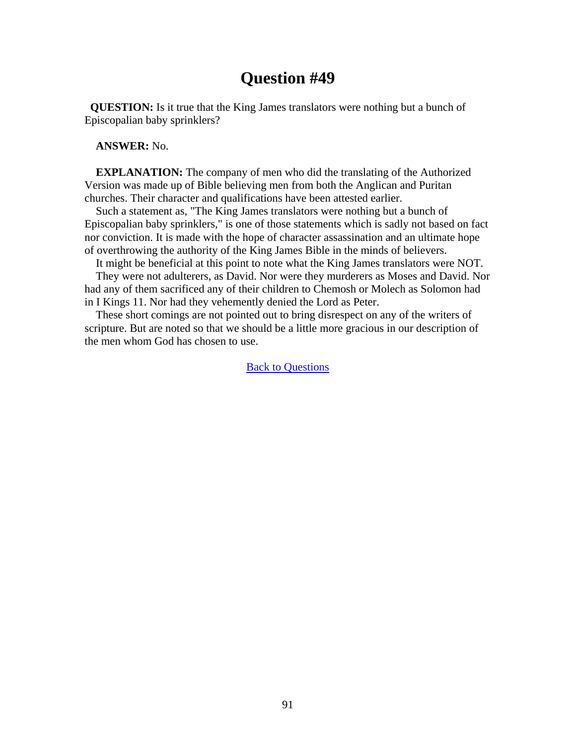# Question #49

**QUESTION:** Is it true that the King James translators were nothing but a bunch of Episcopalian baby sprinklers?

**ANSWER:** No.

**EXPLANATION:** The company of men who did the translating of the Authorized Version was made up of Bible believing men from both the Anglican and Puritan churches. Their character and qualifications have been attested earlier.

Such a statement as, "The King James translators were nothing but a bunch of Episcopalian baby sprinklers," is one of those statements which is sadly not based on fact nor conviction. It is made with the hope of character assassination and an ultimate hope of overthrowing the authority of the King James Bible in the minds of believers.

It might be beneficial at this point to note what the King James translators were NOT.

They were not adulterers, as David. Nor were they murderers as Moses and David. Nor had any of them sacrificed any of their children to Chemosh or Molech as Solomon had in I Kings 11. Nor had they vehemently denied the Lord as Peter.

These short comings are not pointed out to bring disrespect on any of the writers of scripture. But are noted so that we should be a little more gracious in our description of the men whom God has chosen to use.

Back to Questions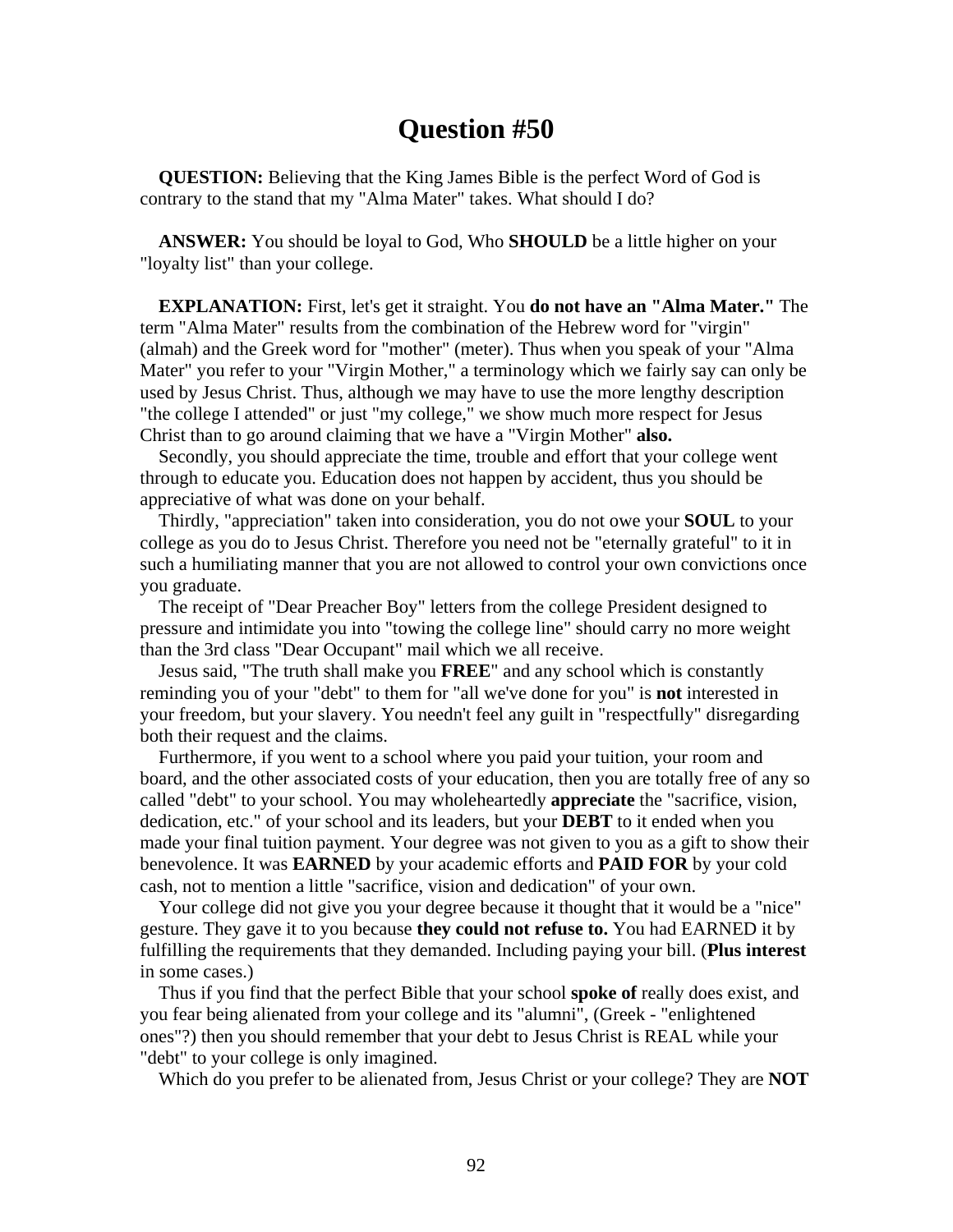# Question #50

**QUESTION:** Believing that the King James Bible is the perfect Word of God is contrary to the stand that my "Alma Mater" takes. What should I do?

**ANSWER:** You should be loyal to God, Who **SHOULD** be a little higher on your "loyalty list" than your college.

**EXPLANATION:** First, let's get it straight. You **do not have an "Alma Mater."** The term "Alma Mater" results from the combination of the Hebrew word for "virgin" (almah) and the Greek word for "mother" (meter). Thus when you speak of your "Alma Mater" you refer to your "Virgin Mother," a terminology which we fairly say can only be used by Jesus Christ. Thus, although we may have to use the more lengthy description "the college I attended" or just "my college," we show much more respect for Jesus Christ than to go around claiming that we have a "Virgin Mother" **also.**

Secondly, you should appreciate the time, trouble and effort that your college went through to educate you. Education does not happen by accident, thus you should be appreciative of what was done on your behalf.

Thirdly, "appreciation" taken into consideration, you do not owe your **SOUL** to your college as you do to Jesus Christ. Therefore you need not be "eternally grateful" to it in such a humiliating manner that you are not allowed to control your own convictions once you graduate.

The receipt of "Dear Preacher Boy" letters from the college President designed to pressure and intimidate you into "towing the college line" should carry no more weight than the 3rd class "Dear Occupant" mail which we all receive.

Jesus said, "The truth shall make you **FREE**" and any school which is constantly reminding you of your "debt" to them for "all we've done for you" is **not** interested in your freedom, but your slavery. You needn't feel any guilt in "respectfully" disregarding both their request and the claims.

Furthermore, if you went to a school where you paid your tuition, your room and board, and the other associated costs of your education, then you are totally free of any so called "debt" to your school. You may wholeheartedly **appreciate** the "sacrifice, vision, dedication, etc." of your school and its leaders, but your **DEBT** to it ended when you made your final tuition payment. Your degree was not given to you as a gift to show their benevolence. It was **EARNED** by your academic efforts and **PAID FOR** by your cold cash, not to mention a little "sacrifice, vision and dedication" of your own.

Your college did not give you your degree because it thought that it would be a "nice" gesture. They gave it to you because **they could not refuse to.** You had EARNED it by fulfilling the requirements that they demanded. Including paying your bill. (**Plus interest** in some cases.)

Thus if you find that the perfect Bible that your school **spoke of** really does exist, and you fear being alienated from your college and its "alumni", (Greek - "enlightened ones"?) then you should remember that your debt to Jesus Christ is REAL while your "debt" to your college is only imagined.

Which do you prefer to be alienated from, Jesus Christ or your college? They are **NOT**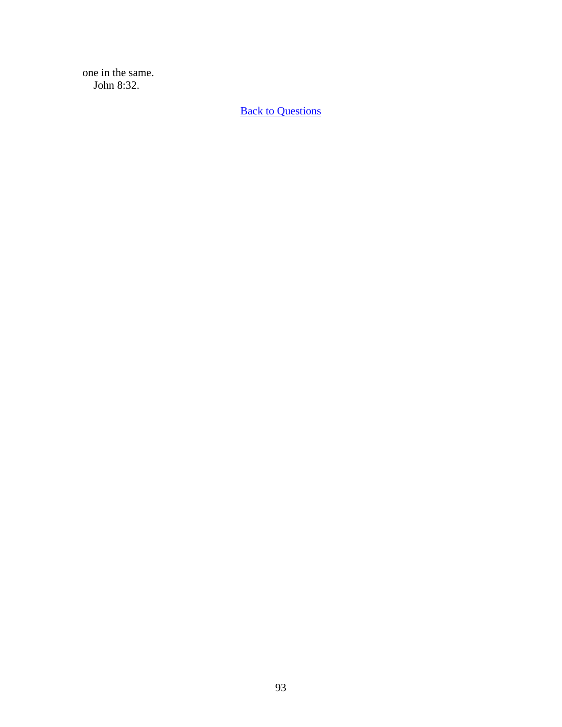one in the same.
John 8:32.

[Back to Questions]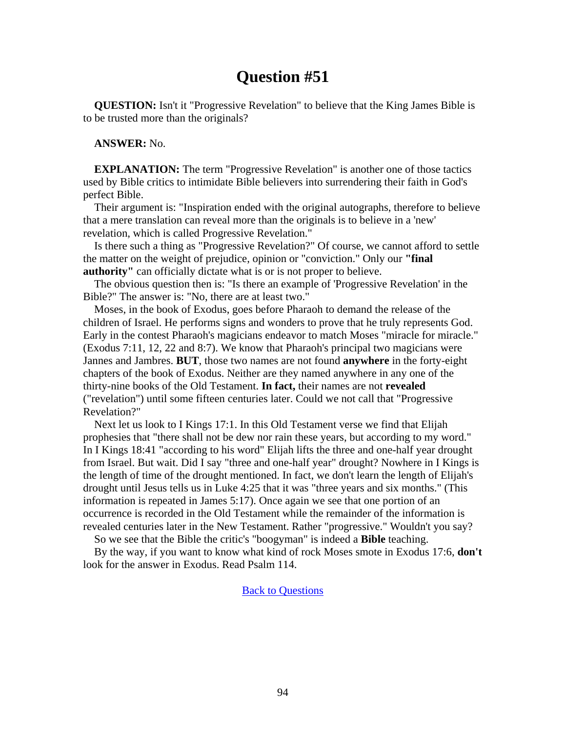# Question #51

**QUESTION:** Isn't it "Progressive Revelation" to believe that the King James Bible is to be trusted more than the originals?

**ANSWER:** No.

**EXPLANATION:** The term "Progressive Revelation" is another one of those tactics used by Bible critics to intimidate Bible believers into surrendering their faith in God's perfect Bible.

Their argument is: "Inspiration ended with the original autographs, therefore to believe that a mere translation can reveal more than the originals is to believe in a 'new' revelation, which is called Progressive Revelation."

Is there such a thing as "Progressive Revelation?" Of course, we cannot afford to settle the matter on the weight of prejudice, opinion or "conviction." Only our **"final authority"** can officially dictate what is or is not proper to believe.

The obvious question then is: "Is there an example of 'Progressive Revelation' in the Bible?" The answer is: "No, there are at least two."

Moses, in the book of Exodus, goes before Pharaoh to demand the release of the children of Israel. He performs signs and wonders to prove that he truly represents God. Early in the contest Pharaoh's magicians endeavor to match Moses "miracle for miracle." (Exodus 7:11, 12, 22 and 8:7). We know that Pharaoh's principal two magicians were Jannes and Jambres. **BUT**, those two names are not found **anywhere** in the forty-eight chapters of the book of Exodus. Neither are they named anywhere in any one of the thirty-nine books of the Old Testament. **In fact,** their names are not **revealed** ("revelation") until some fifteen centuries later. Could we not call that "Progressive Revelation?"

Next let us look to I Kings 17:1. In this Old Testament verse we find that Elijah prophesies that "there shall not be dew nor rain these years, but according to my word." In I Kings 18:41 "according to his word" Elijah lifts the three and one-half year drought from Israel. But wait. Did I say "three and one-half year" drought? Nowhere in I Kings is the length of time of the drought mentioned. In fact, we don't learn the length of Elijah's drought until Jesus tells us in Luke 4:25 that it was "three years and six months." (This information is repeated in James 5:17). Once again we see that one portion of an occurrence is recorded in the Old Testament while the remainder of the information is revealed centuries later in the New Testament. Rather "progressive." Wouldn't you say?

So we see that the Bible the critic's "boogyman" is indeed a **Bible** teaching.

By the way, if you want to know what kind of rock Moses smote in Exodus 17:6, **don't** look for the answer in Exodus. Read Psalm 114.

Back to Questions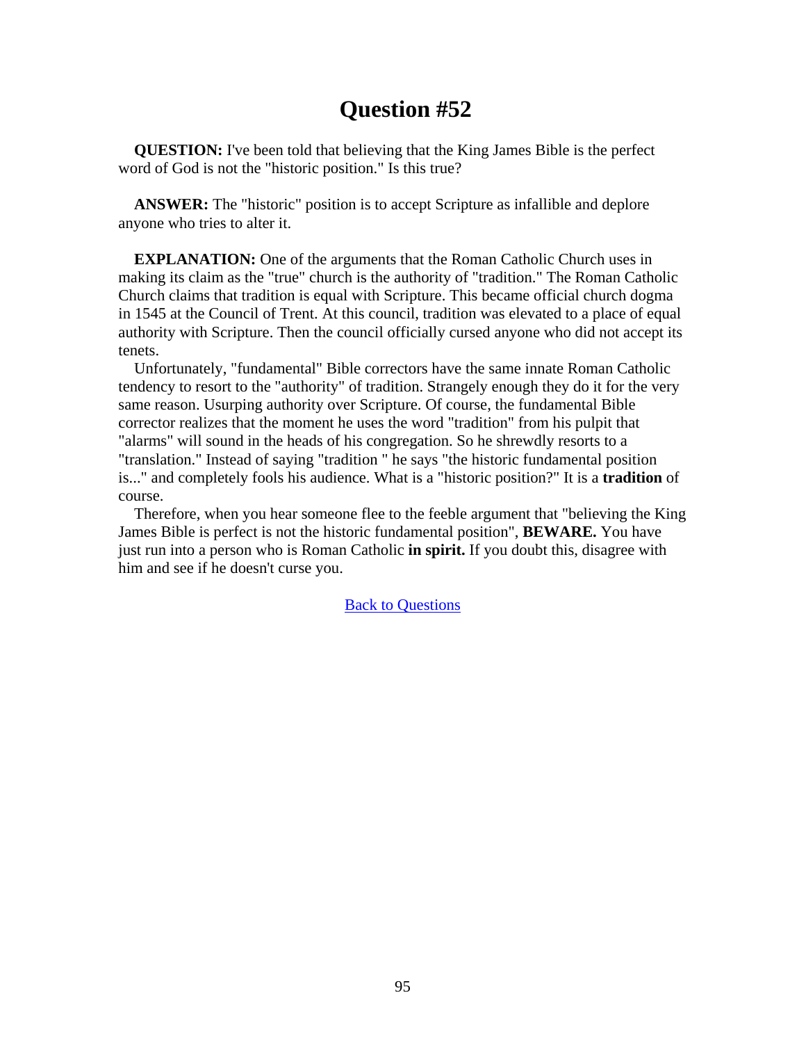# Question #52

**QUESTION:** I've been told that believing that the King James Bible is the perfect word of God is not the "historic position." Is this true?

**ANSWER:** The "historic" position is to accept Scripture as infallible and deplore anyone who tries to alter it.

**EXPLANATION:** One of the arguments that the Roman Catholic Church uses in making its claim as the "true" church is the authority of "tradition." The Roman Catholic Church claims that tradition is equal with Scripture. This became official church dogma in 1545 at the Council of Trent. At this council, tradition was elevated to a place of equal authority with Scripture. Then the council officially cursed anyone who did not accept its tenets.

Unfortunately, "fundamental" Bible correctors have the same innate Roman Catholic tendency to resort to the "authority" of tradition. Strangely enough they do it for the very same reason. Usurping authority over Scripture. Of course, the fundamental Bible corrector realizes that the moment he uses the word "tradition" from his pulpit that "alarms" will sound in the heads of his congregation. So he shrewdly resorts to a "translation." Instead of saying "tradition " he says "the historic fundamental position is..." and completely fools his audience. What is a "historic position?" It is a **tradition** of course.

Therefore, when you hear someone flee to the feeble argument that "believing the King James Bible is perfect is not the historic fundamental position", **BEWARE.** You have just run into a person who is Roman Catholic **in spirit.** If you doubt this, disagree with him and see if he doesn't curse you.

Back to Questions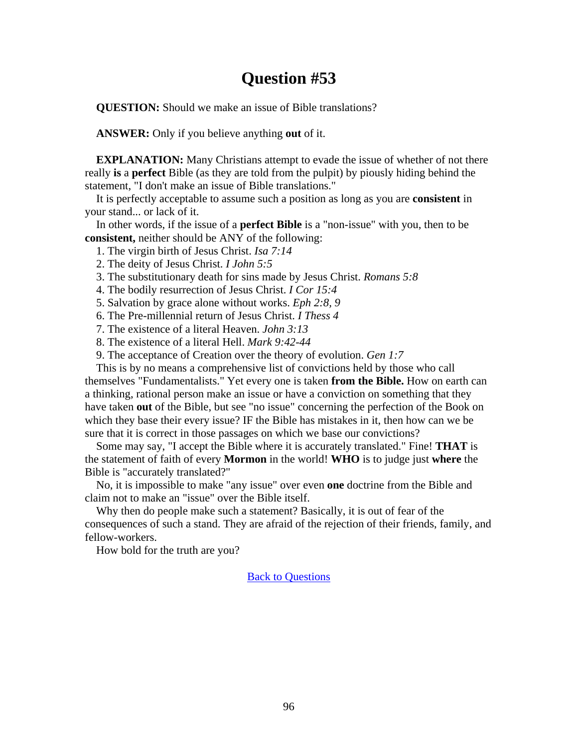# Question #53

**QUESTION:** Should we make an issue of Bible translations?

**ANSWER:** Only if you believe anything **out** of it.

**EXPLANATION:** Many Christians attempt to evade the issue of whether of not there really **is** a **perfect** Bible (as they are told from the pulpit) by piously hiding behind the statement, "I don't make an issue of Bible translations."

It is perfectly acceptable to assume such a position as long as you are **consistent** in your stand... or lack of it.

In other words, if the issue of a **perfect Bible** is a "non-issue" with you, then to be **consistent,** neither should be ANY of the following:

1. The virgin birth of Jesus Christ. *Isa 7:14*
2. The deity of Jesus Christ. *I John 5:5*
3. The substitutionary death for sins made by Jesus Christ. *Romans 5:8*
4. The bodily resurrection of Jesus Christ. *I Cor 15:4*
5. Salvation by grace alone without works. *Eph 2:8, 9*
6. The Pre-millennial return of Jesus Christ. *I Thess 4*
7. The existence of a literal Heaven. *John 3:13*
8. The existence of a literal Hell. *Mark 9:42-44*
9. The acceptance of Creation over the theory of evolution. *Gen 1:7*

This is by no means a comprehensive list of convictions held by those who call themselves "Fundamentalists." Yet every one is taken **from the Bible.** How on earth can a thinking, rational person make an issue or have a conviction on something that they have taken **out** of the Bible, but see "no issue" concerning the perfection of the Book on which they base their every issue? IF the Bible has mistakes in it, then how can we be sure that it is correct in those passages on which we base our convictions?

Some may say, "I accept the Bible where it is accurately translated." Fine! **THAT** is the statement of faith of every **Mormon** in the world! **WHO** is to judge just **where** the Bible is "accurately translated?"

No, it is impossible to make "any issue" over even **one** doctrine from the Bible and claim not to make an "issue" over the Bible itself.

Why then do people make such a statement? Basically, it is out of fear of the consequences of such a stand. They are afraid of the rejection of their friends, family, and fellow-workers.

How bold for the truth are you?

[Back to Questions]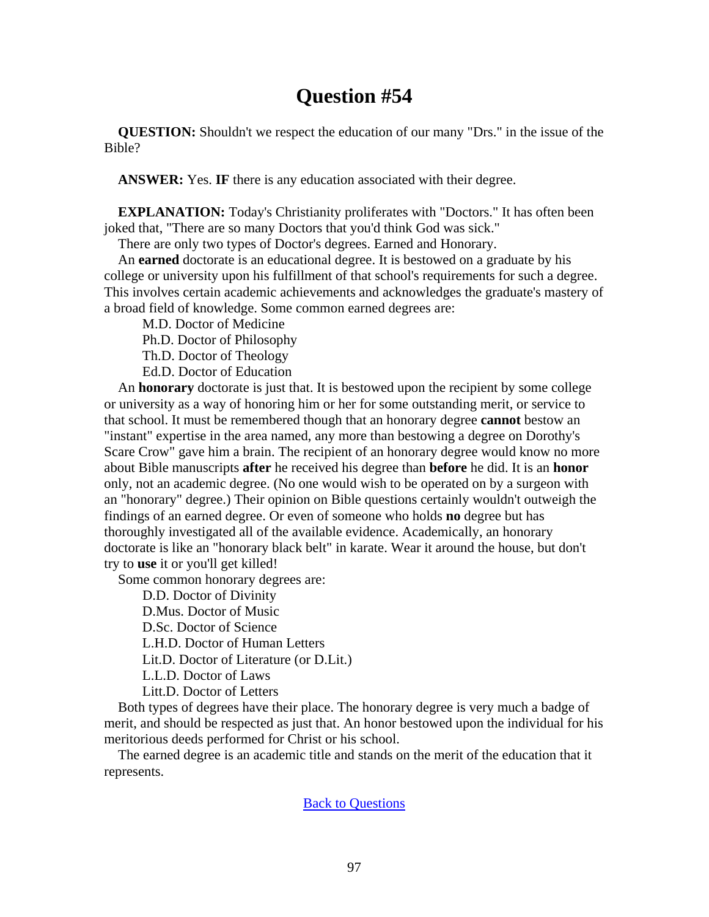# Question #54

**QUESTION:** Shouldn't we respect the education of our many "Drs." in the issue of the Bible?

**ANSWER:** Yes. **IF** there is any education associated with their degree.

**EXPLANATION:** Today's Christianity proliferates with "Doctors." It has often been joked that, "There are so many Doctors that you'd think God was sick."

There are only two types of Doctor's degrees. Earned and Honorary.

An **earned** doctorate is an educational degree. It is bestowed on a graduate by his college or university upon his fulfillment of that school's requirements for such a degree. This involves certain academic achievements and acknowledges the graduate's mastery of a broad field of knowledge. Some common earned degrees are:

M.D. Doctor of Medicine
Ph.D. Doctor of Philosophy
Th.D. Doctor of Theology
Ed.D. Doctor of Education

An **honorary** doctorate is just that. It is bestowed upon the recipient by some college or university as a way of honoring him or her for some outstanding merit, or service to that school. It must be remembered though that an honorary degree **cannot** bestow an "instant" expertise in the area named, any more than bestowing a degree on Dorothy's Scare Crow" gave him a brain. The recipient of an honorary degree would know no more about Bible manuscripts **after** he received his degree than **before** he did. It is an **honor** only, not an academic degree. (No one would wish to be operated on by a surgeon with an "honorary" degree.) Their opinion on Bible questions certainly wouldn't outweigh the findings of an earned degree. Or even of someone who holds **no** degree but has thoroughly investigated all of the available evidence. Academically, an honorary doctorate is like an "honorary black belt" in karate. Wear it around the house, but don't try to **use** it or you'll get killed!

Some common honorary degrees are:

D.D. Doctor of Divinity
D.Mus. Doctor of Music
D.Sc. Doctor of Science
L.H.D. Doctor of Human Letters
Lit.D. Doctor of Literature (or D.Lit.)
L.L.D. Doctor of Laws
Litt.D. Doctor of Letters

Both types of degrees have their place. The honorary degree is very much a badge of merit, and should be respected as just that. An honor bestowed upon the individual for his meritorious deeds performed for Christ or his school.

The earned degree is an academic title and stands on the merit of the education that it represents.

Back to Questions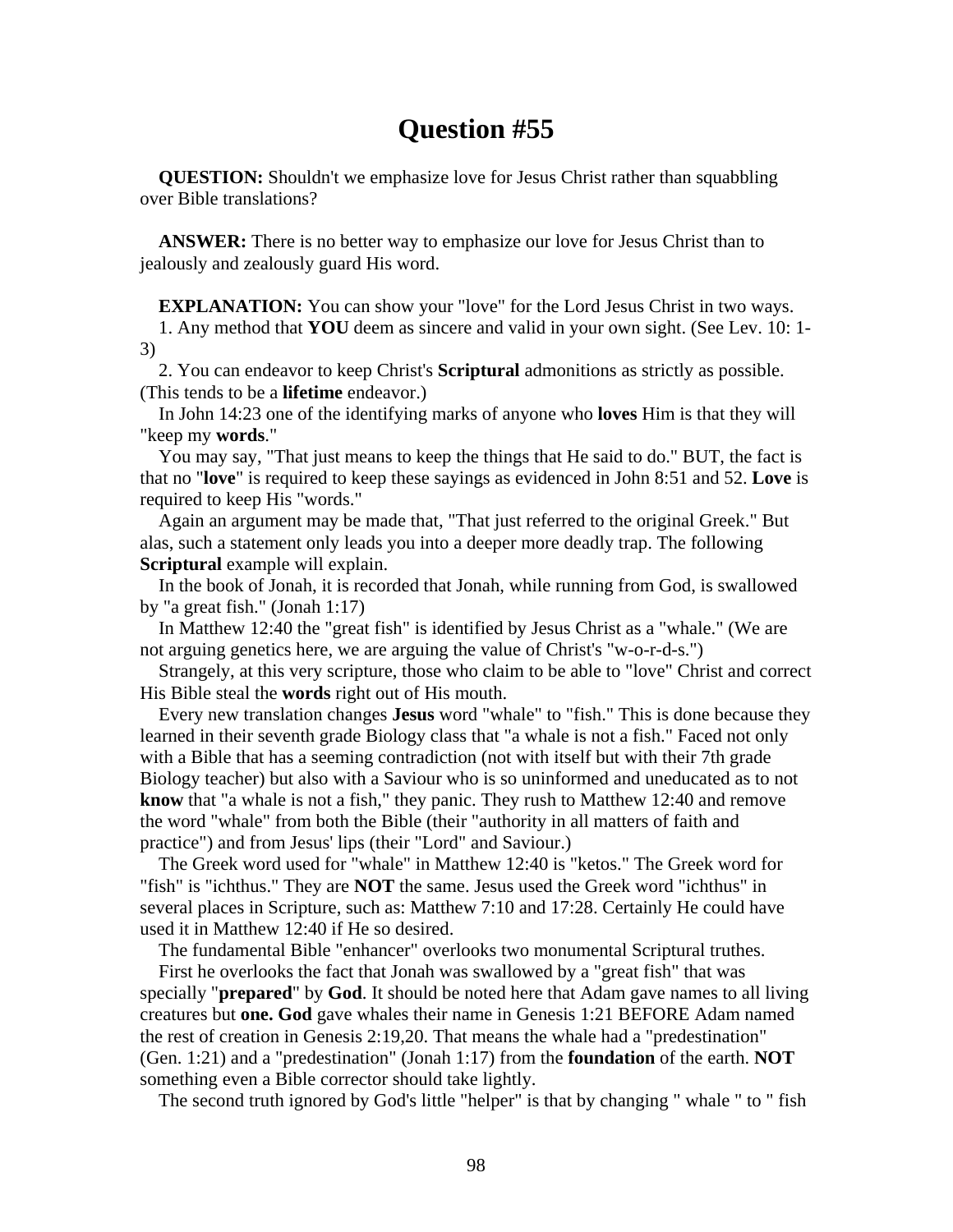# Question #55

**QUESTION:** Shouldn't we emphasize love for Jesus Christ rather than squabbling over Bible translations?

**ANSWER:** There is no better way to emphasize our love for Jesus Christ than to jealously and zealously guard His word.

**EXPLANATION:** You can show your "love" for the Lord Jesus Christ in two ways.

1. Any method that **YOU** deem as sincere and valid in your own sight. (See Lev. 10: 1-3)
2. You can endeavor to keep Christ's **Scriptural** admonitions as strictly as possible. (This tends to be a **lifetime** endeavor.)

In John 14:23 one of the identifying marks of anyone who **loves** Him is that they will "keep my **words**."

You may say, "That just means to keep the things that He said to do." BUT, the fact is that no "**love**" is required to keep these sayings as evidenced in John 8:51 and 52. **Love** is required to keep His "words."

Again an argument may be made that, "That just referred to the original Greek." But alas, such a statement only leads you into a deeper more deadly trap. The following **Scriptural** example will explain.

In the book of Jonah, it is recorded that Jonah, while running from God, is swallowed by "a great fish." (Jonah 1:17)

In Matthew 12:40 the "great fish" is identified by Jesus Christ as a "whale." (We are not arguing genetics here, we are arguing the value of Christ's "w-o-r-d-s.")

Strangely, at this very scripture, those who claim to be able to "love" Christ and correct His Bible steal the **words** right out of His mouth.

Every new translation changes **Jesus** word "whale" to "fish." This is done because they learned in their seventh grade Biology class that "a whale is not a fish." Faced not only with a Bible that has a seeming contradiction (not with itself but with their 7th grade Biology teacher) but also with a Saviour who is so uninformed and uneducated as to not **know** that "a whale is not a fish," they panic. They rush to Matthew 12:40 and remove the word "whale" from both the Bible (their "authority in all matters of faith and practice") and from Jesus' lips (their "Lord" and Saviour.)

The Greek word used for "whale" in Matthew 12:40 is "ketos." The Greek word for "fish" is "ichthus." They are **NOT** the same. Jesus used the Greek word "ichthus" in several places in Scripture, such as: Matthew 7:10 and 17:28. Certainly He could have used it in Matthew 12:40 if He so desired.

The fundamental Bible "enhancer" overlooks two monumental Scriptural truthes.

First he overlooks the fact that Jonah was swallowed by a "great fish" that was specially "**prepared**" by **God**. It should be noted here that Adam gave names to all living creatures but **one. God** gave whales their name in Genesis 1:21 BEFORE Adam named the rest of creation in Genesis 2:19,20. That means the whale had a "predestination" (Gen. 1:21) and a "predestination" (Jonah 1:17) from the **foundation** of the earth. **NOT** something even a Bible corrector should take lightly.

The second truth ignored by God's little "helper" is that by changing " whale " to " fish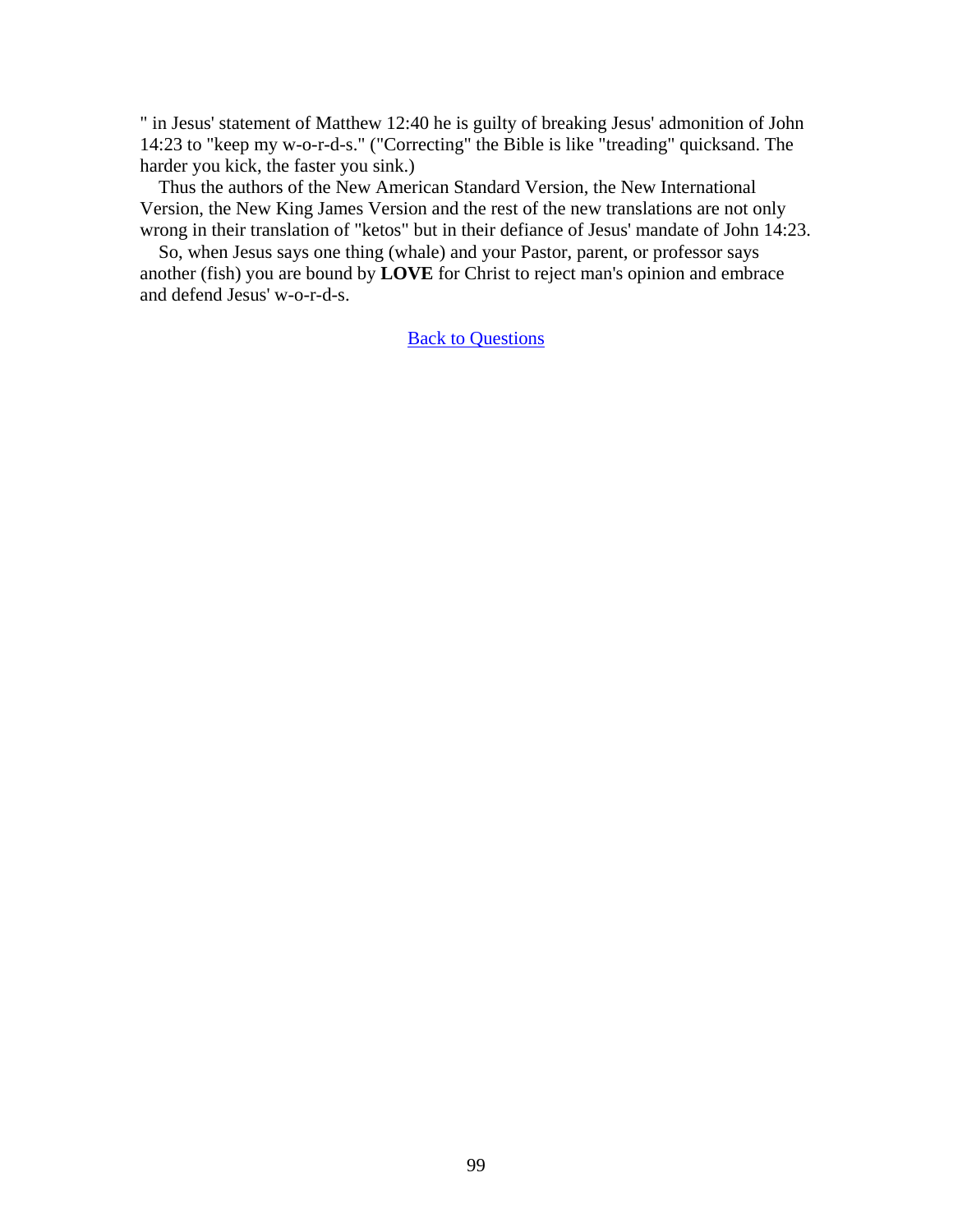" in Jesus' statement of Matthew 12:40 he is guilty of breaking Jesus' admonition of John 14:23 to "keep my w-o-r-d-s." ("Correcting" the Bible is like "treading" quicksand. The harder you kick, the faster you sink.)

Thus the authors of the New American Standard Version, the New International Version, the New King James Version and the rest of the new translations are not only wrong in their translation of "ketos" but in their defiance of Jesus' mandate of John 14:23.

So, when Jesus says one thing (whale) and your Pastor, parent, or professor says another (fish) you are bound by **LOVE** for Christ to reject man's opinion and embrace and defend Jesus' w-o-r-d-s.

Back to Questions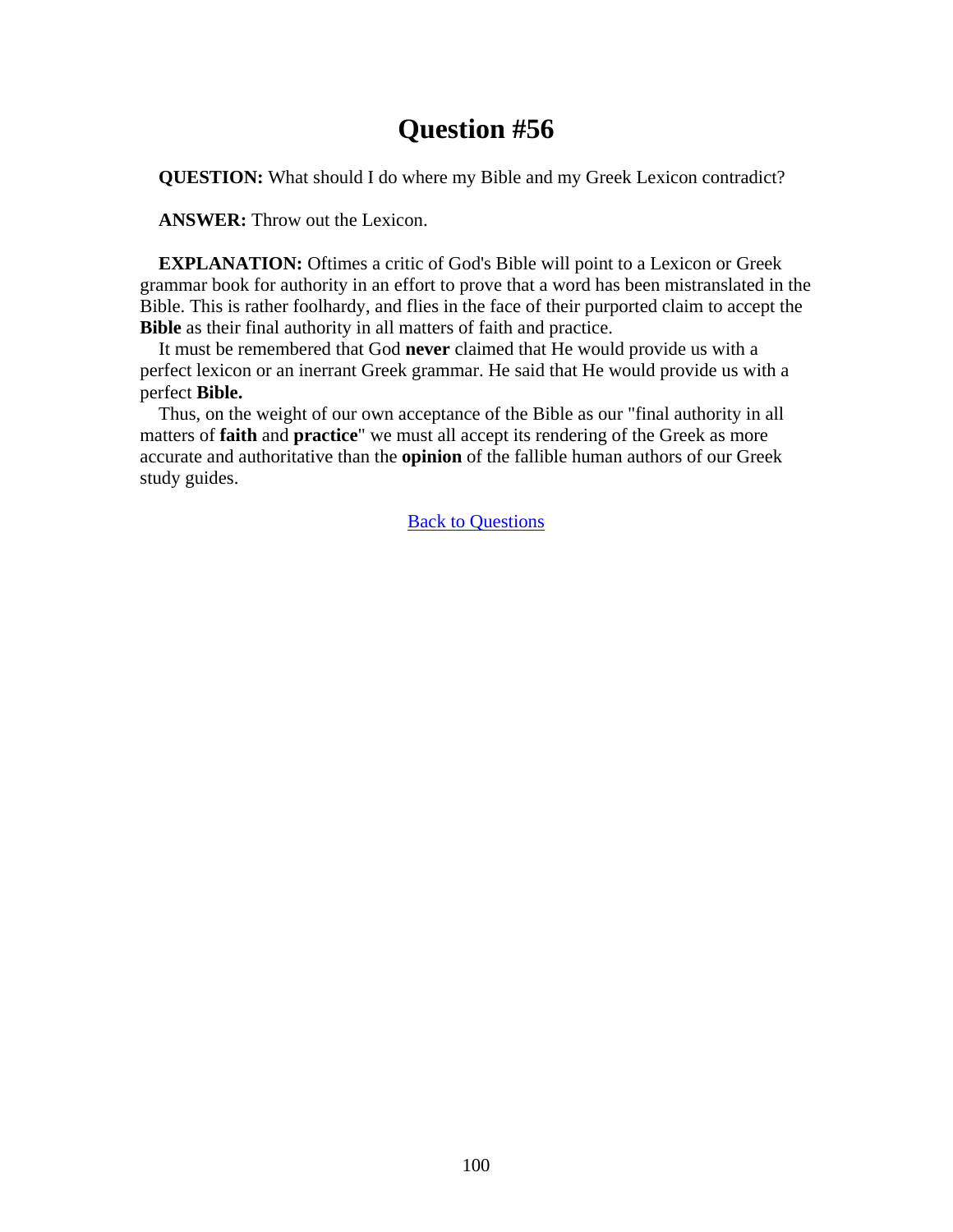# Question #56

**QUESTION:** What should I do where my Bible and my Greek Lexicon contradict?

**ANSWER:** Throw out the Lexicon.

**EXPLANATION:** Oftimes a critic of God's Bible will point to a Lexicon or Greek grammar book for authority in an effort to prove that a word has been mistranslated in the Bible. This is rather foolhardy, and flies in the face of their purported claim to accept the **Bible** as their final authority in all matters of faith and practice.

It must be remembered that God **never** claimed that He would provide us with a perfect lexicon or an inerrant Greek grammar. He said that He would provide us with a perfect **Bible.**

Thus, on the weight of our own acceptance of the Bible as our "final authority in all matters of **faith** and **practice**" we must all accept its rendering of the Greek as more accurate and authoritative than the **opinion** of the fallible human authors of our Greek study guides.

Back to Questions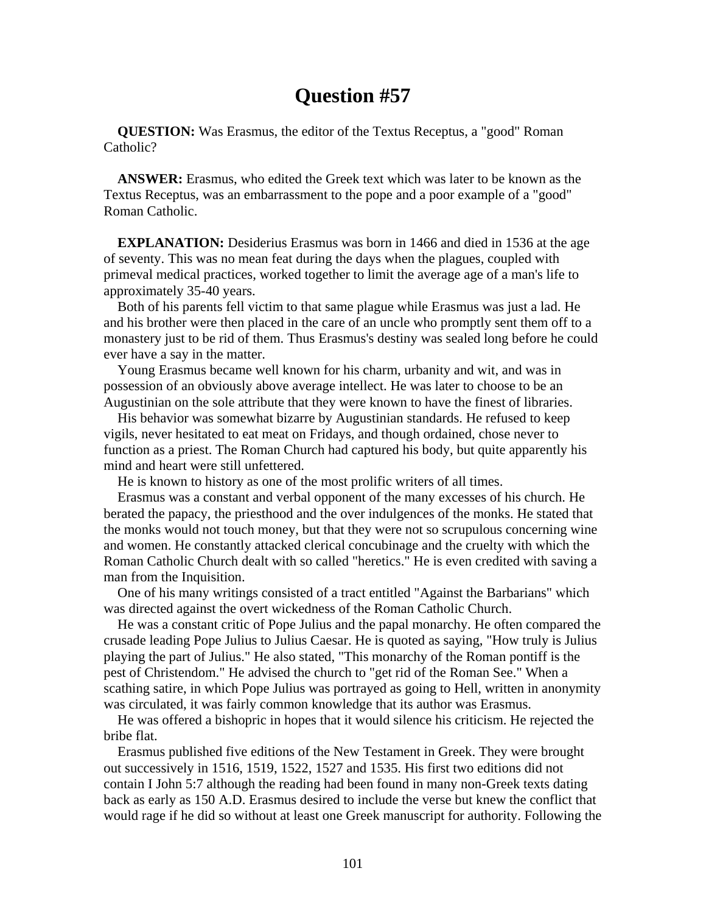# Question #57

**QUESTION:** Was Erasmus, the editor of the Textus Receptus, a "good" Roman Catholic?

**ANSWER:** Erasmus, who edited the Greek text which was later to be known as the Textus Receptus, was an embarrassment to the pope and a poor example of a "good" Roman Catholic.

**EXPLANATION:** Desiderius Erasmus was born in 1466 and died in 1536 at the age of seventy. This was no mean feat during the days when the plagues, coupled with primeval medical practices, worked together to limit the average age of a man's life to approximately 35-40 years.

Both of his parents fell victim to that same plague while Erasmus was just a lad. He and his brother were then placed in the care of an uncle who promptly sent them off to a monastery just to be rid of them. Thus Erasmus's destiny was sealed long before he could ever have a say in the matter.

Young Erasmus became well known for his charm, urbanity and wit, and was in possession of an obviously above average intellect. He was later to choose to be an Augustinian on the sole attribute that they were known to have the finest of libraries.

His behavior was somewhat bizarre by Augustinian standards. He refused to keep vigils, never hesitated to eat meat on Fridays, and though ordained, chose never to function as a priest. The Roman Church had captured his body, but quite apparently his mind and heart were still unfettered.

He is known to history as one of the most prolific writers of all times.

Erasmus was a constant and verbal opponent of the many excesses of his church. He berated the papacy, the priesthood and the over indulgences of the monks. He stated that the monks would not touch money, but that they were not so scrupulous concerning wine and women. He constantly attacked clerical concubinage and the cruelty with which the Roman Catholic Church dealt with so called "heretics." He is even credited with saving a man from the Inquisition.

One of his many writings consisted of a tract entitled "Against the Barbarians" which was directed against the overt wickedness of the Roman Catholic Church.

He was a constant critic of Pope Julius and the papal monarchy. He often compared the crusade leading Pope Julius to Julius Caesar. He is quoted as saying, "How truly is Julius playing the part of Julius." He also stated, "This monarchy of the Roman pontiff is the pest of Christendom." He advised the church to "get rid of the Roman See." When a scathing satire, in which Pope Julius was portrayed as going to Hell, written in anonymity was circulated, it was fairly common knowledge that its author was Erasmus.

He was offered a bishopric in hopes that it would silence his criticism. He rejected the bribe flat.

Erasmus published five editions of the New Testament in Greek. They were brought out successively in 1516, 1519, 1522, 1527 and 1535. His first two editions did not contain I John 5:7 although the reading had been found in many non-Greek texts dating back as early as 150 A.D. Erasmus desired to include the verse but knew the conflict that would rage if he did so without at least one Greek manuscript for authority. Following the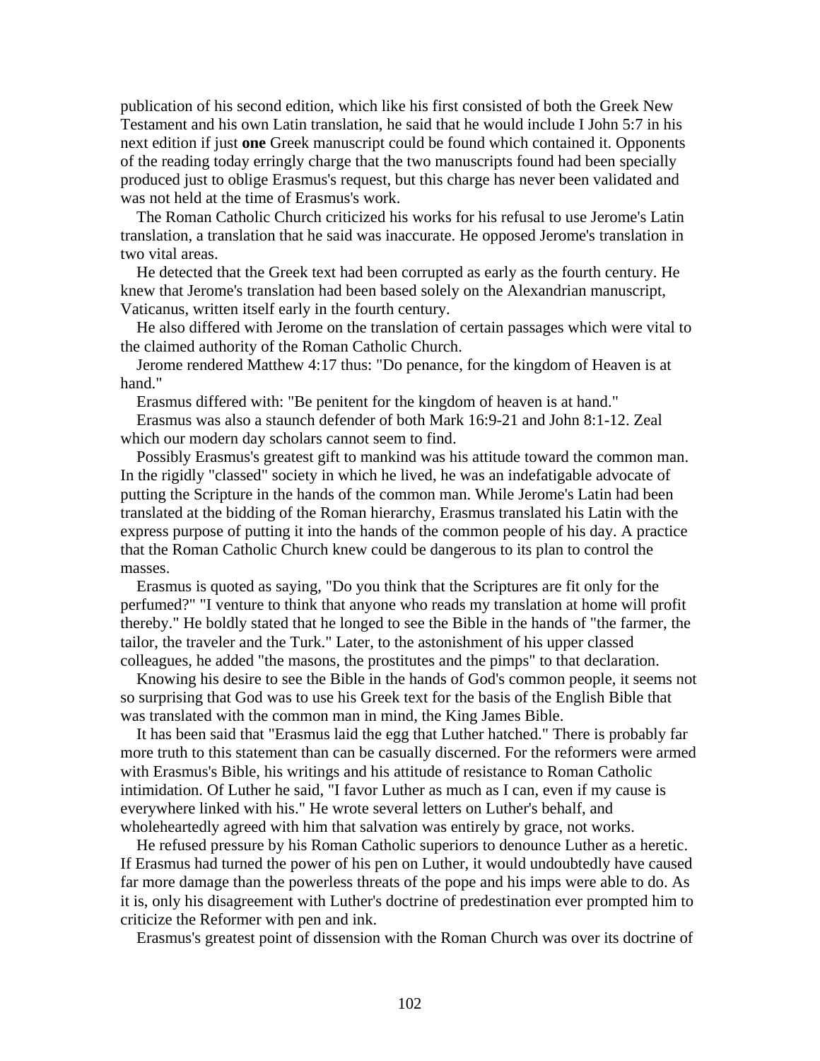publication of his second edition, which like his first consisted of both the Greek New Testament and his own Latin translation, he said that he would include I John 5:7 in his next edition if just **one** Greek manuscript could be found which contained it. Opponents of the reading today erringly charge that the two manuscripts found had been specially produced just to oblige Erasmus's request, but this charge has never been validated and was not held at the time of Erasmus's work.

The Roman Catholic Church criticized his works for his refusal to use Jerome's Latin translation, a translation that he said was inaccurate. He opposed Jerome's translation in two vital areas.

He detected that the Greek text had been corrupted as early as the fourth century. He knew that Jerome's translation had been based solely on the Alexandrian manuscript, Vaticanus, written itself early in the fourth century.

He also differed with Jerome on the translation of certain passages which were vital to the claimed authority of the Roman Catholic Church.

Jerome rendered Matthew 4:17 thus: "Do penance, for the kingdom of Heaven is at hand."

Erasmus differed with: "Be penitent for the kingdom of heaven is at hand."

Erasmus was also a staunch defender of both Mark 16:9-21 and John 8:1-12. Zeal which our modern day scholars cannot seem to find.

Possibly Erasmus's greatest gift to mankind was his attitude toward the common man. In the rigidly "classed" society in which he lived, he was an indefatigable advocate of putting the Scripture in the hands of the common man. While Jerome's Latin had been translated at the bidding of the Roman hierarchy, Erasmus translated his Latin with the express purpose of putting it into the hands of the common people of his day. A practice that the Roman Catholic Church knew could be dangerous to its plan to control the masses.

Erasmus is quoted as saying, "Do you think that the Scriptures are fit only for the perfumed?" "I venture to think that anyone who reads my translation at home will profit thereby." He boldly stated that he longed to see the Bible in the hands of "the farmer, the tailor, the traveler and the Turk." Later, to the astonishment of his upper classed colleagues, he added "the masons, the prostitutes and the pimps" to that declaration.

Knowing his desire to see the Bible in the hands of God's common people, it seems not so surprising that God was to use his Greek text for the basis of the English Bible that was translated with the common man in mind, the King James Bible.

It has been said that "Erasmus laid the egg that Luther hatched." There is probably far more truth to this statement than can be casually discerned. For the reformers were armed with Erasmus's Bible, his writings and his attitude of resistance to Roman Catholic intimidation. Of Luther he said, "I favor Luther as much as I can, even if my cause is everywhere linked with his." He wrote several letters on Luther's behalf, and wholeheartedly agreed with him that salvation was entirely by grace, not works.

He refused pressure by his Roman Catholic superiors to denounce Luther as a heretic. If Erasmus had turned the power of his pen on Luther, it would undoubtedly have caused far more damage than the powerless threats of the pope and his imps were able to do. As it is, only his disagreement with Luther's doctrine of predestination ever prompted him to criticize the Reformer with pen and ink.

Erasmus's greatest point of dissension with the Roman Church was over its doctrine of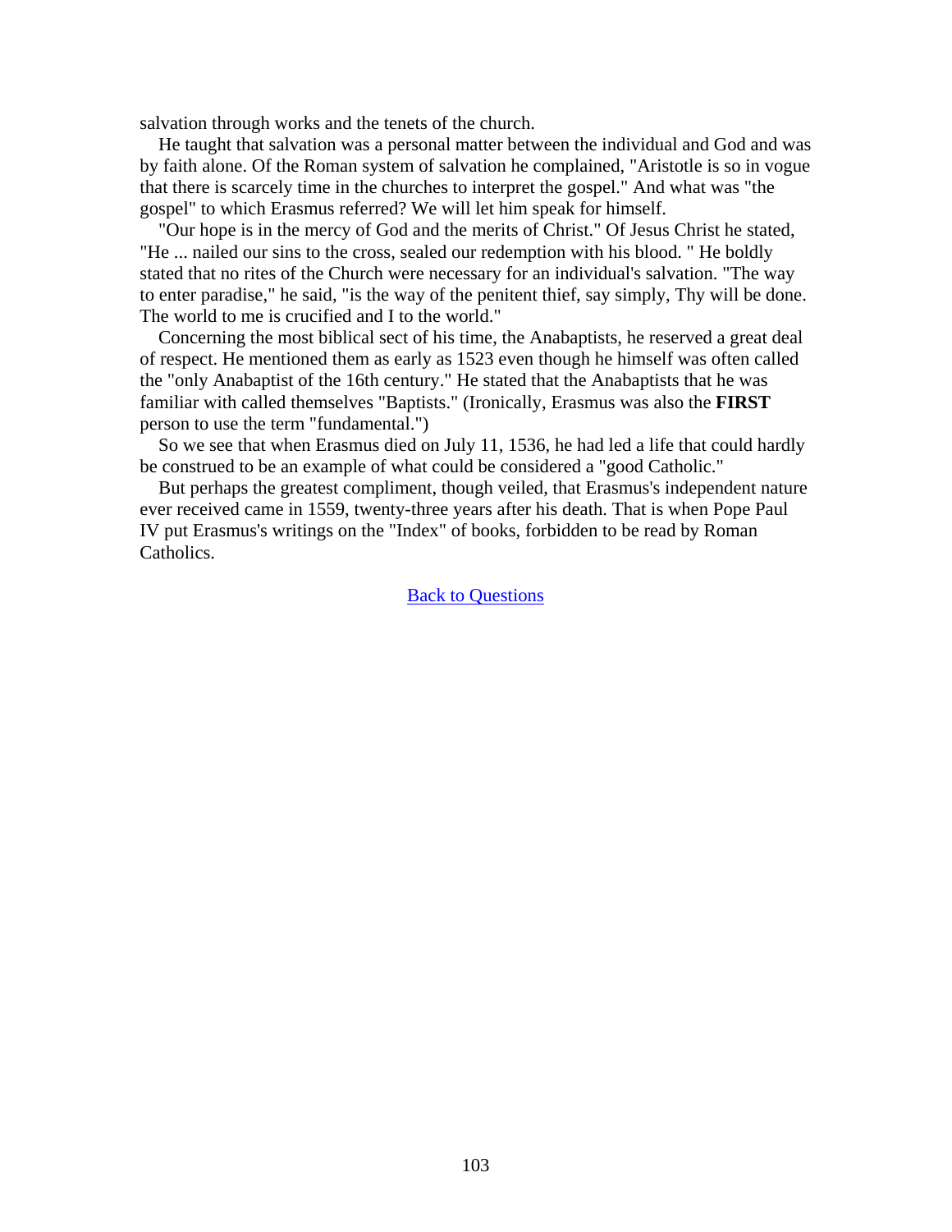salvation through works and the tenets of the church.

He taught that salvation was a personal matter between the individual and God and was by faith alone. Of the Roman system of salvation he complained, "Aristotle is so in vogue that there is scarcely time in the churches to interpret the gospel." And what was "the gospel" to which Erasmus referred? We will let him speak for himself.

"Our hope is in the mercy of God and the merits of Christ." Of Jesus Christ he stated, "He ... nailed our sins to the cross, sealed our redemption with his blood. " He boldly stated that no rites of the Church were necessary for an individual's salvation. "The way to enter paradise," he said, "is the way of the penitent thief, say simply, Thy will be done. The world to me is crucified and I to the world."

Concerning the most biblical sect of his time, the Anabaptists, he reserved a great deal of respect. He mentioned them as early as 1523 even though he himself was often called the "only Anabaptist of the 16th century." He stated that the Anabaptists that he was familiar with called themselves "Baptists." (Ironically, Erasmus was also the **FIRST** person to use the term "fundamental.")

So we see that when Erasmus died on July 11, 1536, he had led a life that could hardly be construed to be an example of what could be considered a "good Catholic."

But perhaps the greatest compliment, though veiled, that Erasmus's independent nature ever received came in 1559, twenty-three years after his death. That is when Pope Paul IV put Erasmus's writings on the "Index" of books, forbidden to be read by Roman Catholics.

Back to Questions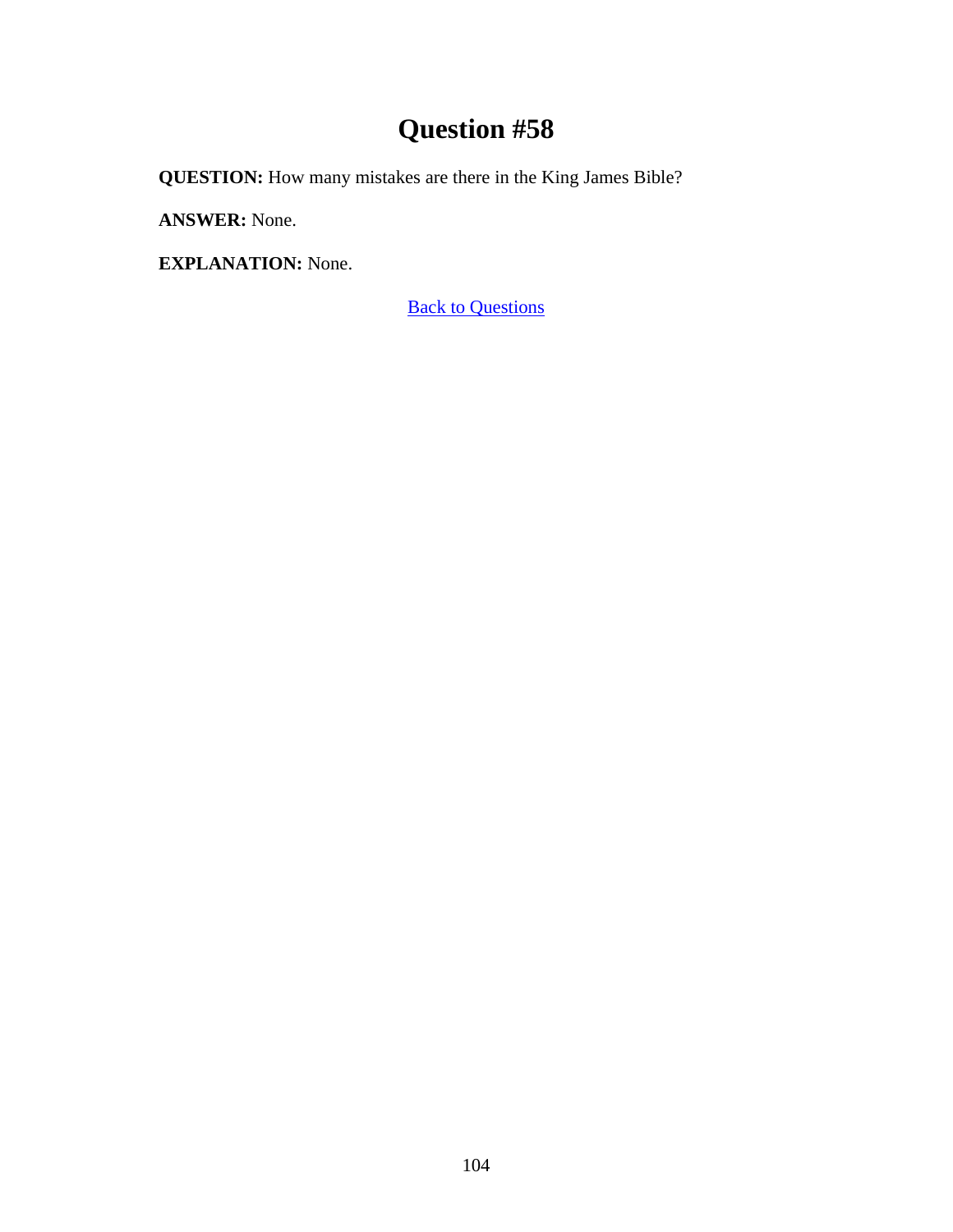# Question #58

**QUESTION:** How many mistakes are there in the King James Bible?

**ANSWER:** None.

**EXPLANATION:** None.

Back to Questions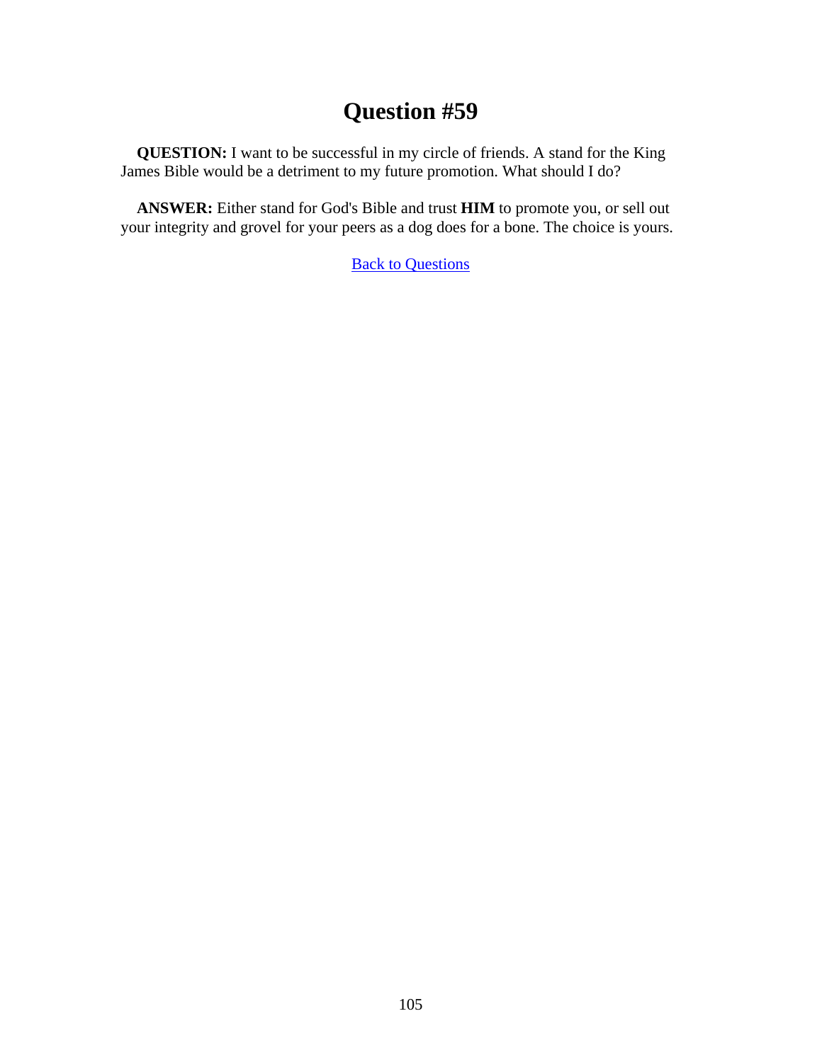# Question #59

**QUESTION:** I want to be successful in my circle of friends. A stand for the King James Bible would be a detriment to my future promotion. What should I do?

**ANSWER:** Either stand for God's Bible and trust **HIM** to promote you, or sell out your integrity and grovel for your peers as a dog does for a bone. The choice is yours.

Back to Questions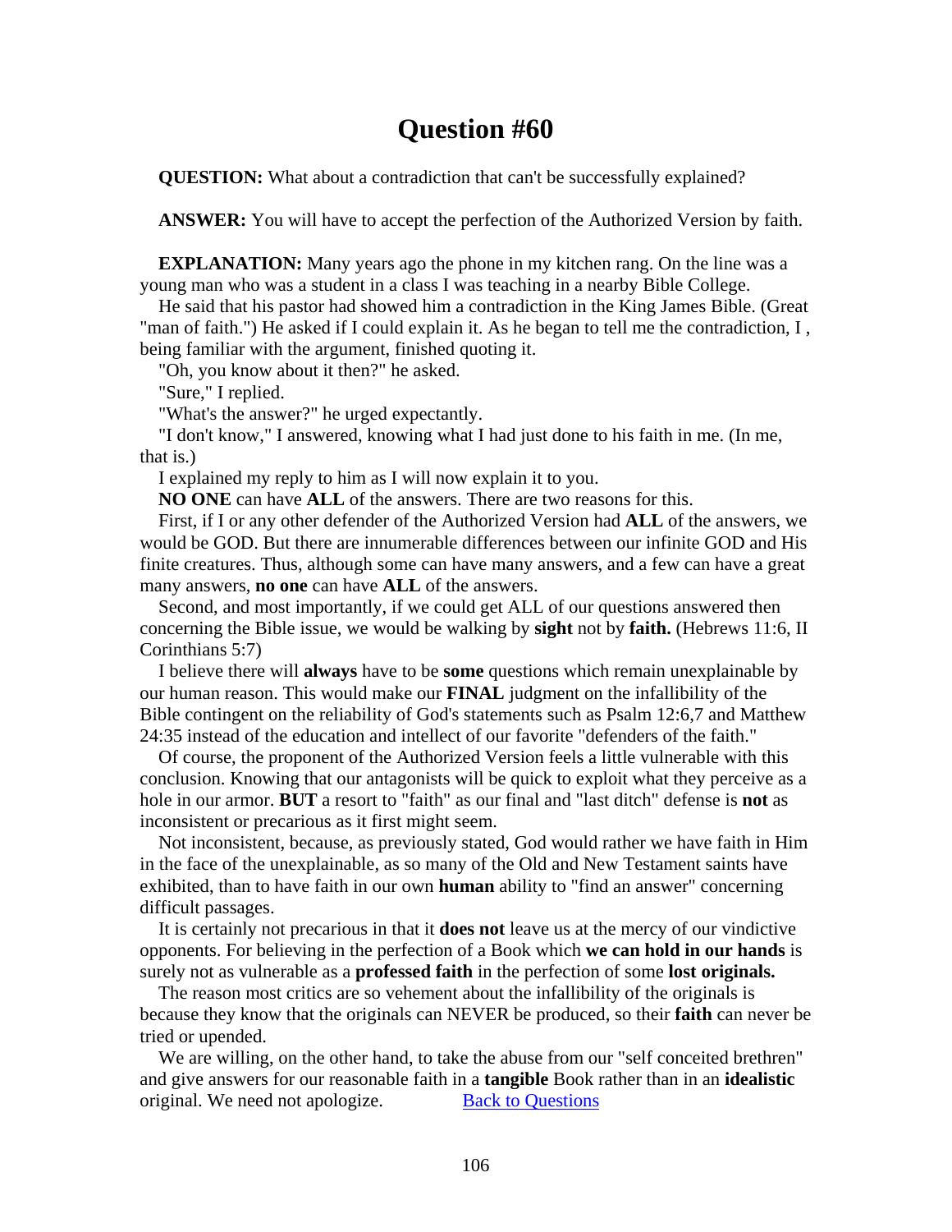# Question #60

**QUESTION:** What about a contradiction that can't be successfully explained?

**ANSWER:** You will have to accept the perfection of the Authorized Version by faith.

**EXPLANATION:** Many years ago the phone in my kitchen rang. On the line was a young man who was a student in a class I was teaching in a nearby Bible College.

He said that his pastor had showed him a contradiction in the King James Bible. (Great "man of faith.") He asked if I could explain it. As he began to tell me the contradiction, I , being familiar with the argument, finished quoting it.

"Oh, you know about it then?" he asked.

"Sure," I replied.

"What's the answer?" he urged expectantly.

"I don't know," I answered, knowing what I had just done to his faith in me. (In me, that is.)

I explained my reply to him as I will now explain it to you.

**NO ONE** can have **ALL** of the answers. There are two reasons for this.

First, if I or any other defender of the Authorized Version had **ALL** of the answers, we would be GOD. But there are innumerable differences between our infinite GOD and His finite creatures. Thus, although some can have many answers, and a few can have a great many answers, **no one** can have **ALL** of the answers.

Second, and most importantly, if we could get ALL of our questions answered then concerning the Bible issue, we would be walking by **sight** not by **faith.** (Hebrews 11:6, II Corinthians 5:7)

I believe there will **always** have to be **some** questions which remain unexplainable by our human reason. This would make our **FINAL** judgment on the infallibility of the Bible contingent on the reliability of God's statements such as Psalm 12:6,7 and Matthew 24:35 instead of the education and intellect of our favorite "defenders of the faith."

Of course, the proponent of the Authorized Version feels a little vulnerable with this conclusion. Knowing that our antagonists will be quick to exploit what they perceive as a hole in our armor. **BUT** a resort to "faith" as our final and "last ditch" defense is **not** as inconsistent or precarious as it first might seem.

Not inconsistent, because, as previously stated, God would rather we have faith in Him in the face of the unexplainable, as so many of the Old and New Testament saints have exhibited, than to have faith in our own **human** ability to "find an answer" concerning difficult passages.

It is certainly not precarious in that it **does not** leave us at the mercy of our vindictive opponents. For believing in the perfection of a Book which **we can hold in our hands** is surely not as vulnerable as a **professed faith** in the perfection of some **lost originals.**

The reason most critics are so vehement about the infallibility of the originals is because they know that the originals can NEVER be produced, so their **faith** can never be tried or upended.

We are willing, on the other hand, to take the abuse from our "self conceited brethren" and give answers for our reasonable faith in a **tangible** Book rather than in an **idealistic** original. We need not apologize. Back to Questions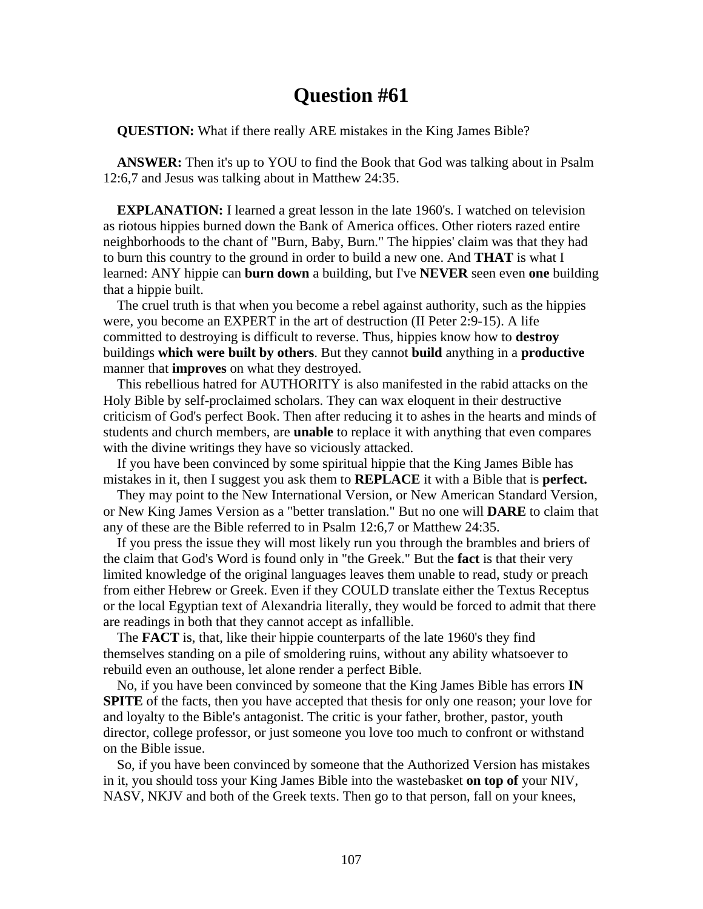# Question #61

**QUESTION:** What if there really ARE mistakes in the King James Bible?

**ANSWER:** Then it's up to YOU to find the Book that God was talking about in Psalm 12:6,7 and Jesus was talking about in Matthew 24:35.

**EXPLANATION:** I learned a great lesson in the late 1960's. I watched on television as riotous hippies burned down the Bank of America offices. Other rioters razed entire neighborhoods to the chant of "Burn, Baby, Burn." The hippies' claim was that they had to burn this country to the ground in order to build a new one. And **THAT** is what I learned: ANY hippie can **burn down** a building, but I've **NEVER** seen even **one** building that a hippie built.

The cruel truth is that when you become a rebel against authority, such as the hippies were, you become an EXPERT in the art of destruction (II Peter 2:9-15). A life committed to destroying is difficult to reverse. Thus, hippies know how to **destroy** buildings **which were built by others**. But they cannot **build** anything in a **productive** manner that **improves** on what they destroyed.

This rebellious hatred for AUTHORITY is also manifested in the rabid attacks on the Holy Bible by self-proclaimed scholars. They can wax eloquent in their destructive criticism of God's perfect Book. Then after reducing it to ashes in the hearts and minds of students and church members, are **unable** to replace it with anything that even compares with the divine writings they have so viciously attacked.

If you have been convinced by some spiritual hippie that the King James Bible has mistakes in it, then I suggest you ask them to **REPLACE** it with a Bible that is **perfect.**

They may point to the New International Version, or New American Standard Version, or New King James Version as a "better translation." But no one will **DARE** to claim that any of these are the Bible referred to in Psalm 12:6,7 or Matthew 24:35.

If you press the issue they will most likely run you through the brambles and briers of the claim that God's Word is found only in "the Greek." But the **fact** is that their very limited knowledge of the original languages leaves them unable to read, study or preach from either Hebrew or Greek. Even if they COULD translate either the Textus Receptus or the local Egyptian text of Alexandria literally, they would be forced to admit that there are readings in both that they cannot accept as infallible.

The **FACT** is, that, like their hippie counterparts of the late 1960's they find themselves standing on a pile of smoldering ruins, without any ability whatsoever to rebuild even an outhouse, let alone render a perfect Bible.

No, if you have been convinced by someone that the King James Bible has errors **IN SPITE** of the facts, then you have accepted that thesis for only one reason; your love for and loyalty to the Bible's antagonist. The critic is your father, brother, pastor, youth director, college professor, or just someone you love too much to confront or withstand on the Bible issue.

So, if you have been convinced by someone that the Authorized Version has mistakes in it, you should toss your King James Bible into the wastebasket **on top of** your NIV, NASV, NKJV and both of the Greek texts. Then go to that person, fall on your knees,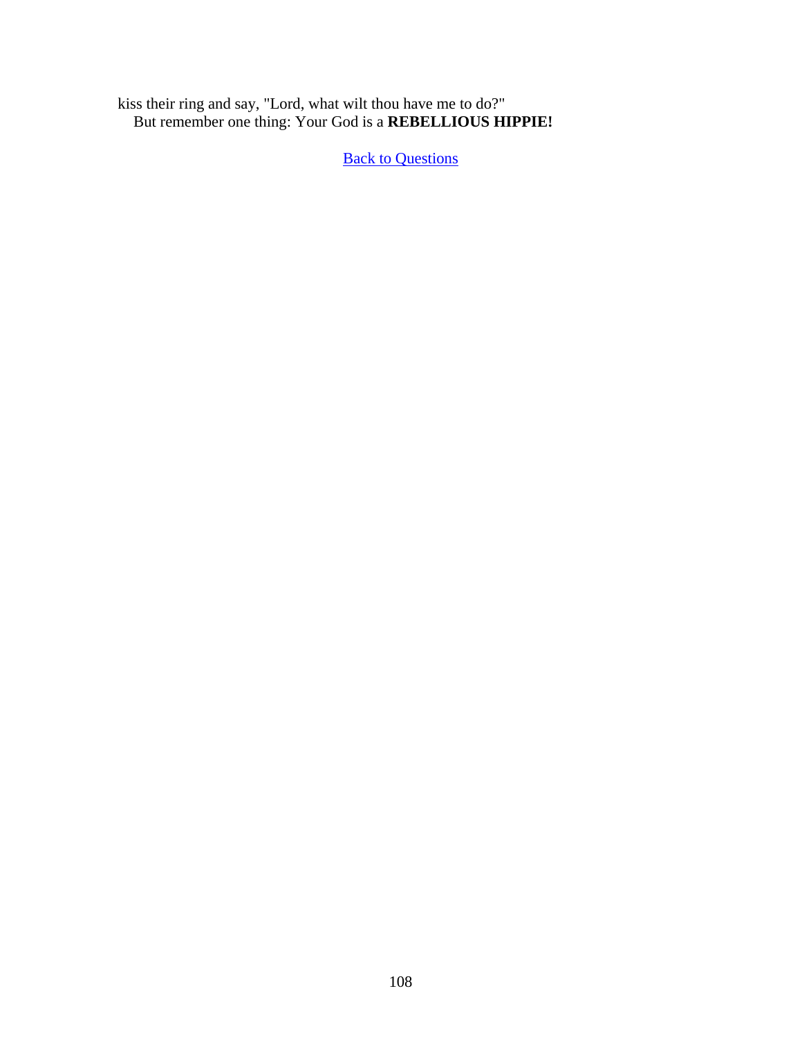kiss their ring and say, "Lord, what wilt thou have me to do?"

But remember one thing: Your God is a **REBELLIOUS HIPPIE!**

[Back to Questions]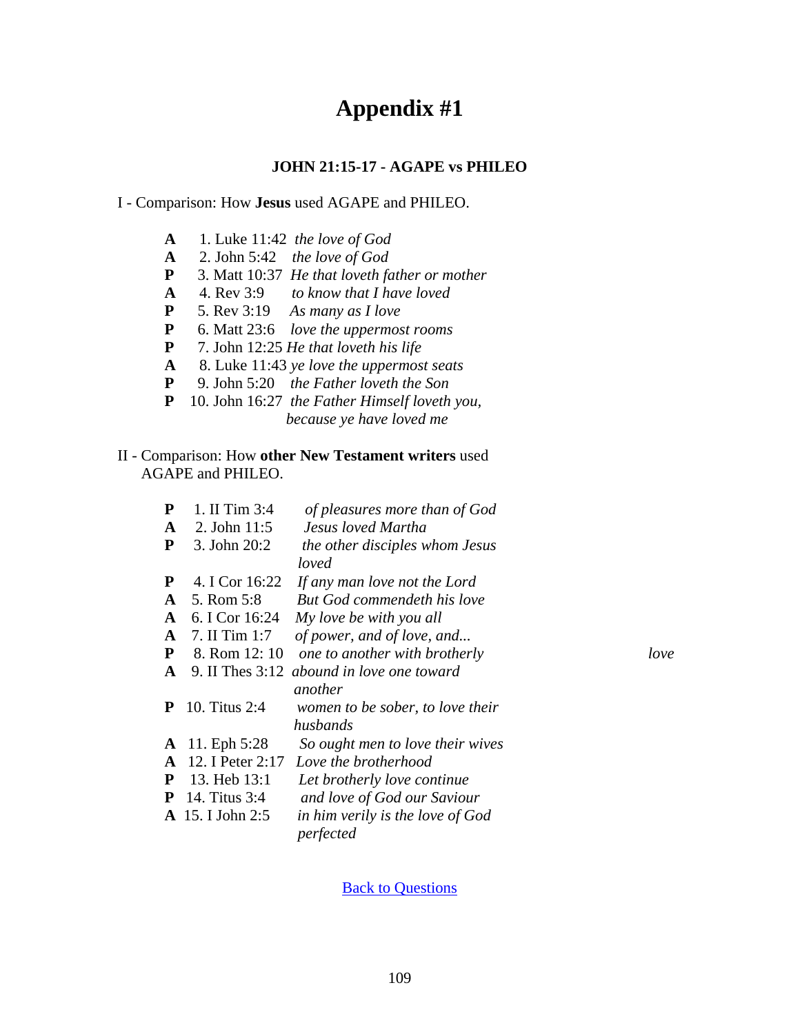# Appendix #1

### JOHN 21:15-17 - AGAPE vs PHILEO

I - Comparison: How **Jesus** used AGAPE and PHILEO.

**A** 1. Luke 11:42 *the love of God*
**A** 2. John 5:42 *the love of God*
**P** 3. Matt 10:37 *He that loveth father or mother*
**A** 4. Rev 3:9 *to know that I have loved*
**P** 5. Rev 3:19 *As many as I love*
**P** 6. Matt 23:6 *love the uppermost rooms*
**P** 7. John 12:25 *He that loveth his life*
**A** 8. Luke 11:43 *ye love the uppermost seats*
**P** 9. John 5:20 *the Father loveth the Son*
**P** 10. John 16:27 *the Father Himself loveth you, because ye have loved me*

II - Comparison: How **other New Testament writers** used AGAPE and PHILEO.

**P** 1. II Tim 3:4 *of pleasures more than of God*
**A** 2. John 11:5 *Jesus loved Martha*
**P** 3. John 20:2 *the other disciples whom Jesus loved*
**P** 4. I Cor 16:22 *If any man love not the Lord*
**A** 5. Rom 5:8 *But God commendeth his love*
**A** 6. I Cor 16:24 *My love be with you all*
**A** 7. II Tim 1:7 *of power, and of love, and...*
**P** 8. Rom 12: 10 *one to another with brotherly love*
**A** 9. II Thes 3:12 *abound in love one toward another*
**P** 10. Titus 2:4 *women to be sober, to love their husbands*
**A** 11. Eph 5:28 *So ought men to love their wives*
**A** 12. I Peter 2:17 *Love the brotherhood*
**P** 13. Heb 13:1 *Let brotherly love continue*
**P** 14. Titus 3:4 *and love of God our Saviour*
**A** 15. I John 2:5 *in him verily is the love of God perfected*

Back to Questions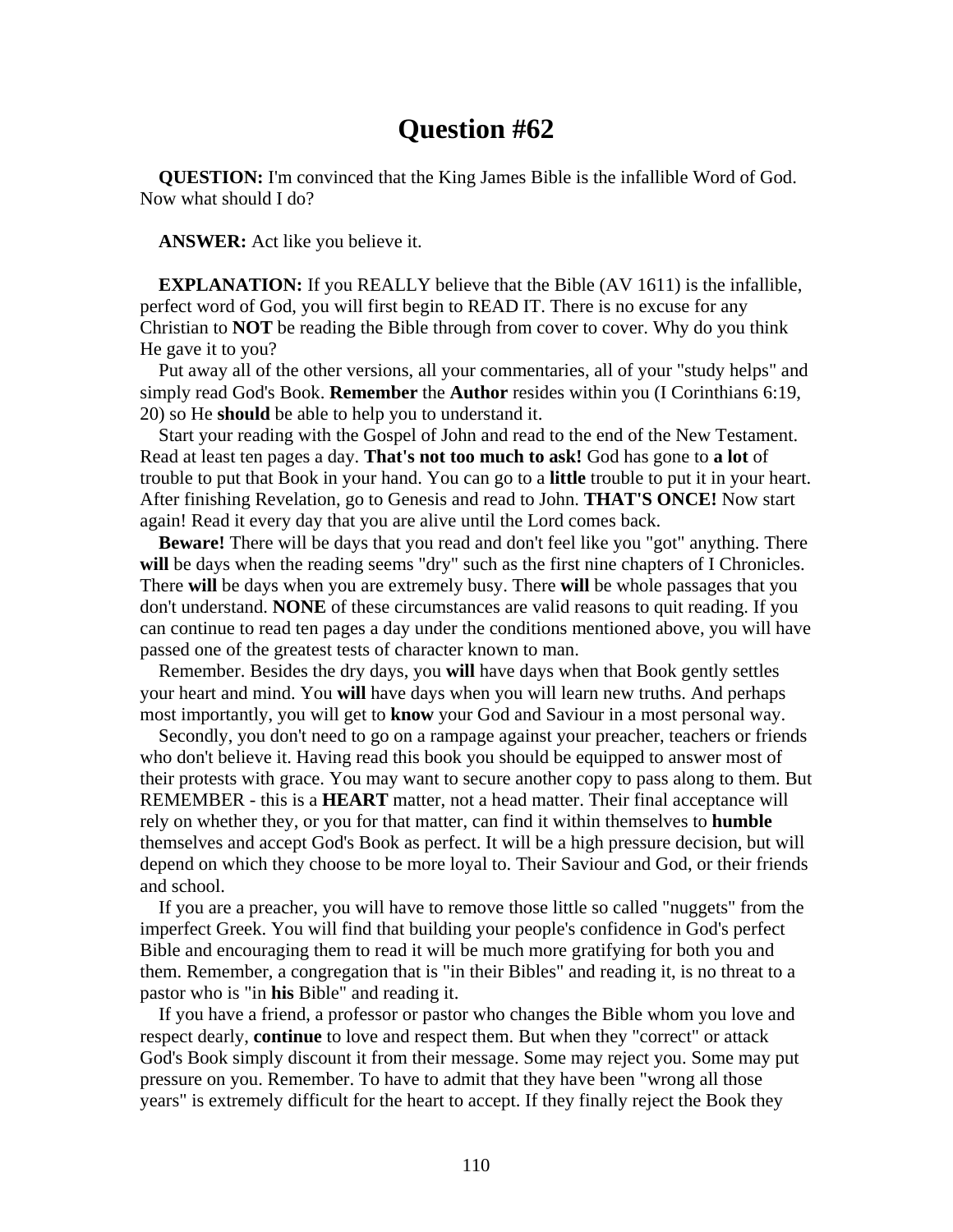# Question #62

**QUESTION:** I'm convinced that the King James Bible is the infallible Word of God. Now what should I do?

**ANSWER:** Act like you believe it.

**EXPLANATION:** If you REALLY believe that the Bible (AV 1611) is the infallible, perfect word of God, you will first begin to READ IT. There is no excuse for any Christian to **NOT** be reading the Bible through from cover to cover. Why do you think He gave it to you?

Put away all of the other versions, all your commentaries, all of your "study helps" and simply read God's Book. **Remember** the **Author** resides within you (I Corinthians 6:19, 20) so He **should** be able to help you to understand it.

Start your reading with the Gospel of John and read to the end of the New Testament. Read at least ten pages a day. **That's not too much to ask!** God has gone to **a lot** of trouble to put that Book in your hand. You can go to a **little** trouble to put it in your heart. After finishing Revelation, go to Genesis and read to John. **THAT'S ONCE!** Now start again! Read it every day that you are alive until the Lord comes back.

**Beware!** There will be days that you read and don't feel like you "got" anything. There **will** be days when the reading seems "dry" such as the first nine chapters of I Chronicles. There **will** be days when you are extremely busy. There **will** be whole passages that you don't understand. **NONE** of these circumstances are valid reasons to quit reading. If you can continue to read ten pages a day under the conditions mentioned above, you will have passed one of the greatest tests of character known to man.

Remember. Besides the dry days, you **will** have days when that Book gently settles your heart and mind. You **will** have days when you will learn new truths. And perhaps most importantly, you will get to **know** your God and Saviour in a most personal way.

Secondly, you don't need to go on a rampage against your preacher, teachers or friends who don't believe it. Having read this book you should be equipped to answer most of their protests with grace. You may want to secure another copy to pass along to them. But REMEMBER - this is a **HEART** matter, not a head matter. Their final acceptance will rely on whether they, or you for that matter, can find it within themselves to **humble** themselves and accept God's Book as perfect. It will be a high pressure decision, but will depend on which they choose to be more loyal to. Their Saviour and God, or their friends and school.

If you are a preacher, you will have to remove those little so called "nuggets" from the imperfect Greek. You will find that building your people's confidence in God's perfect Bible and encouraging them to read it will be much more gratifying for both you and them. Remember, a congregation that is "in their Bibles" and reading it, is no threat to a pastor who is "in **his** Bible" and reading it.

If you have a friend, a professor or pastor who changes the Bible whom you love and respect dearly, **continue** to love and respect them. But when they "correct" or attack God's Book simply discount it from their message. Some may reject you. Some may put pressure on you. Remember. To have to admit that they have been "wrong all those years" is extremely difficult for the heart to accept. If they finally reject the Book they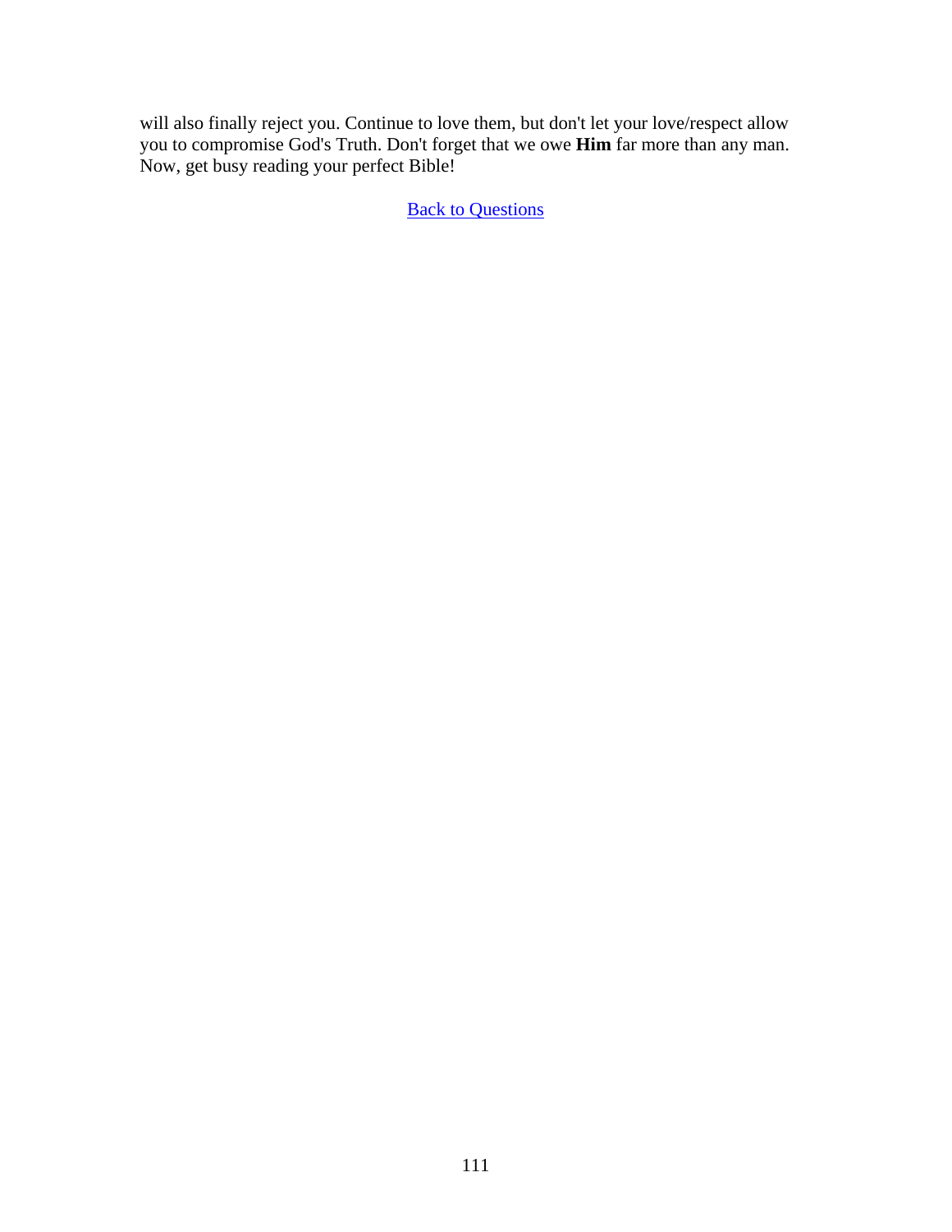will also finally reject you. Continue to love them, but don't let your love/respect allow you to compromise God's Truth. Don't forget that we owe **Him** far more than any man. Now, get busy reading your perfect Bible!

Back to Questions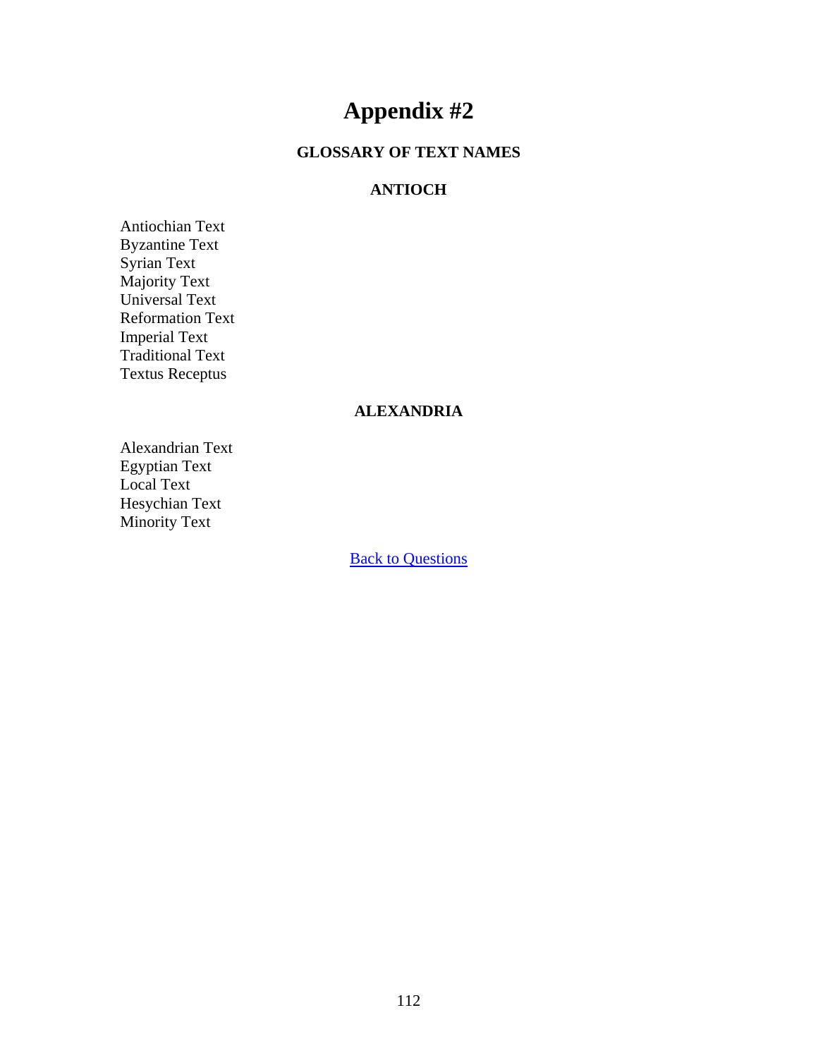# Appendix #2

## GLOSSARY OF TEXT NAMES

### ANTIOCH

Antiochian Text
Byzantine Text
Syrian Text
Majority Text
Universal Text
Reformation Text
Imperial Text
Traditional Text
Textus Receptus

### ALEXANDRIA

Alexandrian Text
Egyptian Text
Local Text
Hesychian Text
Minority Text

Back to Questions